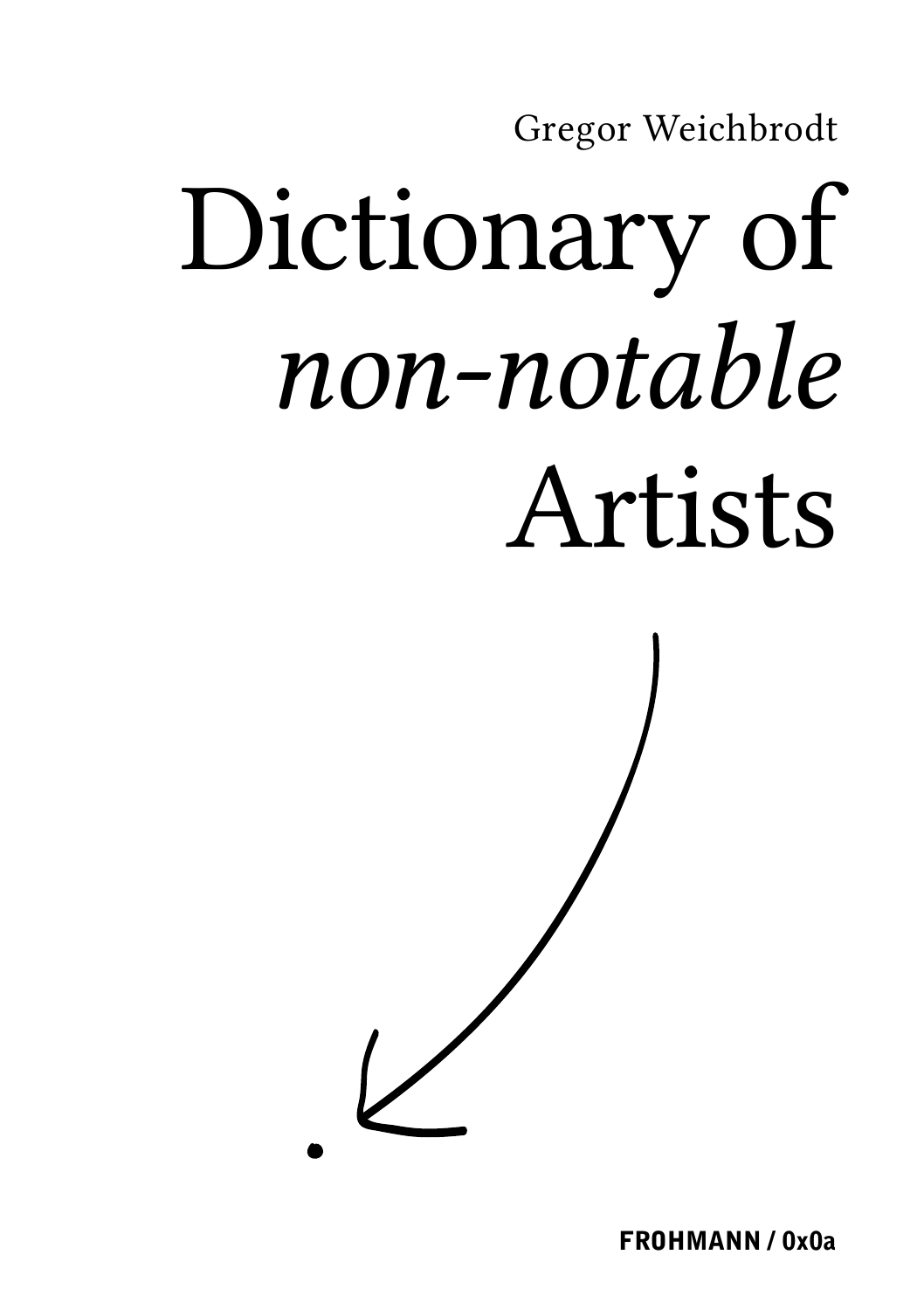Gregor Weichbrodt

# Dictionary of *non-notable* Artists

**FROHMANN / 0x0a**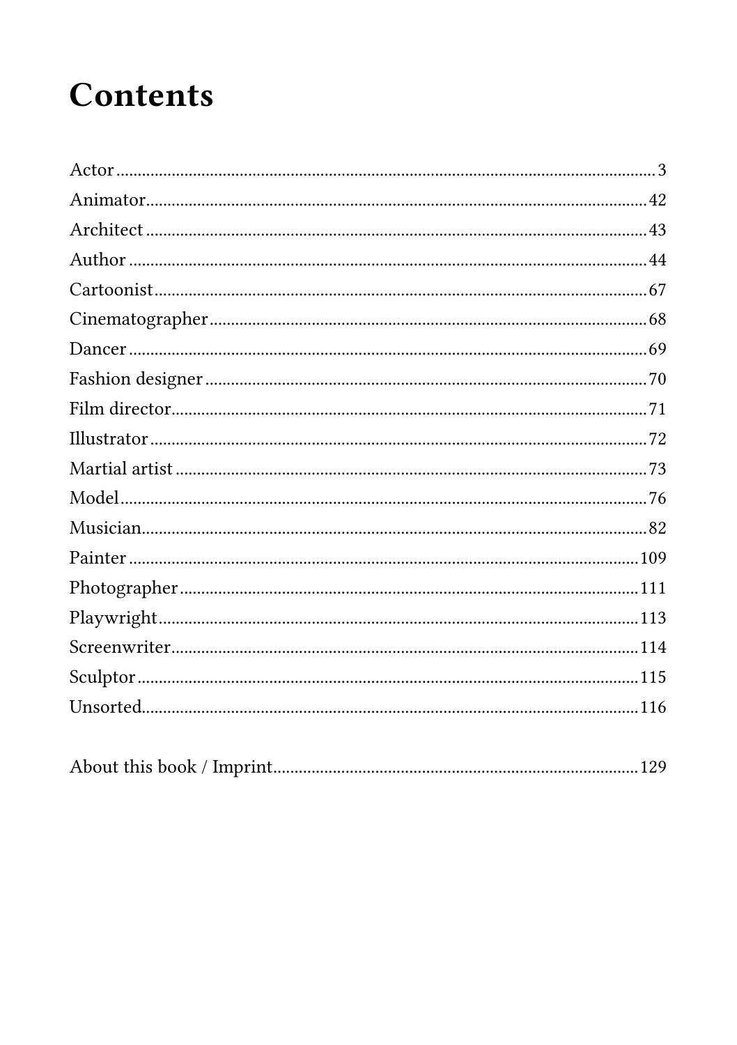# Contents

Actor ........................................................ 3
Animator ........................................................ 42
Architect ........................................................ 43
Author ........................................................ 44
Cartoonist ........................................................ 67
Cinematographer ........................................................ 68
Dancer ........................................................ 69
Fashion designer ........................................................ 70
Film director ........................................................ 71
Illustrator ........................................................ 72
Martial artist ........................................................ 73
Model ........................................................ 76
Musician ........................................................ 82
Painter ........................................................ 109
Photographer ........................................................ 111
Playwright ........................................................ 113
Screenwriter ........................................................ 114
Sculptor ........................................................ 115
Unsorted ........................................................ 116

About this book / Imprint ........................................................ 129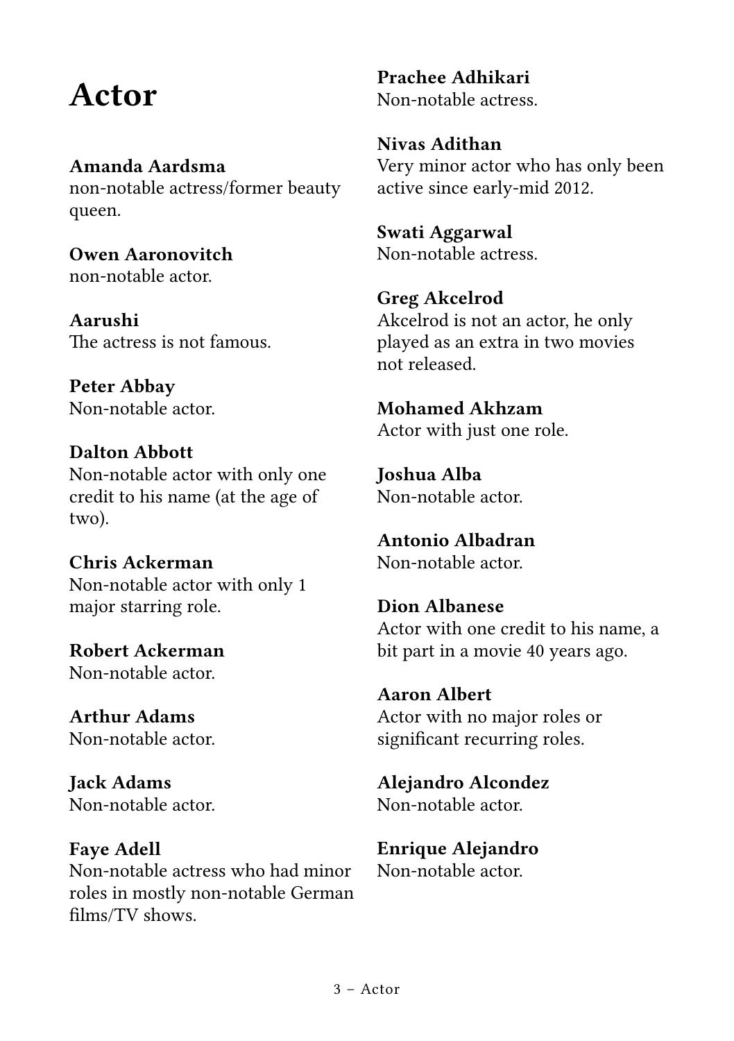# Actor

**Amanda Aardsma**
non-notable actress/former beauty queen.

**Owen Aaronovitch**
non-notable actor.

**Aarushi**
The actress is not famous.

**Peter Abbay**
Non-notable actor.

**Dalton Abbott**
Non-notable actor with only one credit to his name (at the age of two).

**Chris Ackerman**
Non-notable actor with only 1 major starring role.

**Robert Ackerman**
Non-notable actor.

**Arthur Adams**
Non-notable actor.

**Jack Adams**
Non-notable actor.

**Faye Adell**
Non-notable actress who had minor roles in mostly non-notable German films/TV shows.

**Prachee Adhikari**
Non-notable actress.

**Nivas Adithan**
Very minor actor who has only been active since early-mid 2012.

**Swati Aggarwal**
Non-notable actress.

**Greg Akcelrod**
Akcelrod is not an actor, he only played as an extra in two movies not released.

**Mohamed Akhzam**
Actor with just one role.

**Joshua Alba**
Non-notable actor.

**Antonio Albadran**
Non-notable actor.

**Dion Albanese**
Actor with one credit to his name, a bit part in a movie 40 years ago.

**Aaron Albert**
Actor with no major roles or significant recurring roles.

**Alejandro Alcondez**
Non-notable actor.

**Enrique Alejandro**
Non-notable actor.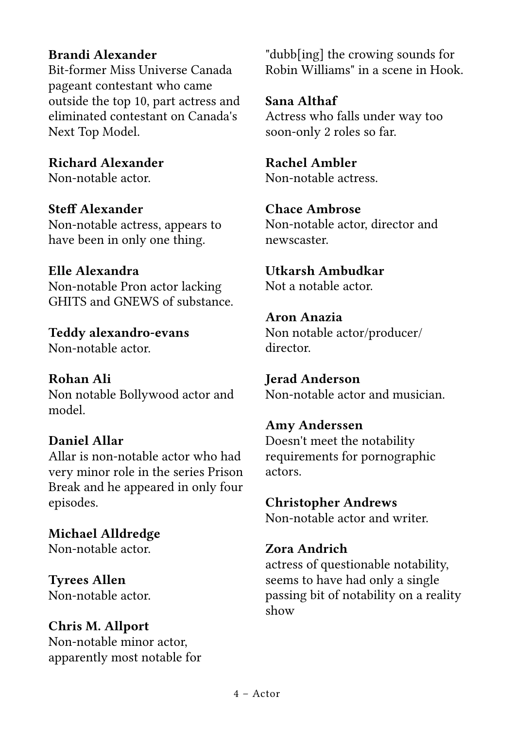**Brandi Alexander**
Bit-former Miss Universe Canada pageant contestant who came outside the top 10, part actress and eliminated contestant on Canada's Next Top Model.

**Richard Alexander**
Non-notable actor.

**Steff Alexander**
Non-notable actress, appears to have been in only one thing.

**Elle Alexandra**
Non-notable Pron actor lacking GHITS and GNEWS of substance.

**Teddy alexandro-evans**
Non-notable actor.

**Rohan Ali**
Non notable Bollywood actor and model.

**Daniel Allar**
Allar is non-notable actor who had very minor role in the series Prison Break and he appeared in only four episodes.

**Michael Alldredge**
Non-notable actor.

**Tyrees Allen**
Non-notable actor.

**Chris M. Allport**
Non-notable minor actor, apparently most notable for "dubb[ing] the crowing sounds for Robin Williams" in a scene in Hook.

**Sana Althaf**
Actress who falls under way too soon-only 2 roles so far.

**Rachel Ambler**
Non-notable actress.

**Chace Ambrose**
Non-notable actor, director and newscaster.

**Utkarsh Ambudkar**
Not a notable actor.

**Aron Anazia**
Non notable actor/producer/director.

**Jerad Anderson**
Non-notable actor and musician.

**Amy Anderssen**
Doesn't meet the notability requirements for pornographic actors.

**Christopher Andrews**
Non-notable actor and writer.

**Zora Andrich**
actress of questionable notability, seems to have had only a single passing bit of notability on a reality show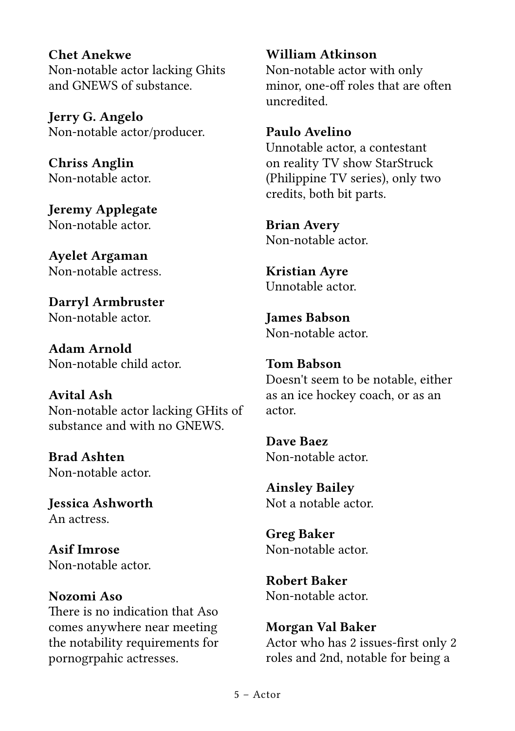**Chet Anekwe**
Non-notable actor lacking Ghits and GNEWS of substance.

**Jerry G. Angelo**
Non-notable actor/producer.

**Chriss Anglin**
Non-notable actor.

**Jeremy Applegate**
Non-notable actor.

**Ayelet Argaman**
Non-notable actress.

**Darryl Armbruster**
Non-notable actor.

**Adam Arnold**
Non-notable child actor.

**Avital Ash**
Non-notable actor lacking GHits of substance and with no GNEWS.

**Brad Ashten**
Non-notable actor.

**Jessica Ashworth**
An actress.

**Asif Imrose**
Non-notable actor.

**Nozomi Aso**
There is no indication that Aso comes anywhere near meeting the notability requirements for pornogrpahic actresses.

**William Atkinson**
Non-notable actor with only minor, one-off roles that are often uncredited.

**Paulo Avelino**
Unnotable actor, a contestant on reality TV show StarStruck (Philippine TV series), only two credits, both bit parts.

**Brian Avery**
Non-notable actor.

**Kristian Ayre**
Unnotable actor.

**James Babson**
Non-notable actor.

**Tom Babson**
Doesn't seem to be notable, either as an ice hockey coach, or as an actor.

**Dave Baez**
Non-notable actor.

**Ainsley Bailey**
Not a notable actor.

**Greg Baker**
Non-notable actor.

**Robert Baker**
Non-notable actor.

**Morgan Val Baker**
Actor who has 2 issues-first only 2 roles and 2nd, notable for being a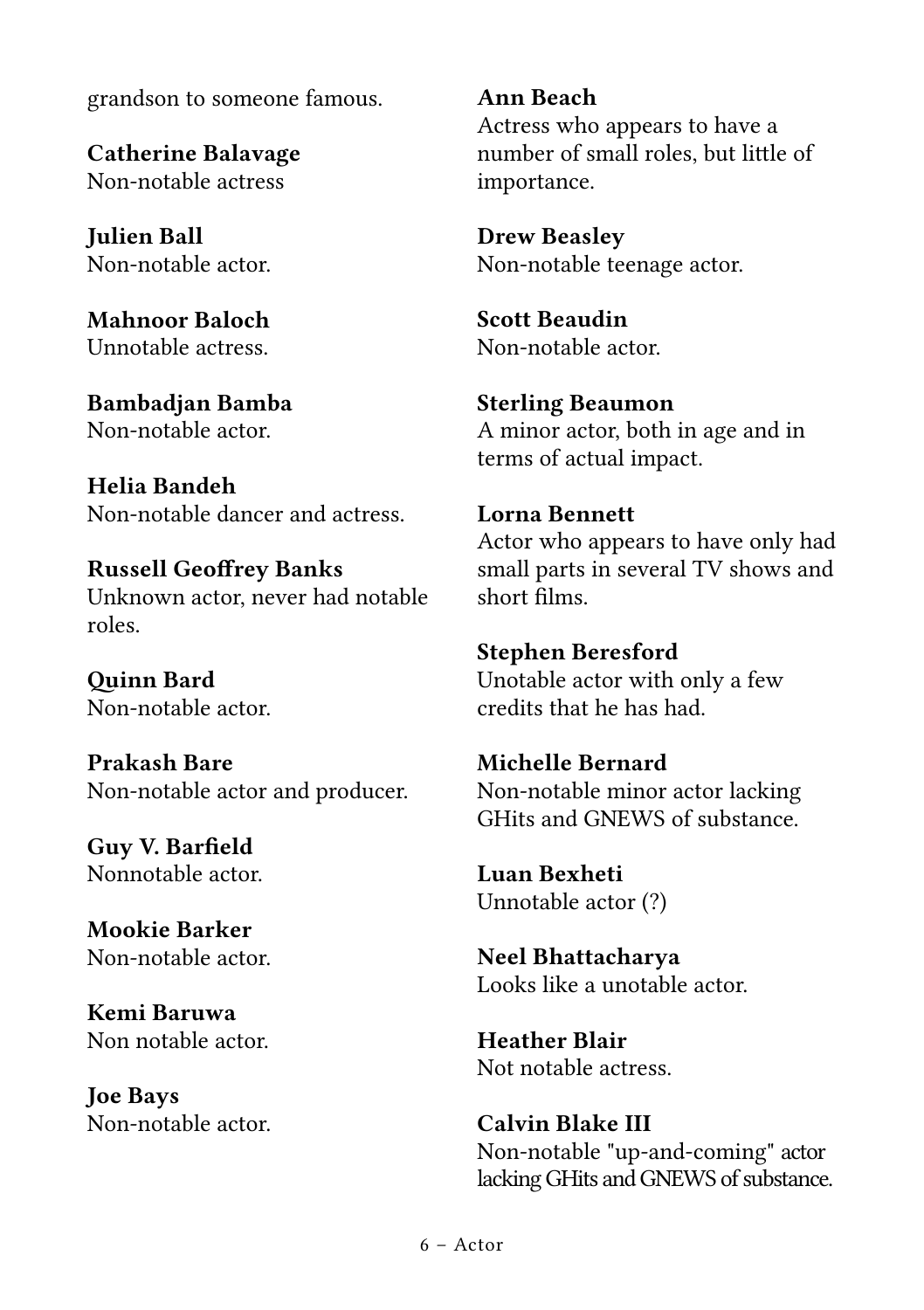grandson to someone famous.

**Catherine Balavage**
Non-notable actress

**Julien Ball**
Non-notable actor.

**Mahnoor Baloch**
Unnotable actress.

**Bambadjan Bamba**
Non-notable actor.

**Helia Bandeh**
Non-notable dancer and actress.

**Russell Geoffrey Banks**
Unknown actor, never had notable roles.

**Quinn Bard**
Non-notable actor.

**Prakash Bare**
Non-notable actor and producer.

**Guy V. Barfield**
Nonnotable actor.

**Mookie Barker**
Non-notable actor.

**Kemi Baruwa**
Non notable actor.

**Joe Bays**
Non-notable actor.

**Ann Beach**
Actress who appears to have a number of small roles, but little of importance.

**Drew Beasley**
Non-notable teenage actor.

**Scott Beaudin**
Non-notable actor.

**Sterling Beaumon**
A minor actor, both in age and in terms of actual impact.

**Lorna Bennett**
Actor who appears to have only had small parts in several TV shows and short films.

**Stephen Beresford**
Unotable actor with only a few credits that he has had.

**Michelle Bernard**
Non-notable minor actor lacking GHits and GNEWS of substance.

**Luan Bexheti**
Unnotable actor (?)

**Neel Bhattacharya**
Looks like a unotable actor.

**Heather Blair**
Not notable actress.

**Calvin Blake III**
Non-notable "up-and-coming" actor lacking GHits and GNEWS of substance.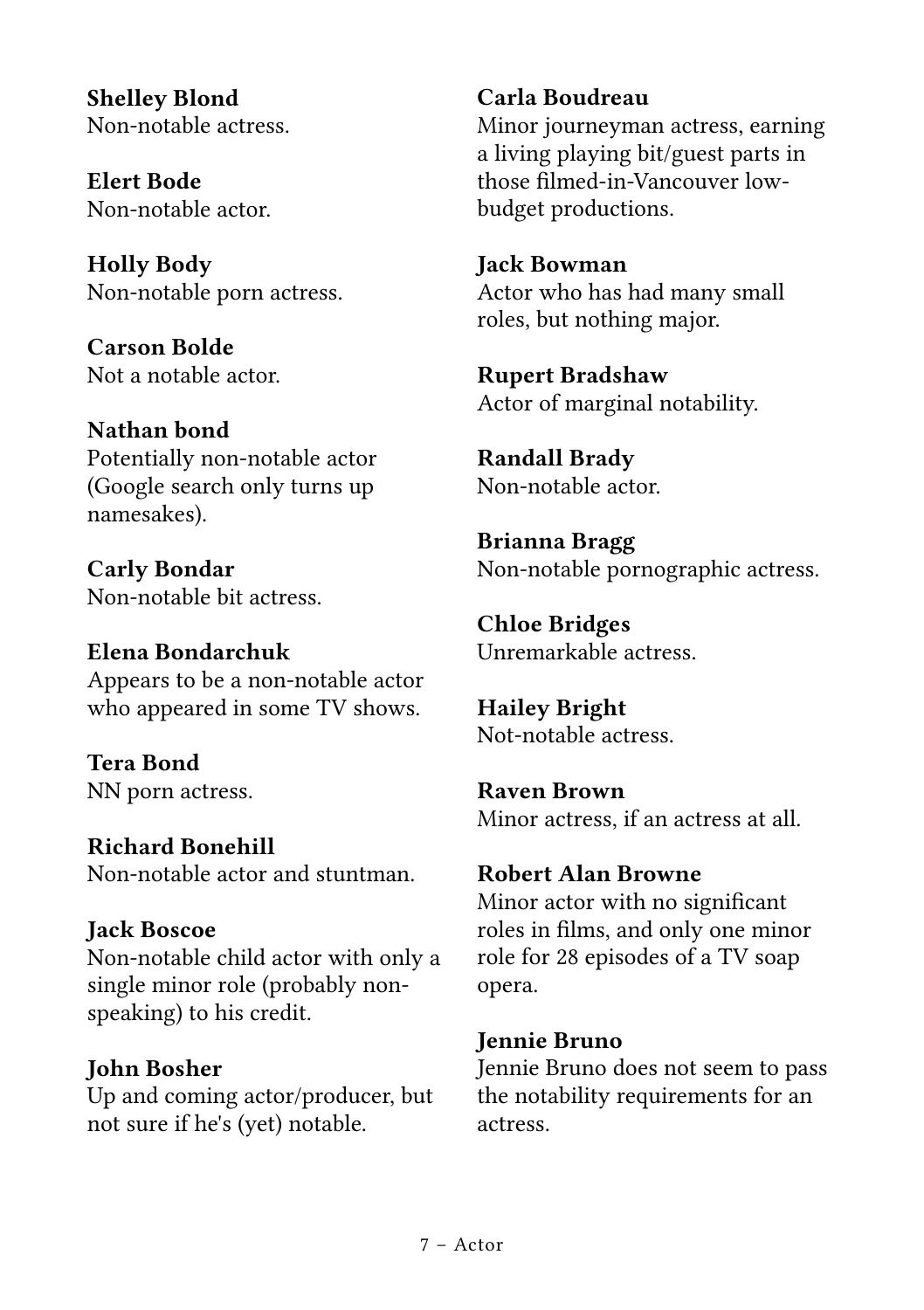**Shelley Blond**
Non-notable actress.

**Elert Bode**
Non-notable actor.

**Holly Body**
Non-notable porn actress.

**Carson Bolde**
Not a notable actor.

**Nathan bond**
Potentially non-notable actor (Google search only turns up namesakes).

**Carly Bondar**
Non-notable bit actress.

**Elena Bondarchuk**
Appears to be a non-notable actor who appeared in some TV shows.

**Tera Bond**
NN porn actress.

**Richard Bonehill**
Non-notable actor and stuntman.

**Jack Boscoe**
Non-notable child actor with only a single minor role (probably non-speaking) to his credit.

**John Bosher**
Up and coming actor/producer, but not sure if he's (yet) notable.

**Carla Boudreau**
Minor journeyman actress, earning a living playing bit/guest parts in those filmed-in-Vancouver low-budget productions.

**Jack Bowman**
Actor who has had many small roles, but nothing major.

**Rupert Bradshaw**
Actor of marginal notability.

**Randall Brady**
Non-notable actor.

**Brianna Bragg**
Non-notable pornographic actress.

**Chloe Bridges**
Unremarkable actress.

**Hailey Bright**
Not-notable actress.

**Raven Brown**
Minor actress, if an actress at all.

**Robert Alan Browne**
Minor actor with no significant roles in films, and only one minor role for 28 episodes of a TV soap opera.

**Jennie Bruno**
Jennie Bruno does not seem to pass the notability requirements for an actress.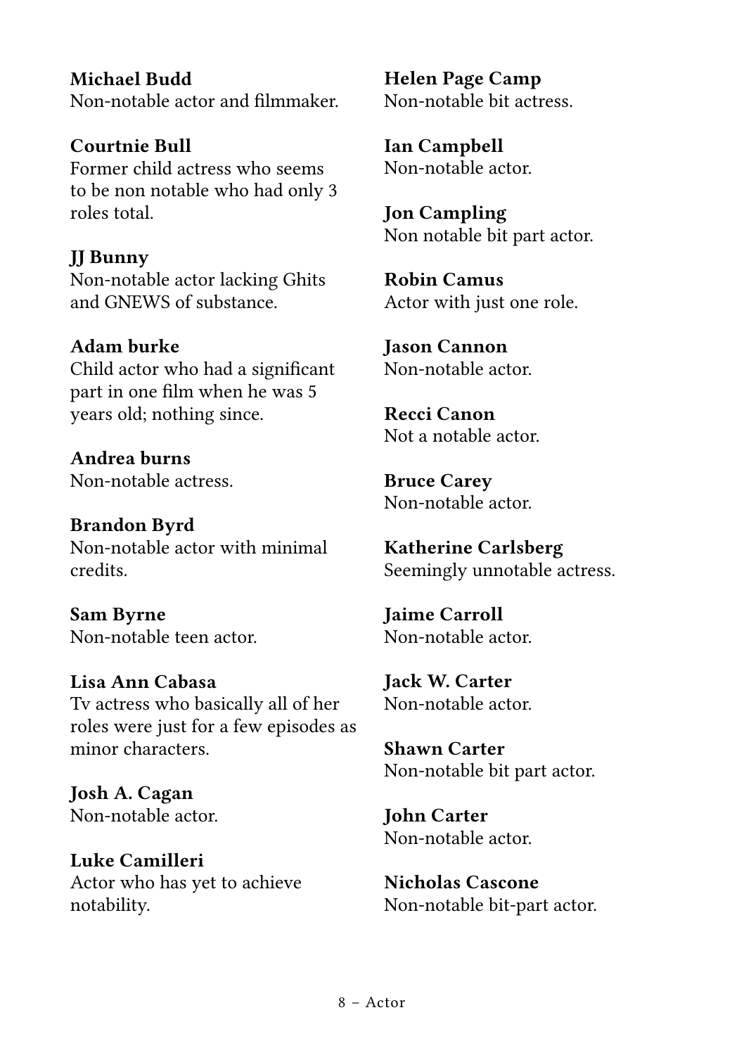**Michael Budd**
Non-notable actor and filmmaker.

**Courtnie Bull**
Former child actress who seems to be non notable who had only 3 roles total.

**JJ Bunny**
Non-notable actor lacking Ghits and GNEWS of substance.

**Adam burke**
Child actor who had a significant part in one film when he was 5 years old; nothing since.

**Andrea burns**
Non-notable actress.

**Brandon Byrd**
Non-notable actor with minimal credits.

**Sam Byrne**
Non-notable teen actor.

**Lisa Ann Cabasa**
Tv actress who basically all of her roles were just for a few episodes as minor characters.

**Josh A. Cagan**
Non-notable actor.

**Luke Camilleri**
Actor who has yet to achieve notability.

**Helen Page Camp**
Non-notable bit actress.

**Ian Campbell**
Non-notable actor.

**Jon Campling**
Non notable bit part actor.

**Robin Camus**
Actor with just one role.

**Jason Cannon**
Non-notable actor.

**Recci Canon**
Not a notable actor.

**Bruce Carey**
Non-notable actor.

**Katherine Carlsberg**
Seemingly unnotable actress.

**Jaime Carroll**
Non-notable actor.

**Jack W. Carter**
Non-notable actor.

**Shawn Carter**
Non-notable bit part actor.

**John Carter**
Non-notable actor.

**Nicholas Cascone**
Non-notable bit-part actor.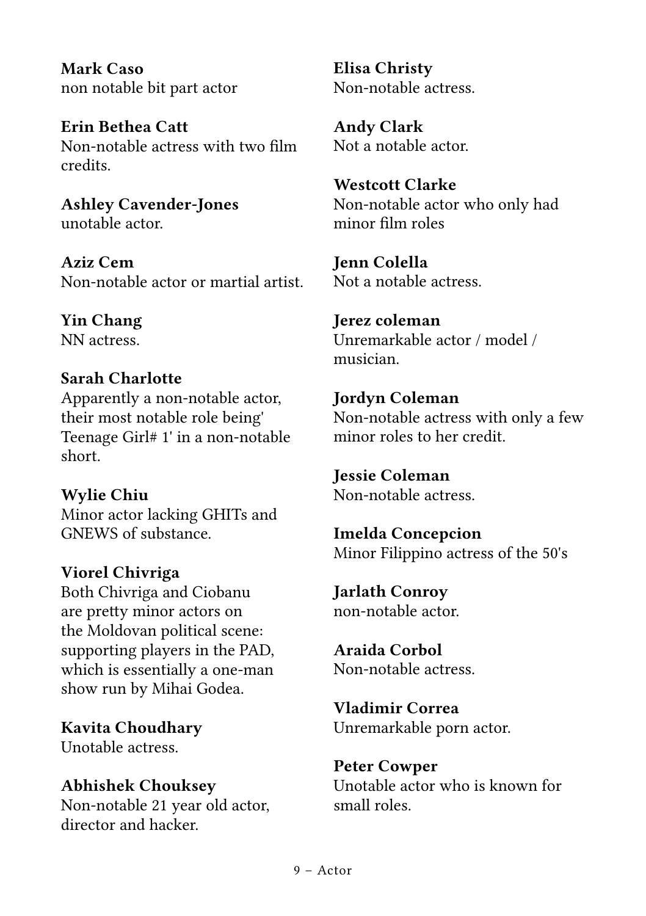**Mark Caso**
non notable bit part actor

**Erin Bethea Catt**
Non-notable actress with two film credits.

**Ashley Cavender-Jones**
unotable actor.

**Aziz Cem**
Non-notable actor or martial artist.

**Yin Chang**
NN actress.

**Sarah Charlotte**
Apparently a non-notable actor, their most notable role being' Teenage Girl# 1' in a non-notable short.

**Wylie Chiu**
Minor actor lacking GHITs and GNEWS of substance.

**Viorel Chivriga**
Both Chivriga and Ciobanu are pretty minor actors on the Moldovan political scene: supporting players in the PAD, which is essentially a one-man show run by Mihai Godea.

**Kavita Choudhary**
Unotable actress.

**Abhishek Chouksey**
Non-notable 21 year old actor, director and hacker.

**Elisa Christy**
Non-notable actress.

**Andy Clark**
Not a notable actor.

**Westcott Clarke**
Non-notable actor who only had minor film roles

**Jenn Colella**
Not a notable actress.

**Jerez coleman**
Unremarkable actor / model / musician.

**Jordyn Coleman**
Non-notable actress with only a few minor roles to her credit.

**Jessie Coleman**
Non-notable actress.

**Imelda Concepcion**
Minor Filippino actress of the 50's

**Jarlath Conroy**
non-notable actor.

**Araida Corbol**
Non-notable actress.

**Vladimir Correa**
Unremarkable porn actor.

**Peter Cowper**
Unotable actor who is known for small roles.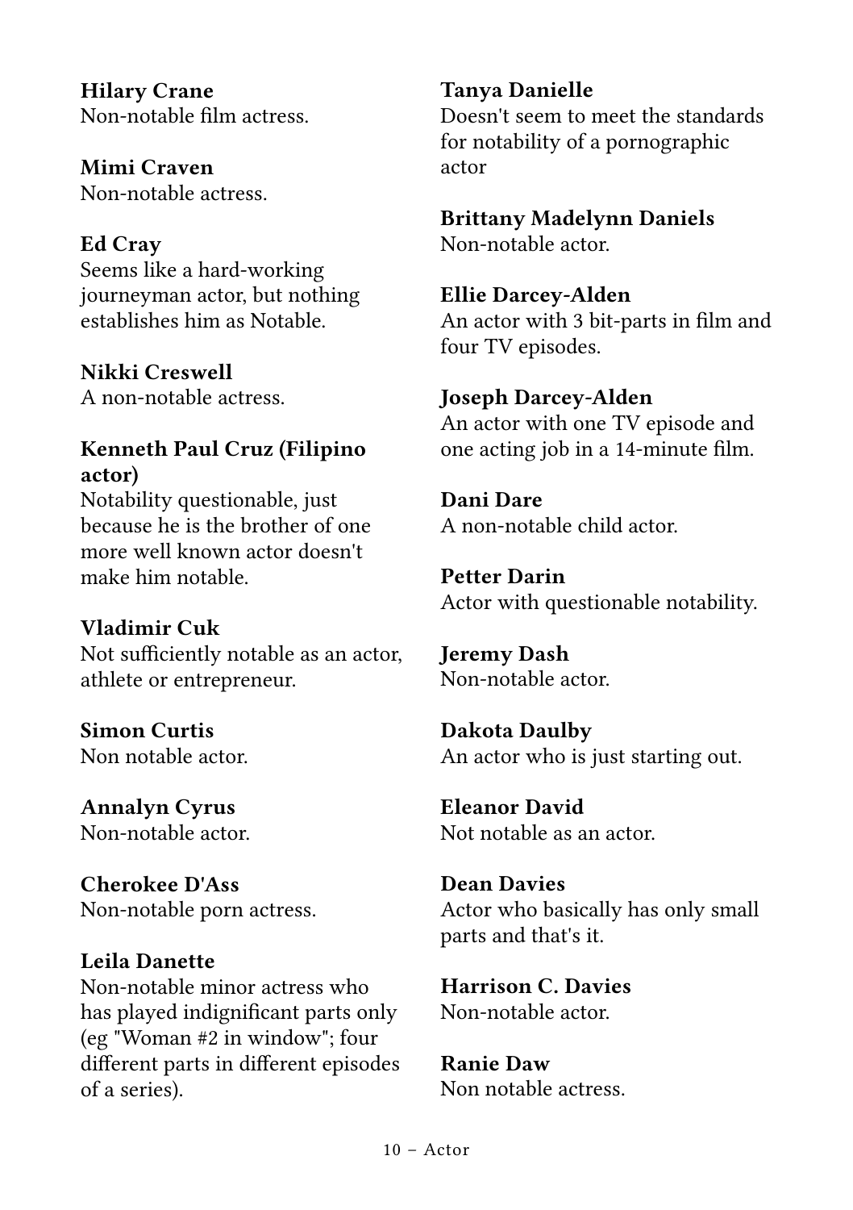**Hilary Crane**
Non-notable film actress.

**Mimi Craven**
Non-notable actress.

**Ed Cray**
Seems like a hard-working journeyman actor, but nothing establishes him as Notable.

**Nikki Creswell**
A non-notable actress.

**Kenneth Paul Cruz (Filipino actor)**
Notability questionable, just because he is the brother of one more well known actor doesn't make him notable.

**Vladimir Cuk**
Not sufficiently notable as an actor, athlete or entrepreneur.

**Simon Curtis**
Non notable actor.

**Annalyn Cyrus**
Non-notable actor.

**Cherokee D'Ass**
Non-notable porn actress.

**Leila Danette**
Non-notable minor actress who has played indignificant parts only (eg "Woman #2 in window"; four different parts in different episodes of a series).

**Tanya Danielle**
Doesn't seem to meet the standards for notability of a pornographic actor

**Brittany Madelynn Daniels**
Non-notable actor.

**Ellie Darcey-Alden**
An actor with 3 bit-parts in film and four TV episodes.

**Joseph Darcey-Alden**
An actor with one TV episode and one acting job in a 14-minute film.

**Dani Dare**
A non-notable child actor.

**Petter Darin**
Actor with questionable notability.

**Jeremy Dash**
Non-notable actor.

**Dakota Daulby**
An actor who is just starting out.

**Eleanor David**
Not notable as an actor.

**Dean Davies**
Actor who basically has only small parts and that's it.

**Harrison C. Davies**
Non-notable actor.

**Ranie Daw**
Non notable actress.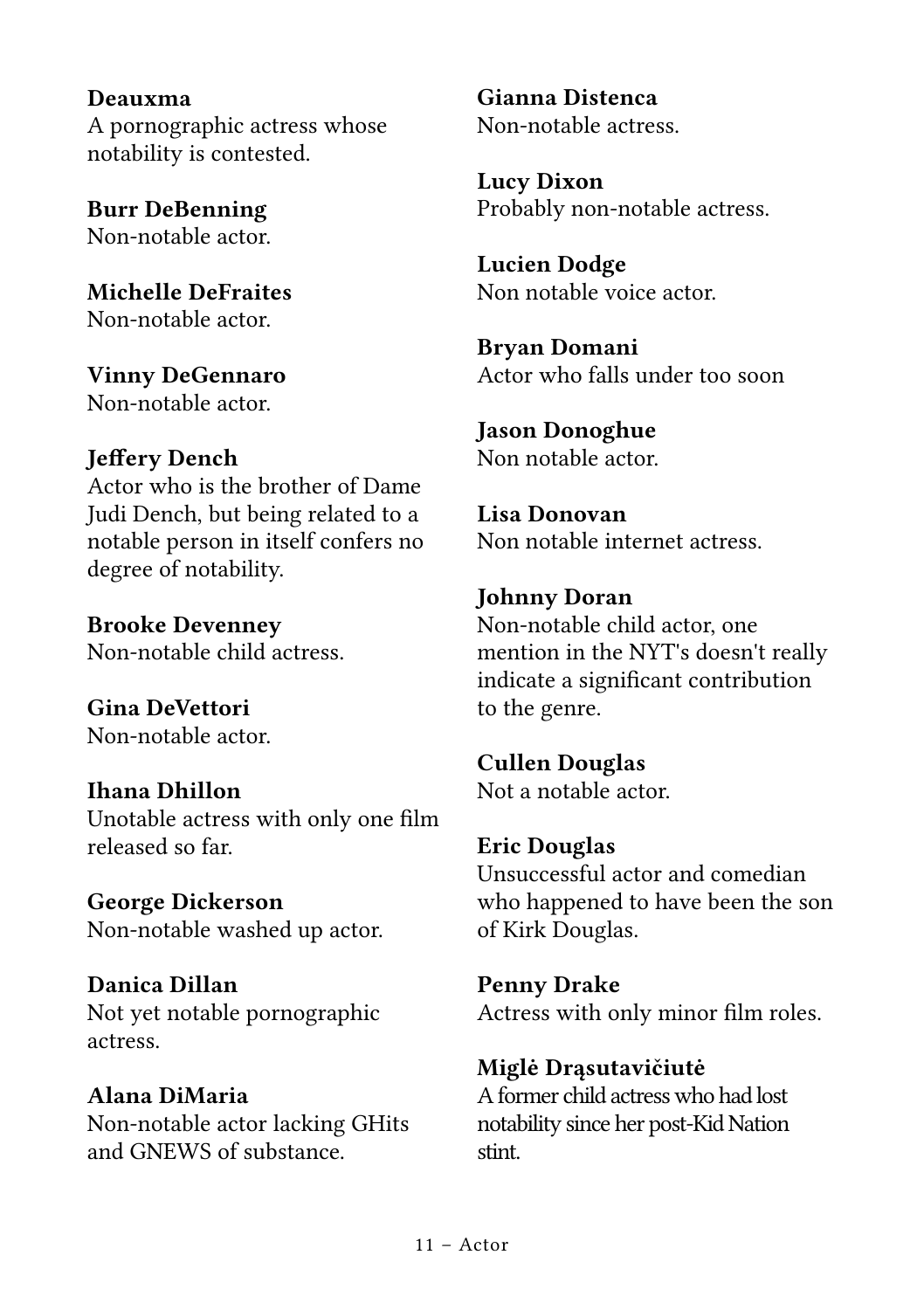**Deauxma**
A pornographic actress whose notability is contested.

**Burr DeBenning**
Non-notable actor.

**Michelle DeFraites**
Non-notable actor.

**Vinny DeGennaro**
Non-notable actor.

**Jeffery Dench**
Actor who is the brother of Dame Judi Dench, but being related to a notable person in itself confers no degree of notability.

**Brooke Devenney**
Non-notable child actress.

**Gina DeVettori**
Non-notable actor.

**Ihana Dhillon**
Unotable actress with only one film released so far.

**George Dickerson**
Non-notable washed up actor.

**Danica Dillan**
Not yet notable pornographic actress.

**Alana DiMaria**
Non-notable actor lacking GHits and GNEWS of substance.

**Gianna Distenca**
Non-notable actress.

**Lucy Dixon**
Probably non-notable actress.

**Lucien Dodge**
Non notable voice actor.

**Bryan Domani**
Actor who falls under too soon

**Jason Donoghue**
Non notable actor.

**Lisa Donovan**
Non notable internet actress.

**Johnny Doran**
Non-notable child actor, one mention in the NYT's doesn't really indicate a significant contribution to the genre.

**Cullen Douglas**
Not a notable actor.

**Eric Douglas**
Unsuccessful actor and comedian who happened to have been the son of Kirk Douglas.

**Penny Drake**
Actress with only minor film roles.

**Miglė Drąsutavičiutė**
A former child actress who had lost notability since her post-Kid Nation stint.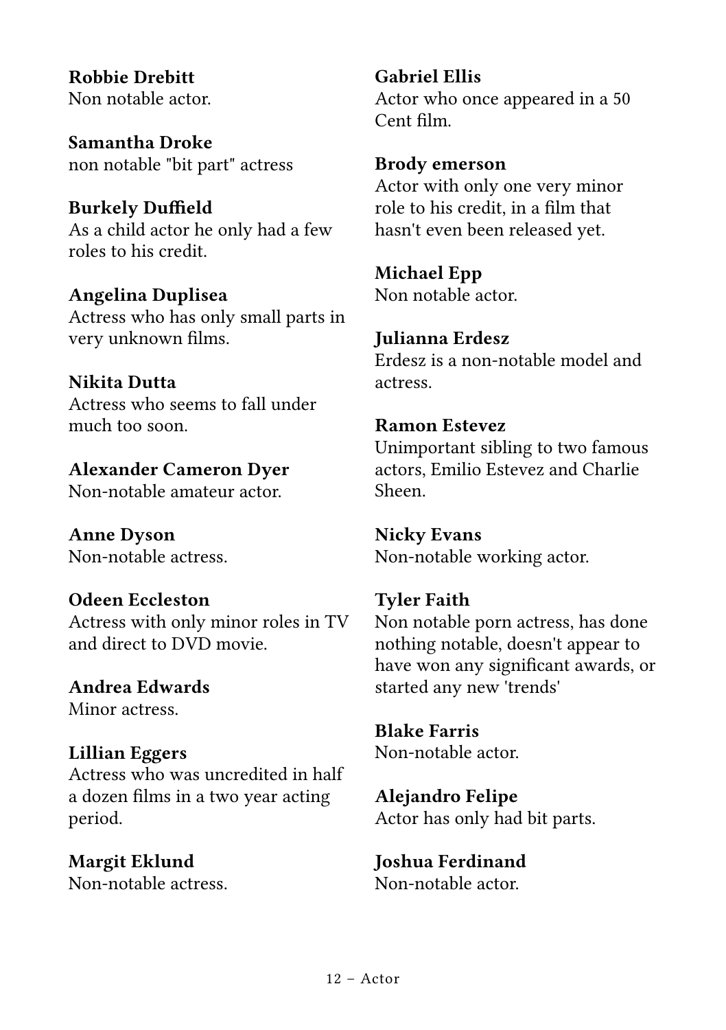**Robbie Drebitt**
Non notable actor.

**Samantha Droke**
non notable "bit part" actress

**Burkely Duffield**
As a child actor he only had a few roles to his credit.

**Angelina Duplisea**
Actress who has only small parts in very unknown films.

**Nikita Dutta**
Actress who seems to fall under much too soon.

**Alexander Cameron Dyer**
Non-notable amateur actor.

**Anne Dyson**
Non-notable actress.

**Odeen Eccleston**
Actress with only minor roles in TV and direct to DVD movie.

**Andrea Edwards**
Minor actress.

**Lillian Eggers**
Actress who was uncredited in half a dozen films in a two year acting period.

**Margit Eklund**
Non-notable actress.

**Gabriel Ellis**
Actor who once appeared in a 50 Cent film.

**Brody emerson**
Actor with only one very minor role to his credit, in a film that hasn't even been released yet.

**Michael Epp**
Non notable actor.

**Julianna Erdesz**
Erdesz is a non-notable model and actress.

**Ramon Estevez**
Unimportant sibling to two famous actors, Emilio Estevez and Charlie Sheen.

**Nicky Evans**
Non-notable working actor.

**Tyler Faith**
Non notable porn actress, has done nothing notable, doesn't appear to have won any significant awards, or started any new 'trends'

**Blake Farris**
Non-notable actor.

**Alejandro Felipe**
Actor has only had bit parts.

**Joshua Ferdinand**
Non-notable actor.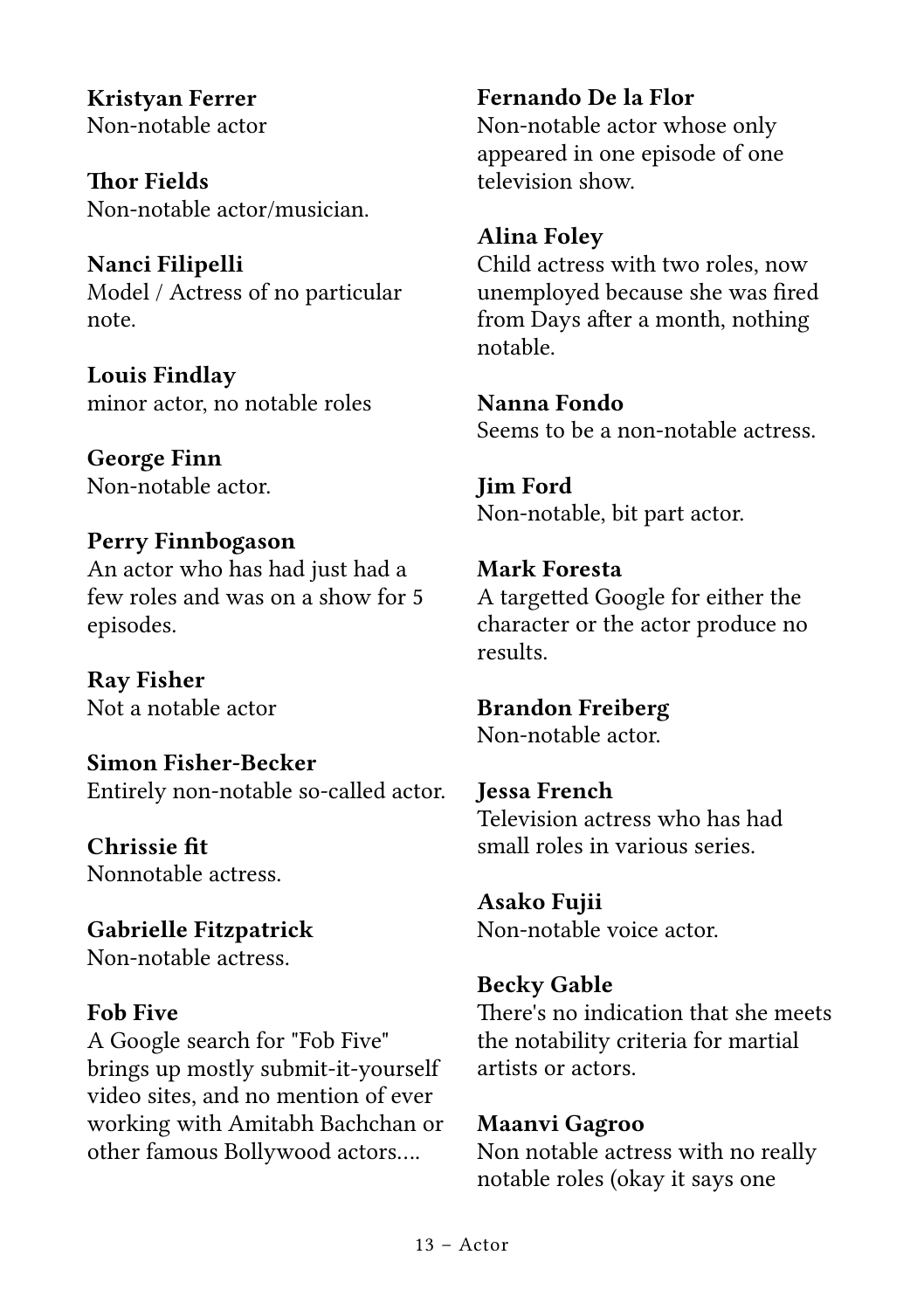**Kristyan Ferrer**
Non-notable actor

**Thor Fields**
Non-notable actor/musician.

**Nanci Filipelli**
Model / Actress of no particular note.

**Louis Findlay**
minor actor, no notable roles

**George Finn**
Non-notable actor.

**Perry Finnbogason**
An actor who has had just had a few roles and was on a show for 5 episodes.

**Ray Fisher**
Not a notable actor

**Simon Fisher-Becker**
Entirely non-notable so-called actor.

**Chrissie fit**
Nonnotable actress.

**Gabrielle Fitzpatrick**
Non-notable actress.

**Fob Five**
A Google search for "Fob Five" brings up mostly submit-it-yourself video sites, and no mention of ever working with Amitabh Bachchan or other famous Bollywood actors....

**Fernando De la Flor**
Non-notable actor whose only appeared in one episode of one television show.

**Alina Foley**
Child actress with two roles, now unemployed because she was fired from Days after a month, nothing notable.

**Nanna Fondo**
Seems to be a non-notable actress.

**Jim Ford**
Non-notable, bit part actor.

**Mark Foresta**
A targetted Google for either the character or the actor produce no results.

**Brandon Freiberg**
Non-notable actor.

**Jessa French**
Television actress who has had small roles in various series.

**Asako Fujii**
Non-notable voice actor.

**Becky Gable**
There's no indication that she meets the notability criteria for martial artists or actors.

**Maanvi Gagroo**
Non notable actress with no really notable roles (okay it says one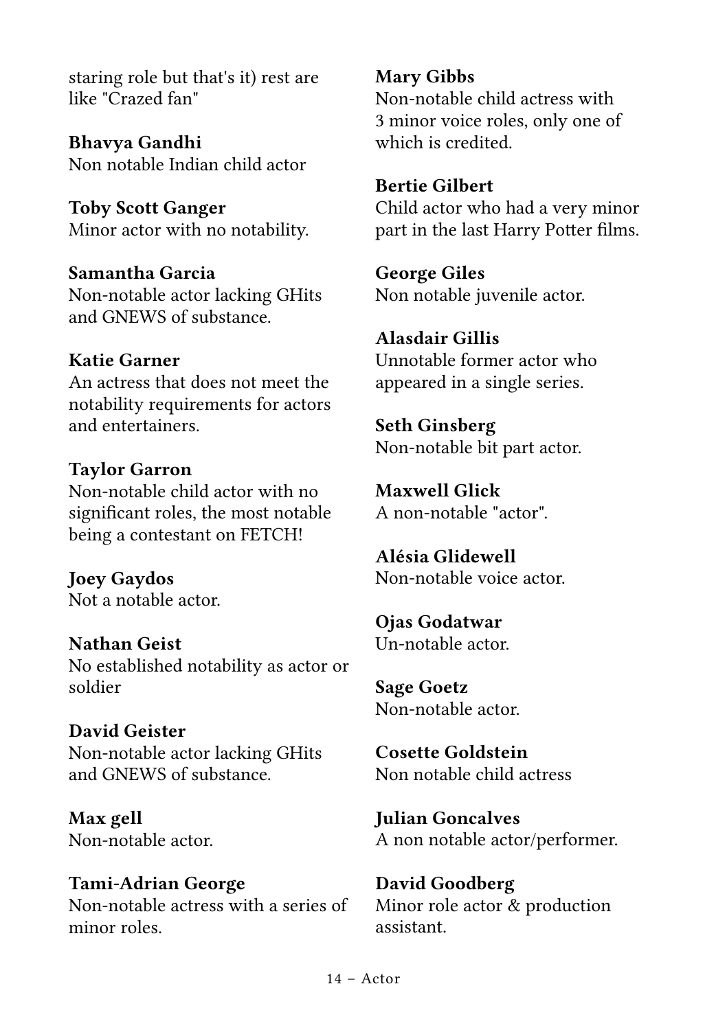staring role but that's it) rest are like "Crazed fan"

**Bhavya Gandhi**
Non notable Indian child actor

**Toby Scott Ganger**
Minor actor with no notability.

**Samantha Garcia**
Non-notable actor lacking GHits and GNEWS of substance.

**Katie Garner**
An actress that does not meet the notability requirements for actors and entertainers.

**Taylor Garron**
Non-notable child actor with no significant roles, the most notable being a contestant on FETCH!

**Joey Gaydos**
Not a notable actor.

**Nathan Geist**
No established notability as actor or soldier

**David Geister**
Non-notable actor lacking GHits and GNEWS of substance.

**Max gell**
Non-notable actor.

**Tami-Adrian George**
Non-notable actress with a series of minor roles.

**Mary Gibbs**
Non-notable child actress with 3 minor voice roles, only one of which is credited.

**Bertie Gilbert**
Child actor who had a very minor part in the last Harry Potter films.

**George Giles**
Non notable juvenile actor.

**Alasdair Gillis**
Unnotable former actor who appeared in a single series.

**Seth Ginsberg**
Non-notable bit part actor.

**Maxwell Glick**
A non-notable "actor".

**Alésia Glidewell**
Non-notable voice actor.

**Ojas Godatwar**
Un-notable actor.

**Sage Goetz**
Non-notable actor.

**Cosette Goldstein**
Non notable child actress

**Julian Goncalves**
A non notable actor/performer.

**David Goodberg**
Minor role actor & production assistant.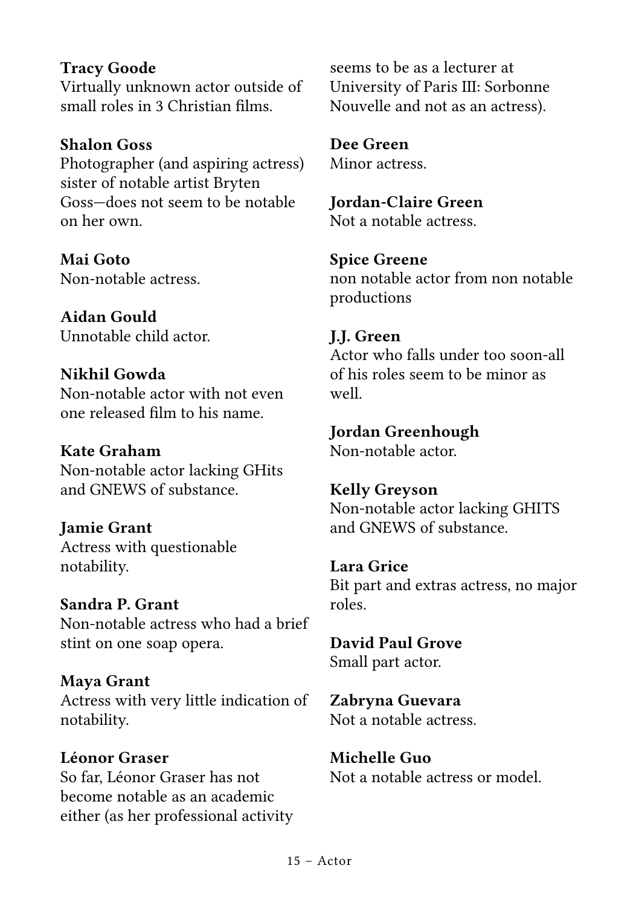**Tracy Goode**
Virtually unknown actor outside of small roles in 3 Christian films.

**Shalon Goss**
Photographer (and aspiring actress) sister of notable artist Bryten Goss—does not seem to be notable on her own.

**Mai Goto**
Non-notable actress.

**Aidan Gould**
Unnotable child actor.

**Nikhil Gowda**
Non-notable actor with not even one released film to his name.

**Kate Graham**
Non-notable actor lacking GHits and GNEWS of substance.

**Jamie Grant**
Actress with questionable notability.

**Sandra P. Grant**
Non-notable actress who had a brief stint on one soap opera.

**Maya Grant**
Actress with very little indication of notability.

**Léonor Graser**
So far, Léonor Graser has not become notable as an academic either (as her professional activity seems to be as a lecturer at University of Paris III: Sorbonne Nouvelle and not as an actress).

**Dee Green**
Minor actress.

**Jordan-Claire Green**
Not a notable actress.

**Spice Greene**
non notable actor from non notable productions

**J.J. Green**
Actor who falls under too soon-all of his roles seem to be minor as well.

**Jordan Greenhough**
Non-notable actor.

**Kelly Greyson**
Non-notable actor lacking GHITS and GNEWS of substance.

**Lara Grice**
Bit part and extras actress, no major roles.

**David Paul Grove**
Small part actor.

**Zabryna Guevara**
Not a notable actress.

**Michelle Guo**
Not a notable actress or model.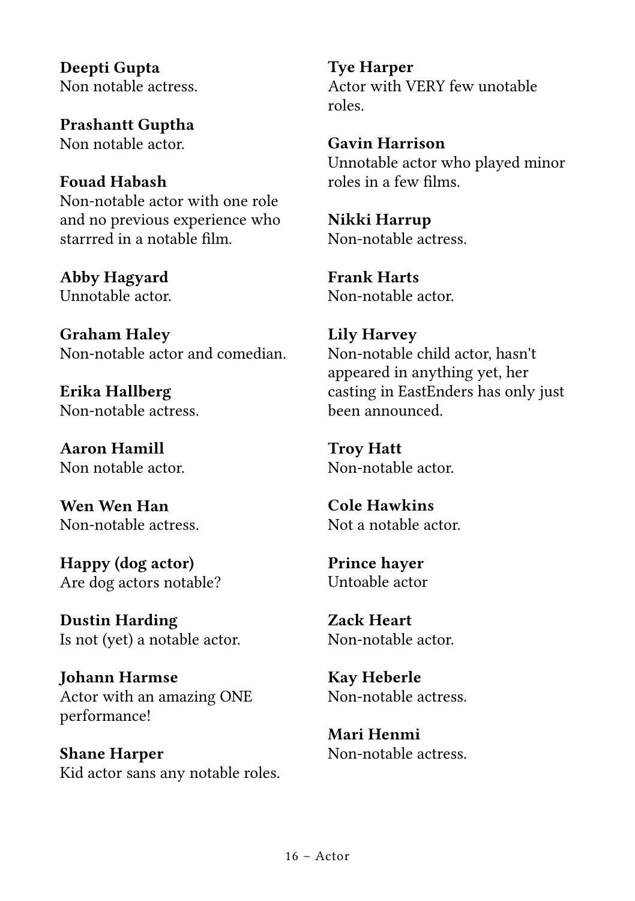**Deepti Gupta**
Non notable actress.

**Prashantt Guptha**
Non notable actor.

**Fouad Habash**
Non-notable actor with one role and no previous experience who starrred in a notable film.

**Abby Hagyard**
Unnotable actor.

**Graham Haley**
Non-notable actor and comedian.

**Erika Hallberg**
Non-notable actress.

**Aaron Hamill**
Non notable actor.

**Wen Wen Han**
Non-notable actress.

**Happy (dog actor)**
Are dog actors notable?

**Dustin Harding**
Is not (yet) a notable actor.

**Johann Harmse**
Actor with an amazing ONE performance!

**Shane Harper**
Kid actor sans any notable roles.

**Tye Harper**
Actor with VERY few unotable roles.

**Gavin Harrison**
Unnotable actor who played minor roles in a few films.

**Nikki Harrup**
Non-notable actress.

**Frank Harts**
Non-notable actor.

**Lily Harvey**
Non-notable child actor, hasn't appeared in anything yet, her casting in EastEnders has only just been announced.

**Troy Hatt**
Non-notable actor.

**Cole Hawkins**
Not a notable actor.

**Prince hayer**
Untoable actor

**Zack Heart**
Non-notable actor.

**Kay Heberle**
Non-notable actress.

**Mari Henmi**
Non-notable actress.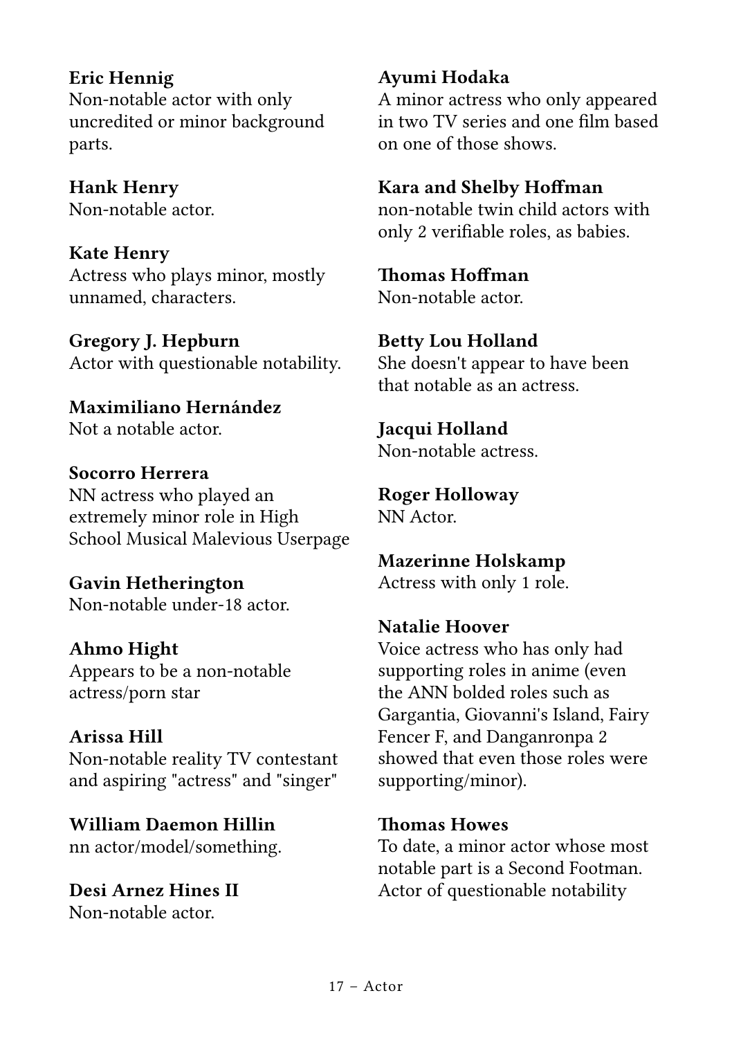**Eric Hennig**
Non-notable actor with only uncredited or minor background parts.

**Hank Henry**
Non-notable actor.

**Kate Henry**
Actress who plays minor, mostly unnamed, characters.

**Gregory J. Hepburn**
Actor with questionable notability.

**Maximiliano Hernández**
Not a notable actor.

**Socorro Herrera**
NN actress who played an extremely minor role in High School Musical Malevious Userpage

**Gavin Hetherington**
Non-notable under-18 actor.

**Ahmo Hight**
Appears to be a non-notable actress/porn star

**Arissa Hill**
Non-notable reality TV contestant and aspiring "actress" and "singer"

**William Daemon Hillin**
nn actor/model/something.

**Desi Arnez Hines II**
Non-notable actor.

**Ayumi Hodaka**
A minor actress who only appeared in two TV series and one film based on one of those shows.

**Kara and Shelby Hoffman**
non-notable twin child actors with only 2 verifiable roles, as babies.

**Thomas Hoffman**
Non-notable actor.

**Betty Lou Holland**
She doesn't appear to have been that notable as an actress.

**Jacqui Holland**
Non-notable actress.

**Roger Holloway**
NN Actor.

**Mazerinne Holskamp**
Actress with only 1 role.

**Natalie Hoover**
Voice actress who has only had supporting roles in anime (even the ANN bolded roles such as Gargantia, Giovanni's Island, Fairy Fencer F, and Danganronpa 2 showed that even those roles were supporting/minor).

**Thomas Howes**
To date, a minor actor whose most notable part is a Second Footman. Actor of questionable notability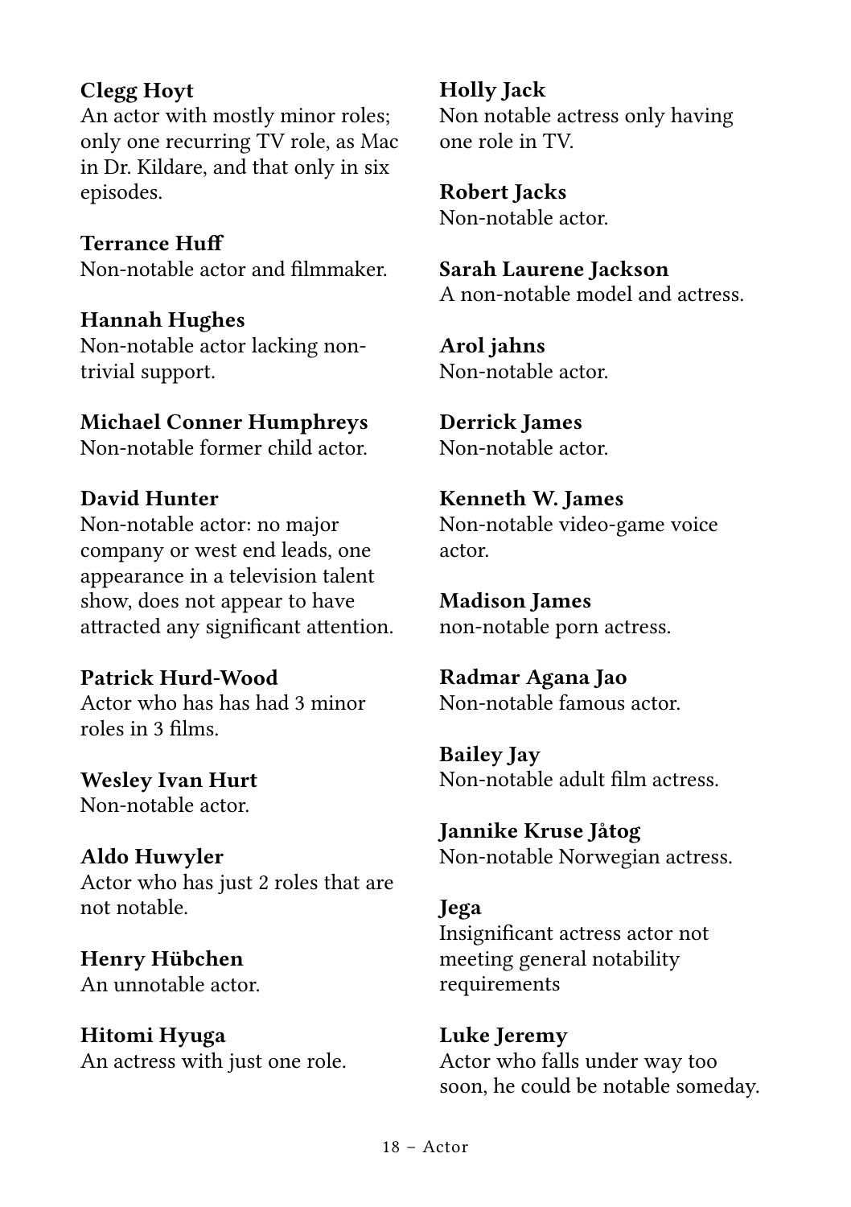**Clegg Hoyt**
An actor with mostly minor roles; only one recurring TV role, as Mac in Dr. Kildare, and that only in six episodes.

**Terrance Huff**
Non-notable actor and filmmaker.

**Hannah Hughes**
Non-notable actor lacking non-trivial support.

**Michael Conner Humphreys**
Non-notable former child actor.

**David Hunter**
Non-notable actor: no major company or west end leads, one appearance in a television talent show, does not appear to have attracted any significant attention.

**Patrick Hurd-Wood**
Actor who has has had 3 minor roles in 3 films.

**Wesley Ivan Hurt**
Non-notable actor.

**Aldo Huwyler**
Actor who has just 2 roles that are not notable.

**Henry Hübchen**
An unnotable actor.

**Hitomi Hyuga**
An actress with just one role.

**Holly Jack**
Non notable actress only having one role in TV.

**Robert Jacks**
Non-notable actor.

**Sarah Laurene Jackson**
A non-notable model and actress.

**Arol jahns**
Non-notable actor.

**Derrick James**
Non-notable actor.

**Kenneth W. James**
Non-notable video-game voice actor.

**Madison James**
non-notable porn actress.

**Radmar Agana Jao**
Non-notable famous actor.

**Bailey Jay**
Non-notable adult film actress.

**Jannike Kruse Jåtog**
Non-notable Norwegian actress.

**Jega**
Insignificant actress actor not meeting general notability requirements

**Luke Jeremy**
Actor who falls under way too soon, he could be notable someday.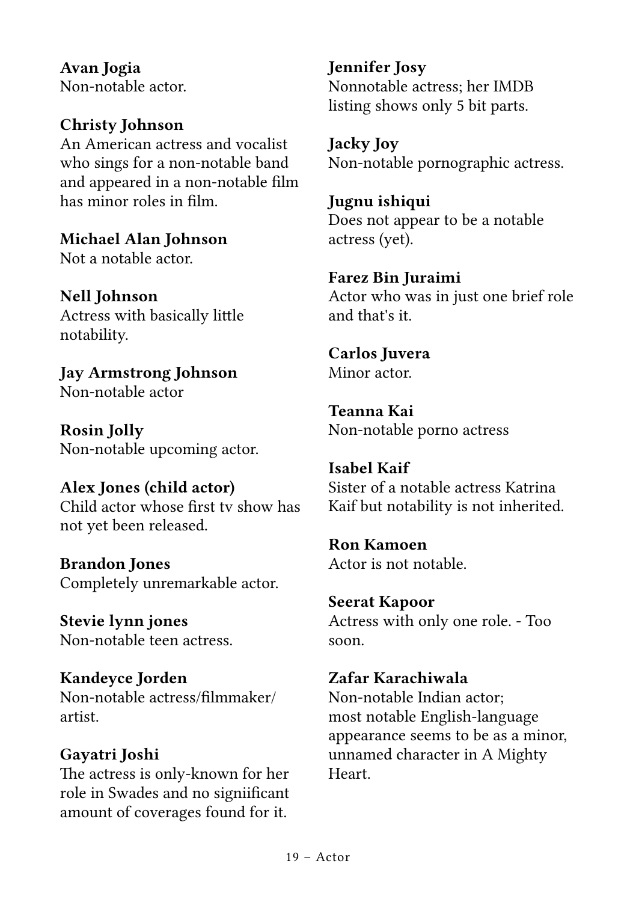**Avan Jogia**
Non-notable actor.

**Christy Johnson**
An American actress and vocalist who sings for a non-notable band and appeared in a non-notable film has minor roles in film.

**Michael Alan Johnson**
Not a notable actor.

**Nell Johnson**
Actress with basically little notability.

**Jay Armstrong Johnson**
Non-notable actor

**Rosin Jolly**
Non-notable upcoming actor.

**Alex Jones (child actor)**
Child actor whose first tv show has not yet been released.

**Brandon Jones**
Completely unremarkable actor.

**Stevie lynn jones**
Non-notable teen actress.

**Kandeyce Jorden**
Non-notable actress/filmmaker/artist.

**Gayatri Joshi**
The actress is only-known for her role in Swades and no signiificant amount of coverages found for it.

**Jennifer Josy**
Nonnotable actress; her IMDB listing shows only 5 bit parts.

**Jacky Joy**
Non-notable pornographic actress.

**Jugnu ishiqui**
Does not appear to be a notable actress (yet).

**Farez Bin Juraimi**
Actor who was in just one brief role and that's it.

**Carlos Juvera**
Minor actor.

**Teanna Kai**
Non-notable porno actress

**Isabel Kaif**
Sister of a notable actress Katrina Kaif but notability is not inherited.

**Ron Kamoen**
Actor is not notable.

**Seerat Kapoor**
Actress with only one role. - Too soon.

**Zafar Karachiwala**
Non-notable Indian actor; most notable English-language appearance seems to be as a minor, unnamed character in A Mighty Heart.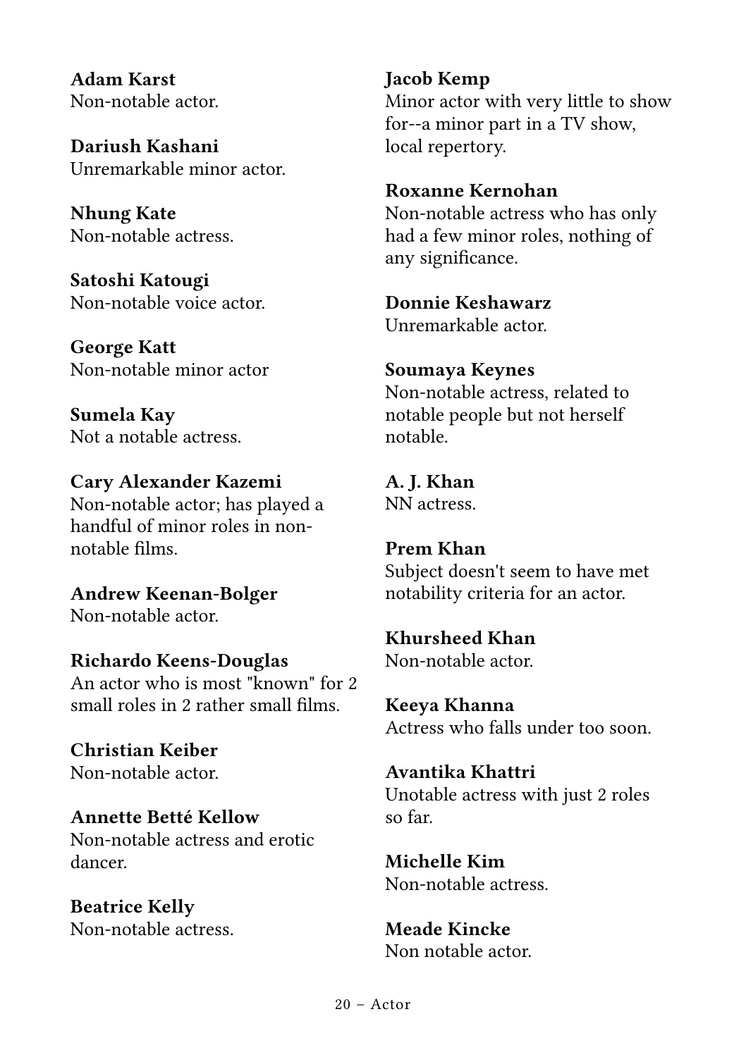**Adam Karst**
Non-notable actor.

**Dariush Kashani**
Unremarkable minor actor.

**Nhung Kate**
Non-notable actress.

**Satoshi Katougi**
Non-notable voice actor.

**George Katt**
Non-notable minor actor

**Sumela Kay**
Not a notable actress.

**Cary Alexander Kazemi**
Non-notable actor; has played a handful of minor roles in non-notable films.

**Andrew Keenan-Bolger**
Non-notable actor.

**Richardo Keens-Douglas**
An actor who is most "known" for 2 small roles in 2 rather small films.

**Christian Keiber**
Non-notable actor.

**Annette Betté Kellow**
Non-notable actress and erotic dancer.

**Beatrice Kelly**
Non-notable actress.

**Jacob Kemp**
Minor actor with very little to show for--a minor part in a TV show, local repertory.

**Roxanne Kernohan**
Non-notable actress who has only had a few minor roles, nothing of any significance.

**Donnie Keshawarz**
Unremarkable actor.

**Soumaya Keynes**
Non-notable actress, related to notable people but not herself notable.

**A. J. Khan**
NN actress.

**Prem Khan**
Subject doesn't seem to have met notability criteria for an actor.

**Khursheed Khan**
Non-notable actor.

**Keeya Khanna**
Actress who falls under too soon.

**Avantika Khattri**
Unotable actress with just 2 roles so far.

**Michelle Kim**
Non-notable actress.

**Meade Kincke**
Non notable actor.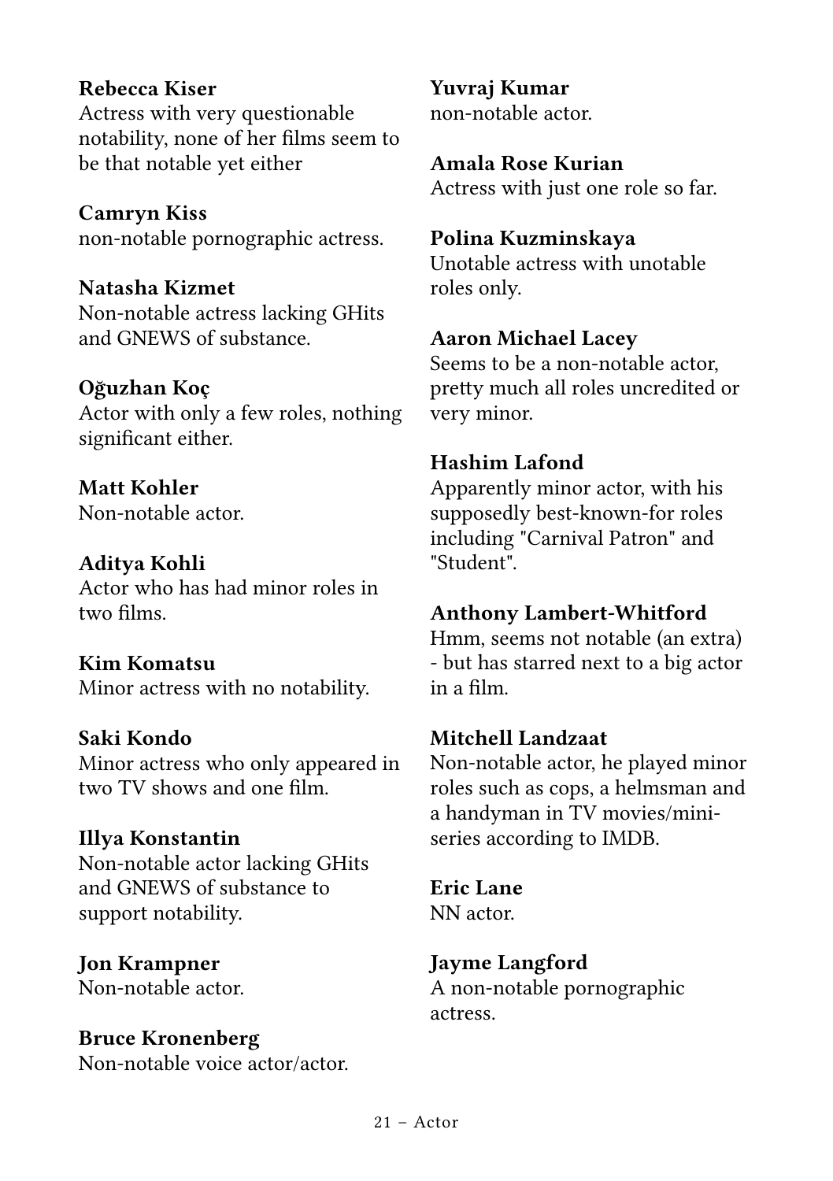**Rebecca Kiser**
Actress with very questionable notability, none of her films seem to be that notable yet either

**Camryn Kiss**
non-notable pornographic actress.

**Natasha Kizmet**
Non-notable actress lacking GHits and GNEWS of substance.

**Oğuzhan Koç**
Actor with only a few roles, nothing significant either.

**Matt Kohler**
Non-notable actor.

**Aditya Kohli**
Actor who has had minor roles in two films.

**Kim Komatsu**
Minor actress with no notability.

**Saki Kondo**
Minor actress who only appeared in two TV shows and one film.

**Illya Konstantin**
Non-notable actor lacking GHits and GNEWS of substance to support notability.

**Jon Krampner**
Non-notable actor.

**Bruce Kronenberg**
Non-notable voice actor/actor.

**Yuvraj Kumar**
non-notable actor.

**Amala Rose Kurian**
Actress with just one role so far.

**Polina Kuzminskaya**
Unotable actress with unotable roles only.

**Aaron Michael Lacey**
Seems to be a non-notable actor, pretty much all roles uncredited or very minor.

**Hashim Lafond**
Apparently minor actor, with his supposedly best-known-for roles including "Carnival Patron" and "Student".

**Anthony Lambert-Whitford**
Hmm, seems not notable (an extra) - but has starred next to a big actor in a film.

**Mitchell Landzaat**
Non-notable actor, he played minor roles such as cops, a helmsman and a handyman in TV movies/mini-series according to IMDB.

**Eric Lane**
NN actor.

**Jayme Langford**
A non-notable pornographic actress.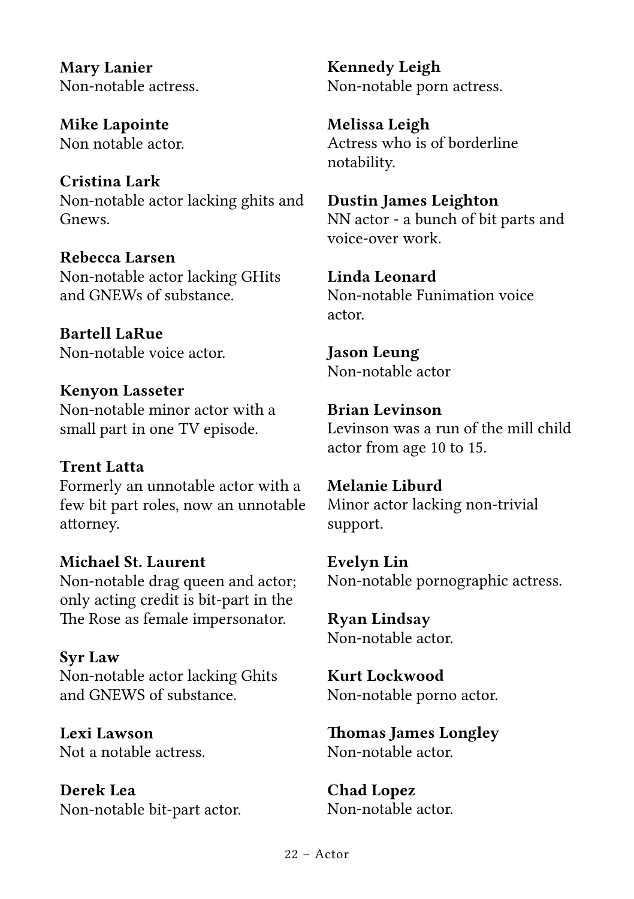**Mary Lanier**
Non-notable actress.

**Mike Lapointe**
Non notable actor.

**Cristina Lark**
Non-notable actor lacking ghits and Gnews.

**Rebecca Larsen**
Non-notable actor lacking GHits and GNEWs of substance.

**Bartell LaRue**
Non-notable voice actor.

**Kenyon Lasseter**
Non-notable minor actor with a small part in one TV episode.

**Trent Latta**
Formerly an unnotable actor with a few bit part roles, now an unnotable attorney.

**Michael St. Laurent**
Non-notable drag queen and actor; only acting credit is bit-part in the The Rose as female impersonator.

**Syr Law**
Non-notable actor lacking Ghits and GNEWS of substance.

**Lexi Lawson**
Not a notable actress.

**Derek Lea**
Non-notable bit-part actor.

**Kennedy Leigh**
Non-notable porn actress.

**Melissa Leigh**
Actress who is of borderline notability.

**Dustin James Leighton**
NN actor - a bunch of bit parts and voice-over work.

**Linda Leonard**
Non-notable Funimation voice actor.

**Jason Leung**
Non-notable actor

**Brian Levinson**
Levinson was a run of the mill child actor from age 10 to 15.

**Melanie Liburd**
Minor actor lacking non-trivial support.

**Evelyn Lin**
Non-notable pornographic actress.

**Ryan Lindsay**
Non-notable actor.

**Kurt Lockwood**
Non-notable porno actor.

**Thomas James Longley**
Non-notable actor.

**Chad Lopez**
Non-notable actor.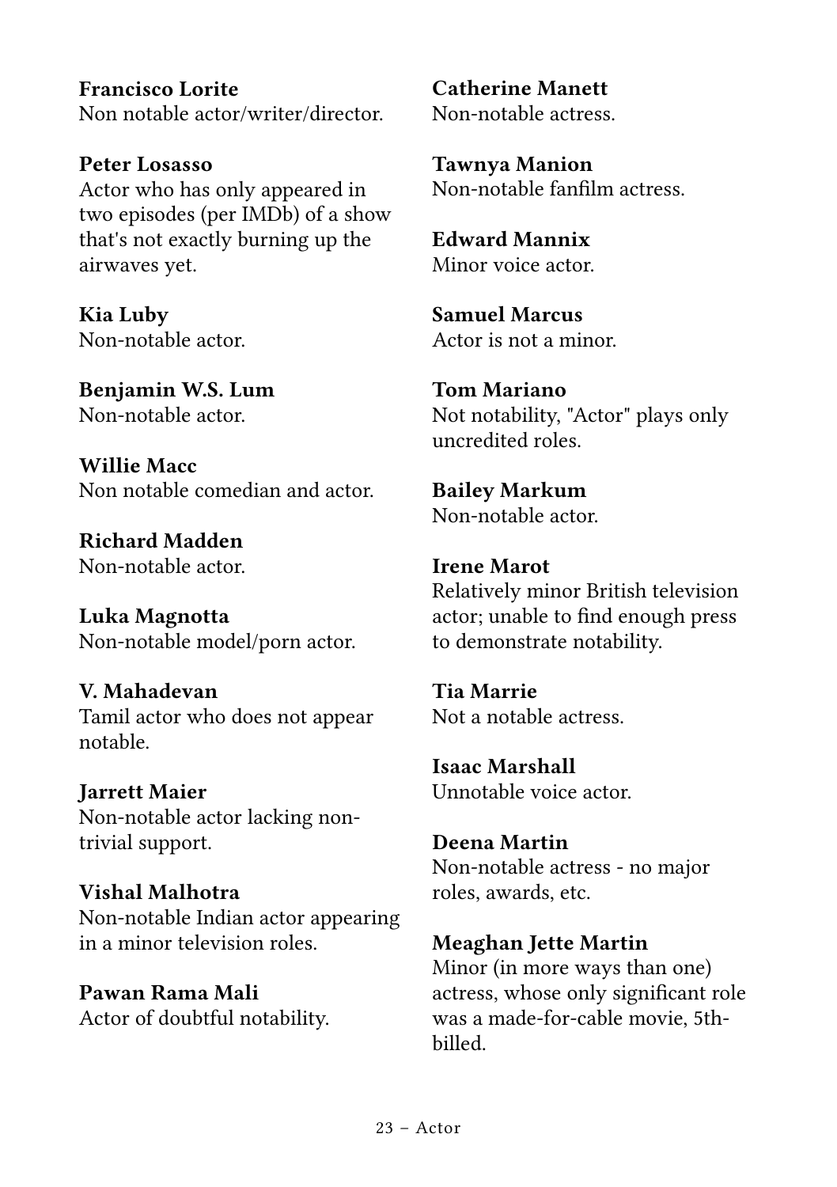**Francisco Lorite**
Non notable actor/writer/director.

**Peter Losasso**
Actor who has only appeared in two episodes (per IMDb) of a show that's not exactly burning up the airwaves yet.

**Kia Luby**
Non-notable actor.

**Benjamin W.S. Lum**
Non-notable actor.

**Willie Macc**
Non notable comedian and actor.

**Richard Madden**
Non-notable actor.

**Luka Magnotta**
Non-notable model/porn actor.

**V. Mahadevan**
Tamil actor who does not appear notable.

**Jarrett Maier**
Non-notable actor lacking non-trivial support.

**Vishal Malhotra**
Non-notable Indian actor appearing in a minor television roles.

**Pawan Rama Mali**
Actor of doubtful notability.

**Catherine Manett**
Non-notable actress.

**Tawnya Manion**
Non-notable fanfilm actress.

**Edward Mannix**
Minor voice actor.

**Samuel Marcus**
Actor is not a minor.

**Tom Mariano**
Not notability, "Actor" plays only uncredited roles.

**Bailey Markum**
Non-notable actor.

**Irene Marot**
Relatively minor British television actor; unable to find enough press to demonstrate notability.

**Tia Marrie**
Not a notable actress.

**Isaac Marshall**
Unnotable voice actor.

**Deena Martin**
Non-notable actress - no major roles, awards, etc.

**Meaghan Jette Martin**
Minor (in more ways than one) actress, whose only significant role was a made-for-cable movie, 5th-billed.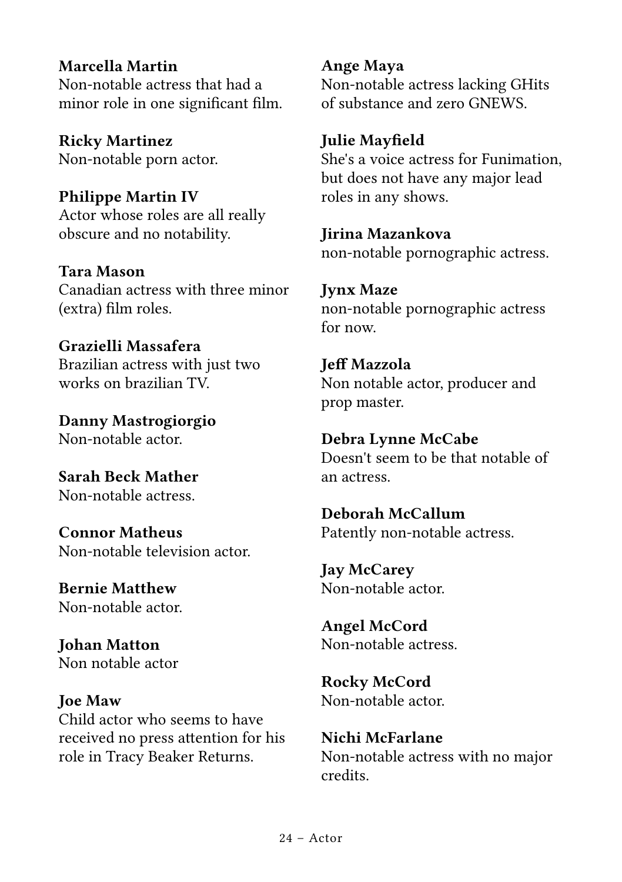**Marcella Martin**
Non-notable actress that had a minor role in one significant film.

**Ricky Martinez**
Non-notable porn actor.

**Philippe Martin IV**
Actor whose roles are all really obscure and no notability.

**Tara Mason**
Canadian actress with three minor (extra) film roles.

**Grazielli Massafera**
Brazilian actress with just two works on brazilian TV.

**Danny Mastrogiorgio**
Non-notable actor.

**Sarah Beck Mather**
Non-notable actress.

**Connor Matheus**
Non-notable television actor.

**Bernie Matthew**
Non-notable actor.

**Johan Matton**
Non notable actor

**Joe Maw**
Child actor who seems to have received no press attention for his role in Tracy Beaker Returns.

**Ange Maya**
Non-notable actress lacking GHits of substance and zero GNEWS.

**Julie Mayfield**
She's a voice actress for Funimation, but does not have any major lead roles in any shows.

**Jirina Mazankova**
non-notable pornographic actress.

**Jynx Maze**
non-notable pornographic actress for now.

**Jeff Mazzola**
Non notable actor, producer and prop master.

**Debra Lynne McCabe**
Doesn't seem to be that notable of an actress.

**Deborah McCallum**
Patently non-notable actress.

**Jay McCarey**
Non-notable actor.

**Angel McCord**
Non-notable actress.

**Rocky McCord**
Non-notable actor.

**Nichi McFarlane**
Non-notable actress with no major credits.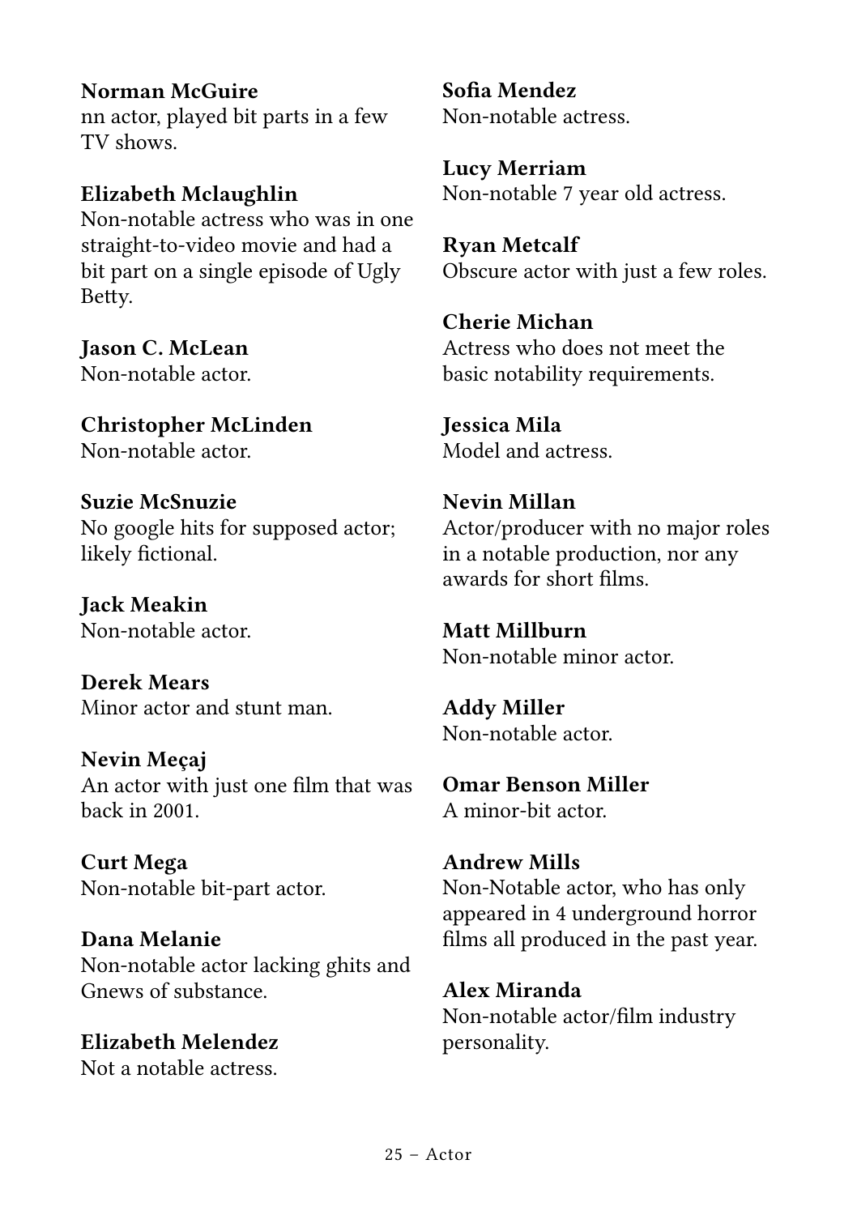**Norman McGuire**
nn actor, played bit parts in a few TV shows.

**Elizabeth Mclaughlin**
Non-notable actress who was in one straight-to-video movie and had a bit part on a single episode of Ugly Betty.

**Jason C. McLean**
Non-notable actor.

**Christopher McLinden**
Non-notable actor.

**Suzie McSnuzie**
No google hits for supposed actor; likely fictional.

**Jack Meakin**
Non-notable actor.

**Derek Mears**
Minor actor and stunt man.

**Nevin Meçaj**
An actor with just one film that was back in 2001.

**Curt Mega**
Non-notable bit-part actor.

**Dana Melanie**
Non-notable actor lacking ghits and Gnews of substance.

**Elizabeth Melendez**
Not a notable actress.

**Sofia Mendez**
Non-notable actress.

**Lucy Merriam**
Non-notable 7 year old actress.

**Ryan Metcalf**
Obscure actor with just a few roles.

**Cherie Michan**
Actress who does not meet the basic notability requirements.

**Jessica Mila**
Model and actress.

**Nevin Millan**
Actor/producer with no major roles in a notable production, nor any awards for short films.

**Matt Millburn**
Non-notable minor actor.

**Addy Miller**
Non-notable actor.

**Omar Benson Miller**
A minor-bit actor.

**Andrew Mills**
Non-Notable actor, who has only appeared in 4 underground horror films all produced in the past year.

**Alex Miranda**
Non-notable actor/film industry personality.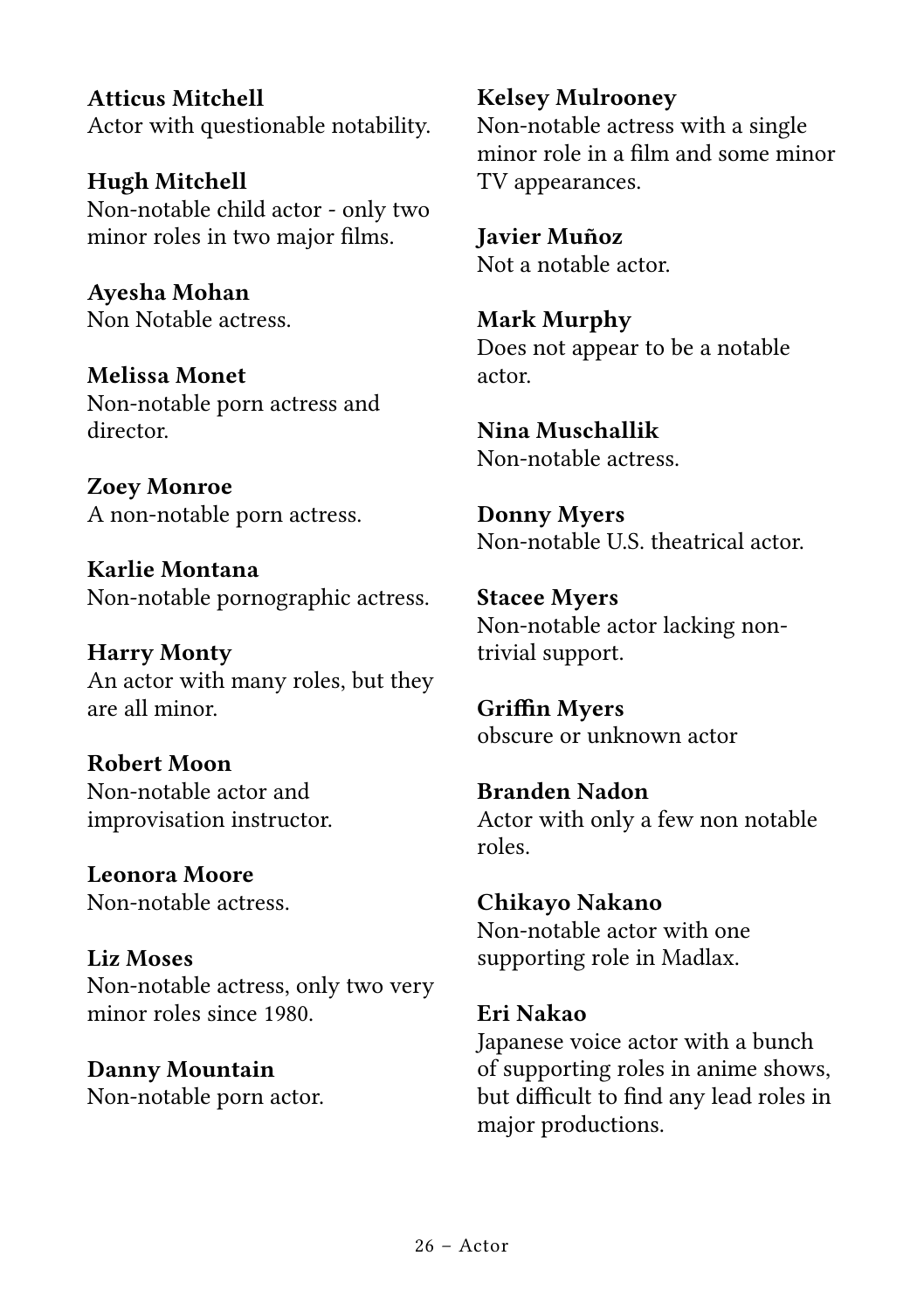**Atticus Mitchell**
Actor with questionable notability.

**Hugh Mitchell**
Non-notable child actor - only two minor roles in two major films.

**Ayesha Mohan**
Non Notable actress.

**Melissa Monet**
Non-notable porn actress and director.

**Zoey Monroe**
A non-notable porn actress.

**Karlie Montana**
Non-notable pornographic actress.

**Harry Monty**
An actor with many roles, but they are all minor.

**Robert Moon**
Non-notable actor and improvisation instructor.

**Leonora Moore**
Non-notable actress.

**Liz Moses**
Non-notable actress, only two very minor roles since 1980.

**Danny Mountain**
Non-notable porn actor.

**Kelsey Mulrooney**
Non-notable actress with a single minor role in a film and some minor TV appearances.

**Javier Muñoz**
Not a notable actor.

**Mark Murphy**
Does not appear to be a notable actor.

**Nina Muschallik**
Non-notable actress.

**Donny Myers**
Non-notable U.S. theatrical actor.

**Stacee Myers**
Non-notable actor lacking non-trivial support.

**Griffin Myers**
obscure or unknown actor

**Branden Nadon**
Actor with only a few non notable roles.

**Chikayo Nakano**
Non-notable actor with one supporting role in Madlax.

**Eri Nakao**
Japanese voice actor with a bunch of supporting roles in anime shows, but difficult to find any lead roles in major productions.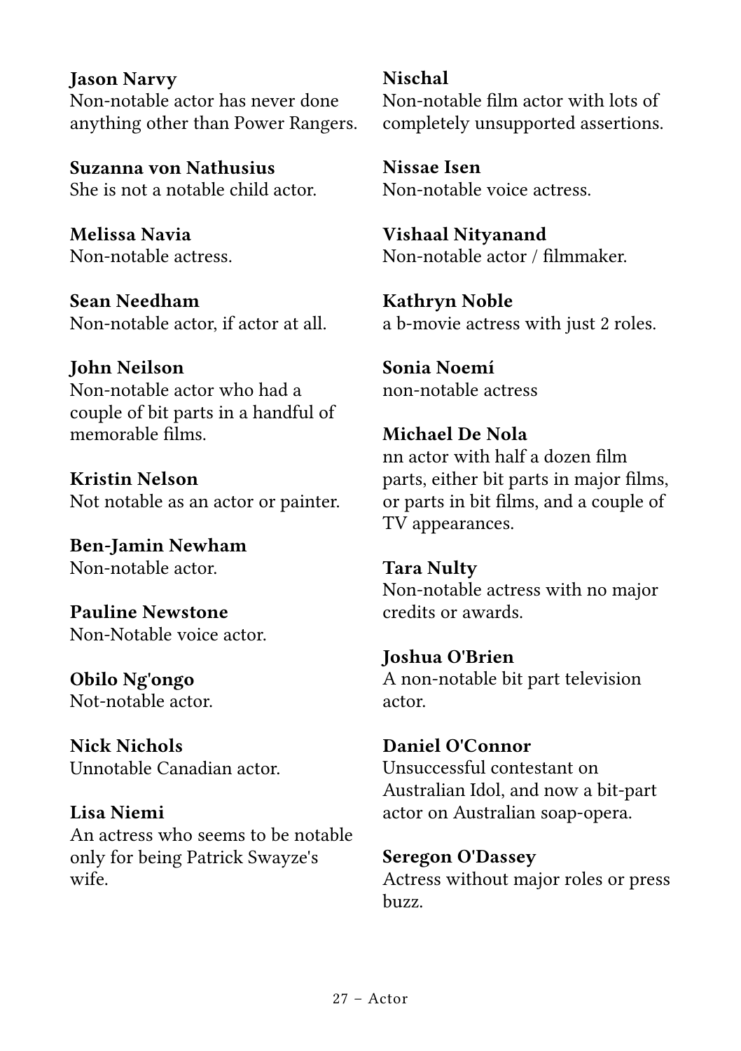**Jason Narvy**
Non-notable actor has never done anything other than Power Rangers.

**Suzanna von Nathusius**
She is not a notable child actor.

**Melissa Navia**
Non-notable actress.

**Sean Needham**
Non-notable actor, if actor at all.

**John Neilson**
Non-notable actor who had a couple of bit parts in a handful of memorable films.

**Kristin Nelson**
Not notable as an actor or painter.

**Ben-Jamin Newham**
Non-notable actor.

**Pauline Newstone**
Non-Notable voice actor.

**Obilo Ng'ongo**
Not-notable actor.

**Nick Nichols**
Unnotable Canadian actor.

**Lisa Niemi**
An actress who seems to be notable only for being Patrick Swayze's wife.

**Nischal**
Non-notable film actor with lots of completely unsupported assertions.

**Nissae Isen**
Non-notable voice actress.

**Vishaal Nityanand**
Non-notable actor / filmmaker.

**Kathryn Noble**
a b-movie actress with just 2 roles.

**Sonia Noemí**
non-notable actress

**Michael De Nola**
nn actor with half a dozen film parts, either bit parts in major films, or parts in bit films, and a couple of TV appearances.

**Tara Nulty**
Non-notable actress with no major credits or awards.

**Joshua O'Brien**
A non-notable bit part television actor.

**Daniel O'Connor**
Unsuccessful contestant on Australian Idol, and now a bit-part actor on Australian soap-opera.

**Seregon O'Dassey**
Actress without major roles or press buzz.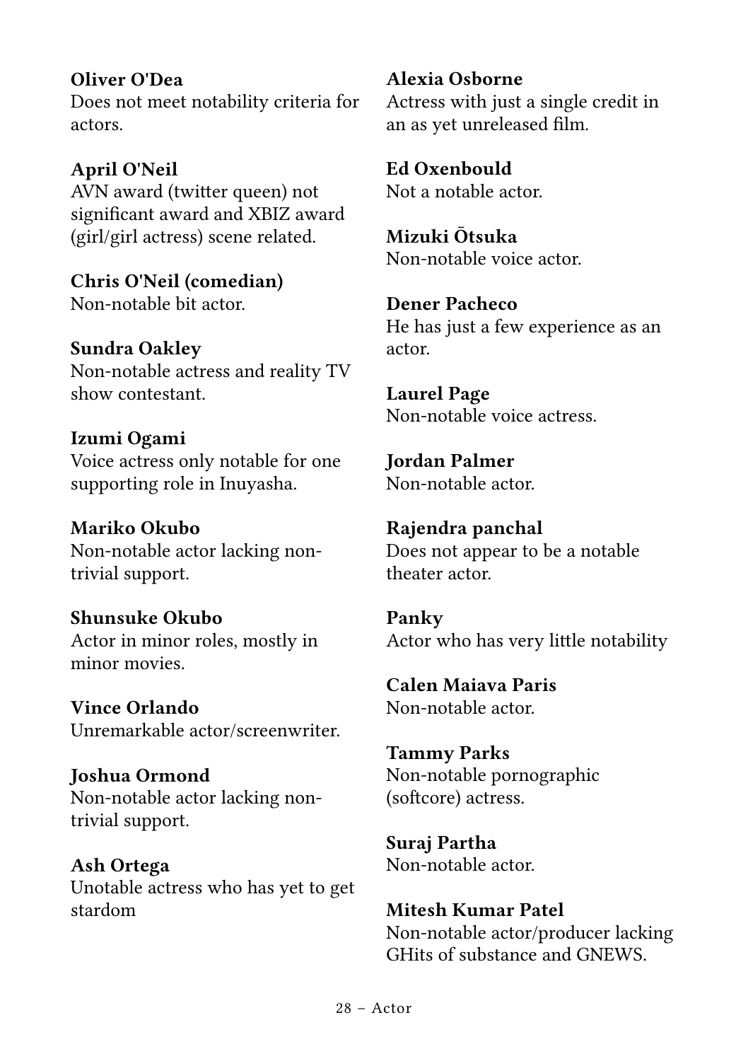**Oliver O'Dea**
Does not meet notability criteria for actors.

**April O'Neil**
AVN award (twitter queen) not significant award and XBIZ award (girl/girl actress) scene related.

**Chris O'Neil (comedian)**
Non-notable bit actor.

**Sundra Oakley**
Non-notable actress and reality TV show contestant.

**Izumi Ogami**
Voice actress only notable for one supporting role in Inuyasha.

**Mariko Okubo**
Non-notable actor lacking non-trivial support.

**Shunsuke Okubo**
Actor in minor roles, mostly in minor movies.

**Vince Orlando**
Unremarkable actor/screenwriter.

**Joshua Ormond**
Non-notable actor lacking non-trivial support.

**Ash Ortega**
Unotable actress who has yet to get stardom

**Alexia Osborne**
Actress with just a single credit in an as yet unreleased film.

**Ed Oxenbould**
Not a notable actor.

**Mizuki Ōtsuka**
Non-notable voice actor.

**Dener Pacheco**
He has just a few experience as an actor.

**Laurel Page**
Non-notable voice actress.

**Jordan Palmer**
Non-notable actor.

**Rajendra panchal**
Does not appear to be a notable theater actor.

**Panky**
Actor who has very little notability

**Calen Maiava Paris**
Non-notable actor.

**Tammy Parks**
Non-notable pornographic (softcore) actress.

**Suraj Partha**
Non-notable actor.

**Mitesh Kumar Patel**
Non-notable actor/producer lacking GHits of substance and GNEWS.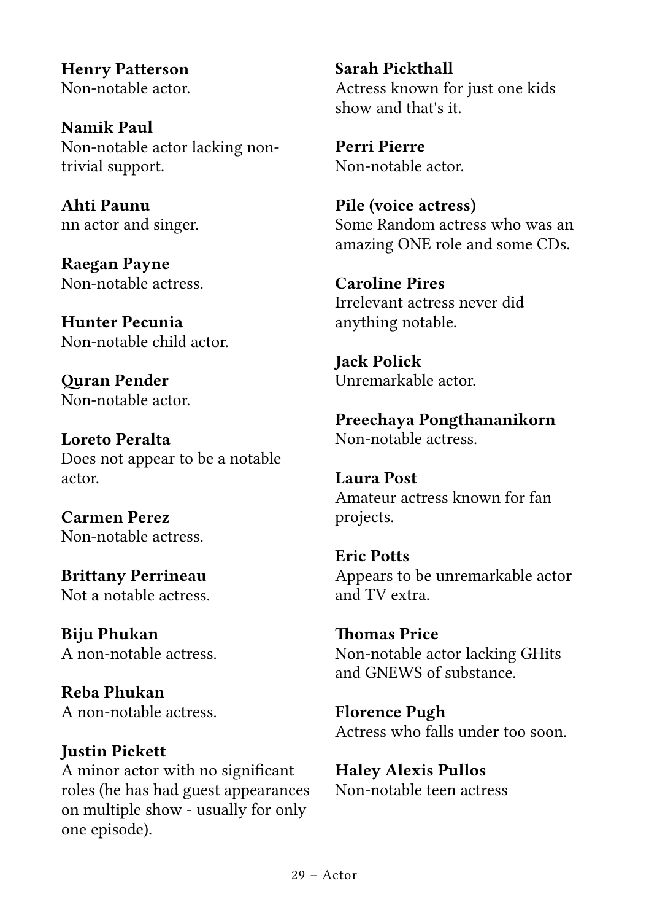**Henry Patterson**
Non-notable actor.

**Namik Paul**
Non-notable actor lacking non-trivial support.

**Ahti Paunu**
nn actor and singer.

**Raegan Payne**
Non-notable actress.

**Hunter Pecunia**
Non-notable child actor.

**Quran Pender**
Non-notable actor.

**Loreto Peralta**
Does not appear to be a notable actor.

**Carmen Perez**
Non-notable actress.

**Brittany Perrineau**
Not a notable actress.

**Biju Phukan**
A non-notable actress.

**Reba Phukan**
A non-notable actress.

**Justin Pickett**
A minor actor with no significant roles (he has had guest appearances on multiple show - usually for only one episode).

**Sarah Pickthall**
Actress known for just one kids show and that's it.

**Perri Pierre**
Non-notable actor.

**Pile (voice actress)**
Some Random actress who was an amazing ONE role and some CDs.

**Caroline Pires**
Irrelevant actress never did anything notable.

**Jack Polick**
Unremarkable actor.

**Preechaya Pongthananikorn**
Non-notable actress.

**Laura Post**
Amateur actress known for fan projects.

**Eric Potts**
Appears to be unremarkable actor and TV extra.

**Thomas Price**
Non-notable actor lacking GHits and GNEWS of substance.

**Florence Pugh**
Actress who falls under too soon.

**Haley Alexis Pullos**
Non-notable teen actress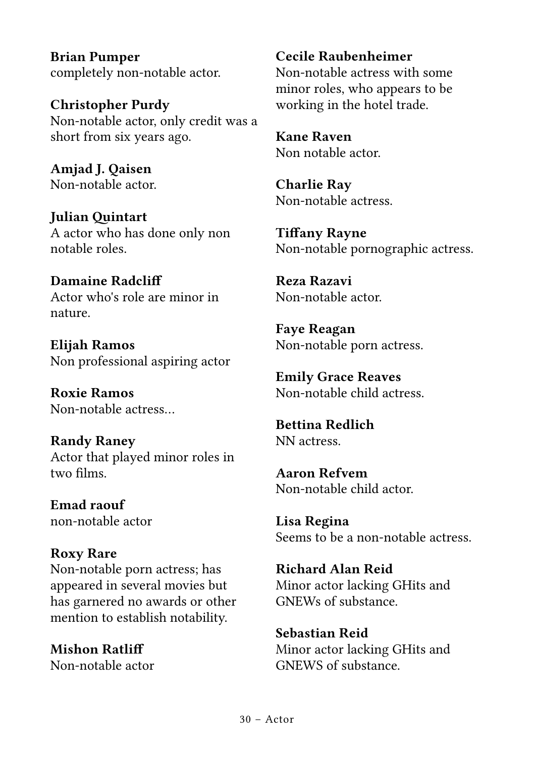**Brian Pumper**
completely non-notable actor.

**Christopher Purdy**
Non-notable actor, only credit was a short from six years ago.

**Amjad J. Qaisen**
Non-notable actor.

**Julian Quintart**
A actor who has done only non notable roles.

**Damaine Radcliff**
Actor who's role are minor in nature.

**Elijah Ramos**
Non professional aspiring actor

**Roxie Ramos**
Non-notable actress...

**Randy Raney**
Actor that played minor roles in two films.

**Emad raouf**
non-notable actor

**Roxy Rare**
Non-notable porn actress; has appeared in several movies but has garnered no awards or other mention to establish notability.

**Mishon Ratliff**
Non-notable actor

**Cecile Raubenheimer**
Non-notable actress with some minor roles, who appears to be working in the hotel trade.

**Kane Raven**
Non notable actor.

**Charlie Ray**
Non-notable actress.

**Tiffany Rayne**
Non-notable pornographic actress.

**Reza Razavi**
Non-notable actor.

**Faye Reagan**
Non-notable porn actress.

**Emily Grace Reaves**
Non-notable child actress.

**Bettina Redlich**
NN actress.

**Aaron Refvem**
Non-notable child actor.

**Lisa Regina**
Seems to be a non-notable actress.

**Richard Alan Reid**
Minor actor lacking GHits and GNEWs of substance.

**Sebastian Reid**
Minor actor lacking GHits and GNEWS of substance.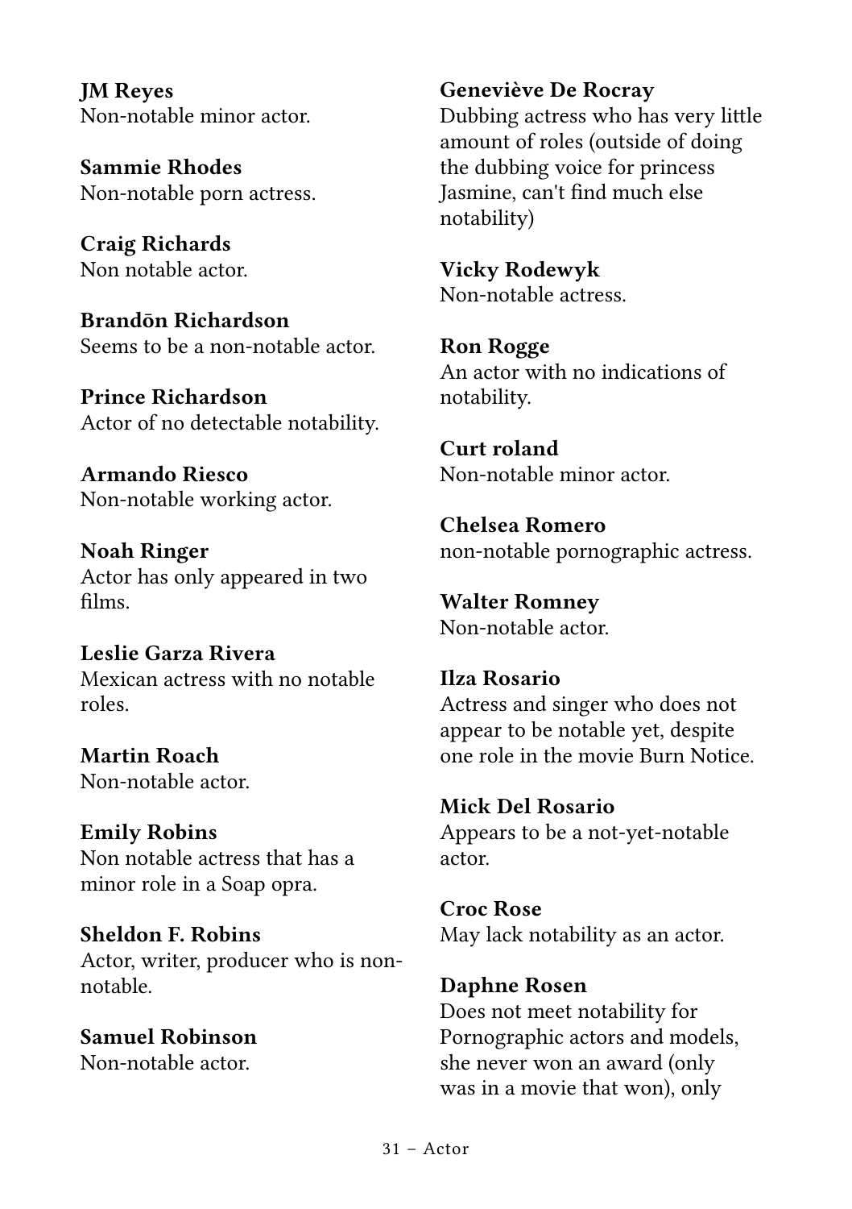**JM Reyes**
Non-notable minor actor.

**Sammie Rhodes**
Non-notable porn actress.

**Craig Richards**
Non notable actor.

**Brandōn Richardson**
Seems to be a non-notable actor.

**Prince Richardson**
Actor of no detectable notability.

**Armando Riesco**
Non-notable working actor.

**Noah Ringer**
Actor has only appeared in two films.

**Leslie Garza Rivera**
Mexican actress with no notable roles.

**Martin Roach**
Non-notable actor.

**Emily Robins**
Non notable actress that has a minor role in a Soap opra.

**Sheldon F. Robins**
Actor, writer, producer who is non-notable.

**Samuel Robinson**
Non-notable actor.

**Geneviève De Rocray**
Dubbing actress who has very little amount of roles (outside of doing the dubbing voice for princess Jasmine, can't find much else notability)

**Vicky Rodewyk**
Non-notable actress.

**Ron Rogge**
An actor with no indications of notability.

**Curt roland**
Non-notable minor actor.

**Chelsea Romero**
non-notable pornographic actress.

**Walter Romney**
Non-notable actor.

**Ilza Rosario**
Actress and singer who does not appear to be notable yet, despite one role in the movie Burn Notice.

**Mick Del Rosario**
Appears to be a not-yet-notable actor.

**Croc Rose**
May lack notability as an actor.

**Daphne Rosen**
Does not meet notability for Pornographic actors and models, she never won an award (only was in a movie that won), only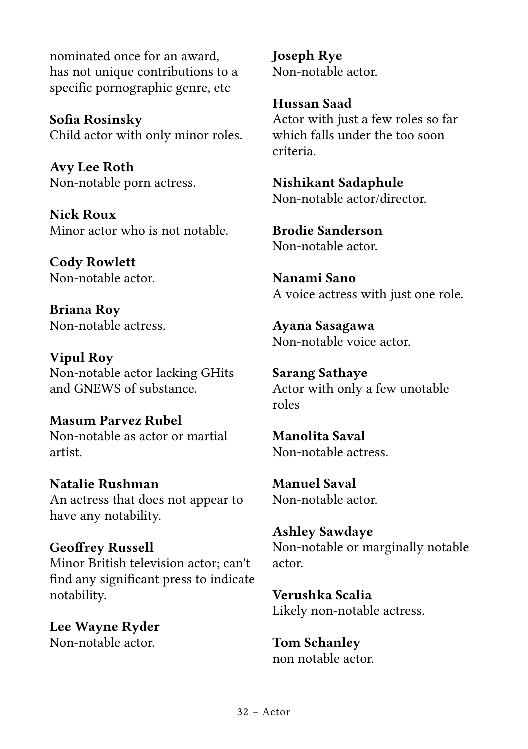nominated once for an award, has not unique contributions to a specific pornographic genre, etc

**Sofia Rosinsky**
Child actor with only minor roles.

**Avy Lee Roth**
Non-notable porn actress.

**Nick Roux**
Minor actor who is not notable.

**Cody Rowlett**
Non-notable actor.

**Briana Roy**
Non-notable actress.

**Vipul Roy**
Non-notable actor lacking GHits and GNEWS of substance.

**Masum Parvez Rubel**
Non-notable as actor or martial artist.

**Natalie Rushman**
An actress that does not appear to have any notability.

**Geoffrey Russell**
Minor British television actor; can't find any significant press to indicate notability.

**Lee Wayne Ryder**
Non-notable actor.

**Joseph Rye**
Non-notable actor.

**Hussan Saad**
Actor with just a few roles so far which falls under the too soon criteria.

**Nishikant Sadaphule**
Non-notable actor/director.

**Brodie Sanderson**
Non-notable actor.

**Nanami Sano**
A voice actress with just one role.

**Ayana Sasagawa**
Non-notable voice actor.

**Sarang Sathaye**
Actor with only a few unotable roles

**Manolita Saval**
Non-notable actress.

**Manuel Saval**
Non-notable actor.

**Ashley Sawdaye**
Non-notable or marginally notable actor.

**Verushka Scalia**
Likely non-notable actress.

**Tom Schanley**
non notable actor.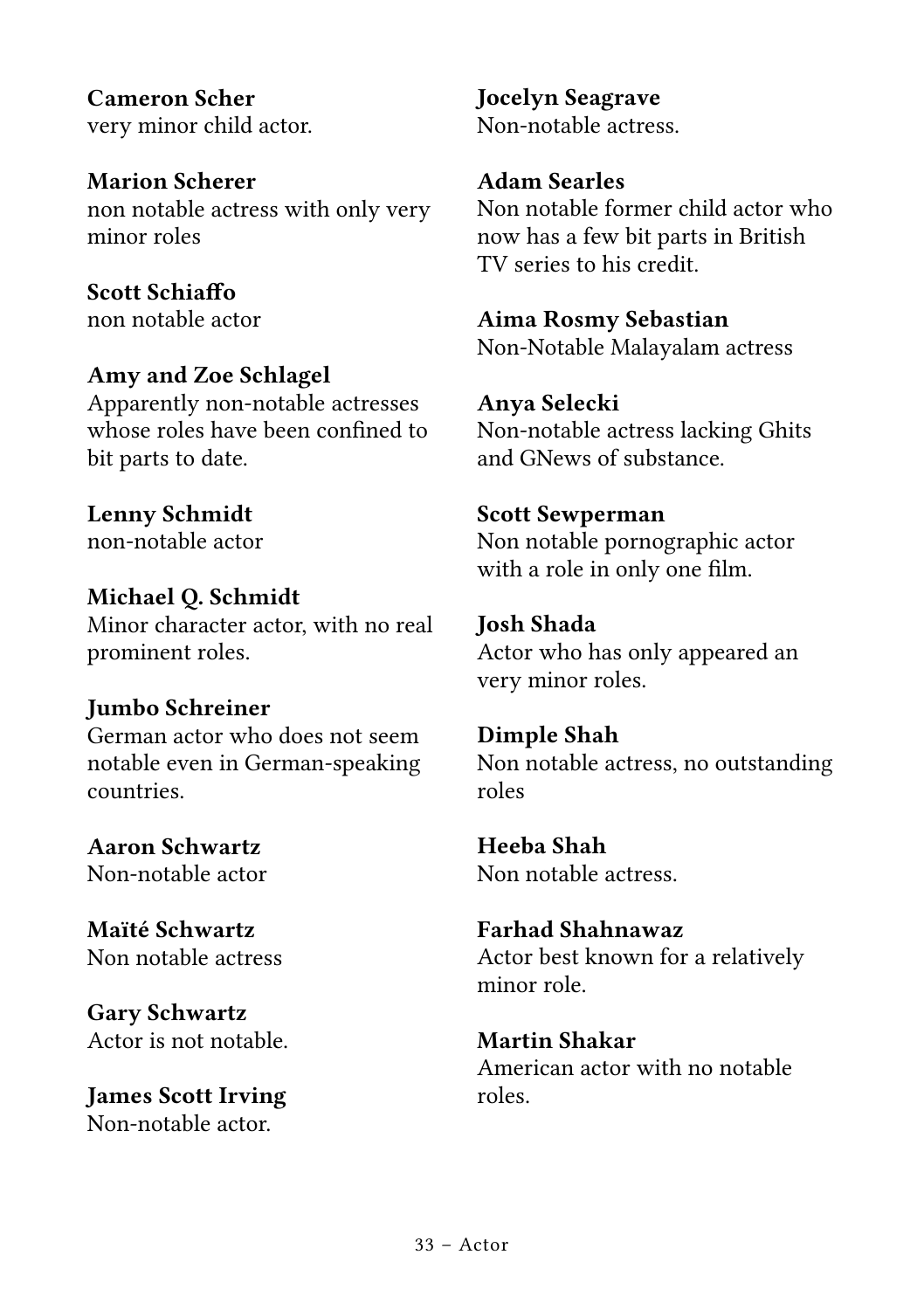**Cameron Scher**
very minor child actor.

**Marion Scherer**
non notable actress with only very minor roles

**Scott Schiaffo**
non notable actor

**Amy and Zoe Schlagel**
Apparently non-notable actresses whose roles have been confined to bit parts to date.

**Lenny Schmidt**
non-notable actor

**Michael Q. Schmidt**
Minor character actor, with no real prominent roles.

**Jumbo Schreiner**
German actor who does not seem notable even in German-speaking countries.

**Aaron Schwartz**
Non-notable actor

**Maïté Schwartz**
Non notable actress

**Gary Schwartz**
Actor is not notable.

**James Scott Irving**
Non-notable actor.

**Jocelyn Seagrave**
Non-notable actress.

**Adam Searles**
Non notable former child actor who now has a few bit parts in British TV series to his credit.

**Aima Rosmy Sebastian**
Non-Notable Malayalam actress

**Anya Selecki**
Non-notable actress lacking Ghits and GNews of substance.

**Scott Sewperman**
Non notable pornographic actor with a role in only one film.

**Josh Shada**
Actor who has only appeared an very minor roles.

**Dimple Shah**
Non notable actress, no outstanding roles

**Heeba Shah**
Non notable actress.

**Farhad Shahnawaz**
Actor best known for a relatively minor role.

**Martin Shakar**
American actor with no notable roles.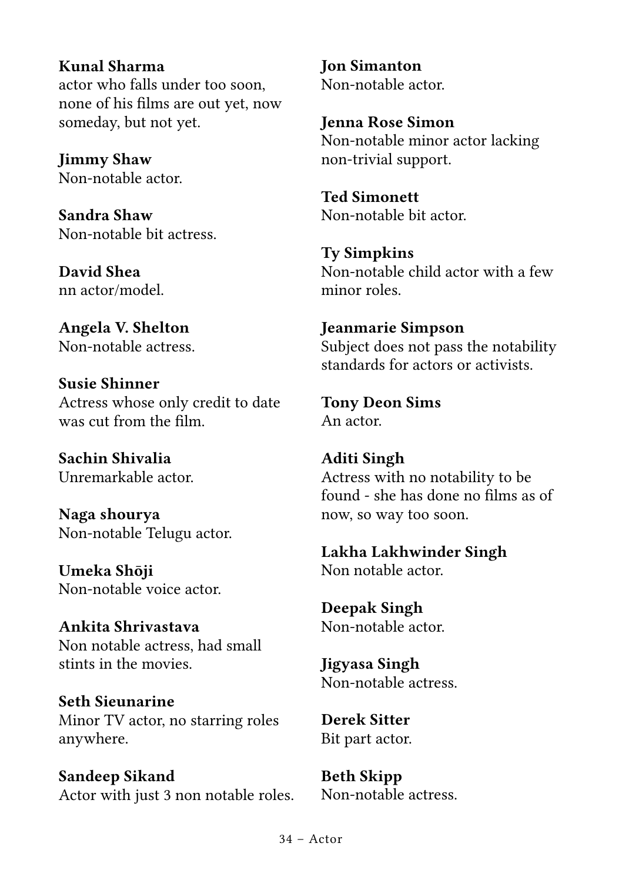**Kunal Sharma**
actor who falls under too soon, none of his films are out yet, now someday, but not yet.

**Jimmy Shaw**
Non-notable actor.

**Sandra Shaw**
Non-notable bit actress.

**David Shea**
nn actor/model.

**Angela V. Shelton**
Non-notable actress.

**Susie Shinner**
Actress whose only credit to date was cut from the film.

**Sachin Shivalia**
Unremarkable actor.

**Naga shourya**
Non-notable Telugu actor.

**Umeka Shōji**
Non-notable voice actor.

**Ankita Shrivastava**
Non notable actress, had small stints in the movies.

**Seth Sieunarine**
Minor TV actor, no starring roles anywhere.

**Sandeep Sikand**
Actor with just 3 non notable roles.

**Jon Simanton**
Non-notable actor.

**Jenna Rose Simon**
Non-notable minor actor lacking non-trivial support.

**Ted Simonett**
Non-notable bit actor.

**Ty Simpkins**
Non-notable child actor with a few minor roles.

**Jeanmarie Simpson**
Subject does not pass the notability standards for actors or activists.

**Tony Deon Sims**
An actor.

**Aditi Singh**
Actress with no notability to be found - she has done no films as of now, so way too soon.

**Lakha Lakhwinder Singh**
Non notable actor.

**Deepak Singh**
Non-notable actor.

**Jigyasa Singh**
Non-notable actress.

**Derek Sitter**
Bit part actor.

**Beth Skipp**
Non-notable actress.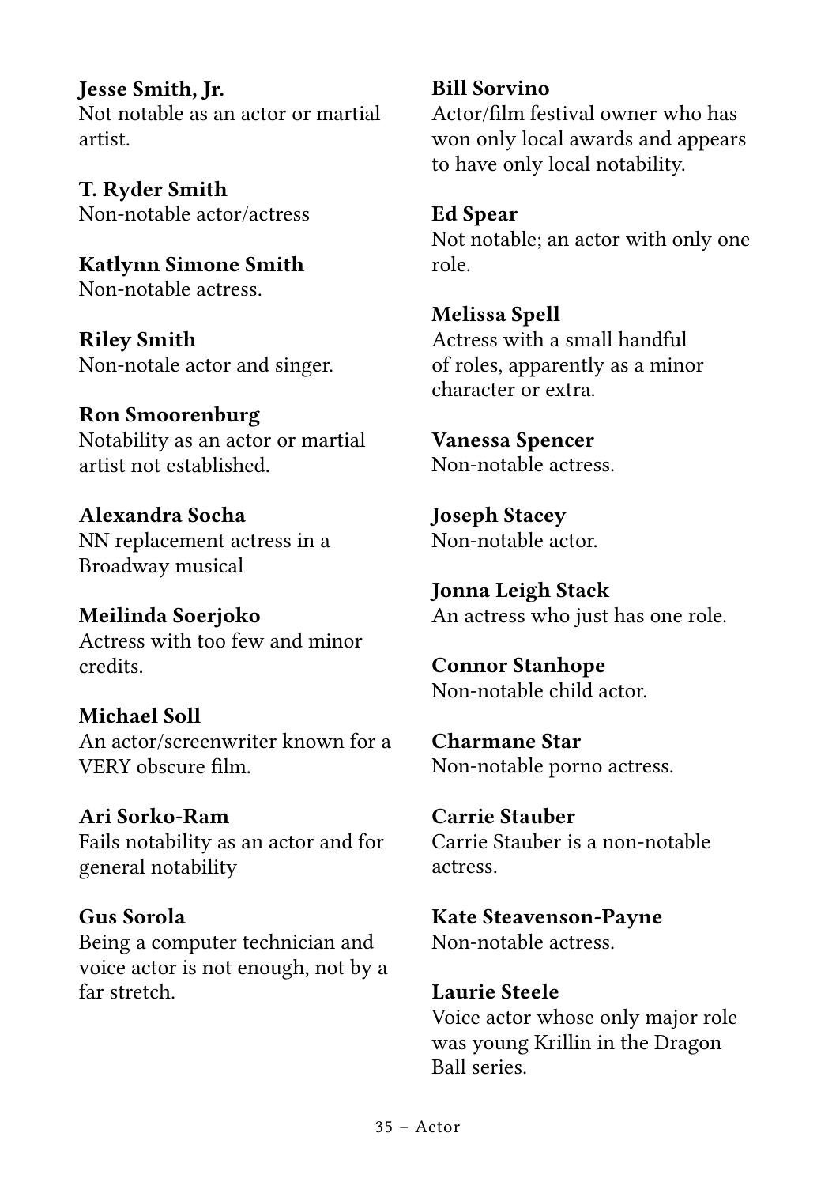**Jesse Smith, Jr.**
Not notable as an actor or martial artist.

**T. Ryder Smith**
Non-notable actor/actress

**Katlynn Simone Smith**
Non-notable actress.

**Riley Smith**
Non-notale actor and singer.

**Ron Smoorenburg**
Notability as an actor or martial artist not established.

**Alexandra Socha**
NN replacement actress in a Broadway musical

**Meilinda Soerjoko**
Actress with too few and minor credits.

**Michael Soll**
An actor/screenwriter known for a VERY obscure film.

**Ari Sorko-Ram**
Fails notability as an actor and for general notability

**Gus Sorola**
Being a computer technician and voice actor is not enough, not by a far stretch.

**Bill Sorvino**
Actor/film festival owner who has won only local awards and appears to have only local notability.

**Ed Spear**
Not notable; an actor with only one role.

**Melissa Spell**
Actress with a small handful of roles, apparently as a minor character or extra.

**Vanessa Spencer**
Non-notable actress.

**Joseph Stacey**
Non-notable actor.

**Jonna Leigh Stack**
An actress who just has one role.

**Connor Stanhope**
Non-notable child actor.

**Charmane Star**
Non-notable porno actress.

**Carrie Stauber**
Carrie Stauber is a non-notable actress.

**Kate Steavenson-Payne**
Non-notable actress.

**Laurie Steele**
Voice actor whose only major role was young Krillin in the Dragon Ball series.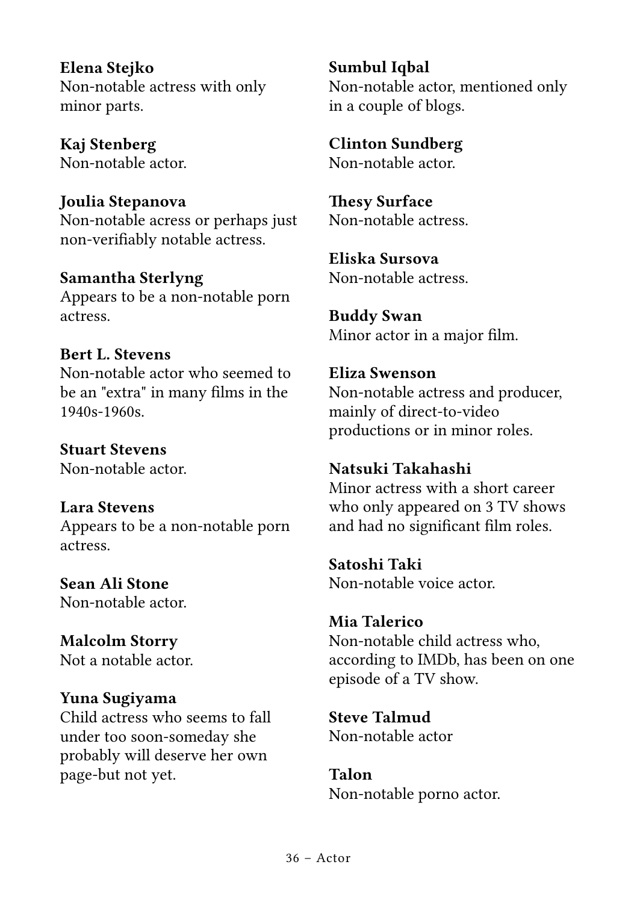**Elena Stejko**
Non-notable actress with only minor parts.

**Kaj Stenberg**
Non-notable actor.

**Joulia Stepanova**
Non-notable acress or perhaps just non-verifiably notable actress.

**Samantha Sterlyng**
Appears to be a non-notable porn actress.

**Bert L. Stevens**
Non-notable actor who seemed to be an "extra" in many films in the 1940s-1960s.

**Stuart Stevens**
Non-notable actor.

**Lara Stevens**
Appears to be a non-notable porn actress.

**Sean Ali Stone**
Non-notable actor.

**Malcolm Storry**
Not a notable actor.

**Yuna Sugiyama**
Child actress who seems to fall under too soon-someday she probably will deserve her own page-but not yet.

**Sumbul Iqbal**
Non-notable actor, mentioned only in a couple of blogs.

**Clinton Sundberg**
Non-notable actor.

**Thesy Surface**
Non-notable actress.

**Eliska Sursova**
Non-notable actress.

**Buddy Swan**
Minor actor in a major film.

**Eliza Swenson**
Non-notable actress and producer, mainly of direct-to-video productions or in minor roles.

**Natsuki Takahashi**
Minor actress with a short career who only appeared on 3 TV shows and had no significant film roles.

**Satoshi Taki**
Non-notable voice actor.

**Mia Talerico**
Non-notable child actress who, according to IMDb, has been on one episode of a TV show.

**Steve Talmud**
Non-notable actor

**Talon**
Non-notable porno actor.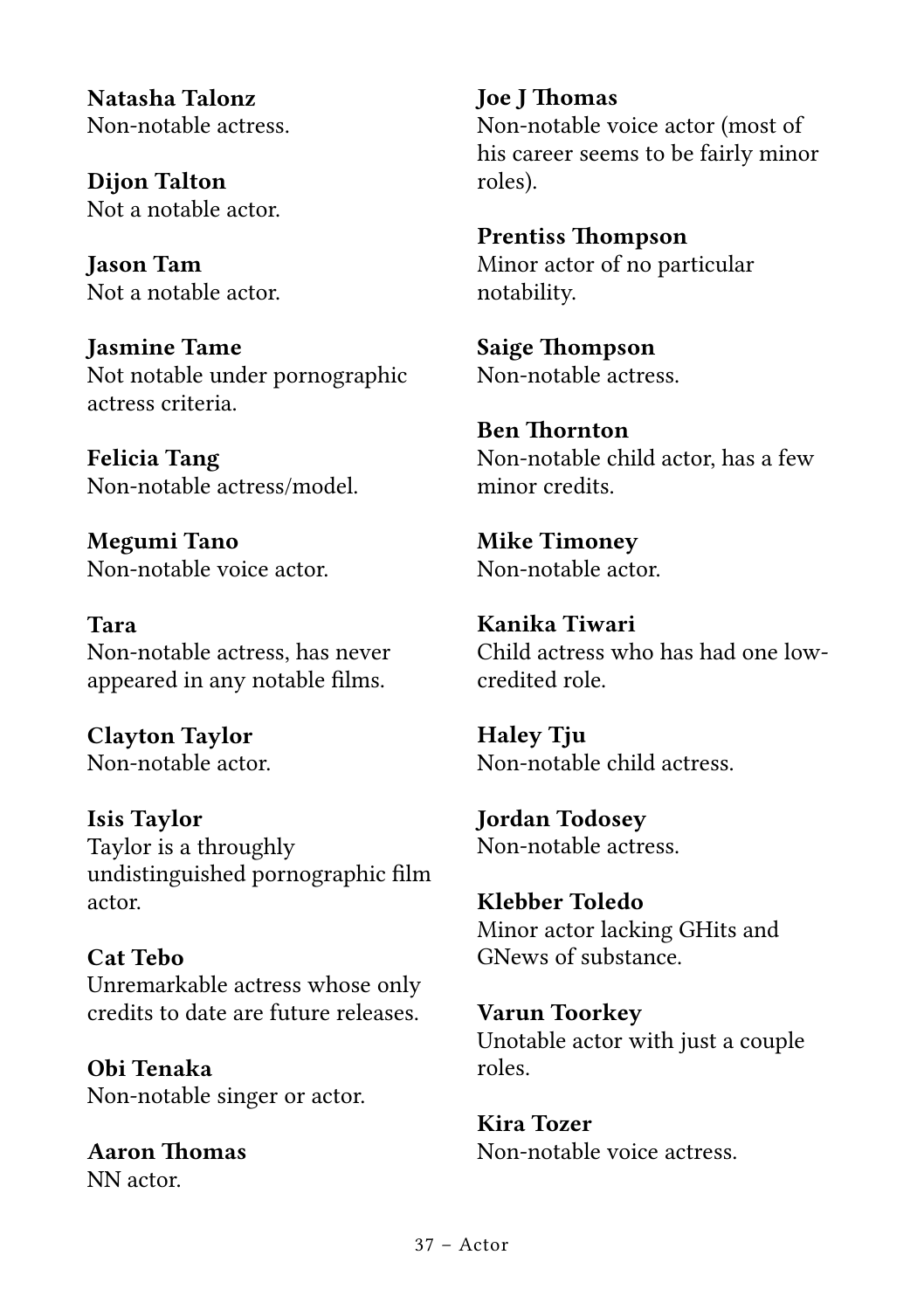**Natasha Talonz**
Non-notable actress.

**Dijon Talton**
Not a notable actor.

**Jason Tam**
Not a notable actor.

**Jasmine Tame**
Not notable under pornographic actress criteria.

**Felicia Tang**
Non-notable actress/model.

**Megumi Tano**
Non-notable voice actor.

**Tara**
Non-notable actress, has never appeared in any notable films.

**Clayton Taylor**
Non-notable actor.

**Isis Taylor**
Taylor is a throughly undistinguished pornographic film actor.

**Cat Tebo**
Unremarkable actress whose only credits to date are future releases.

**Obi Tenaka**
Non-notable singer or actor.

**Aaron Thomas**
NN actor.

**Joe J Thomas**
Non-notable voice actor (most of his career seems to be fairly minor roles).

**Prentiss Thompson**
Minor actor of no particular notability.

**Saige Thompson**
Non-notable actress.

**Ben Thornton**
Non-notable child actor, has a few minor credits.

**Mike Timoney**
Non-notable actor.

**Kanika Tiwari**
Child actress who has had one low-credited role.

**Haley Tju**
Non-notable child actress.

**Jordan Todosey**
Non-notable actress.

**Klebber Toledo**
Minor actor lacking GHits and GNews of substance.

**Varun Toorkey**
Unotable actor with just a couple roles.

**Kira Tozer**
Non-notable voice actress.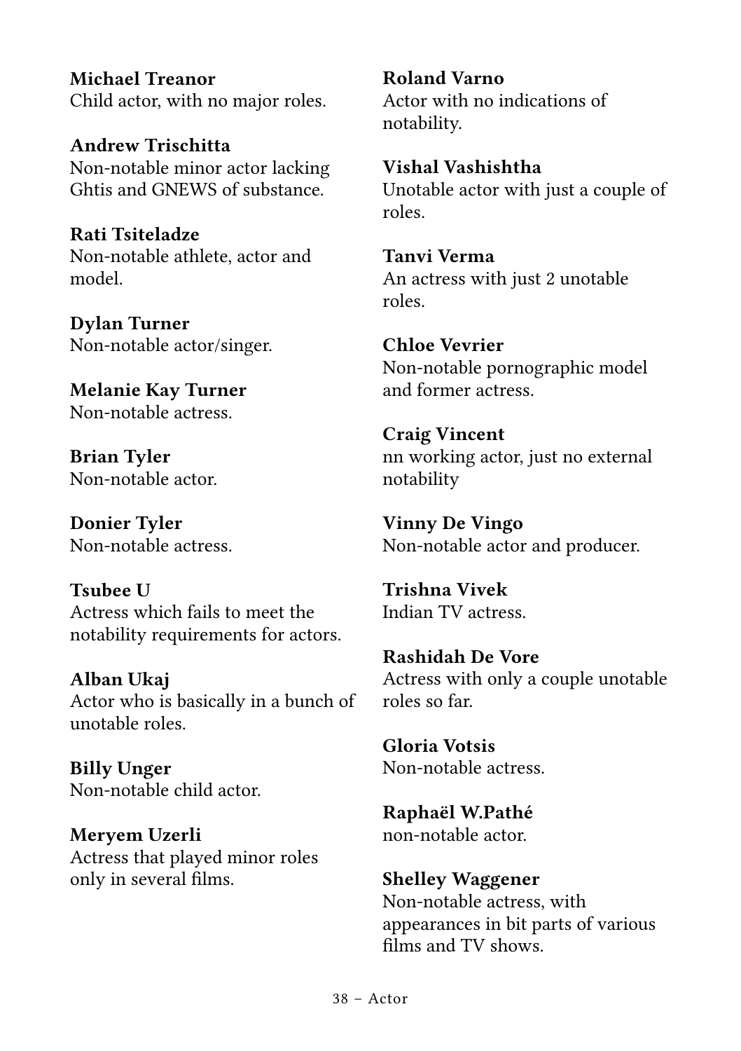**Michael Treanor**
Child actor, with no major roles.

**Andrew Trischitta**
Non-notable minor actor lacking Ghtis and GNEWS of substance.

**Rati Tsiteladze**
Non-notable athlete, actor and model.

**Dylan Turner**
Non-notable actor/singer.

**Melanie Kay Turner**
Non-notable actress.

**Brian Tyler**
Non-notable actor.

**Donier Tyler**
Non-notable actress.

**Tsubee U**
Actress which fails to meet the notability requirements for actors.

**Alban Ukaj**
Actor who is basically in a bunch of unotable roles.

**Billy Unger**
Non-notable child actor.

**Meryem Uzerli**
Actress that played minor roles only in several films.

**Roland Varno**
Actor with no indications of notability.

**Vishal Vashishtha**
Unotable actor with just a couple of roles.

**Tanvi Verma**
An actress with just 2 unotable roles.

**Chloe Vevrier**
Non-notable pornographic model and former actress.

**Craig Vincent**
nn working actor, just no external notability

**Vinny De Vingo**
Non-notable actor and producer.

**Trishna Vivek**
Indian TV actress.

**Rashidah De Vore**
Actress with only a couple unotable roles so far.

**Gloria Votsis**
Non-notable actress.

**Raphaël W.Pathé**
non-notable actor.

**Shelley Waggener**
Non-notable actress, with appearances in bit parts of various films and TV shows.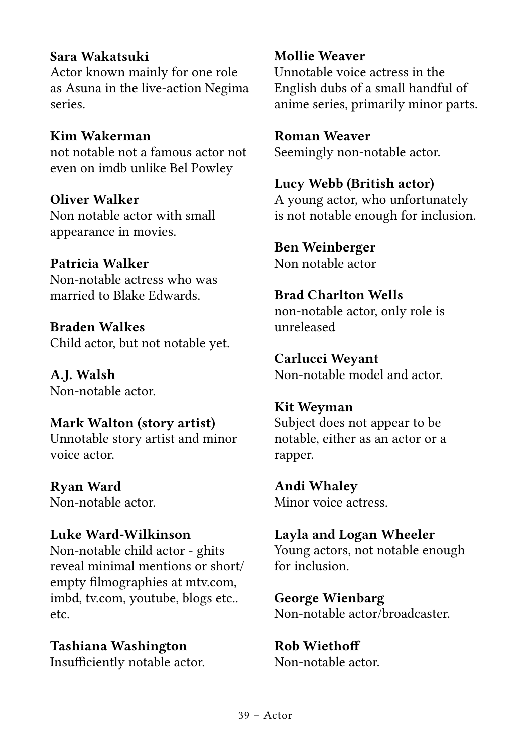**Sara Wakatsuki**
Actor known mainly for one role as Asuna in the live-action Negima series.

**Kim Wakerman**
not notable not a famous actor not even on imdb unlike Bel Powley

**Oliver Walker**
Non notable actor with small appearance in movies.

**Patricia Walker**
Non-notable actress who was married to Blake Edwards.

**Braden Walkes**
Child actor, but not notable yet.

**A.J. Walsh**
Non-notable actor.

**Mark Walton (story artist)**
Unnotable story artist and minor voice actor.

**Ryan Ward**
Non-notable actor.

**Luke Ward-Wilkinson**
Non-notable child actor - ghits reveal minimal mentions or short/empty filmographies at mtv.com, imbd, tv.com, youtube, blogs etc.. etc.

**Tashiana Washington**
Insufficiently notable actor.

**Mollie Weaver**
Unnotable voice actress in the English dubs of a small handful of anime series, primarily minor parts.

**Roman Weaver**
Seemingly non-notable actor.

**Lucy Webb (British actor)**
A young actor, who unfortunately is not notable enough for inclusion.

**Ben Weinberger**
Non notable actor

**Brad Charlton Wells**
non-notable actor, only role is unreleased

**Carlucci Weyant**
Non-notable model and actor.

**Kit Weyman**
Subject does not appear to be notable, either as an actor or a rapper.

**Andi Whaley**
Minor voice actress.

**Layla and Logan Wheeler**
Young actors, not notable enough for inclusion.

**George Wienbarg**
Non-notable actor/broadcaster.

**Rob Wiethoff**
Non-notable actor.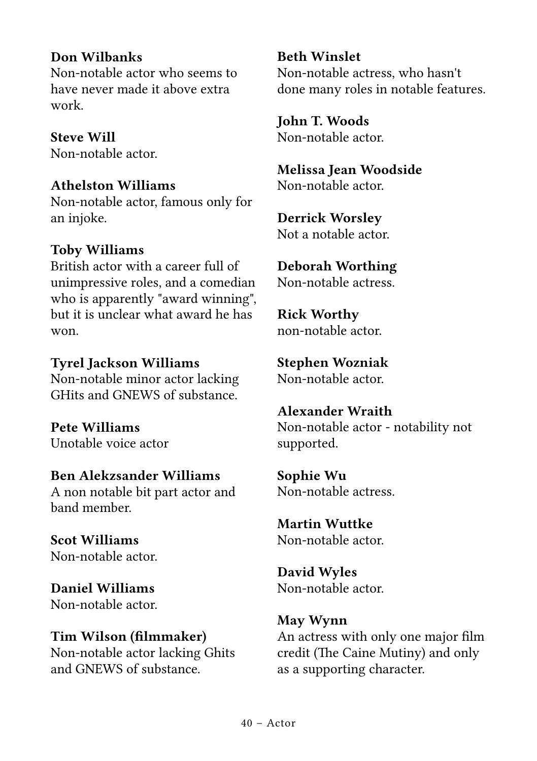**Don Wilbanks**
Non-notable actor who seems to have never made it above extra work.

**Steve Will**
Non-notable actor.

**Athelston Williams**
Non-notable actor, famous only for an injoke.

**Toby Williams**
British actor with a career full of unimpressive roles, and a comedian who is apparently "award winning", but it is unclear what award he has won.

**Tyrel Jackson Williams**
Non-notable minor actor lacking GHits and GNEWS of substance.

**Pete Williams**
Unotable voice actor

**Ben Alekzsander Williams**
A non notable bit part actor and band member.

**Scot Williams**
Non-notable actor.

**Daniel Williams**
Non-notable actor.

**Tim Wilson (filmmaker)**
Non-notable actor lacking Ghits and GNEWS of substance.

**Beth Winslet**
Non-notable actress, who hasn't done many roles in notable features.

**John T. Woods**
Non-notable actor.

**Melissa Jean Woodside**
Non-notable actor.

**Derrick Worsley**
Not a notable actor.

**Deborah Worthing**
Non-notable actress.

**Rick Worthy**
non-notable actor.

**Stephen Wozniak**
Non-notable actor.

**Alexander Wraith**
Non-notable actor - notability not supported.

**Sophie Wu**
Non-notable actress.

**Martin Wuttke**
Non-notable actor.

**David Wyles**
Non-notable actor.

**May Wynn**
An actress with only one major film credit (The Caine Mutiny) and only as a supporting character.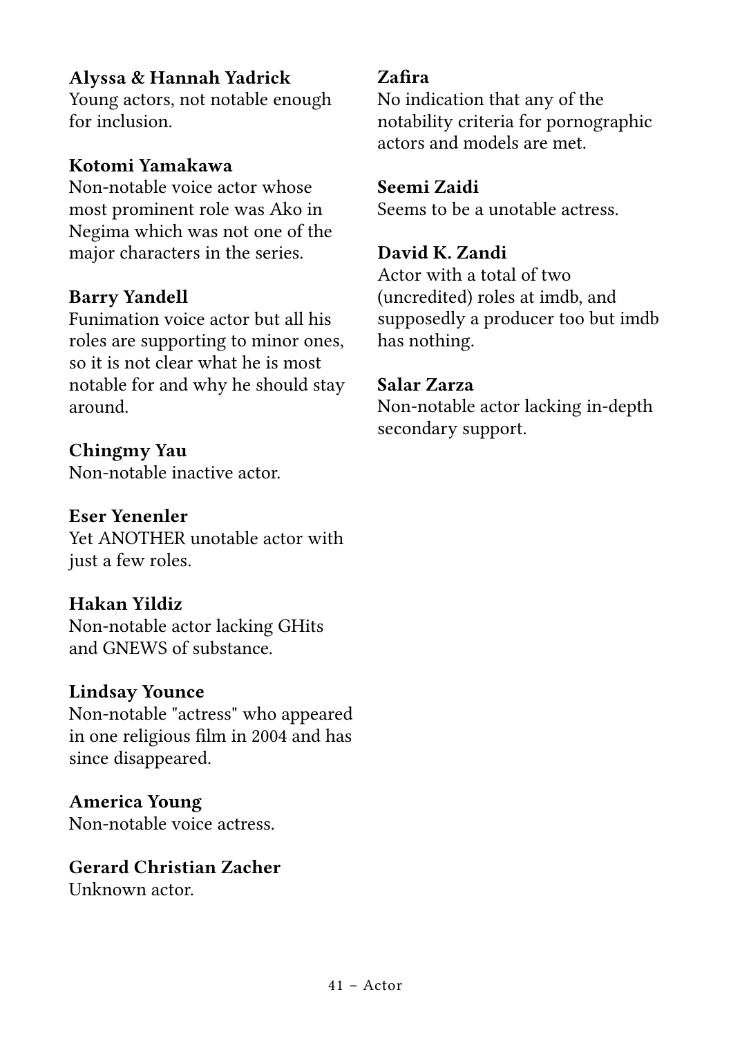**Alyssa & Hannah Yadrick**
Young actors, not notable enough for inclusion.

**Kotomi Yamakawa**
Non-notable voice actor whose most prominent role was Ako in Negima which was not one of the major characters in the series.

**Barry Yandell**
Funimation voice actor but all his roles are supporting to minor ones, so it is not clear what he is most notable for and why he should stay around.

**Chingmy Yau**
Non-notable inactive actor.

**Eser Yenenler**
Yet ANOTHER unotable actor with just a few roles.

**Hakan Yildiz**
Non-notable actor lacking GHits and GNEWS of substance.

**Lindsay Younce**
Non-notable "actress" who appeared in one religious film in 2004 and has since disappeared.

**America Young**
Non-notable voice actress.

**Gerard Christian Zacher**
Unknown actor.

**Zafira**
No indication that any of the notability criteria for pornographic actors and models are met.

**Seemi Zaidi**
Seems to be a unotable actress.

**David K. Zandi**
Actor with a total of two (uncredited) roles at imdb, and supposedly a producer too but imdb has nothing.

**Salar Zarza**
Non-notable actor lacking in-depth secondary support.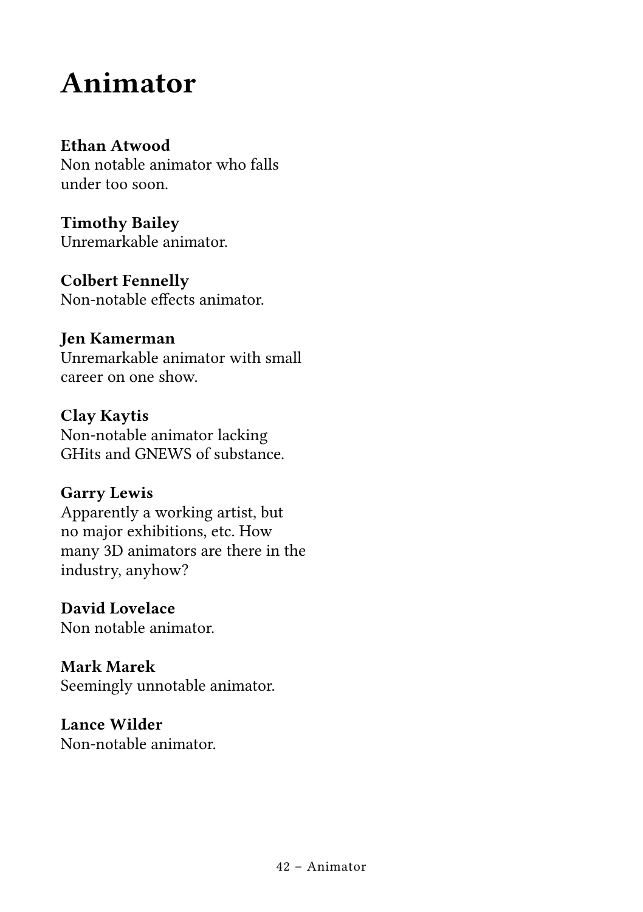# Animator

**Ethan Atwood**
Non notable animator who falls under too soon.

**Timothy Bailey**
Unremarkable animator.

**Colbert Fennelly**
Non-notable effects animator.

**Jen Kamerman**
Unremarkable animator with small career on one show.

**Clay Kaytis**
Non-notable animator lacking GHits and GNEWS of substance.

**Garry Lewis**
Apparently a working artist, but no major exhibitions, etc. How many 3D animators are there in the industry, anyhow?

**David Lovelace**
Non notable animator.

**Mark Marek**
Seemingly unnotable animator.

**Lance Wilder**
Non-notable animator.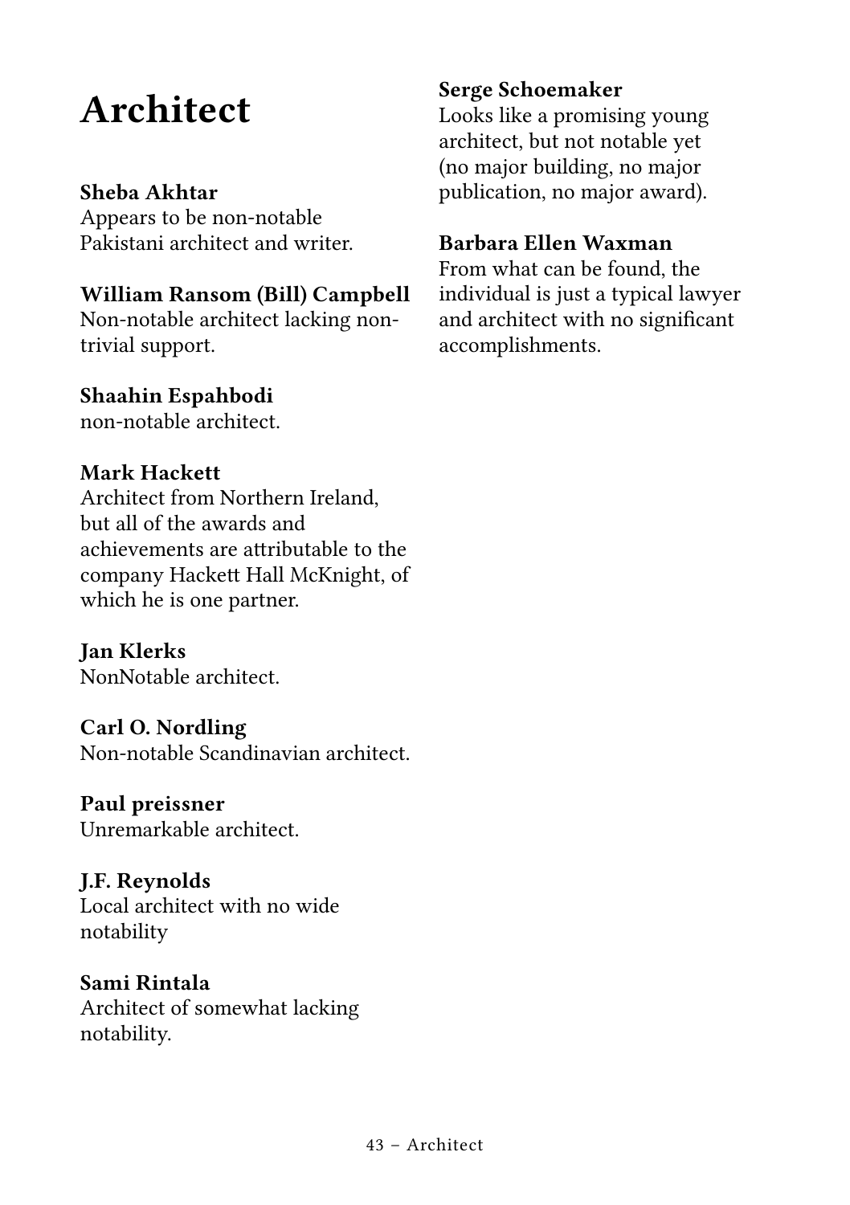# Architect

**Sheba Akhtar**
Appears to be non-notable Pakistani architect and writer.

**William Ransom (Bill) Campbell**
Non-notable architect lacking non-trivial support.

**Shaahin Espahbodi**
non-notable architect.

**Mark Hackett**
Architect from Northern Ireland, but all of the awards and achievements are attributable to the company Hackett Hall McKnight, of which he is one partner.

**Jan Klerks**
NonNotable architect.

**Carl O. Nordling**
Non-notable Scandinavian architect.

**Paul preissner**
Unremarkable architect.

**J.F. Reynolds**
Local architect with no wide notability

**Sami Rintala**
Architect of somewhat lacking notability.

**Serge Schoemaker**
Looks like a promising young architect, but not notable yet (no major building, no major publication, no major award).

**Barbara Ellen Waxman**
From what can be found, the individual is just a typical lawyer and architect with no significant accomplishments.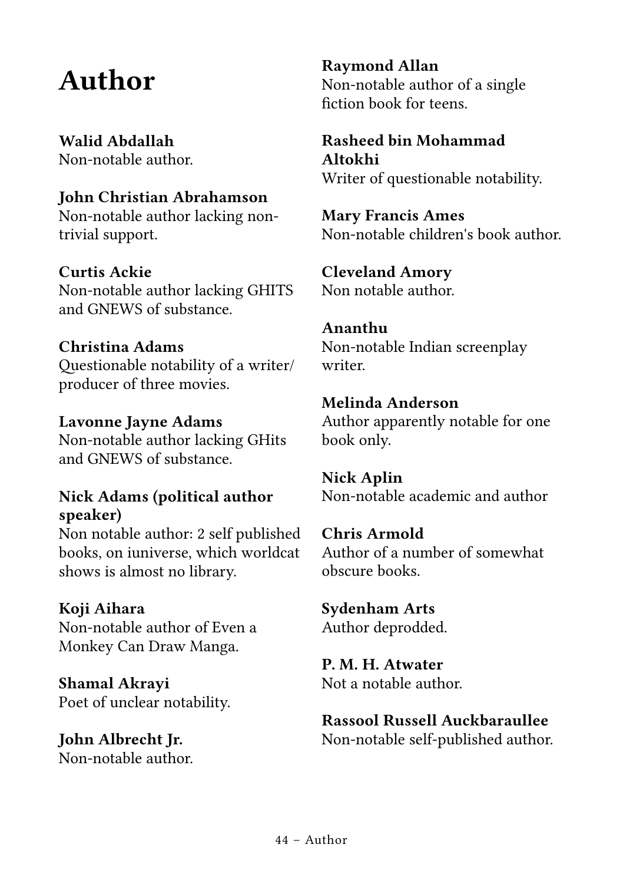# Author

**Walid Abdallah**
Non-notable author.

**John Christian Abrahamson**
Non-notable author lacking non-trivial support.

**Curtis Ackie**
Non-notable author lacking GHITS and GNEWS of substance.

**Christina Adams**
Questionable notability of a writer/producer of three movies.

**Lavonne Jayne Adams**
Non-notable author lacking GHits and GNEWS of substance.

**Nick Adams (political author speaker)**
Non notable author: 2 self published books, on iuniverse, which worldcat shows is almost no library.

**Koji Aihara**
Non-notable author of Even a Monkey Can Draw Manga.

**Shamal Akrayi**
Poet of unclear notability.

**John Albrecht Jr.**
Non-notable author.

**Raymond Allan**
Non-notable author of a single fiction book for teens.

**Rasheed bin Mohammad Altokhi**
Writer of questionable notability.

**Mary Francis Ames**
Non-notable children's book author.

**Cleveland Amory**
Non notable author.

**Ananthu**
Non-notable Indian screenplay writer.

**Melinda Anderson**
Author apparently notable for one book only.

**Nick Aplin**
Non-notable academic and author

**Chris Armold**
Author of a number of somewhat obscure books.

**Sydenham Arts**
Author deprodded.

**P. M. H. Atwater**
Not a notable author.

**Rassool Russell Auckbaraullee**
Non-notable self-published author.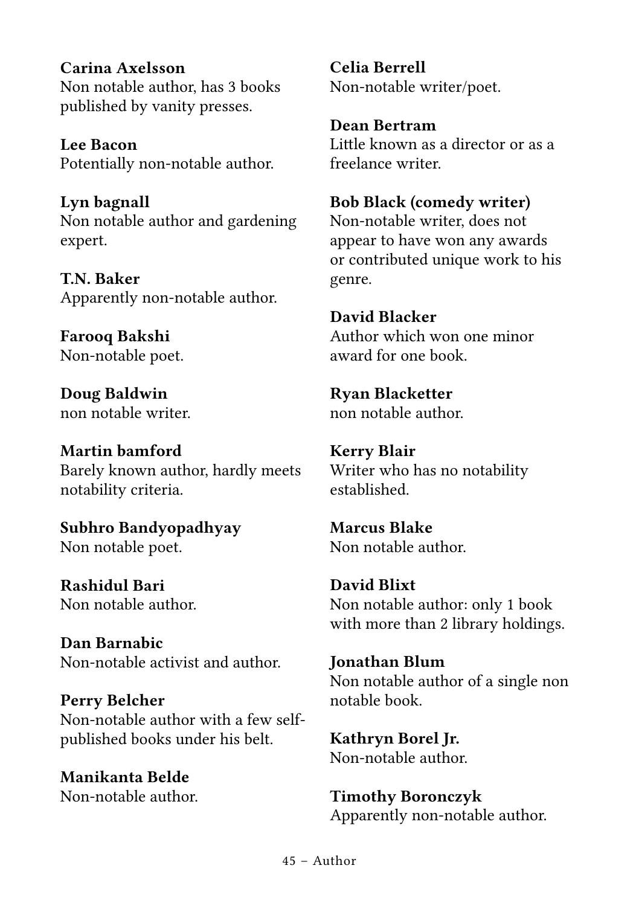**Carina Axelsson**
Non notable author, has 3 books published by vanity presses.

**Lee Bacon**
Potentially non-notable author.

**Lyn bagnall**
Non notable author and gardening expert.

**T.N. Baker**
Apparently non-notable author.

**Farooq Bakshi**
Non-notable poet.

**Doug Baldwin**
non notable writer.

**Martin bamford**
Barely known author, hardly meets notability criteria.

**Subhro Bandyopadhyay**
Non notable poet.

**Rashidul Bari**
Non notable author.

**Dan Barnabic**
Non-notable activist and author.

**Perry Belcher**
Non-notable author with a few self-published books under his belt.

**Manikanta Belde**
Non-notable author.

**Celia Berrell**
Non-notable writer/poet.

**Dean Bertram**
Little known as a director or as a freelance writer.

**Bob Black (comedy writer)**
Non-notable writer, does not appear to have won any awards or contributed unique work to his genre.

**David Blacker**
Author which won one minor award for one book.

**Ryan Blacketter**
non notable author.

**Kerry Blair**
Writer who has no notability established.

**Marcus Blake**
Non notable author.

**David Blixt**
Non notable author: only 1 book with more than 2 library holdings.

**Jonathan Blum**
Non notable author of a single non notable book.

**Kathryn Borel Jr.**
Non-notable author.

**Timothy Boronczyk**
Apparently non-notable author.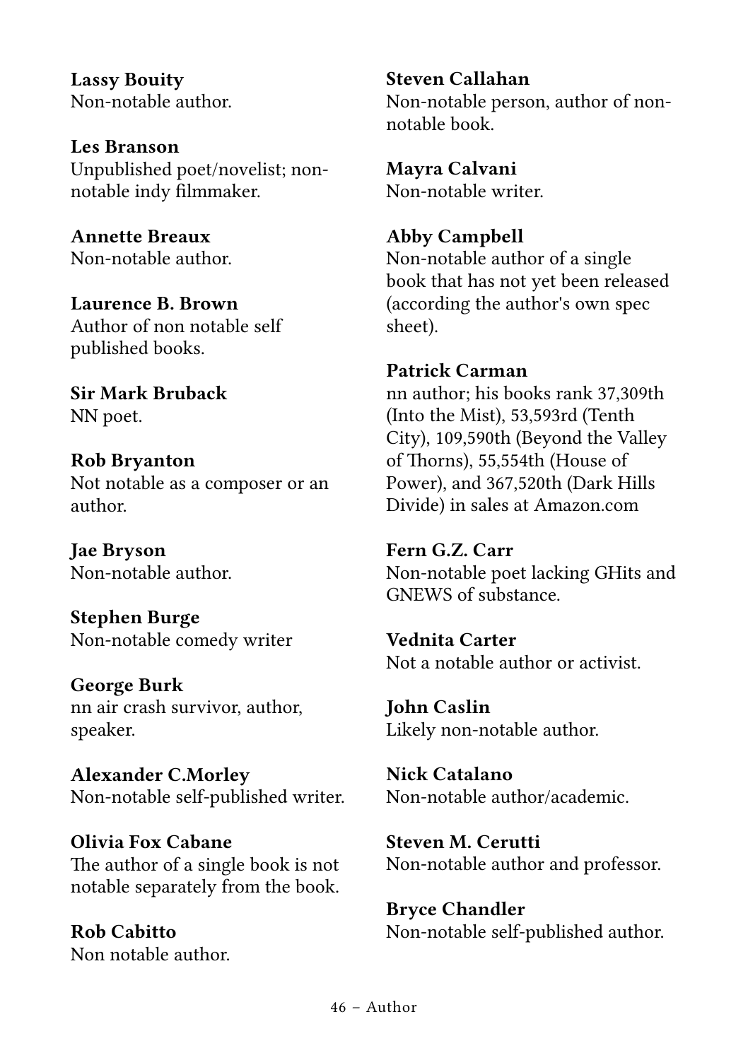**Lassy Bouity**
Non-notable author.

**Les Branson**
Unpublished poet/novelist; non-notable indy filmmaker.

**Annette Breaux**
Non-notable author.

**Laurence B. Brown**
Author of non notable self published books.

**Sir Mark Bruback**
NN poet.

**Rob Bryanton**
Not notable as a composer or an author.

**Jae Bryson**
Non-notable author.

**Stephen Burge**
Non-notable comedy writer

**George Burk**
nn air crash survivor, author, speaker.

**Alexander C.Morley**
Non-notable self-published writer.

**Olivia Fox Cabane**
The author of a single book is not notable separately from the book.

**Rob Cabitto**
Non notable author.

**Steven Callahan**
Non-notable person, author of non-notable book.

**Mayra Calvani**
Non-notable writer.

**Abby Campbell**
Non-notable author of a single book that has not yet been released (according the author's own spec sheet).

**Patrick Carman**
nn author; his books rank 37,309th (Into the Mist), 53,593rd (Tenth City), 109,590th (Beyond the Valley of Thorns), 55,554th (House of Power), and 367,520th (Dark Hills Divide) in sales at Amazon.com

**Fern G.Z. Carr**
Non-notable poet lacking GHits and GNEWS of substance.

**Vednita Carter**
Not a notable author or activist.

**John Caslin**
Likely non-notable author.

**Nick Catalano**
Non-notable author/academic.

**Steven M. Cerutti**
Non-notable author and professor.

**Bryce Chandler**
Non-notable self-published author.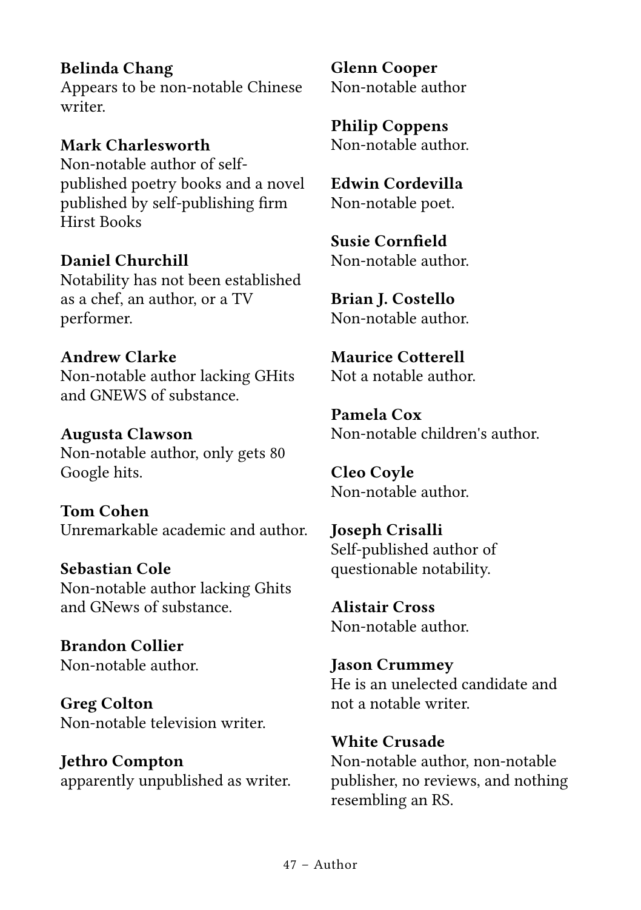**Belinda Chang**
Appears to be non-notable Chinese writer.

**Mark Charlesworth**
Non-notable author of self-published poetry books and a novel published by self-publishing firm Hirst Books

**Daniel Churchill**
Notability has not been established as a chef, an author, or a TV performer.

**Andrew Clarke**
Non-notable author lacking GHits and GNEWS of substance.

**Augusta Clawson**
Non-notable author, only gets 80 Google hits.

**Tom Cohen**
Unremarkable academic and author.

**Sebastian Cole**
Non-notable author lacking Ghits and GNews of substance.

**Brandon Collier**
Non-notable author.

**Greg Colton**
Non-notable television writer.

**Jethro Compton**
apparently unpublished as writer.

**Glenn Cooper**
Non-notable author

**Philip Coppens**
Non-notable author.

**Edwin Cordevilla**
Non-notable poet.

**Susie Cornfield**
Non-notable author.

**Brian J. Costello**
Non-notable author.

**Maurice Cotterell**
Not a notable author.

**Pamela Cox**
Non-notable children's author.

**Cleo Coyle**
Non-notable author.

**Joseph Crisalli**
Self-published author of questionable notability.

**Alistair Cross**
Non-notable author.

**Jason Crummey**
He is an unelected candidate and not a notable writer.

**White Crusade**
Non-notable author, non-notable publisher, no reviews, and nothing resembling an RS.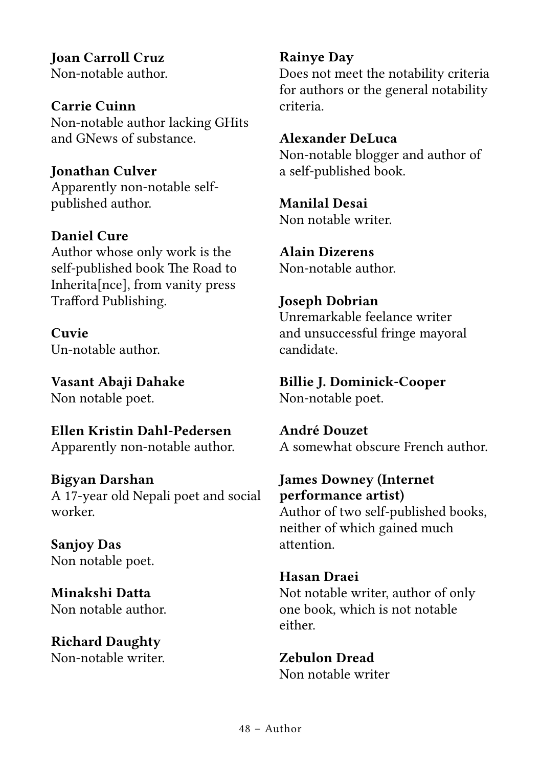**Joan Carroll Cruz**
Non-notable author.

**Carrie Cuinn**
Non-notable author lacking GHits and GNews of substance.

**Jonathan Culver**
Apparently non-notable self-published author.

**Daniel Cure**
Author whose only work is the self-published book The Road to Inherita[nce], from vanity press Trafford Publishing.

**Cuvie**
Un-notable author.

**Vasant Abaji Dahake**
Non notable poet.

**Ellen Kristin Dahl-Pedersen**
Apparently non-notable author.

**Bigyan Darshan**
A 17-year old Nepali poet and social worker.

**Sanjoy Das**
Non notable poet.

**Minakshi Datta**
Non notable author.

**Richard Daughty**
Non-notable writer.

**Rainye Day**
Does not meet the notability criteria for authors or the general notability criteria.

**Alexander DeLuca**
Non-notable blogger and author of a self-published book.

**Manilal Desai**
Non notable writer.

**Alain Dizerens**
Non-notable author.

**Joseph Dobrian**
Unremarkable feelance writer and unsuccessful fringe mayoral candidate.

**Billie J. Dominick-Cooper**
Non-notable poet.

**André Douzet**
A somewhat obscure French author.

**James Downey (Internet performance artist)**
Author of two self-published books, neither of which gained much attention.

**Hasan Draei**
Not notable writer, author of only one book, which is not notable either.

**Zebulon Dread**
Non notable writer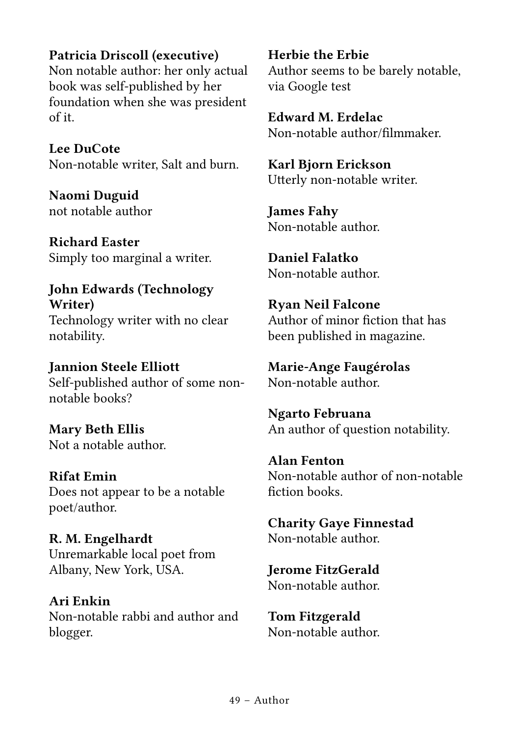**Patricia Driscoll (executive)**
Non notable author: her only actual book was self-published by her foundation when she was president of it.

**Lee DuCote**
Non-notable writer, Salt and burn.

**Naomi Duguid**
not notable author

**Richard Easter**
Simply too marginal a writer.

**John Edwards (Technology Writer)**
Technology writer with no clear notability.

**Jannion Steele Elliott**
Self-published author of some non-notable books?

**Mary Beth Ellis**
Not a notable author.

**Rifat Emin**
Does not appear to be a notable poet/author.

**R. M. Engelhardt**
Unremarkable local poet from Albany, New York, USA.

**Ari Enkin**
Non-notable rabbi and author and blogger.

**Herbie the Erbie**
Author seems to be barely notable, via Google test

**Edward M. Erdelac**
Non-notable author/filmmaker.

**Karl Bjorn Erickson**
Utterly non-notable writer.

**James Fahy**
Non-notable author.

**Daniel Falatko**
Non-notable author.

**Ryan Neil Falcone**
Author of minor fiction that has been published in magazine.

**Marie-Ange Faugérolas**
Non-notable author.

**Ngarto Februana**
An author of question notability.

**Alan Fenton**
Non-notable author of non-notable fiction books.

**Charity Gaye Finnestad**
Non-notable author.

**Jerome FitzGerald**
Non-notable author.

**Tom Fitzgerald**
Non-notable author.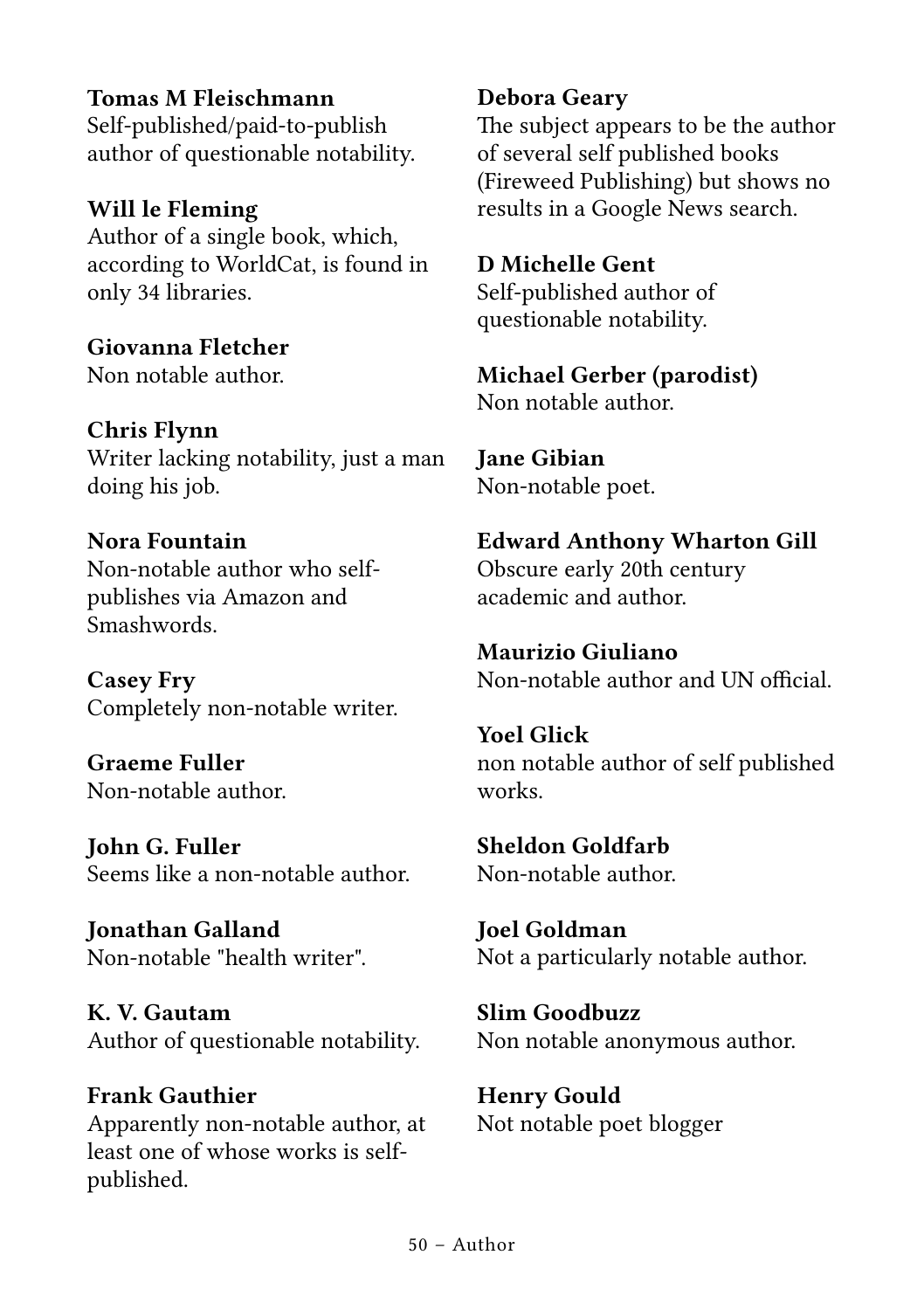**Tomas M Fleischmann**
Self-published/paid-to-publish author of questionable notability.

**Will le Fleming**
Author of a single book, which, according to WorldCat, is found in only 34 libraries.

**Giovanna Fletcher**
Non notable author.

**Chris Flynn**
Writer lacking notability, just a man doing his job.

**Nora Fountain**
Non-notable author who self-publishes via Amazon and Smashwords.

**Casey Fry**
Completely non-notable writer.

**Graeme Fuller**
Non-notable author.

**John G. Fuller**
Seems like a non-notable author.

**Jonathan Galland**
Non-notable "health writer".

**K. V. Gautam**
Author of questionable notability.

**Frank Gauthier**
Apparently non-notable author, at least one of whose works is self-published.

**Debora Geary**
The subject appears to be the author of several self published books (Fireweed Publishing) but shows no results in a Google News search.

**D Michelle Gent**
Self-published author of questionable notability.

**Michael Gerber (parodist)**
Non notable author.

**Jane Gibian**
Non-notable poet.

**Edward Anthony Wharton Gill**
Obscure early 20th century academic and author.

**Maurizio Giuliano**
Non-notable author and UN official.

**Yoel Glick**
non notable author of self published works.

**Sheldon Goldfarb**
Non-notable author.

**Joel Goldman**
Not a particularly notable author.

**Slim Goodbuzz**
Non notable anonymous author.

**Henry Gould**
Not notable poet blogger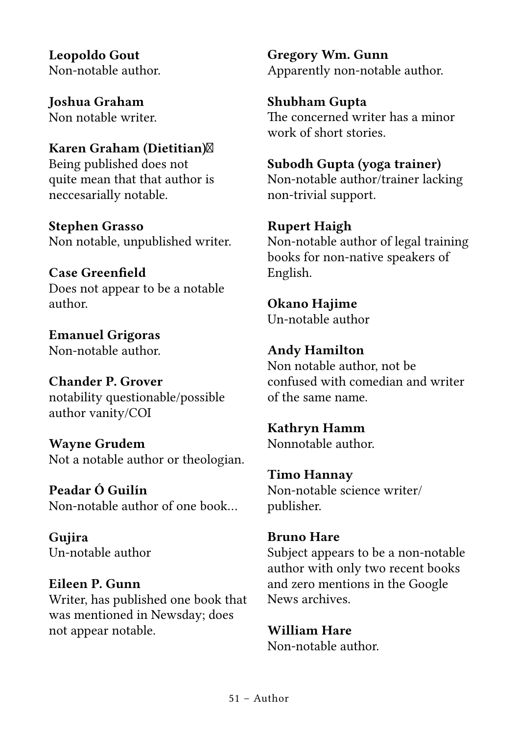**Leopoldo Gout**
Non-notable author.

**Joshua Graham**
Non notable writer.

**Karen Graham (Dietitian)**
Being published does not quite mean that that author is neccesarially notable.

**Stephen Grasso**
Non notable, unpublished writer.

**Case Greenfield**
Does not appear to be a notable author.

**Emanuel Grigoras**
Non-notable author.

**Chander P. Grover**
notability questionable/possible author vanity/COI

**Wayne Grudem**
Not a notable author or theologian.

**Peadar Ó Guilín**
Non-notable author of one book…

**Gujira**
Un-notable author

**Eileen P. Gunn**
Writer, has published one book that was mentioned in Newsday; does not appear notable.

**Gregory Wm. Gunn**
Apparently non-notable author.

**Shubham Gupta**
The concerned writer has a minor work of short stories.

**Subodh Gupta (yoga trainer)**
Non-notable author/trainer lacking non-trivial support.

**Rupert Haigh**
Non-notable author of legal training books for non-native speakers of English.

**Okano Hajime**
Un-notable author

**Andy Hamilton**
Non notable author, not be confused with comedian and writer of the same name.

**Kathryn Hamm**
Nonnotable author.

**Timo Hannay**
Non-notable science writer/publisher.

**Bruno Hare**
Subject appears to be a non-notable author with only two recent books and zero mentions in the Google News archives.

**William Hare**
Non-notable author.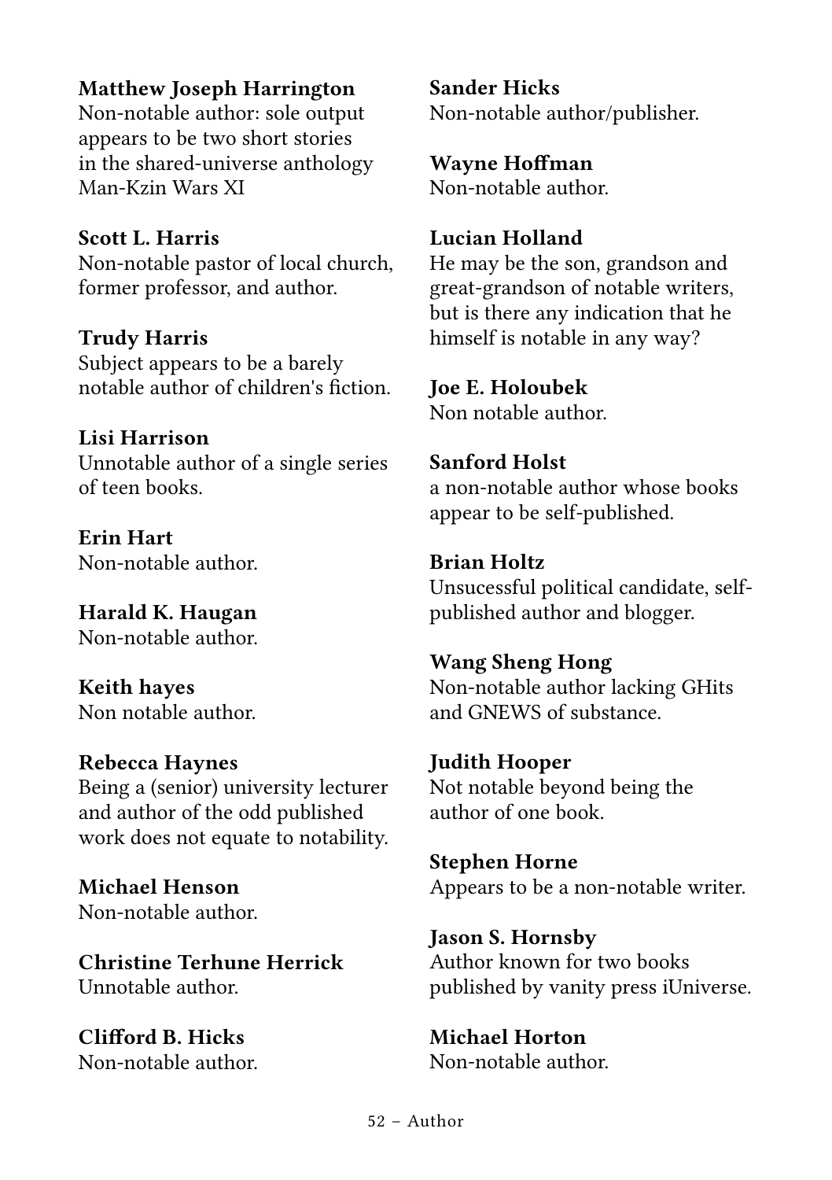**Matthew Joseph Harrington**
Non-notable author: sole output appears to be two short stories in the shared-universe anthology Man-Kzin Wars XI

**Scott L. Harris**
Non-notable pastor of local church, former professor, and author.

**Trudy Harris**
Subject appears to be a barely notable author of children's fiction.

**Lisi Harrison**
Unnotable author of a single series of teen books.

**Erin Hart**
Non-notable author.

**Harald K. Haugan**
Non-notable author.

**Keith hayes**
Non notable author.

**Rebecca Haynes**
Being a (senior) university lecturer and author of the odd published work does not equate to notability.

**Michael Henson**
Non-notable author.

**Christine Terhune Herrick**
Unnotable author.

**Clifford B. Hicks**
Non-notable author.

**Sander Hicks**
Non-notable author/publisher.

**Wayne Hoffman**
Non-notable author.

**Lucian Holland**
He may be the son, grandson and great-grandson of notable writers, but is there any indication that he himself is notable in any way?

**Joe E. Holoubek**
Non notable author.

**Sanford Holst**
a non-notable author whose books appear to be self-published.

**Brian Holtz**
Unsucessful political candidate, self-published author and blogger.

**Wang Sheng Hong**
Non-notable author lacking GHits and GNEWS of substance.

**Judith Hooper**
Not notable beyond being the author of one book.

**Stephen Horne**
Appears to be a non-notable writer.

**Jason S. Hornsby**
Author known for two books published by vanity press iUniverse.

**Michael Horton**
Non-notable author.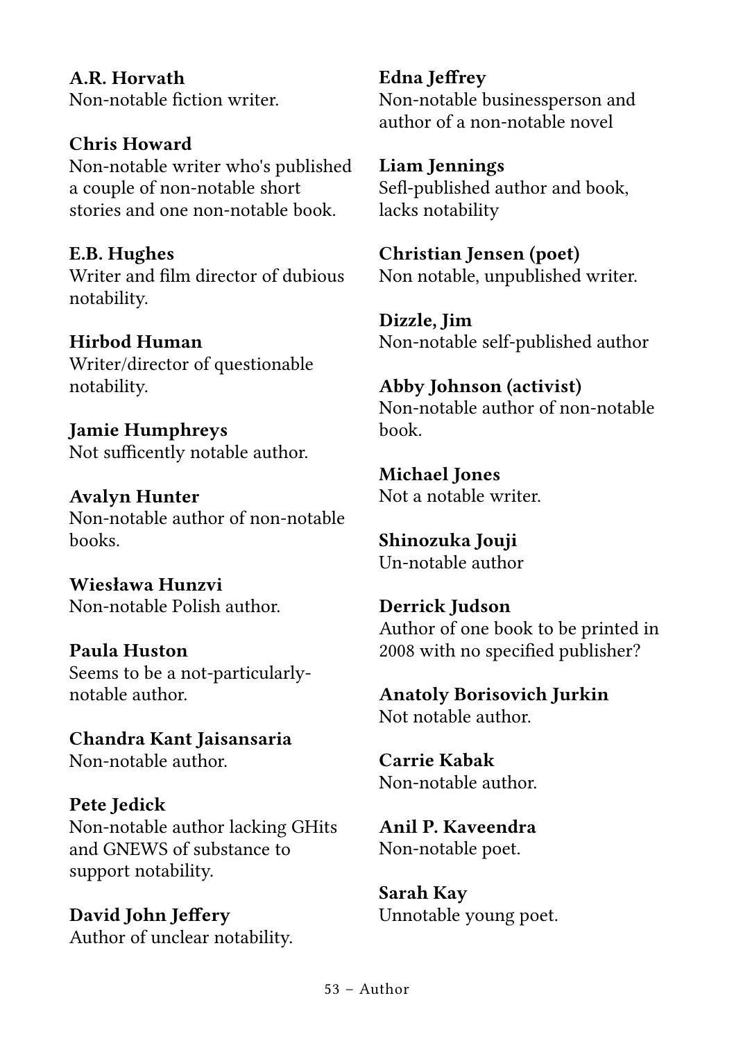**A.R. Horvath**
Non-notable fiction writer.

**Chris Howard**
Non-notable writer who's published a couple of non-notable short stories and one non-notable book.

**E.B. Hughes**
Writer and film director of dubious notability.

**Hirbod Human**
Writer/director of questionable notability.

**Jamie Humphreys**
Not sufficently notable author.

**Avalyn Hunter**
Non-notable author of non-notable books.

**Wiesława Hunzvi**
Non-notable Polish author.

**Paula Huston**
Seems to be a not-particularly-notable author.

**Chandra Kant Jaisansaria**
Non-notable author.

**Pete Jedick**
Non-notable author lacking GHits and GNEWS of substance to support notability.

**David John Jeffery**
Author of unclear notability.

**Edna Jeffrey**
Non-notable businessperson and author of a non-notable novel

**Liam Jennings**
Sefl-published author and book, lacks notability

**Christian Jensen (poet)**
Non notable, unpublished writer.

**Dizzle, Jim**
Non-notable self-published author

**Abby Johnson (activist)**
Non-notable author of non-notable book.

**Michael Jones**
Not a notable writer.

**Shinozuka Jouji**
Un-notable author

**Derrick Judson**
Author of one book to be printed in 2008 with no specified publisher?

**Anatoly Borisovich Jurkin**
Not notable author.

**Carrie Kabak**
Non-notable author.

**Anil P. Kaveendra**
Non-notable poet.

**Sarah Kay**
Unnotable young poet.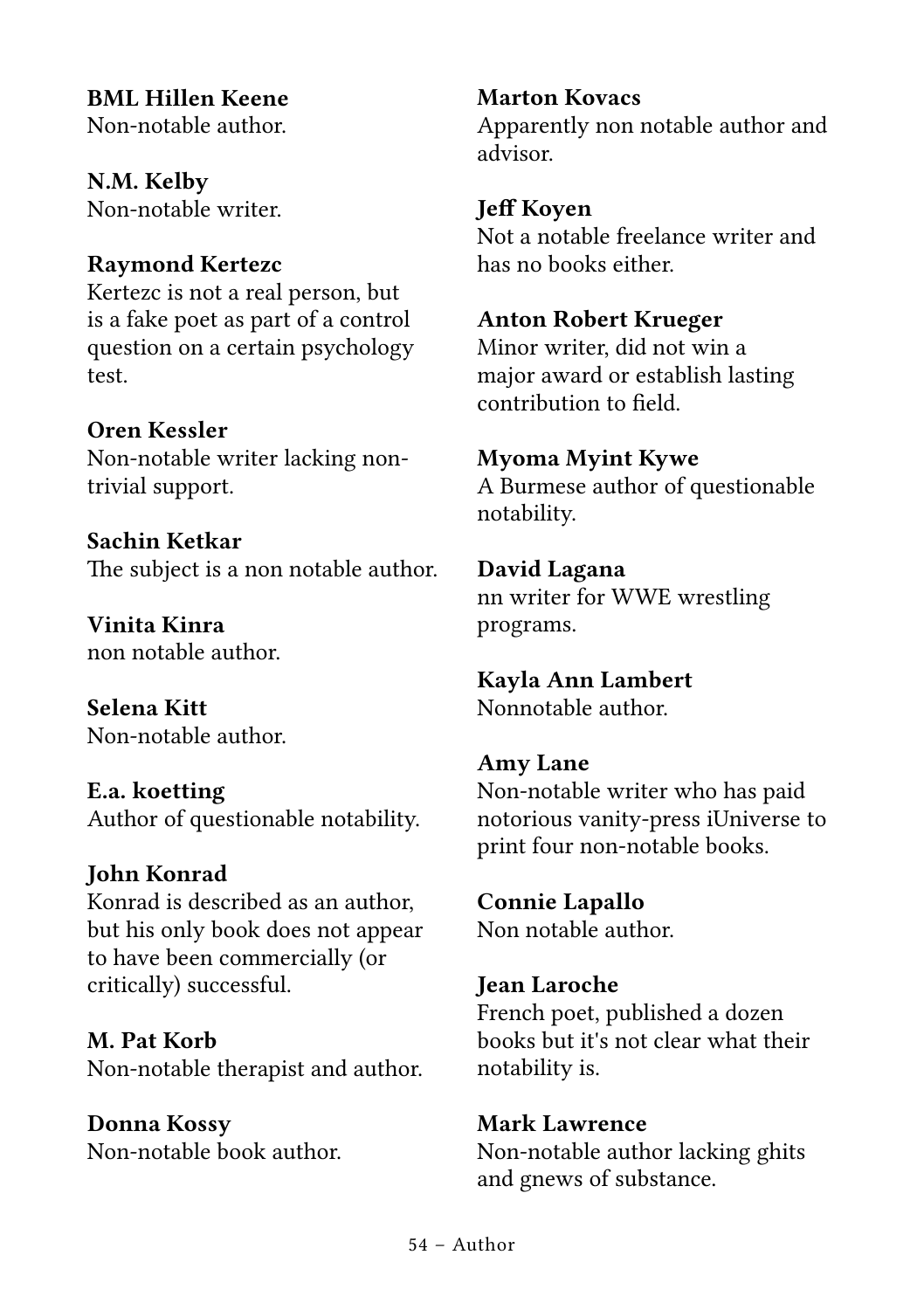**BML Hillen Keene**
Non-notable author.

**N.M. Kelby**
Non-notable writer.

**Raymond Kertezc**
Kertezc is not a real person, but is a fake poet as part of a control question on a certain psychology test.

**Oren Kessler**
Non-notable writer lacking non-trivial support.

**Sachin Ketkar**
The subject is a non notable author.

**Vinita Kinra**
non notable author.

**Selena Kitt**
Non-notable author.

**E.a. koetting**
Author of questionable notability.

**John Konrad**
Konrad is described as an author, but his only book does not appear to have been commercially (or critically) successful.

**M. Pat Korb**
Non-notable therapist and author.

**Donna Kossy**
Non-notable book author.

**Marton Kovacs**
Apparently non notable author and advisor.

**Jeff Koyen**
Not a notable freelance writer and has no books either.

**Anton Robert Krueger**
Minor writer, did not win a major award or establish lasting contribution to field.

**Myoma Myint Kywe**
A Burmese author of questionable notability.

**David Lagana**
nn writer for WWE wrestling programs.

**Kayla Ann Lambert**
Nonnotable author.

**Amy Lane**
Non-notable writer who has paid notorious vanity-press iUniverse to print four non-notable books.

**Connie Lapallo**
Non notable author.

**Jean Laroche**
French poet, published a dozen books but it's not clear what their notability is.

**Mark Lawrence**
Non-notable author lacking ghits and gnews of substance.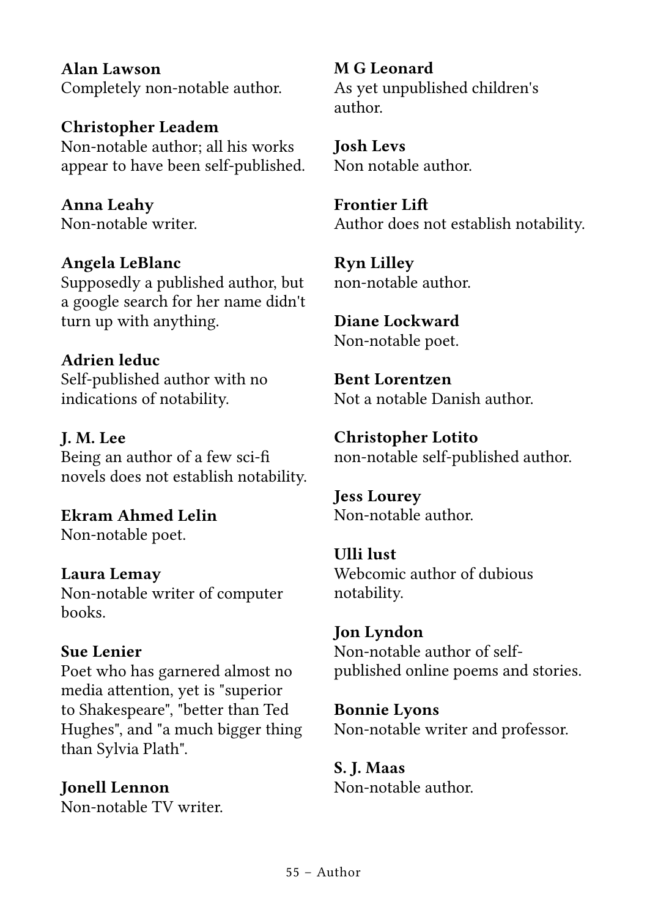**Alan Lawson**
Completely non-notable author.

**Christopher Leadem**
Non-notable author; all his works appear to have been self-published.

**Anna Leahy**
Non-notable writer.

**Angela LeBlanc**
Supposedly a published author, but a google search for her name didn't turn up with anything.

**Adrien leduc**
Self-published author with no indications of notability.

**J. M. Lee**
Being an author of a few sci-fi novels does not establish notability.

**Ekram Ahmed Lelin**
Non-notable poet.

**Laura Lemay**
Non-notable writer of computer books.

**Sue Lenier**
Poet who has garnered almost no media attention, yet is "superior to Shakespeare", "better than Ted Hughes", and "a much bigger thing than Sylvia Plath".

**Jonell Lennon**
Non-notable TV writer.

**M G Leonard**
As yet unpublished children's author.

**Josh Levs**
Non notable author.

**Frontier Lift**
Author does not establish notability.

**Ryn Lilley**
non-notable author.

**Diane Lockward**
Non-notable poet.

**Bent Lorentzen**
Not a notable Danish author.

**Christopher Lotito**
non-notable self-published author.

**Jess Lourey**
Non-notable author.

**Ulli lust**
Webcomic author of dubious notability.

**Jon Lyndon**
Non-notable author of self-published online poems and stories.

**Bonnie Lyons**
Non-notable writer and professor.

**S. J. Maas**
Non-notable author.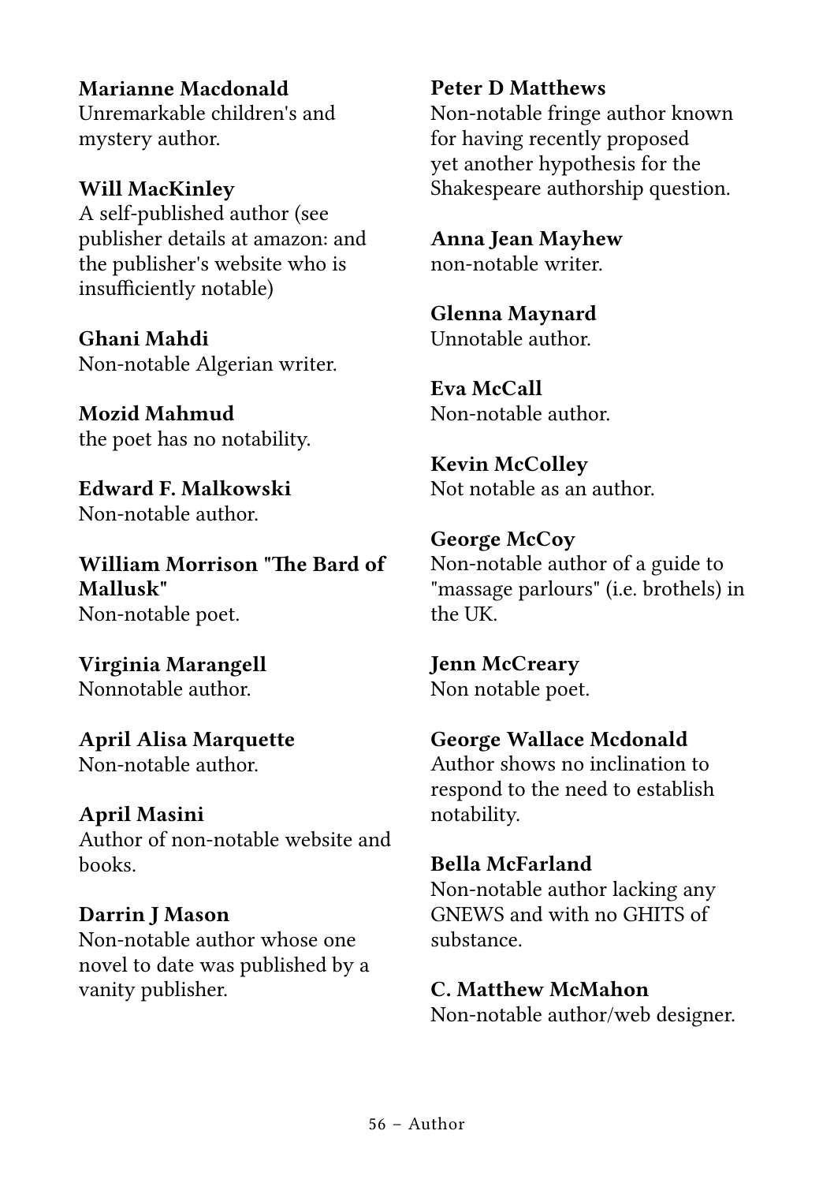**Marianne Macdonald**
Unremarkable children's and mystery author.

**Will MacKinley**
A self-published author (see publisher details at amazon: and the publisher's website who is insufficiently notable)

**Ghani Mahdi**
Non-notable Algerian writer.

**Mozid Mahmud**
the poet has no notability.

**Edward F. Malkowski**
Non-notable author.

**William Morrison "The Bard of Mallusk"**
Non-notable poet.

**Virginia Marangell**
Nonnotable author.

**April Alisa Marquette**
Non-notable author.

**April Masini**
Author of non-notable website and books.

**Darrin J Mason**
Non-notable author whose one novel to date was published by a vanity publisher.

**Peter D Matthews**
Non-notable fringe author known for having recently proposed yet another hypothesis for the Shakespeare authorship question.

**Anna Jean Mayhew**
non-notable writer.

**Glenna Maynard**
Unnotable author.

**Eva McCall**
Non-notable author.

**Kevin McColley**
Not notable as an author.

**George McCoy**
Non-notable author of a guide to "massage parlours" (i.e. brothels) in the UK.

**Jenn McCreary**
Non notable poet.

**George Wallace Mcdonald**
Author shows no inclination to respond to the need to establish notability.

**Bella McFarland**
Non-notable author lacking any GNEWS and with no GHITS of substance.

**C. Matthew McMahon**
Non-notable author/web designer.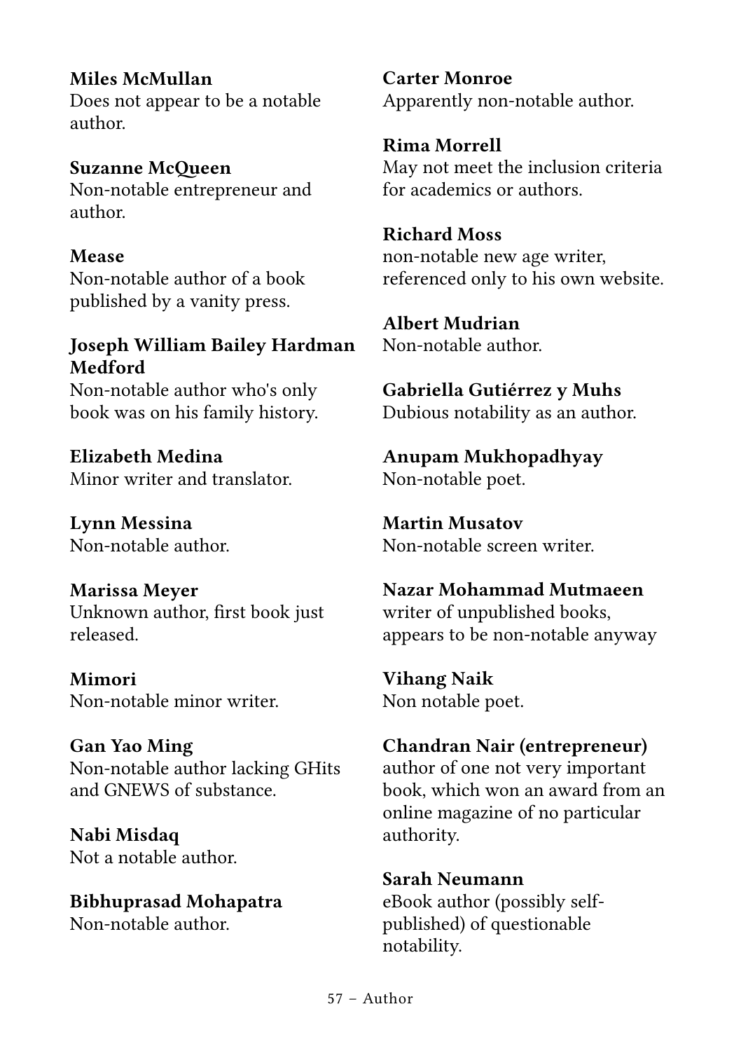**Miles McMullan**
Does not appear to be a notable author.

**Suzanne McQueen**
Non-notable entrepreneur and author.

**Mease**
Non-notable author of a book published by a vanity press.

**Joseph William Bailey Hardman Medford**
Non-notable author who's only book was on his family history.

**Elizabeth Medina**
Minor writer and translator.

**Lynn Messina**
Non-notable author.

**Marissa Meyer**
Unknown author, first book just released.

**Mimori**
Non-notable minor writer.

**Gan Yao Ming**
Non-notable author lacking GHits and GNEWS of substance.

**Nabi Misdaq**
Not a notable author.

**Bibhuprasad Mohapatra**
Non-notable author.

**Carter Monroe**
Apparently non-notable author.

**Rima Morrell**
May not meet the inclusion criteria for academics or authors.

**Richard Moss**
non-notable new age writer, referenced only to his own website.

**Albert Mudrian**
Non-notable author.

**Gabriella Gutiérrez y Muhs**
Dubious notability as an author.

**Anupam Mukhopadhyay**
Non-notable poet.

**Martin Musatov**
Non-notable screen writer.

**Nazar Mohammad Mutmaeen**
writer of unpublished books, appears to be non-notable anyway

**Vihang Naik**
Non notable poet.

**Chandran Nair (entrepreneur)**
author of one not very important book, which won an award from an online magazine of no particular authority.

**Sarah Neumann**
eBook author (possibly self-published) of questionable notability.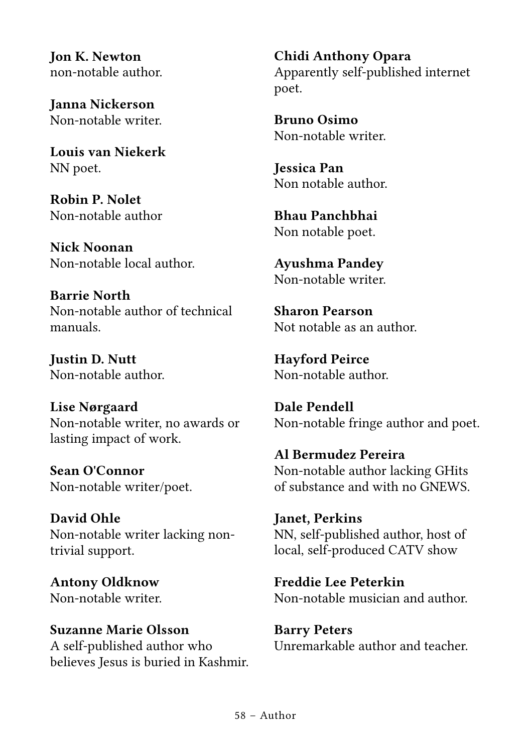**Jon K. Newton**
non-notable author.

**Janna Nickerson**
Non-notable writer.

**Louis van Niekerk**
NN poet.

**Robin P. Nolet**
Non-notable author

**Nick Noonan**
Non-notable local author.

**Barrie North**
Non-notable author of technical manuals.

**Justin D. Nutt**
Non-notable author.

**Lise Nørgaard**
Non-notable writer, no awards or lasting impact of work.

**Sean O'Connor**
Non-notable writer/poet.

**David Ohle**
Non-notable writer lacking non-trivial support.

**Antony Oldknow**
Non-notable writer.

**Suzanne Marie Olsson**
A self-published author who believes Jesus is buried in Kashmir.

**Chidi Anthony Opara**
Apparently self-published internet poet.

**Bruno Osimo**
Non-notable writer.

**Jessica Pan**
Non notable author.

**Bhau Panchbhai**
Non notable poet.

**Ayushma Pandey**
Non-notable writer.

**Sharon Pearson**
Not notable as an author.

**Hayford Peirce**
Non-notable author.

**Dale Pendell**
Non-notable fringe author and poet.

**Al Bermudez Pereira**
Non-notable author lacking GHits of substance and with no GNEWS.

**Janet, Perkins**
NN, self-published author, host of local, self-produced CATV show

**Freddie Lee Peterkin**
Non-notable musician and author.

**Barry Peters**
Unremarkable author and teacher.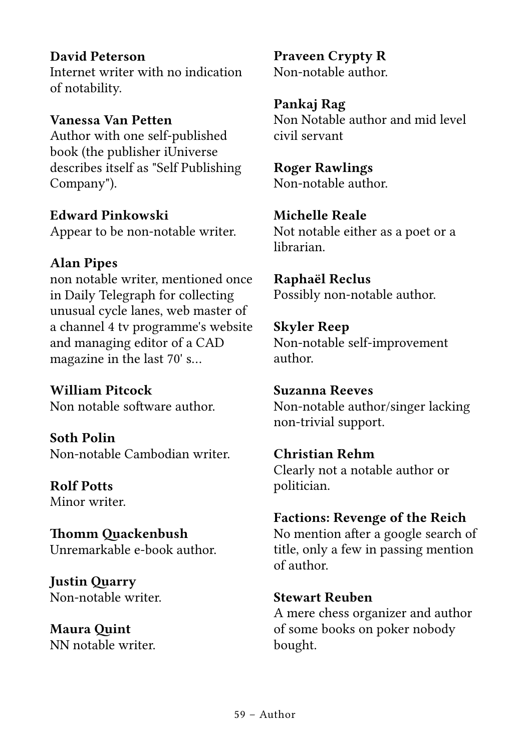**David Peterson**
Internet writer with no indication of notability.

**Vanessa Van Petten**
Author with one self-published book (the publisher iUniverse describes itself as "Self Publishing Company").

**Edward Pinkowski**
Appear to be non-notable writer.

**Alan Pipes**
non notable writer, mentioned once in Daily Telegraph for collecting unusual cycle lanes, web master of a channel 4 tv programme's website and managing editor of a CAD magazine in the last 70' s...

**William Pitcock**
Non notable software author.

**Soth Polin**
Non-notable Cambodian writer.

**Rolf Potts**
Minor writer.

**Thomm Quackenbush**
Unremarkable e-book author.

**Justin Quarry**
Non-notable writer.

**Maura Quint**
NN notable writer.

**Praveen Crypty R**
Non-notable author.

**Pankaj Rag**
Non Notable author and mid level civil servant

**Roger Rawlings**
Non-notable author.

**Michelle Reale**
Not notable either as a poet or a librarian.

**Raphaël Reclus**
Possibly non-notable author.

**Skyler Reep**
Non-notable self-improvement author.

**Suzanna Reeves**
Non-notable author/singer lacking non-trivial support.

**Christian Rehm**
Clearly not a notable author or politician.

**Factions: Revenge of the Reich**
No mention after a google search of title, only a few in passing mention of author.

**Stewart Reuben**
A mere chess organizer and author of some books on poker nobody bought.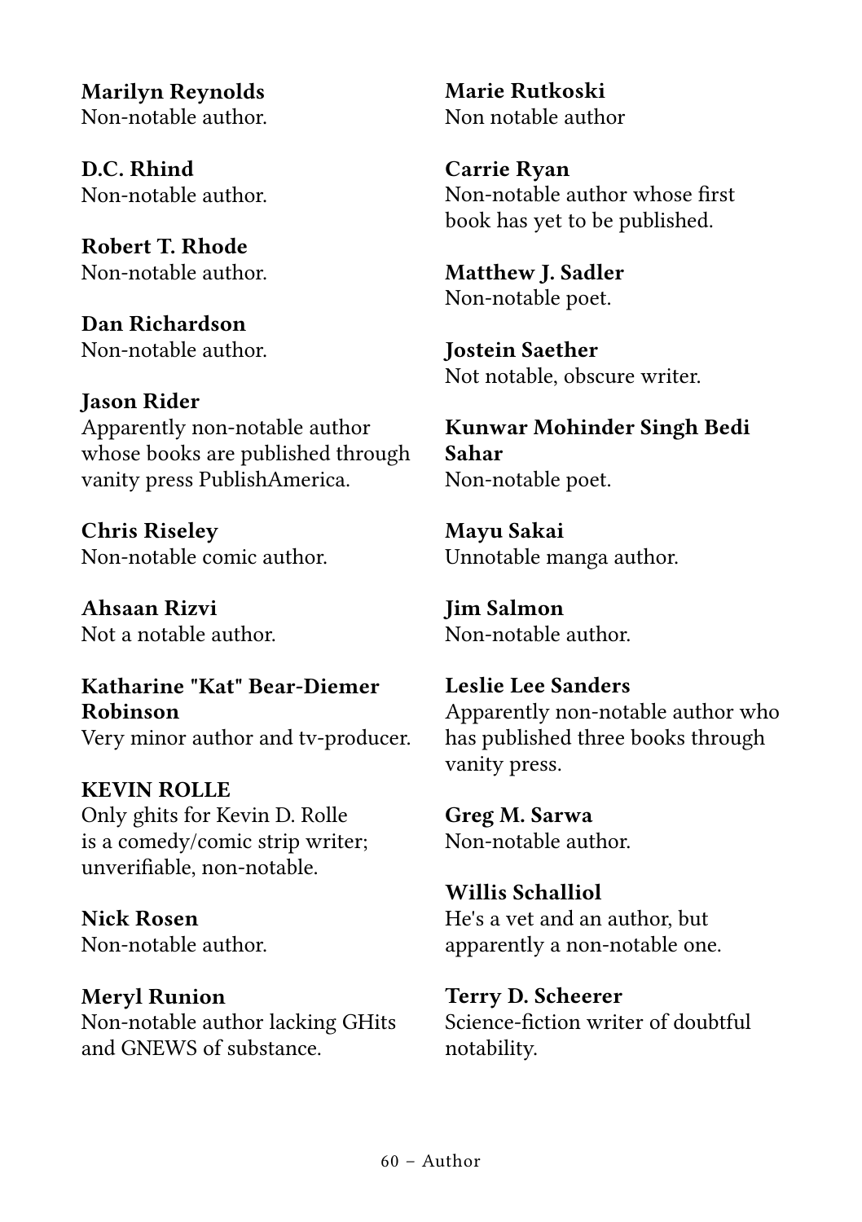**Marilyn Reynolds**
Non-notable author.

**D.C. Rhind**
Non-notable author.

**Robert T. Rhode**
Non-notable author.

**Dan Richardson**
Non-notable author.

**Jason Rider**
Apparently non-notable author whose books are published through vanity press PublishAmerica.

**Chris Riseley**
Non-notable comic author.

**Ahsaan Rizvi**
Not a notable author.

**Katharine "Kat" Bear-Diemer Robinson**
Very minor author and tv-producer.

**KEVIN ROLLE**
Only ghits for Kevin D. Rolle is a comedy/comic strip writer; unverifiable, non-notable.

**Nick Rosen**
Non-notable author.

**Meryl Runion**
Non-notable author lacking GHits and GNEWS of substance.

**Marie Rutkoski**
Non notable author

**Carrie Ryan**
Non-notable author whose first book has yet to be published.

**Matthew J. Sadler**
Non-notable poet.

**Jostein Saether**
Not notable, obscure writer.

**Kunwar Mohinder Singh Bedi Sahar**
Non-notable poet.

**Mayu Sakai**
Unnotable manga author.

**Jim Salmon**
Non-notable author.

**Leslie Lee Sanders**
Apparently non-notable author who has published three books through vanity press.

**Greg M. Sarwa**
Non-notable author.

**Willis Schalliol**
He's a vet and an author, but apparently a non-notable one.

**Terry D. Scheerer**
Science-fiction writer of doubtful notability.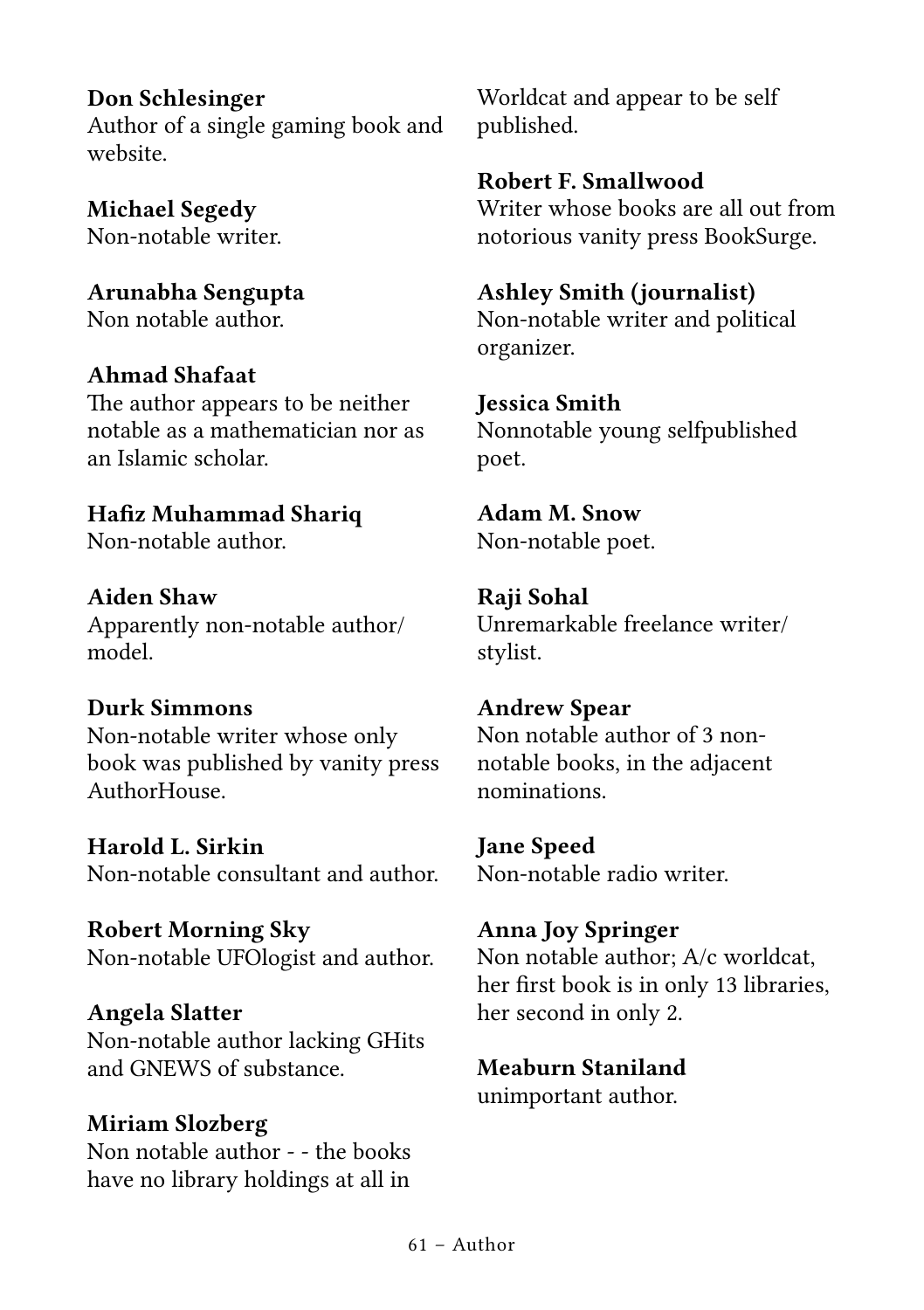**Don Schlesinger**
Author of a single gaming book and website.

**Michael Segedy**
Non-notable writer.

**Arunabha Sengupta**
Non notable author.

**Ahmad Shafaat**
The author appears to be neither notable as a mathematician nor as an Islamic scholar.

**Hafiz Muhammad Shariq**
Non-notable author.

**Aiden Shaw**
Apparently non-notable author/model.

**Durk Simmons**
Non-notable writer whose only book was published by vanity press AuthorHouse.

**Harold L. Sirkin**
Non-notable consultant and author.

**Robert Morning Sky**
Non-notable UFOlogist and author.

**Angela Slatter**
Non-notable author lacking GHits and GNEWS of substance.

**Miriam Slozberg**
Non notable author - - the books have no library holdings at all in Worldcat and appear to be self published.

**Robert F. Smallwood**
Writer whose books are all out from notorious vanity press BookSurge.

**Ashley Smith (journalist)**
Non-notable writer and political organizer.

**Jessica Smith**
Nonnotable young selfpublished poet.

**Adam M. Snow**
Non-notable poet.

**Raji Sohal**
Unremarkable freelance writer/stylist.

**Andrew Spear**
Non notable author of 3 non-notable books, in the adjacent nominations.

**Jane Speed**
Non-notable radio writer.

**Anna Joy Springer**
Non notable author; A/c worldcat, her first book is in only 13 libraries, her second in only 2.

**Meaburn Staniland**
unimportant author.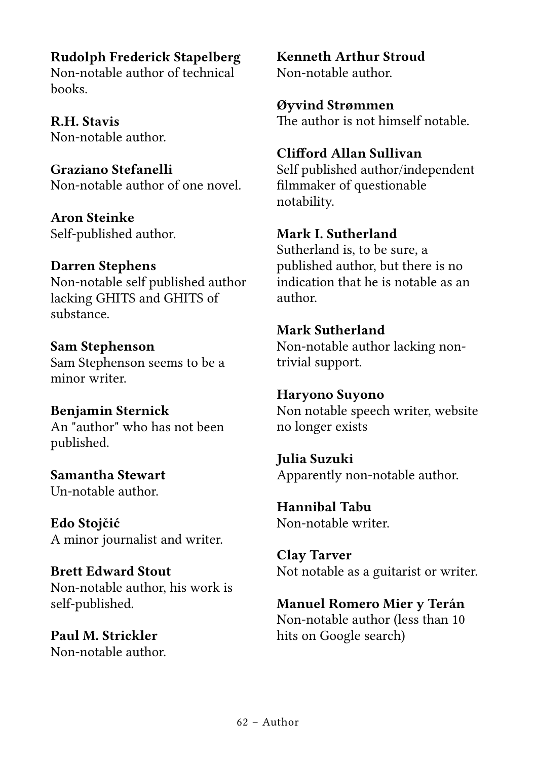**Rudolph Frederick Stapelberg**
Non-notable author of technical books.

**R.H. Stavis**
Non-notable author.

**Graziano Stefanelli**
Non-notable author of one novel.

**Aron Steinke**
Self-published author.

**Darren Stephens**
Non-notable self published author lacking GHITS and GHITS of substance.

**Sam Stephenson**
Sam Stephenson seems to be a minor writer.

**Benjamin Sternick**
An "author" who has not been published.

**Samantha Stewart**
Un-notable author.

**Edo Stojčić**
A minor journalist and writer.

**Brett Edward Stout**
Non-notable author, his work is self-published.

**Paul M. Strickler**
Non-notable author.

**Kenneth Arthur Stroud**
Non-notable author.

**Øyvind Strømmen**
The author is not himself notable.

**Clifford Allan Sullivan**
Self published author/independent filmmaker of questionable notability.

**Mark I. Sutherland**
Sutherland is, to be sure, a published author, but there is no indication that he is notable as an author.

**Mark Sutherland**
Non-notable author lacking non-trivial support.

**Haryono Suyono**
Non notable speech writer, website no longer exists

**Julia Suzuki**
Apparently non-notable author.

**Hannibal Tabu**
Non-notable writer.

**Clay Tarver**
Not notable as a guitarist or writer.

**Manuel Romero Mier y Terán**
Non-notable author (less than 10 hits on Google search)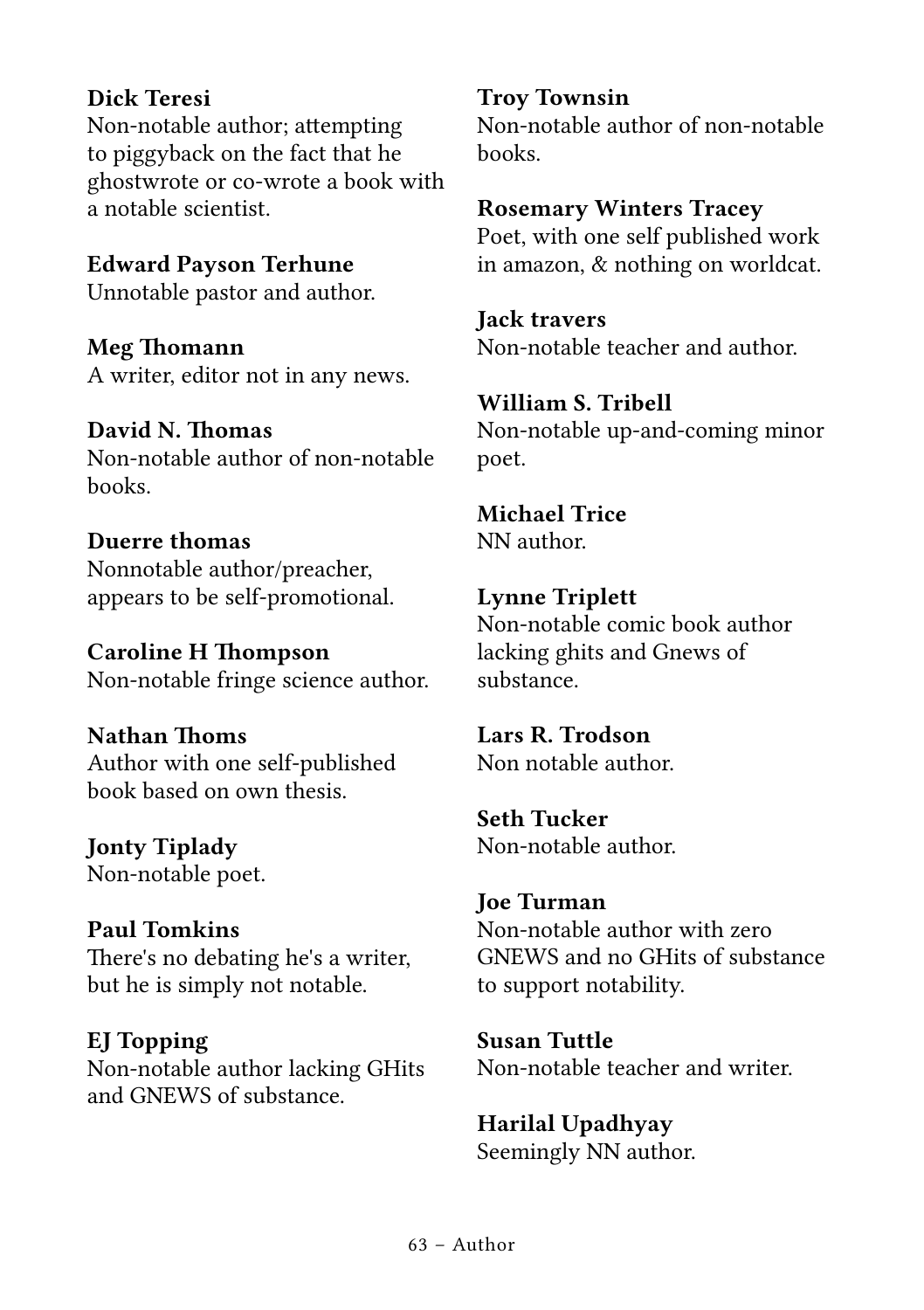**Dick Teresi**
Non-notable author; attempting to piggyback on the fact that he ghostwrote or co-wrote a book with a notable scientist.

**Edward Payson Terhune**
Unnotable pastor and author.

**Meg Thomann**
A writer, editor not in any news.

**David N. Thomas**
Non-notable author of non-notable books.

**Duerre thomas**
Nonnotable author/preacher, appears to be self-promotional.

**Caroline H Thompson**
Non-notable fringe science author.

**Nathan Thoms**
Author with one self-published book based on own thesis.

**Jonty Tiplady**
Non-notable poet.

**Paul Tomkins**
There's no debating he's a writer, but he is simply not notable.

**EJ Topping**
Non-notable author lacking GHits and GNEWS of substance.

**Troy Townsin**
Non-notable author of non-notable books.

**Rosemary Winters Tracey**
Poet, with one self published work in amazon, & nothing on worldcat.

**Jack travers**
Non-notable teacher and author.

**William S. Tribell**
Non-notable up-and-coming minor poet.

**Michael Trice**
NN author.

**Lynne Triplett**
Non-notable comic book author lacking ghits and Gnews of substance.

**Lars R. Trodson**
Non notable author.

**Seth Tucker**
Non-notable author.

**Joe Turman**
Non-notable author with zero GNEWS and no GHits of substance to support notability.

**Susan Tuttle**
Non-notable teacher and writer.

**Harilal Upadhyay**
Seemingly NN author.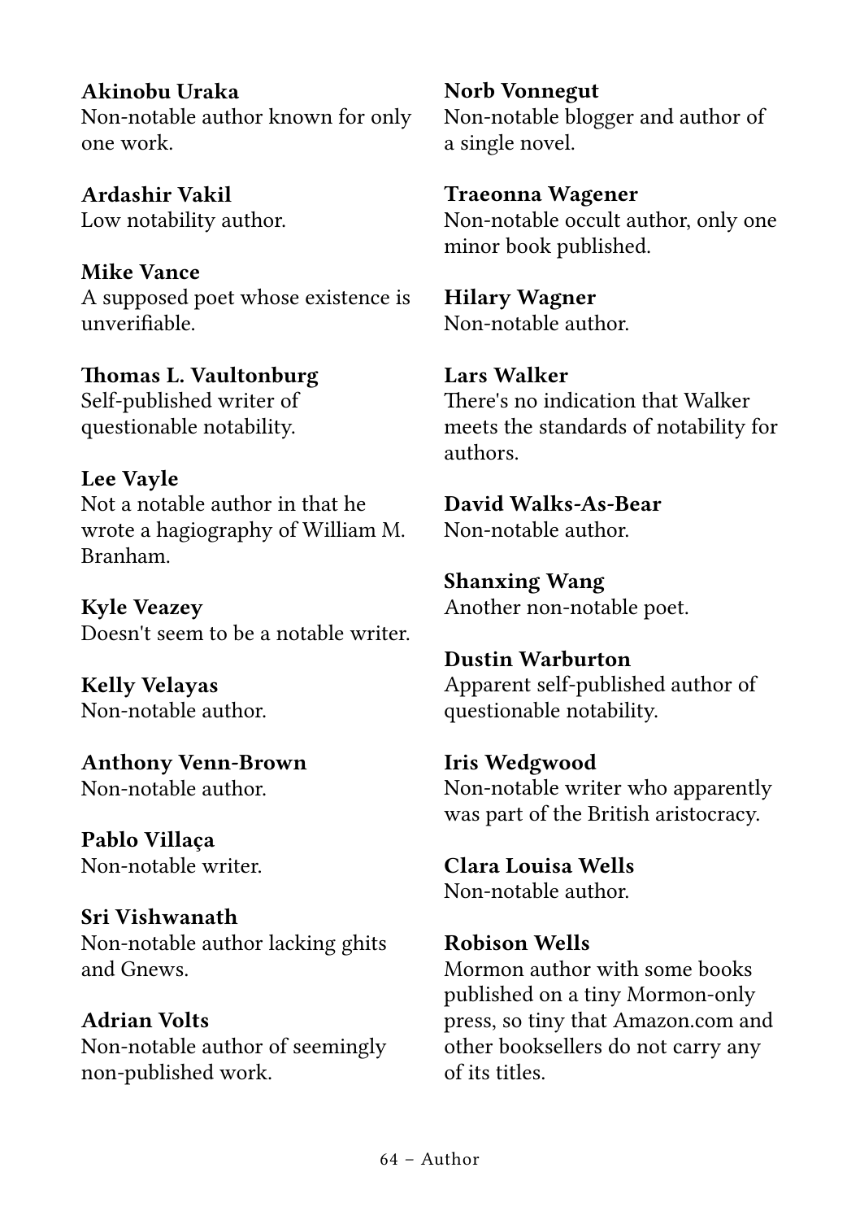**Akinobu Uraka**
Non-notable author known for only one work.

**Ardashir Vakil**
Low notability author.

**Mike Vance**
A supposed poet whose existence is unverifiable.

**Thomas L. Vaultonburg**
Self-published writer of questionable notability.

**Lee Vayle**
Not a notable author in that he wrote a hagiography of William M. Branham.

**Kyle Veazey**
Doesn't seem to be a notable writer.

**Kelly Velayas**
Non-notable author.

**Anthony Venn-Brown**
Non-notable author.

**Pablo Villaça**
Non-notable writer.

**Sri Vishwanath**
Non-notable author lacking ghits and Gnews.

**Adrian Volts**
Non-notable author of seemingly non-published work.

**Norb Vonnegut**
Non-notable blogger and author of a single novel.

**Traeonna Wagener**
Non-notable occult author, only one minor book published.

**Hilary Wagner**
Non-notable author.

**Lars Walker**
There's no indication that Walker meets the standards of notability for authors.

**David Walks-As-Bear**
Non-notable author.

**Shanxing Wang**
Another non-notable poet.

**Dustin Warburton**
Apparent self-published author of questionable notability.

**Iris Wedgwood**
Non-notable writer who apparently was part of the British aristocracy.

**Clara Louisa Wells**
Non-notable author.

**Robison Wells**
Mormon author with some books published on a tiny Mormon-only press, so tiny that Amazon.com and other booksellers do not carry any of its titles.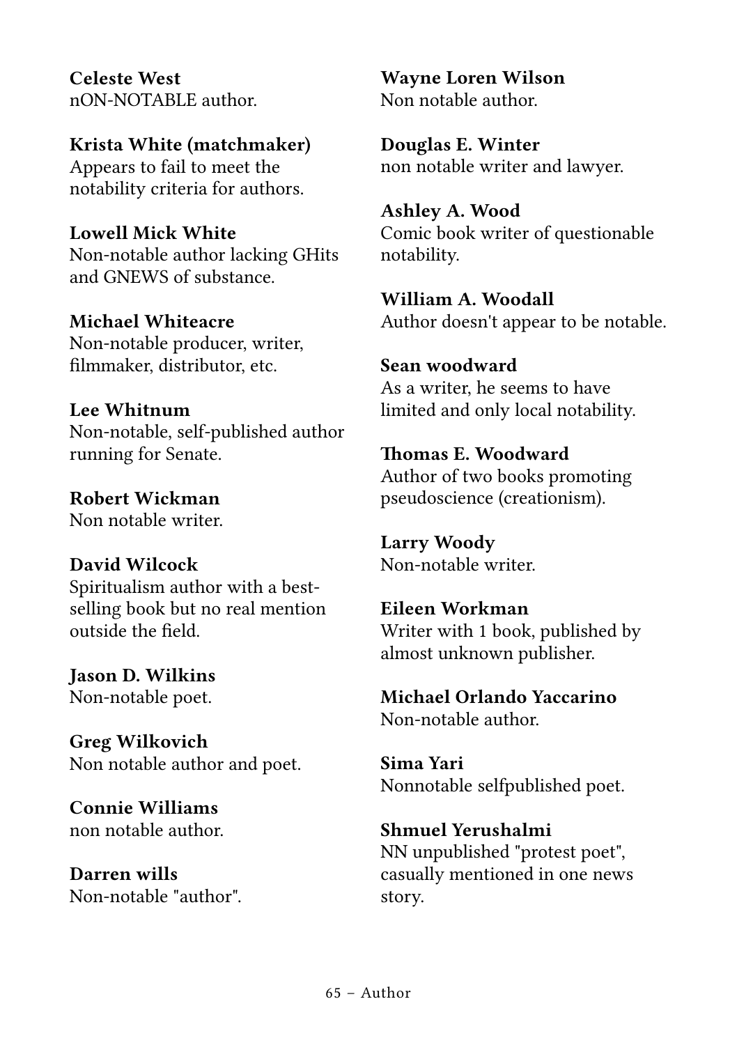**Celeste West**
nON-NOTABLE author.

**Krista White (matchmaker)**
Appears to fail to meet the notability criteria for authors.

**Lowell Mick White**
Non-notable author lacking GHits and GNEWS of substance.

**Michael Whiteacre**
Non-notable producer, writer, filmmaker, distributor, etc.

**Lee Whitnum**
Non-notable, self-published author running for Senate.

**Robert Wickman**
Non notable writer.

**David Wilcock**
Spiritualism author with a best-selling book but no real mention outside the field.

**Jason D. Wilkins**
Non-notable poet.

**Greg Wilkovich**
Non notable author and poet.

**Connie Williams**
non notable author.

**Darren wills**
Non-notable "author".

**Wayne Loren Wilson**
Non notable author.

**Douglas E. Winter**
non notable writer and lawyer.

**Ashley A. Wood**
Comic book writer of questionable notability.

**William A. Woodall**
Author doesn't appear to be notable.

**Sean woodward**
As a writer, he seems to have limited and only local notability.

**Thomas E. Woodward**
Author of two books promoting pseudoscience (creationism).

**Larry Woody**
Non-notable writer.

**Eileen Workman**
Writer with 1 book, published by almost unknown publisher.

**Michael Orlando Yaccarino**
Non-notable author.

**Sima Yari**
Nonnotable selfpublished poet.

**Shmuel Yerushalmi**
NN unpublished "protest poet", casually mentioned in one news story.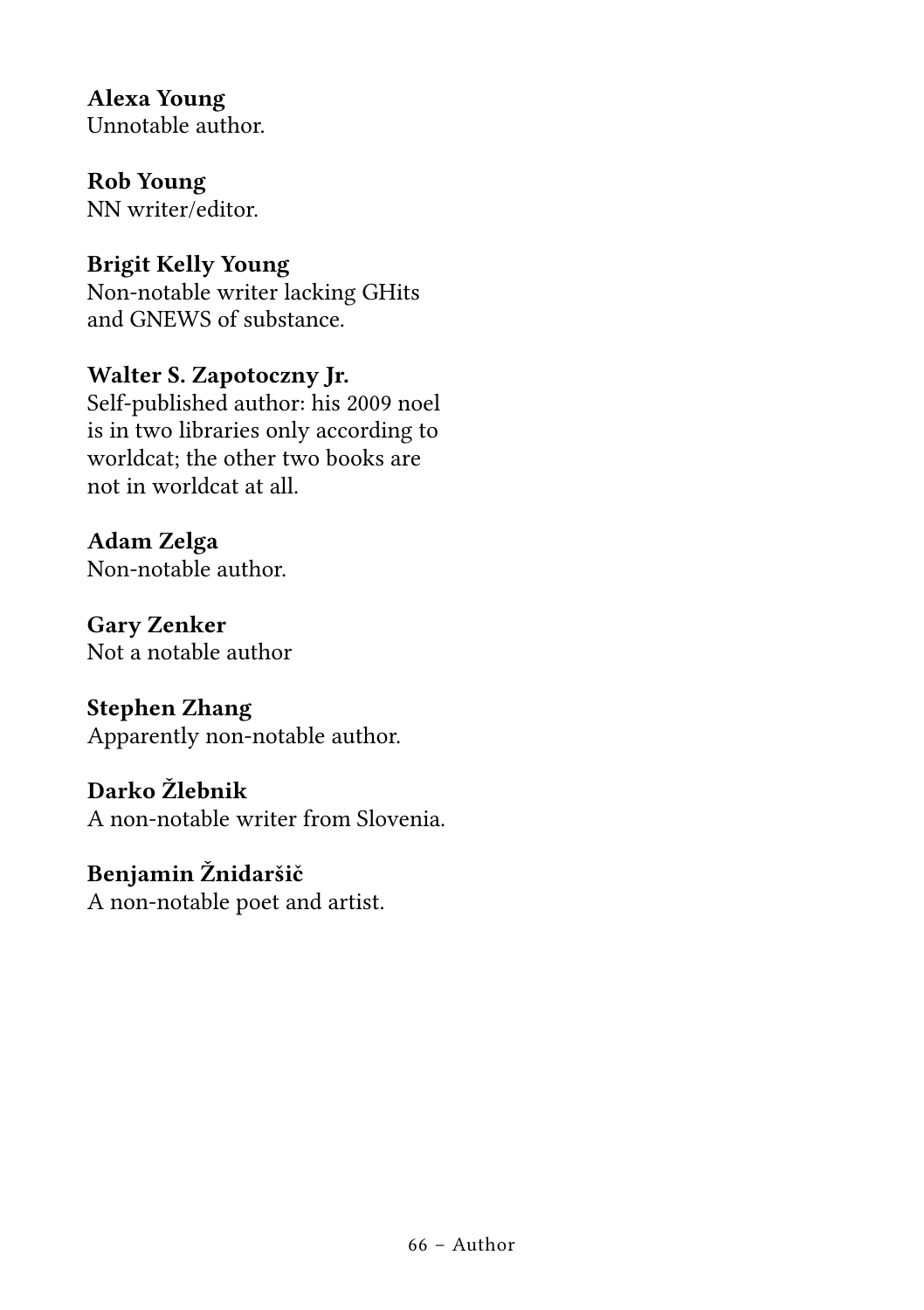**Alexa Young**
Unnotable author.

**Rob Young**
NN writer/editor.

**Brigit Kelly Young**
Non-notable writer lacking GHits and GNEWS of substance.

**Walter S. Zapotoczny Jr.**
Self-published author: his 2009 noel is in two libraries only according to worldcat; the other two books are not in worldcat at all.

**Adam Zelga**
Non-notable author.

**Gary Zenker**
Not a notable author

**Stephen Zhang**
Apparently non-notable author.

**Darko Žlebnik**
A non-notable writer from Slovenia.

**Benjamin Žnidaršič**
A non-notable poet and artist.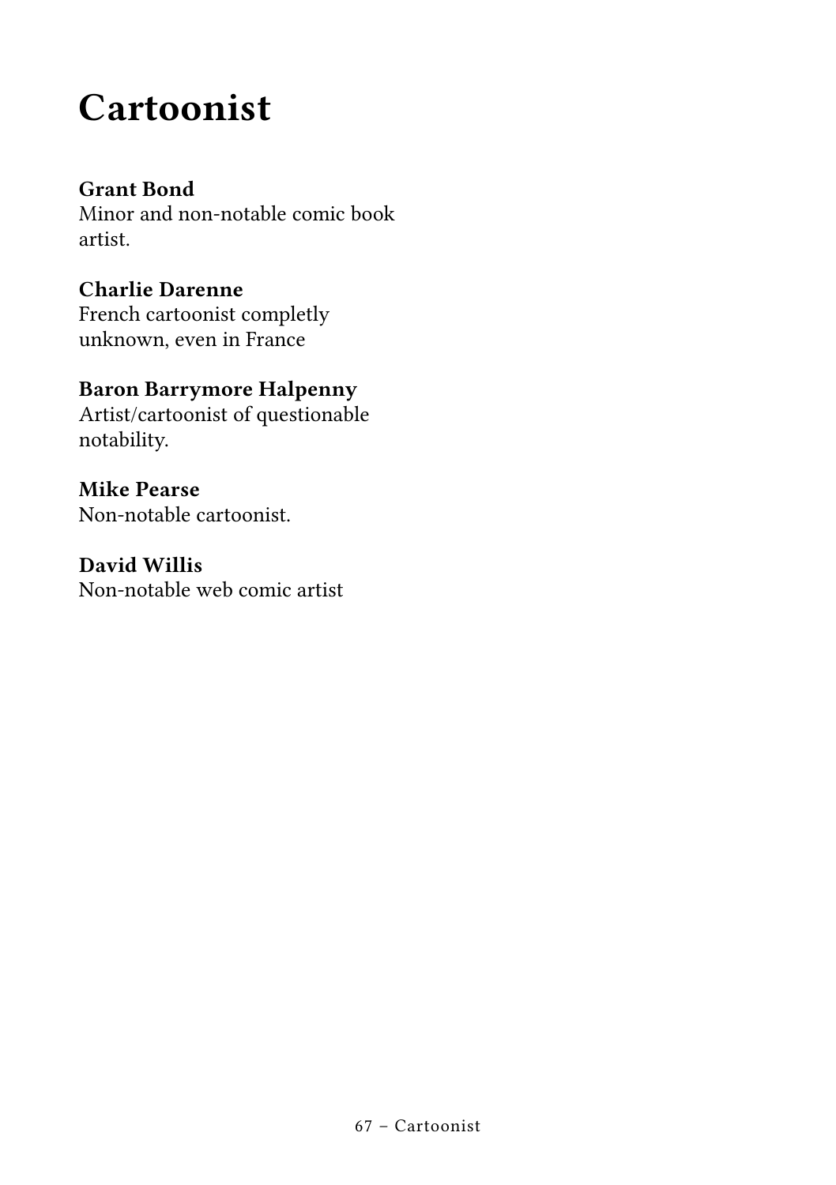# Cartoonist

**Grant Bond**
Minor and non-notable comic book artist.

**Charlie Darenne**
French cartoonist completly unknown, even in France

**Baron Barrymore Halpenny**
Artist/cartoonist of questionable notability.

**Mike Pearse**
Non-notable cartoonist.

**David Willis**
Non-notable web comic artist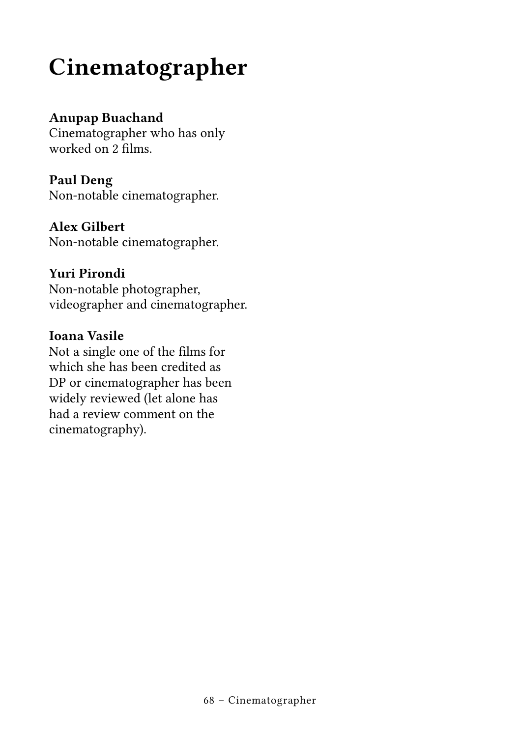# Cinematographer

**Anupap Buachand**
Cinematographer who has only worked on 2 films.

**Paul Deng**
Non-notable cinematographer.

**Alex Gilbert**
Non-notable cinematographer.

**Yuri Pirondi**
Non-notable photographer, videographer and cinematographer.

**Ioana Vasile**
Not a single one of the films for which she has been credited as DP or cinematographer has been widely reviewed (let alone has had a review comment on the cinematography).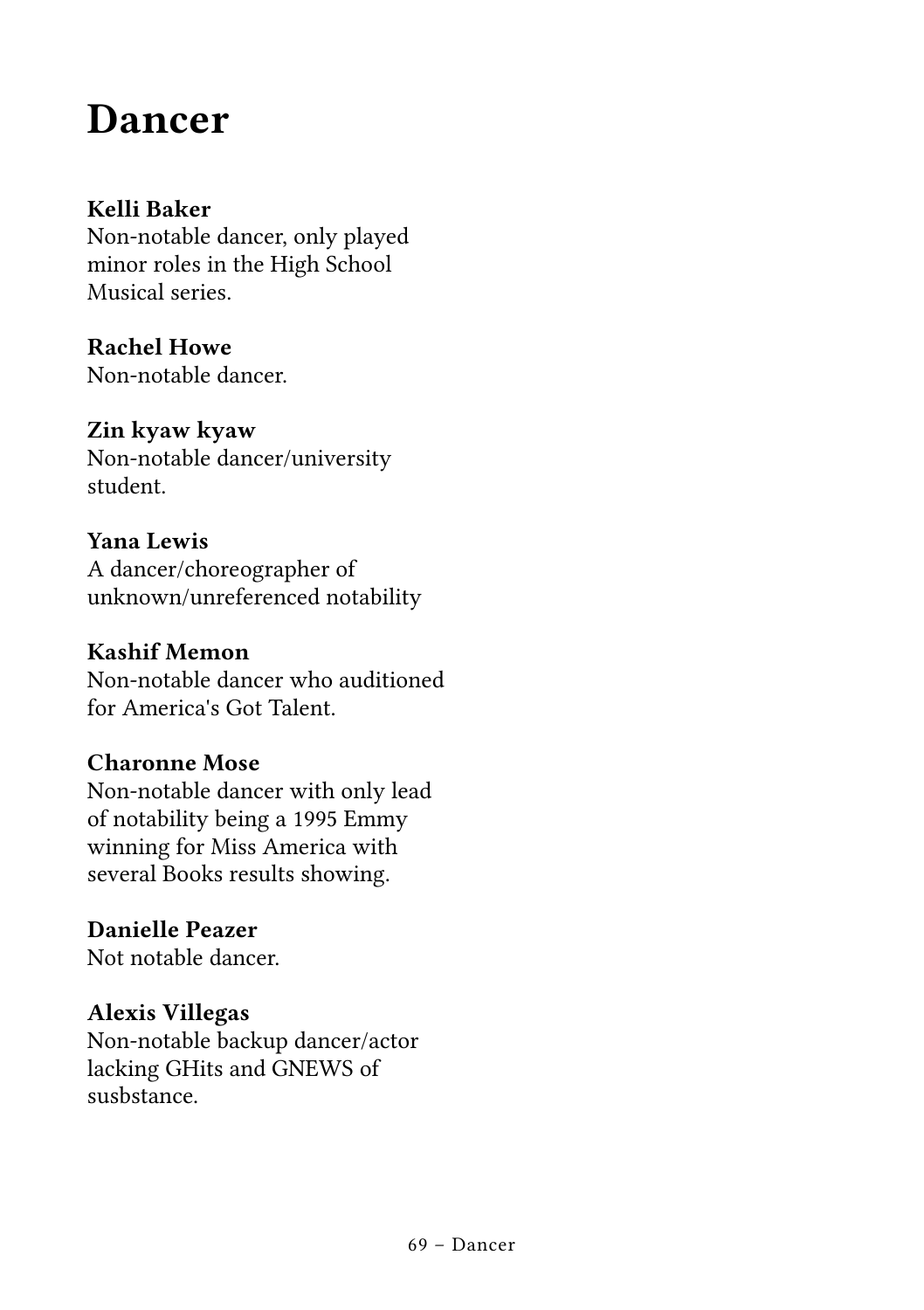# Dancer

**Kelli Baker**
Non-notable dancer, only played minor roles in the High School Musical series.

**Rachel Howe**
Non-notable dancer.

**Zin kyaw kyaw**
Non-notable dancer/university student.

**Yana Lewis**
A dancer/choreographer of unknown/unreferenced notability

**Kashif Memon**
Non-notable dancer who auditioned for America's Got Talent.

**Charonne Mose**
Non-notable dancer with only lead of notability being a 1995 Emmy winning for Miss America with several Books results showing.

**Danielle Peazer**
Not notable dancer.

**Alexis Villegas**
Non-notable backup dancer/actor lacking GHits and GNEWS of susbstance.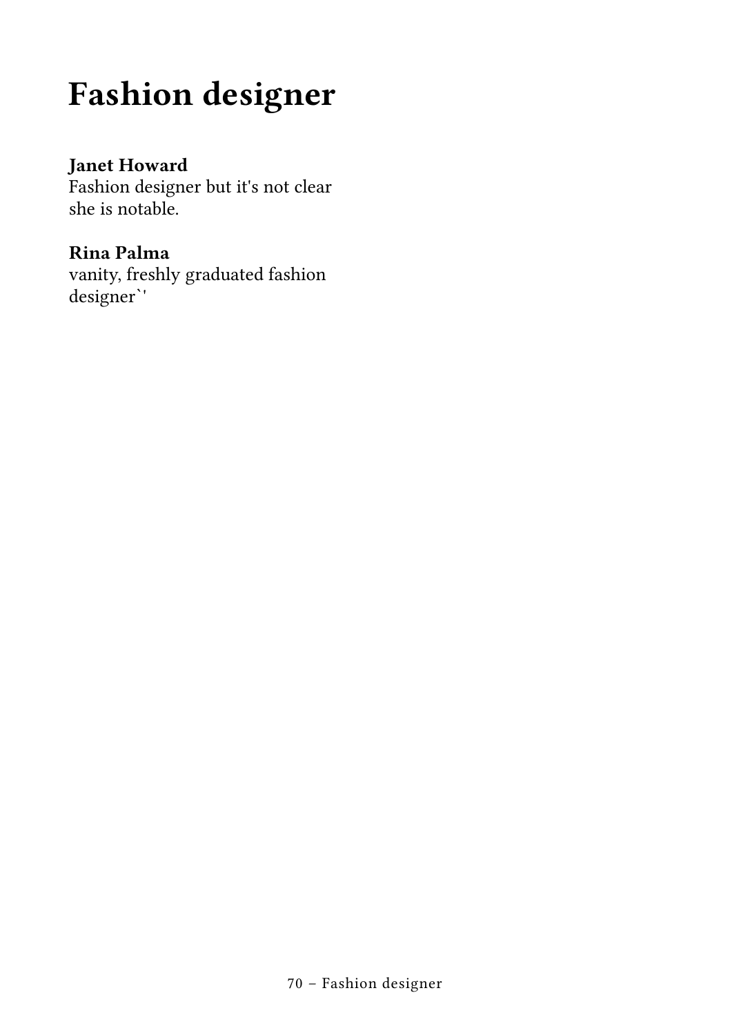# Fashion designer

**Janet Howard**
Fashion designer but it's not clear she is notable.

**Rina Palma**
vanity, freshly graduated fashion designer`'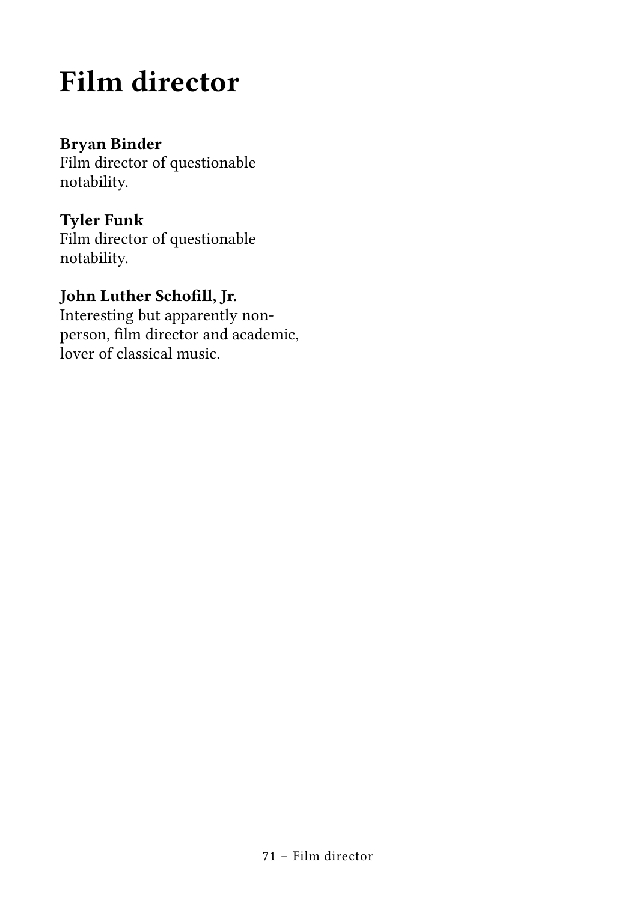# Film director

**Bryan Binder**
Film director of questionable notability.

**Tyler Funk**
Film director of questionable notability.

**John Luther Schofill, Jr.**
Interesting but apparently non-person, film director and academic, lover of classical music.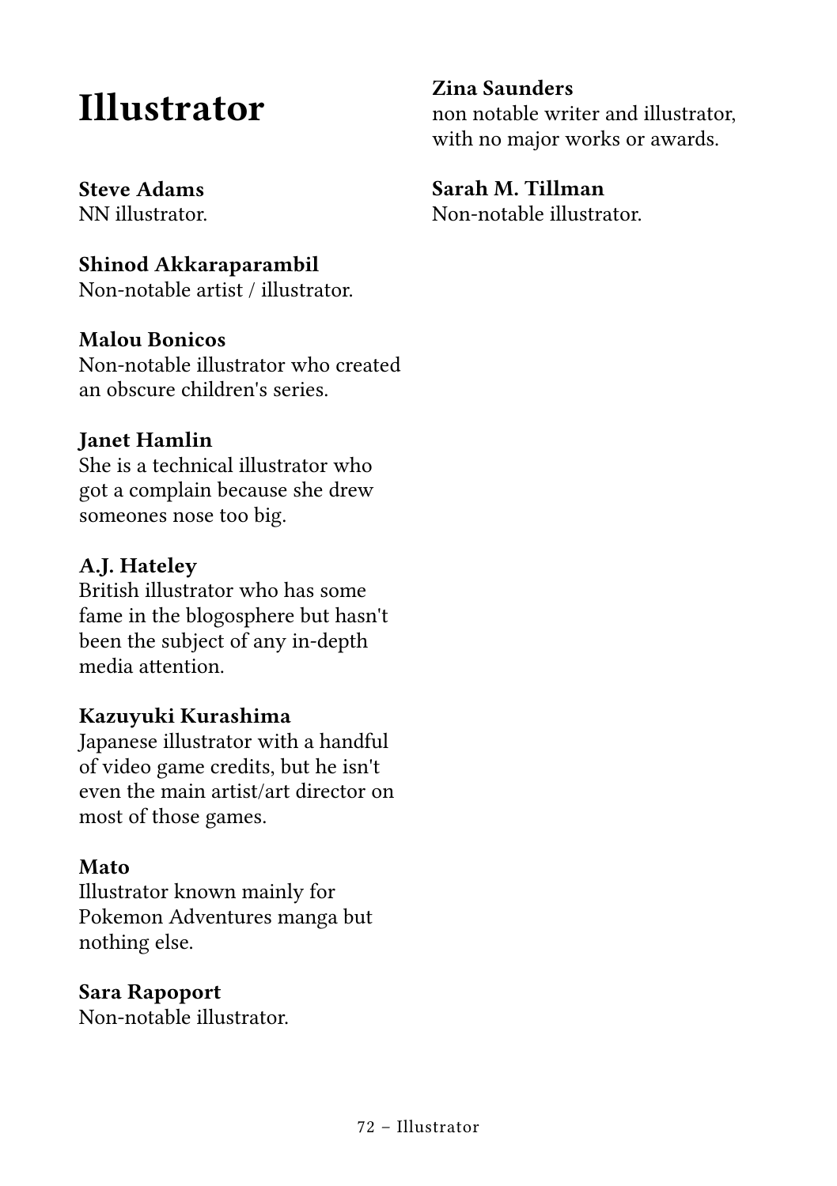# Illustrator

**Steve Adams**
NN illustrator.

**Shinod Akkaraparambil**
Non-notable artist / illustrator.

**Malou Bonicos**
Non-notable illustrator who created an obscure children's series.

**Janet Hamlin**
She is a technical illustrator who got a complain because she drew someones nose too big.

**A.J. Hateley**
British illustrator who has some fame in the blogosphere but hasn't been the subject of any in-depth media attention.

**Kazuyuki Kurashima**
Japanese illustrator with a handful of video game credits, but he isn't even the main artist/art director on most of those games.

**Mato**
Illustrator known mainly for Pokemon Adventures manga but nothing else.

**Sara Rapoport**
Non-notable illustrator.

**Zina Saunders**
non notable writer and illustrator, with no major works or awards.

**Sarah M. Tillman**
Non-notable illustrator.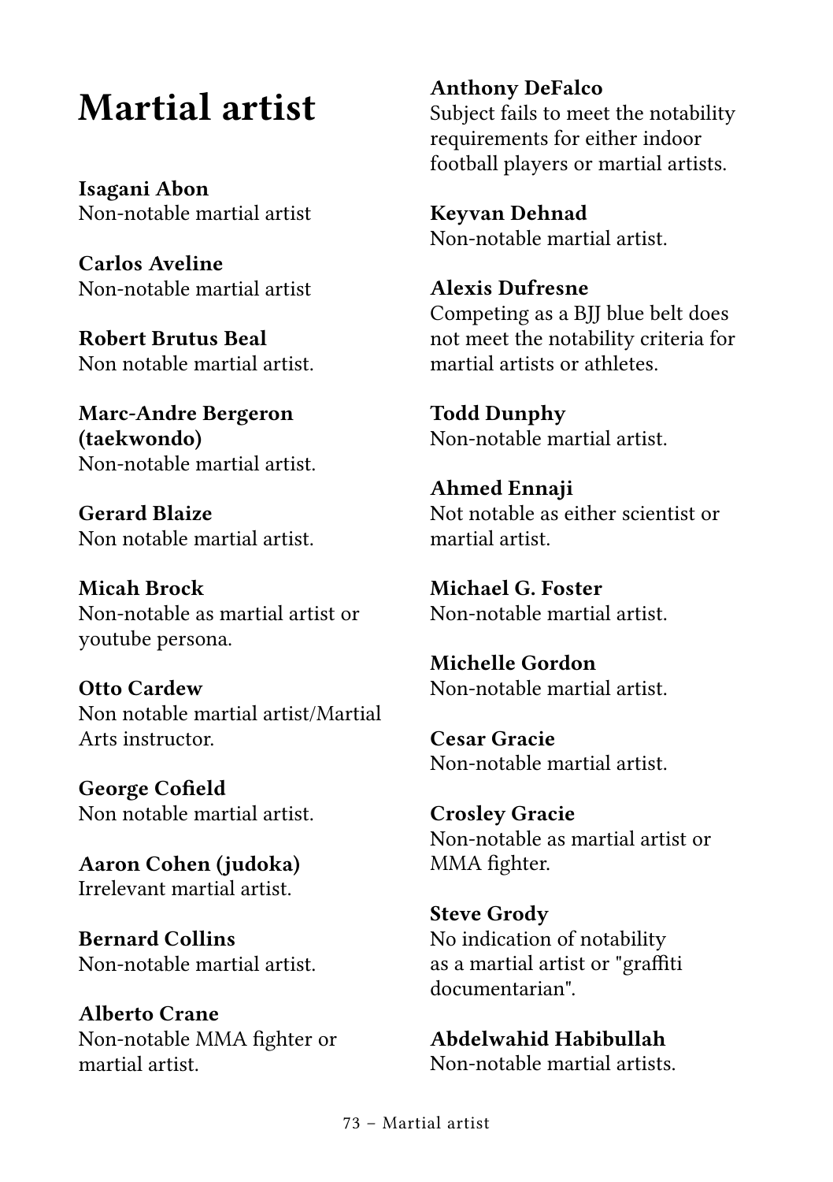# Martial artist

**Isagani Abon**
Non-notable martial artist

**Carlos Aveline**
Non-notable martial artist

**Robert Brutus Beal**
Non notable martial artist.

**Marc-Andre Bergeron (taekwondo)**
Non-notable martial artist.

**Gerard Blaize**
Non notable martial artist.

**Micah Brock**
Non-notable as martial artist or youtube persona.

**Otto Cardew**
Non notable martial artist/Martial Arts instructor.

**George Cofield**
Non notable martial artist.

**Aaron Cohen (judoka)**
Irrelevant martial artist.

**Bernard Collins**
Non-notable martial artist.

**Alberto Crane**
Non-notable MMA fighter or martial artist.

**Anthony DeFalco**
Subject fails to meet the notability requirements for either indoor football players or martial artists.

**Keyvan Dehnad**
Non-notable martial artist.

**Alexis Dufresne**
Competing as a BJJ blue belt does not meet the notability criteria for martial artists or athletes.

**Todd Dunphy**
Non-notable martial artist.

**Ahmed Ennaji**
Not notable as either scientist or martial artist.

**Michael G. Foster**
Non-notable martial artist.

**Michelle Gordon**
Non-notable martial artist.

**Cesar Gracie**
Non-notable martial artist.

**Crosley Gracie**
Non-notable as martial artist or MMA fighter.

**Steve Grody**
No indication of notability as a martial artist or "graffiti documentarian".

**Abdelwahid Habibullah**
Non-notable martial artists.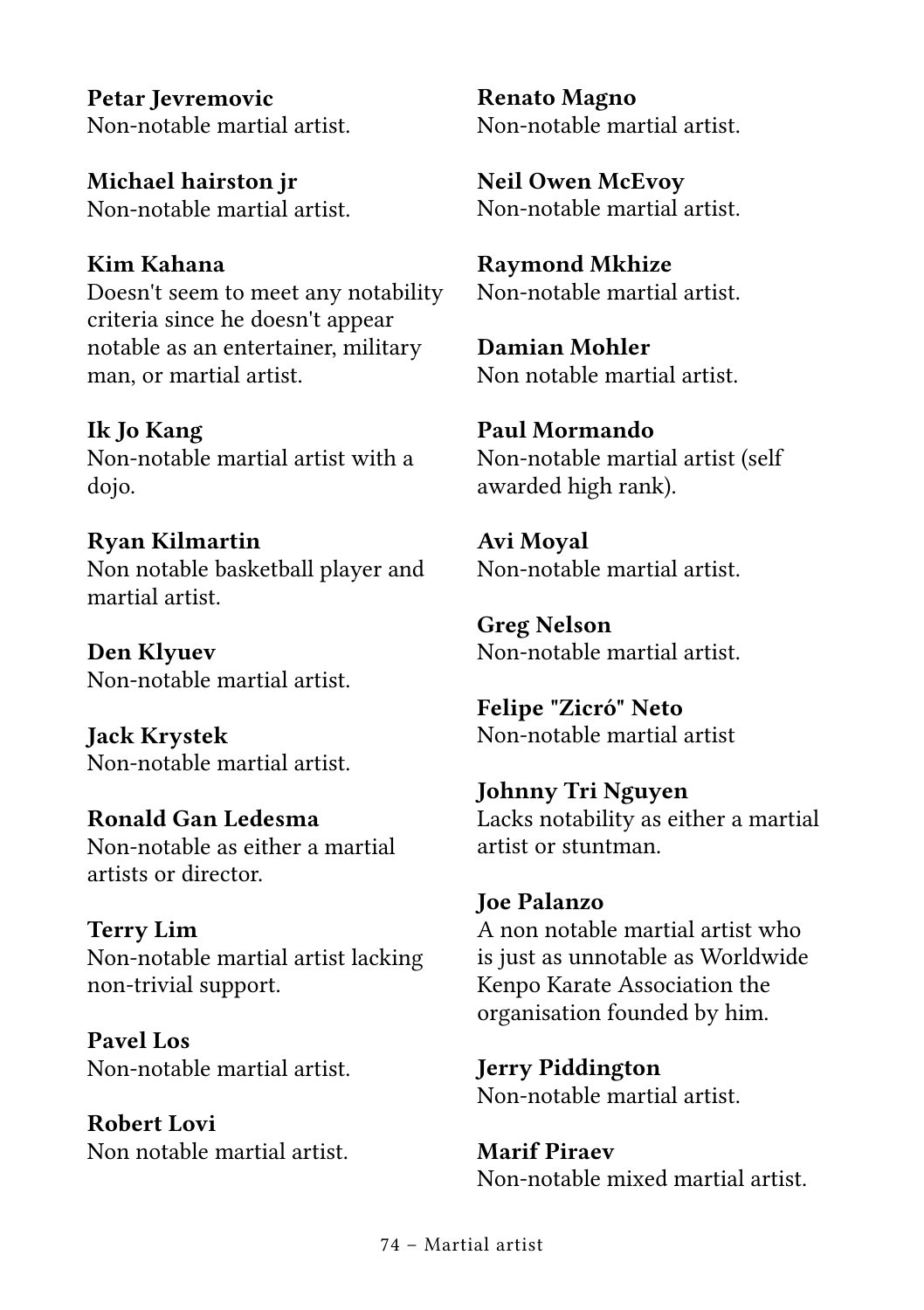**Petar Jevremovic**
Non-notable martial artist.

**Michael hairston jr**
Non-notable martial artist.

**Kim Kahana**
Doesn't seem to meet any notability criteria since he doesn't appear notable as an entertainer, military man, or martial artist.

**Ik Jo Kang**
Non-notable martial artist with a dojo.

**Ryan Kilmartin**
Non notable basketball player and martial artist.

**Den Klyuev**
Non-notable martial artist.

**Jack Krystek**
Non-notable martial artist.

**Ronald Gan Ledesma**
Non-notable as either a martial artists or director.

**Terry Lim**
Non-notable martial artist lacking non-trivial support.

**Pavel Los**
Non-notable martial artist.

**Robert Lovi**
Non notable martial artist.

**Renato Magno**
Non-notable martial artist.

**Neil Owen McEvoy**
Non-notable martial artist.

**Raymond Mkhize**
Non-notable martial artist.

**Damian Mohler**
Non notable martial artist.

**Paul Mormando**
Non-notable martial artist (self awarded high rank).

**Avi Moyal**
Non-notable martial artist.

**Greg Nelson**
Non-notable martial artist.

**Felipe "Zicró" Neto**
Non-notable martial artist

**Johnny Tri Nguyen**
Lacks notability as either a martial artist or stuntman.

**Joe Palanzo**
A non notable martial artist who is just as unnotable as Worldwide Kenpo Karate Association the organisation founded by him.

**Jerry Piddington**
Non-notable martial artist.

**Marif Piraev**
Non-notable mixed martial artist.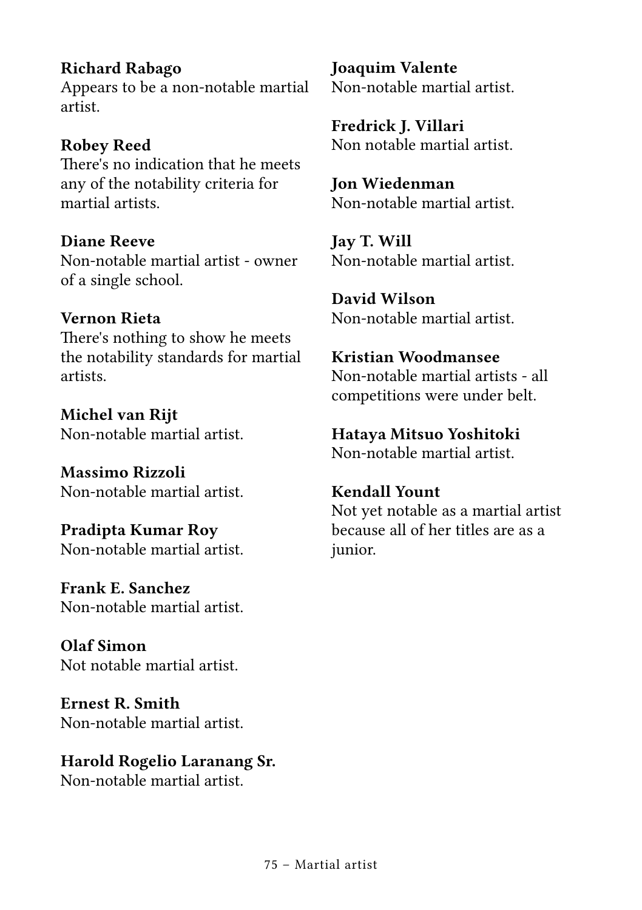**Richard Rabago**
Appears to be a non-notable martial artist.

**Robey Reed**
There's no indication that he meets any of the notability criteria for martial artists.

**Diane Reeve**
Non-notable martial artist - owner of a single school.

**Vernon Rieta**
There's nothing to show he meets the notability standards for martial artists.

**Michel van Rijt**
Non-notable martial artist.

**Massimo Rizzoli**
Non-notable martial artist.

**Pradipta Kumar Roy**
Non-notable martial artist.

**Frank E. Sanchez**
Non-notable martial artist.

**Olaf Simon**
Not notable martial artist.

**Ernest R. Smith**
Non-notable martial artist.

**Harold Rogelio Laranang Sr.**
Non-notable martial artist.

**Joaquim Valente**
Non-notable martial artist.

**Fredrick J. Villari**
Non notable martial artist.

**Jon Wiedenman**
Non-notable martial artist.

**Jay T. Will**
Non-notable martial artist.

**David Wilson**
Non-notable martial artist.

**Kristian Woodmansee**
Non-notable martial artists - all competitions were under belt.

**Hataya Mitsuo Yoshitoki**
Non-notable martial artist.

**Kendall Yount**
Not yet notable as a martial artist because all of her titles are as a junior.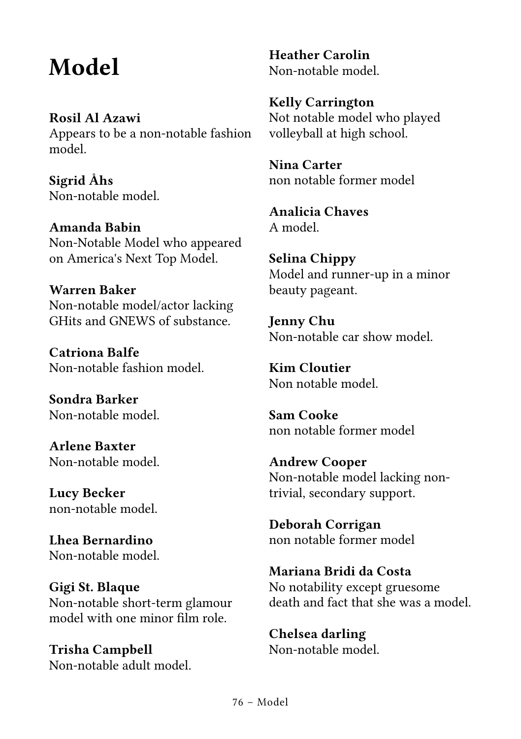# Model

**Rosil Al Azawi**
Appears to be a non-notable fashion model.

**Sigrid Åhs**
Non-notable model.

**Amanda Babin**
Non-Notable Model who appeared on America's Next Top Model.

**Warren Baker**
Non-notable model/actor lacking GHits and GNEWS of substance.

**Catriona Balfe**
Non-notable fashion model.

**Sondra Barker**
Non-notable model.

**Arlene Baxter**
Non-notable model.

**Lucy Becker**
non-notable model.

**Lhea Bernardino**
Non-notable model.

**Gigi St. Blaque**
Non-notable short-term glamour model with one minor film role.

**Trisha Campbell**
Non-notable adult model.

**Heather Carolin**
Non-notable model.

**Kelly Carrington**
Not notable model who played volleyball at high school.

**Nina Carter**
non notable former model

**Analicia Chaves**
A model.

**Selina Chippy**
Model and runner-up in a minor beauty pageant.

**Jenny Chu**
Non-notable car show model.

**Kim Cloutier**
Non notable model.

**Sam Cooke**
non notable former model

**Andrew Cooper**
Non-notable model lacking non-trivial, secondary support.

**Deborah Corrigan**
non notable former model

**Mariana Bridi da Costa**
No notability except gruesome death and fact that she was a model.

**Chelsea darling**
Non-notable model.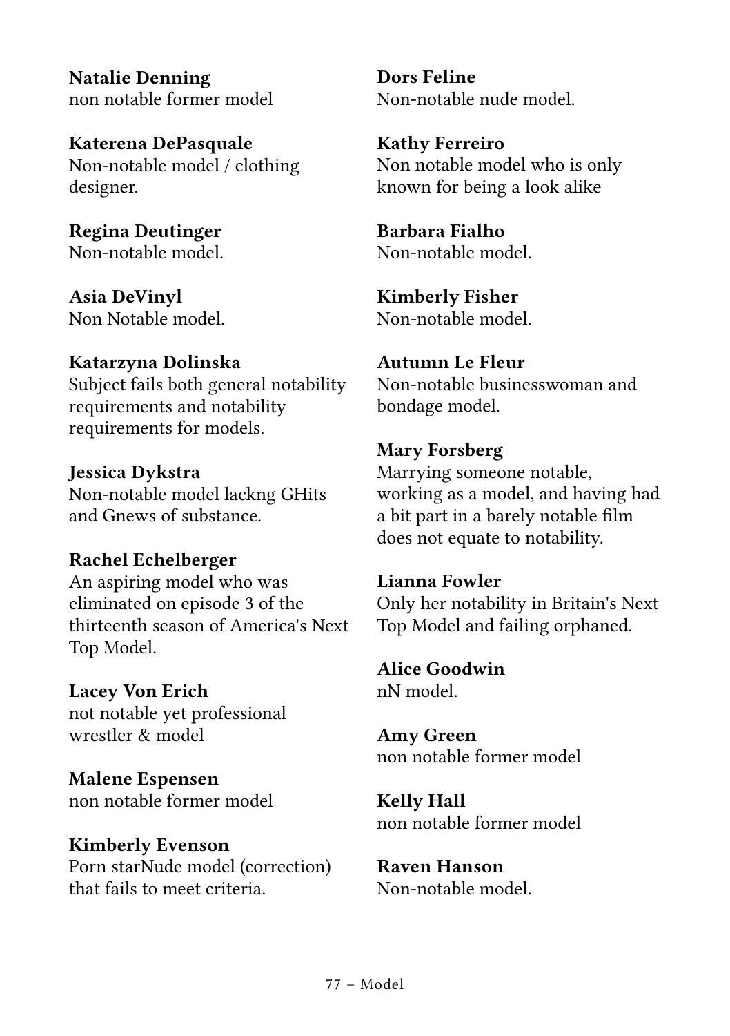**Natalie Denning**
non notable former model

**Katerena DePasquale**
Non-notable model / clothing designer.

**Regina Deutinger**
Non-notable model.

**Asia DeVinyl**
Non Notable model.

**Katarzyna Dolinska**
Subject fails both general notability requirements and notability requirements for models.

**Jessica Dykstra**
Non-notable model lackng GHits and Gnews of substance.

**Rachel Echelberger**
An aspiring model who was eliminated on episode 3 of the thirteenth season of America's Next Top Model.

**Lacey Von Erich**
not notable yet professional wrestler & model

**Malene Espensen**
non notable former model

**Kimberly Evenson**
Porn starNude model (correction) that fails to meet criteria.

**Dors Feline**
Non-notable nude model.

**Kathy Ferreiro**
Non notable model who is only known for being a look alike

**Barbara Fialho**
Non-notable model.

**Kimberly Fisher**
Non-notable model.

**Autumn Le Fleur**
Non-notable businesswoman and bondage model.

**Mary Forsberg**
Marrying someone notable, working as a model, and having had a bit part in a barely notable film does not equate to notability.

**Lianna Fowler**
Only her notability in Britain's Next Top Model and failing orphaned.

**Alice Goodwin**
nN model.

**Amy Green**
non notable former model

**Kelly Hall**
non notable former model

**Raven Hanson**
Non-notable model.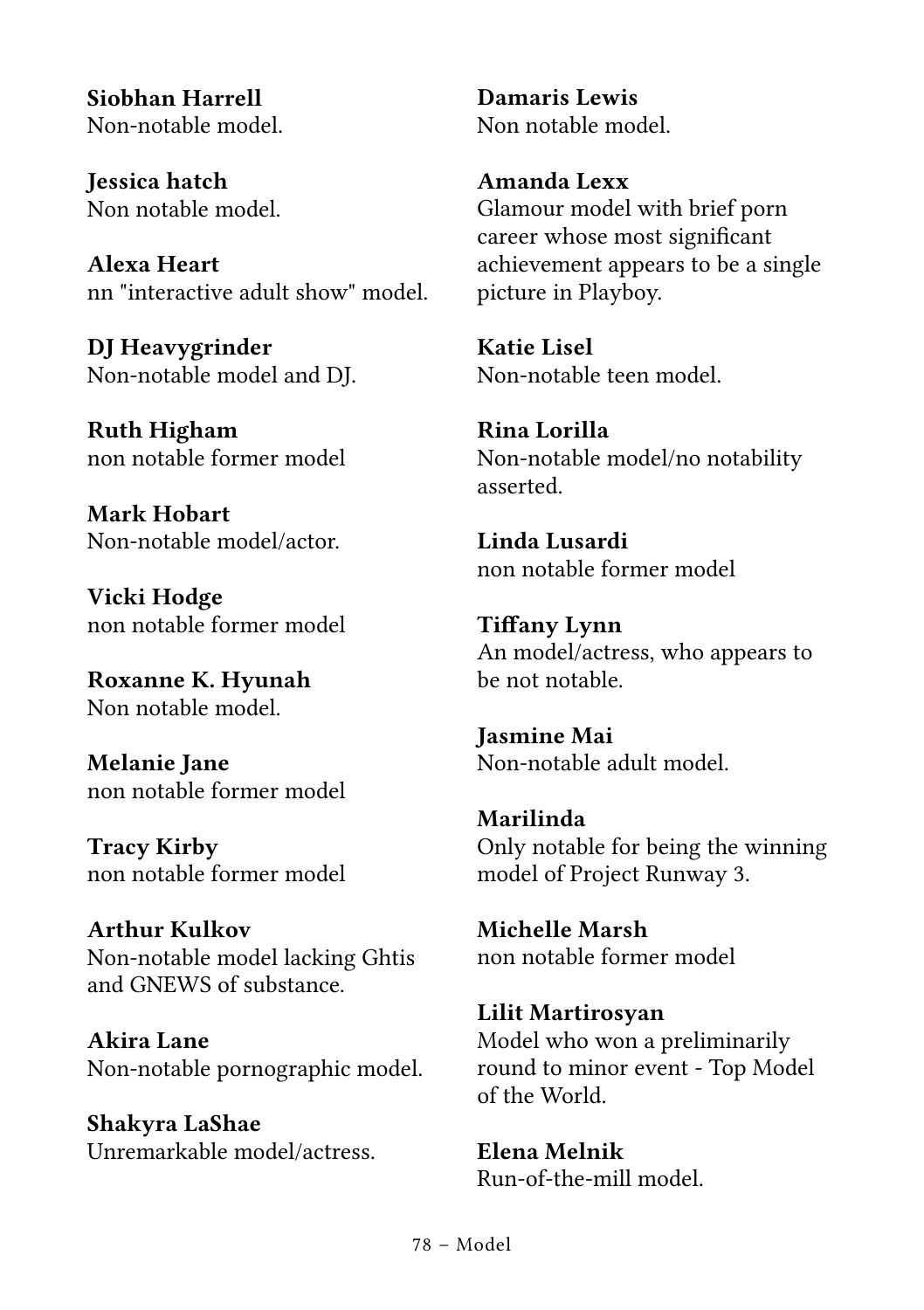**Siobhan Harrell**
Non-notable model.

**Jessica hatch**
Non notable model.

**Alexa Heart**
nn "interactive adult show" model.

**DJ Heavygrinder**
Non-notable model and DJ.

**Ruth Higham**
non notable former model

**Mark Hobart**
Non-notable model/actor.

**Vicki Hodge**
non notable former model

**Roxanne K. Hyunah**
Non notable model.

**Melanie Jane**
non notable former model

**Tracy Kirby**
non notable former model

**Arthur Kulkov**
Non-notable model lacking Ghtis and GNEWS of substance.

**Akira Lane**
Non-notable pornographic model.

**Shakyra LaShae**
Unremarkable model/actress.

**Damaris Lewis**
Non notable model.

**Amanda Lexx**
Glamour model with brief porn career whose most significant achievement appears to be a single picture in Playboy.

**Katie Lisel**
Non-notable teen model.

**Rina Lorilla**
Non-notable model/no notability asserted.

**Linda Lusardi**
non notable former model

**Tiffany Lynn**
An model/actress, who appears to be not notable.

**Jasmine Mai**
Non-notable adult model.

**Marilinda**
Only notable for being the winning model of Project Runway 3.

**Michelle Marsh**
non notable former model

**Lilit Martirosyan**
Model who won a preliminarily round to minor event - Top Model of the World.

**Elena Melnik**
Run-of-the-mill model.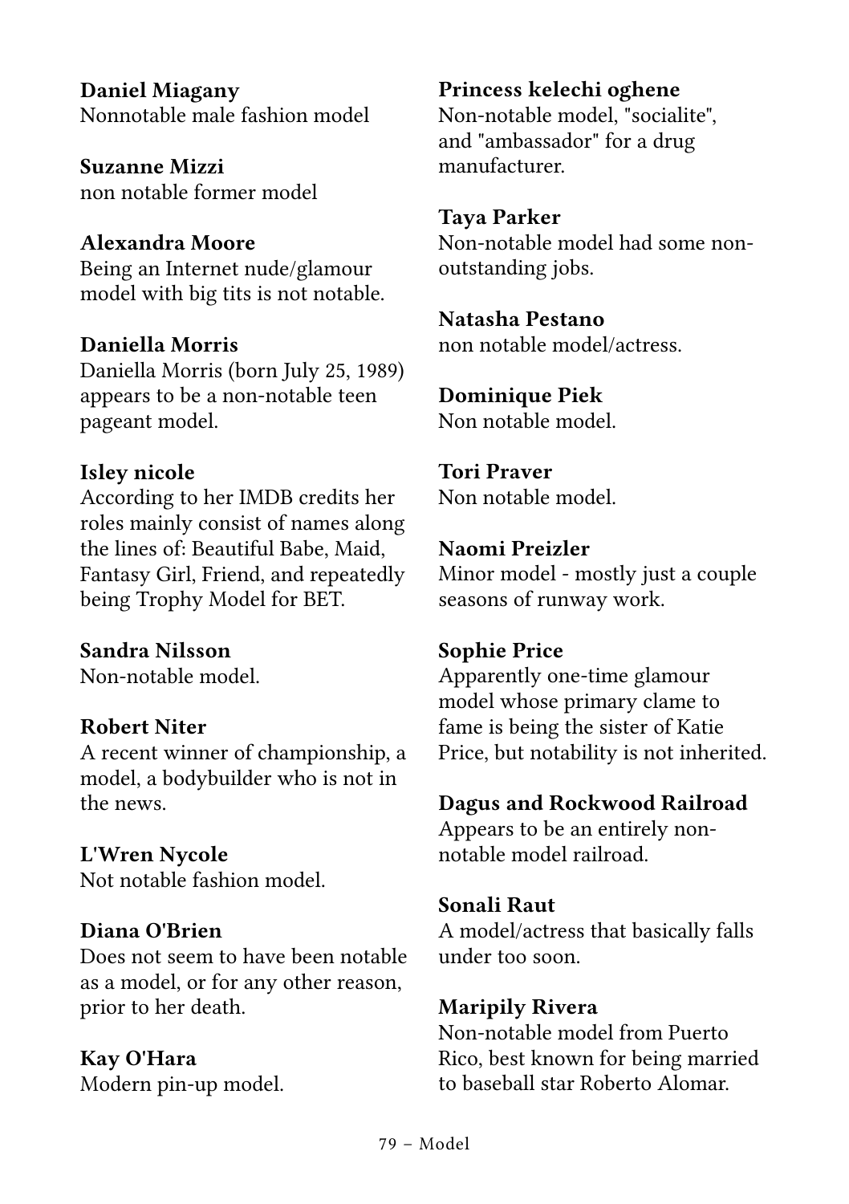**Daniel Miagany**
Nonnotable male fashion model

**Suzanne Mizzi**
non notable former model

**Alexandra Moore**
Being an Internet nude/glamour model with big tits is not notable.

**Daniella Morris**
Daniella Morris (born July 25, 1989) appears to be a non-notable teen pageant model.

**Isley nicole**
According to her IMDB credits her roles mainly consist of names along the lines of: Beautiful Babe, Maid, Fantasy Girl, Friend, and repeatedly being Trophy Model for BET.

**Sandra Nilsson**
Non-notable model.

**Robert Niter**
A recent winner of championship, a model, a bodybuilder who is not in the news.

**L'Wren Nycole**
Not notable fashion model.

**Diana O'Brien**
Does not seem to have been notable as a model, or for any other reason, prior to her death.

**Kay O'Hara**
Modern pin-up model.

**Princess kelechi oghene**
Non-notable model, "socialite", and "ambassador" for a drug manufacturer.

**Taya Parker**
Non-notable model had some non-outstanding jobs.

**Natasha Pestano**
non notable model/actress.

**Dominique Piek**
Non notable model.

**Tori Praver**
Non notable model.

**Naomi Preizler**
Minor model - mostly just a couple seasons of runway work.

**Sophie Price**
Apparently one-time glamour model whose primary clame to fame is being the sister of Katie Price, but notability is not inherited.

**Dagus and Rockwood Railroad**
Appears to be an entirely non-notable model railroad.

**Sonali Raut**
A model/actress that basically falls under too soon.

**Maripily Rivera**
Non-notable model from Puerto Rico, best known for being married to baseball star Roberto Alomar.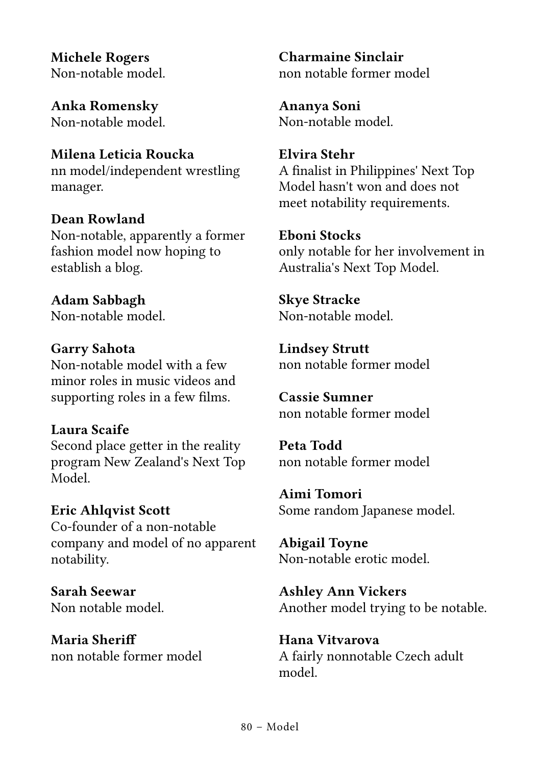**Michele Rogers**
Non-notable model.

**Anka Romensky**
Non-notable model.

**Milena Leticia Roucka**
nn model/independent wrestling manager.

**Dean Rowland**
Non-notable, apparently a former fashion model now hoping to establish a blog.

**Adam Sabbagh**
Non-notable model.

**Garry Sahota**
Non-notable model with a few minor roles in music videos and supporting roles in a few films.

**Laura Scaife**
Second place getter in the reality program New Zealand's Next Top Model.

**Eric Ahlqvist Scott**
Co-founder of a non-notable company and model of no apparent notability.

**Sarah Seewar**
Non notable model.

**Maria Sheriff**
non notable former model

**Charmaine Sinclair**
non notable former model

**Ananya Soni**
Non-notable model.

**Elvira Stehr**
A finalist in Philippines' Next Top Model hasn't won and does not meet notability requirements.

**Eboni Stocks**
only notable for her involvement in Australia's Next Top Model.

**Skye Stracke**
Non-notable model.

**Lindsey Strutt**
non notable former model

**Cassie Sumner**
non notable former model

**Peta Todd**
non notable former model

**Aimi Tomori**
Some random Japanese model.

**Abigail Toyne**
Non-notable erotic model.

**Ashley Ann Vickers**
Another model trying to be notable.

**Hana Vitvarova**
A fairly nonnotable Czech adult model.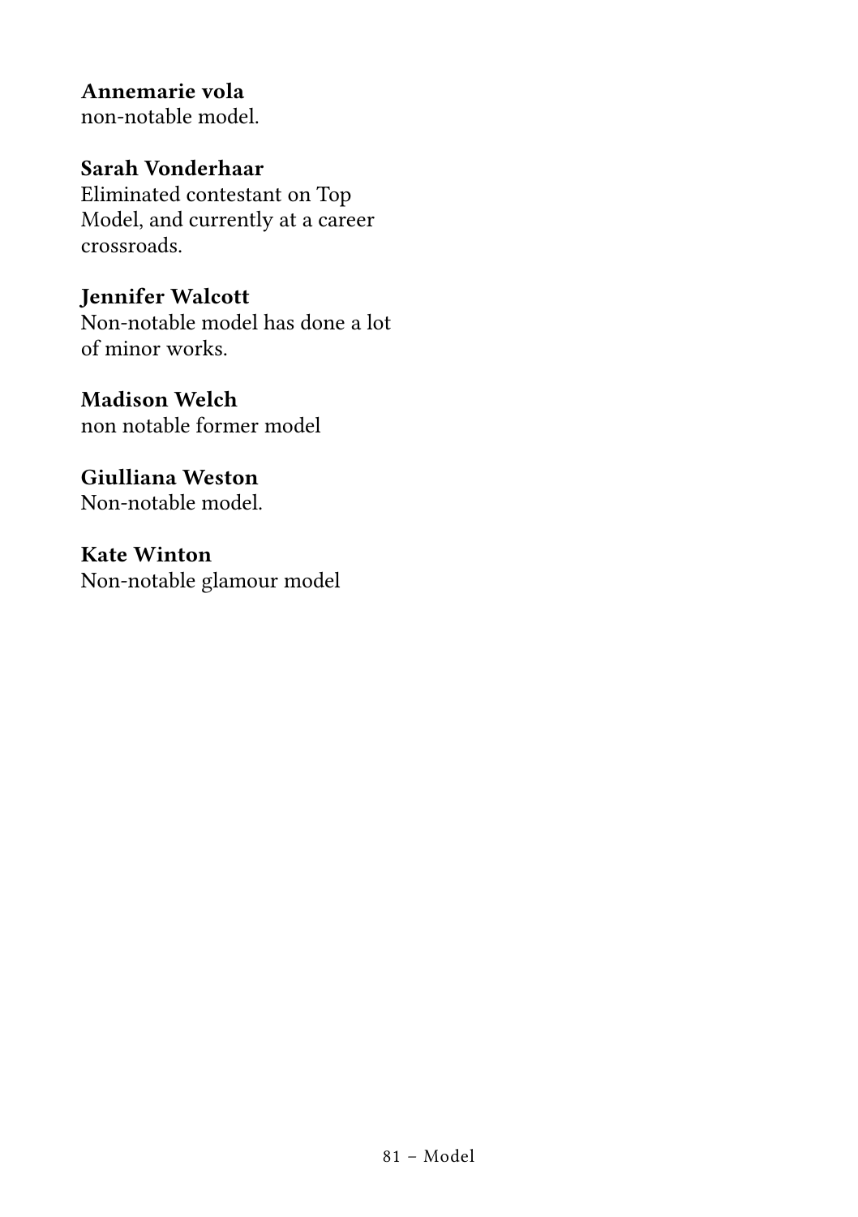**Annemarie vola**
non-notable model.

**Sarah Vonderhaar**
Eliminated contestant on Top Model, and currently at a career crossroads.

**Jennifer Walcott**
Non-notable model has done a lot of minor works.

**Madison Welch**
non notable former model

**Giulliana Weston**
Non-notable model.

**Kate Winton**
Non-notable glamour model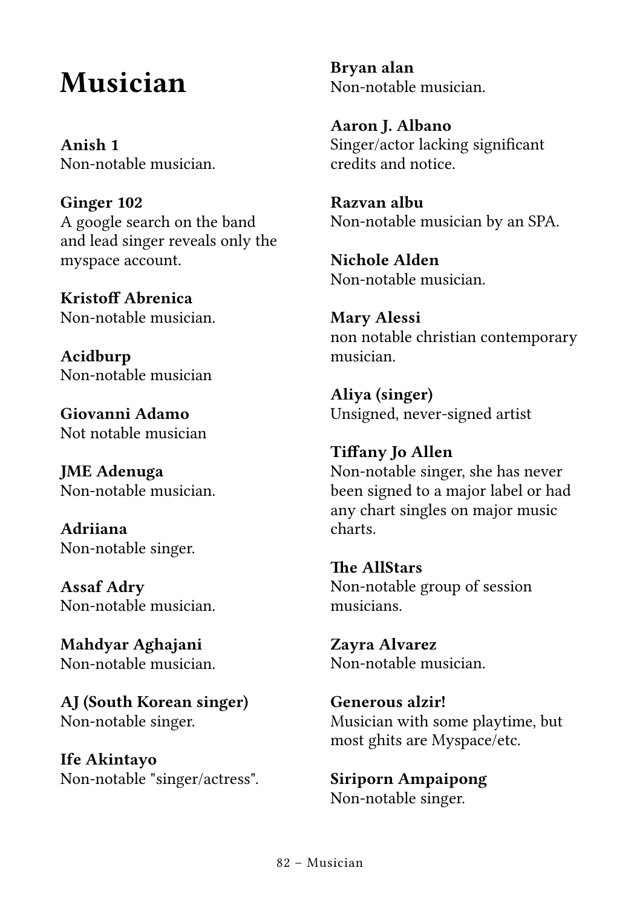# Musician

**Anish 1**
Non-notable musician.

**Ginger 102**
A google search on the band and lead singer reveals only the myspace account.

**Kristoff Abrenica**
Non-notable musician.

**Acidburp**
Non-notable musician

**Giovanni Adamo**
Not notable musician

**JME Adenuga**
Non-notable musician.

**Adriiana**
Non-notable singer.

**Assaf Adry**
Non-notable musician.

**Mahdyar Aghajani**
Non-notable musician.

**AJ (South Korean singer)**
Non-notable singer.

**Ife Akintayo**
Non-notable "singer/actress".

**Bryan alan**
Non-notable musician.

**Aaron J. Albano**
Singer/actor lacking significant credits and notice.

**Razvan albu**
Non-notable musician by an SPA.

**Nichole Alden**
Non-notable musician.

**Mary Alessi**
non notable christian contemporary musician.

**Aliya (singer)**
Unsigned, never-signed artist

**Tiffany Jo Allen**
Non-notable singer, she has never been signed to a major label or had any chart singles on major music charts.

**The AllStars**
Non-notable group of session musicians.

**Zayra Alvarez**
Non-notable musician.

**Generous alzir!**
Musician with some playtime, but most ghits are Myspace/etc.

**Siriporn Ampaipong**
Non-notable singer.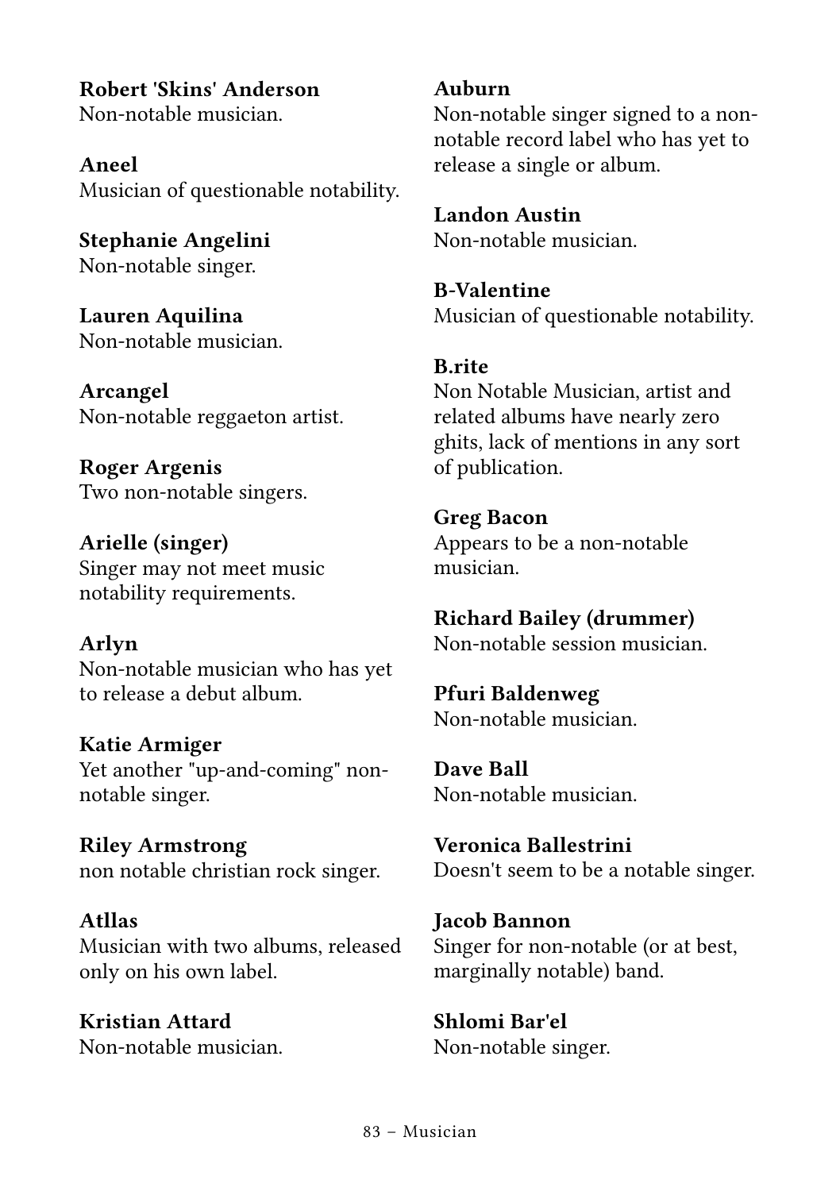**Robert 'Skins' Anderson**
Non-notable musician.

**Aneel**
Musician of questionable notability.

**Stephanie Angelini**
Non-notable singer.

**Lauren Aquilina**
Non-notable musician.

**Arcangel**
Non-notable reggaeton artist.

**Roger Argenis**
Two non-notable singers.

**Arielle (singer)**
Singer may not meet music notability requirements.

**Arlyn**
Non-notable musician who has yet to release a debut album.

**Katie Armiger**
Yet another "up-and-coming" non-notable singer.

**Riley Armstrong**
non notable christian rock singer.

**Atllas**
Musician with two albums, released only on his own label.

**Kristian Attard**
Non-notable musician.

**Auburn**
Non-notable singer signed to a non-notable record label who has yet to release a single or album.

**Landon Austin**
Non-notable musician.

**B-Valentine**
Musician of questionable notability.

**B.rite**
Non Notable Musician, artist and related albums have nearly zero ghits, lack of mentions in any sort of publication.

**Greg Bacon**
Appears to be a non-notable musician.

**Richard Bailey (drummer)**
Non-notable session musician.

**Pfuri Baldenweg**
Non-notable musician.

**Dave Ball**
Non-notable musician.

**Veronica Ballestrini**
Doesn't seem to be a notable singer.

**Jacob Bannon**
Singer for non-notable (or at best, marginally notable) band.

**Shlomi Bar'el**
Non-notable singer.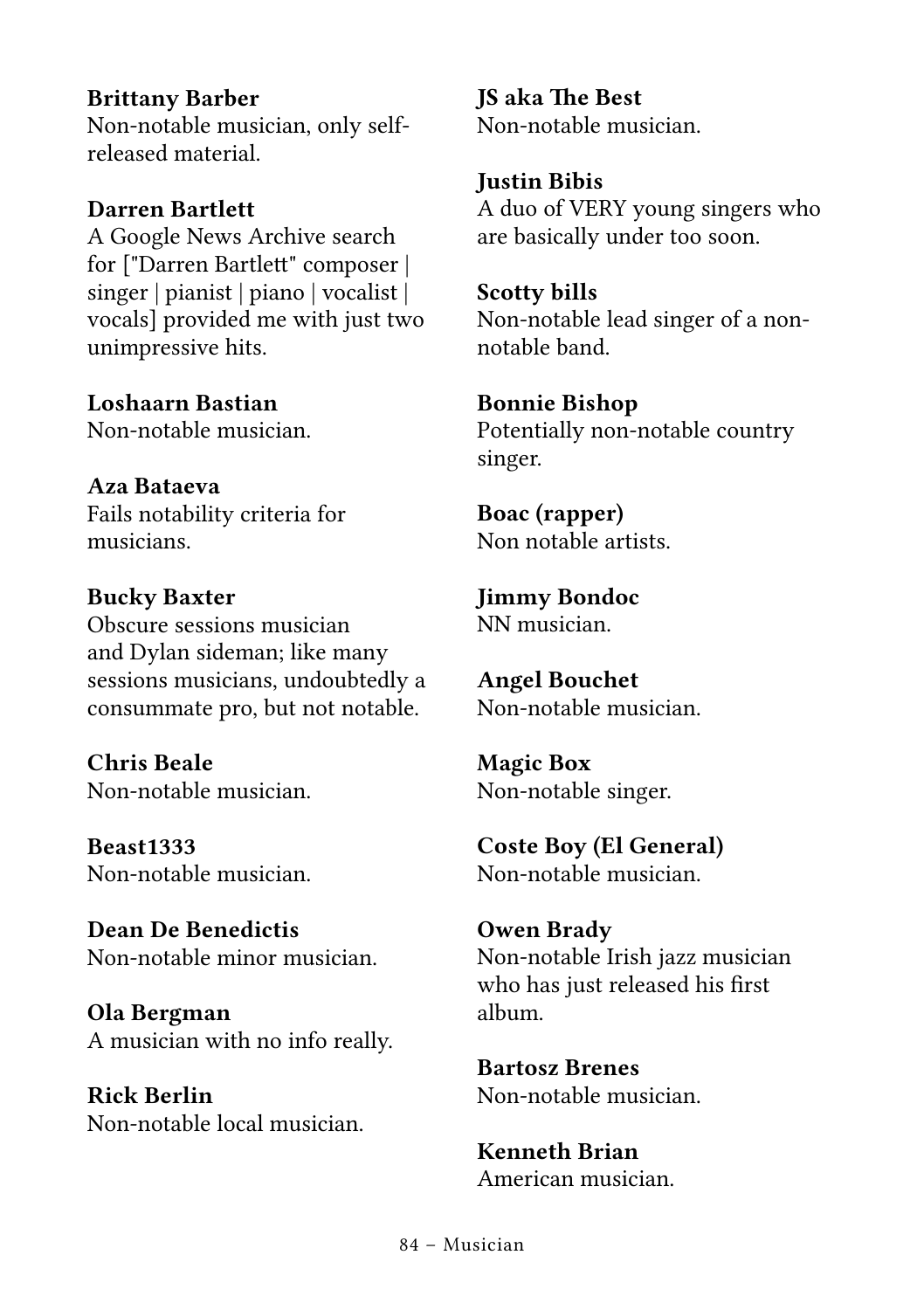**Brittany Barber**
Non-notable musician, only self-released material.

**Darren Bartlett**
A Google News Archive search for ["Darren Bartlett" composer | singer | pianist | piano | vocalist | vocals] provided me with just two unimpressive hits.

**Loshaarn Bastian**
Non-notable musician.

**Aza Bataeva**
Fails notability criteria for musicians.

**Bucky Baxter**
Obscure sessions musician and Dylan sideman; like many sessions musicians, undoubtedly a consummate pro, but not notable.

**Chris Beale**
Non-notable musician.

**Beast1333**
Non-notable musician.

**Dean De Benedictis**
Non-notable minor musician.

**Ola Bergman**
A musician with no info really.

**Rick Berlin**
Non-notable local musician.

**JS aka The Best**
Non-notable musician.

**Justin Bibis**
A duo of VERY young singers who are basically under too soon.

**Scotty bills**
Non-notable lead singer of a non-notable band.

**Bonnie Bishop**
Potentially non-notable country singer.

**Boac (rapper)**
Non notable artists.

**Jimmy Bondoc**
NN musician.

**Angel Bouchet**
Non-notable musician.

**Magic Box**
Non-notable singer.

**Coste Boy (El General)**
Non-notable musician.

**Owen Brady**
Non-notable Irish jazz musician who has just released his first album.

**Bartosz Brenes**
Non-notable musician.

**Kenneth Brian**
American musician.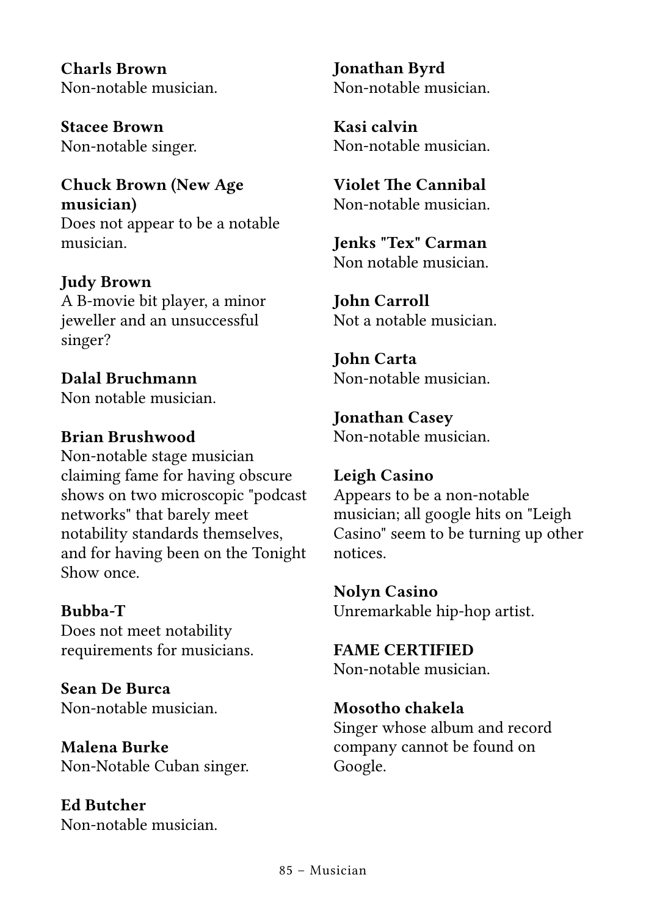**Charls Brown**
Non-notable musician.

**Stacee Brown**
Non-notable singer.

**Chuck Brown (New Age musician)**
Does not appear to be a notable musician.

**Judy Brown**
A B-movie bit player, a minor jeweller and an unsuccessful singer?

**Dalal Bruchmann**
Non notable musician.

**Brian Brushwood**
Non-notable stage musician claiming fame for having obscure shows on two microscopic "podcast networks" that barely meet notability standards themselves, and for having been on the Tonight Show once.

**Bubba-T**
Does not meet notability requirements for musicians.

**Sean De Burca**
Non-notable musician.

**Malena Burke**
Non-Notable Cuban singer.

**Ed Butcher**
Non-notable musician.

**Jonathan Byrd**
Non-notable musician.

**Kasi calvin**
Non-notable musician.

**Violet The Cannibal**
Non-notable musician.

**Jenks "Tex" Carman**
Non notable musician.

**John Carroll**
Not a notable musician.

**John Carta**
Non-notable musician.

**Jonathan Casey**
Non-notable musician.

**Leigh Casino**
Appears to be a non-notable musician; all google hits on "Leigh Casino" seem to be turning up other notices.

**Nolyn Casino**
Unremarkable hip-hop artist.

**FAME CERTIFIED**
Non-notable musician.

**Mosotho chakela**
Singer whose album and record company cannot be found on Google.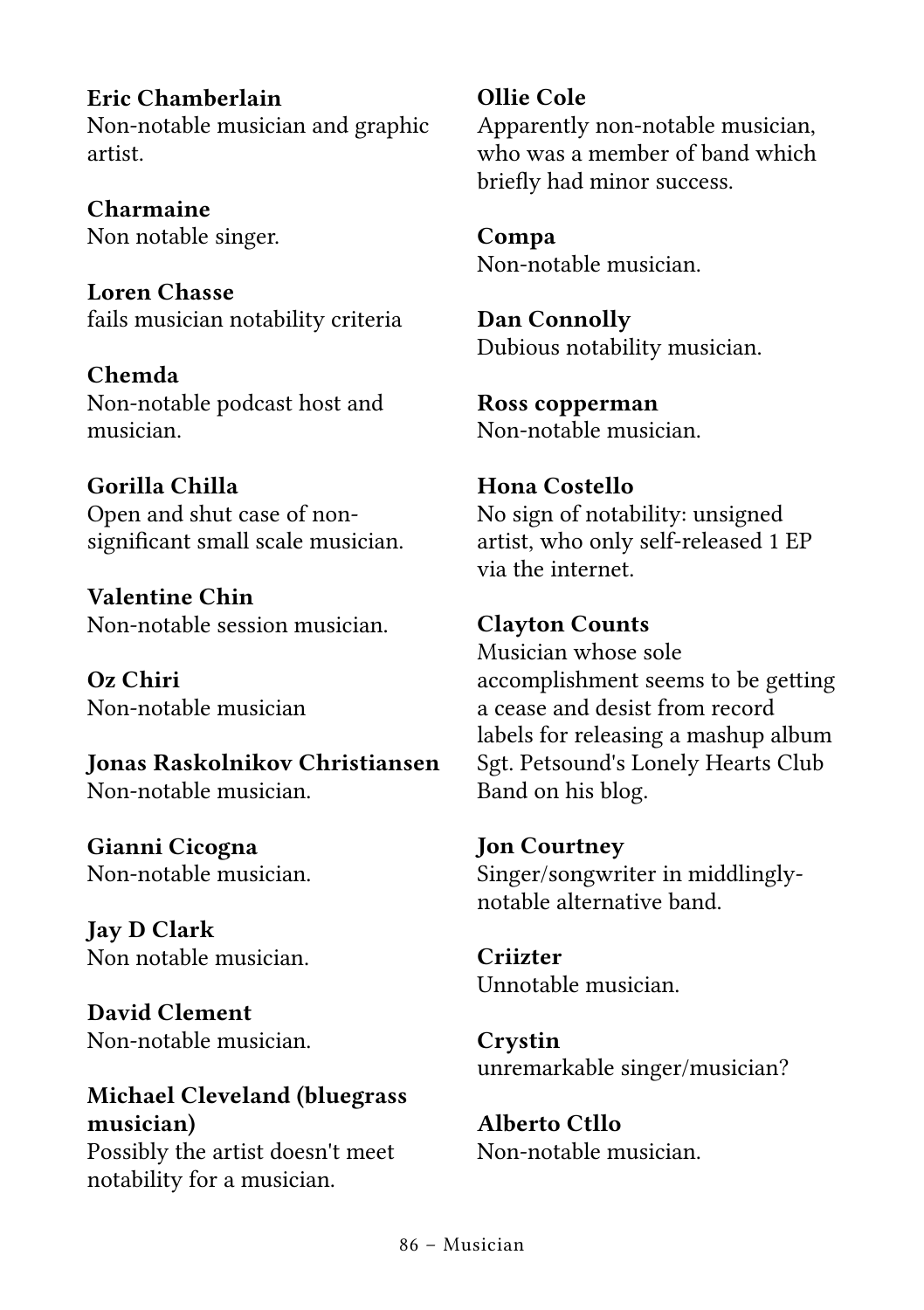**Eric Chamberlain**
Non-notable musician and graphic artist.

**Charmaine**
Non notable singer.

**Loren Chasse**
fails musician notability criteria

**Chemda**
Non-notable podcast host and musician.

**Gorilla Chilla**
Open and shut case of non-significant small scale musician.

**Valentine Chin**
Non-notable session musician.

**Oz Chiri**
Non-notable musician

**Jonas Raskolnikov Christiansen**
Non-notable musician.

**Gianni Cicogna**
Non-notable musician.

**Jay D Clark**
Non notable musician.

**David Clement**
Non-notable musician.

**Michael Cleveland (bluegrass musician)**
Possibly the artist doesn't meet notability for a musician.

**Ollie Cole**
Apparently non-notable musician, who was a member of band which briefly had minor success.

**Compa**
Non-notable musician.

**Dan Connolly**
Dubious notability musician.

**Ross copperman**
Non-notable musician.

**Hona Costello**
No sign of notability: unsigned artist, who only self-released 1 EP via the internet.

**Clayton Counts**
Musician whose sole accomplishment seems to be getting a cease and desist from record labels for releasing a mashup album Sgt. Petsound's Lonely Hearts Club Band on his blog.

**Jon Courtney**
Singer/songwriter in middlingly-notable alternative band.

**Criizter**
Unnotable musician.

**Crystin**
unremarkable singer/musician?

**Alberto Ctllo**
Non-notable musician.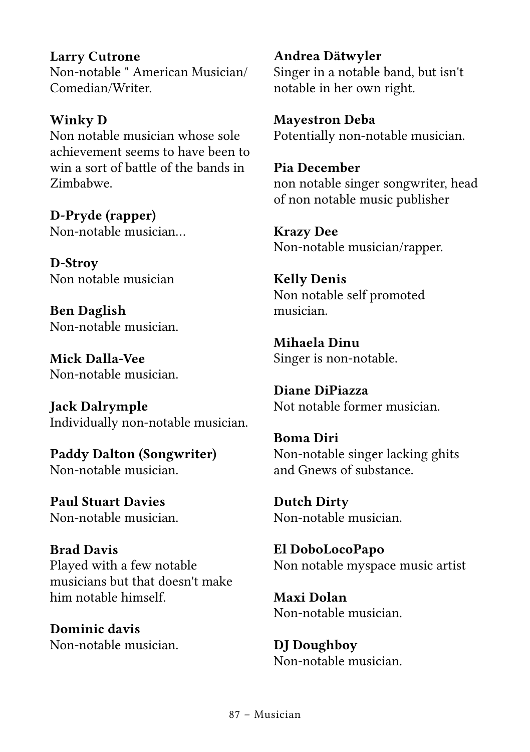**Larry Cutrone**
Non-notable " American Musician/ Comedian/Writer.

**Winky D**
Non notable musician whose sole achievement seems to have been to win a sort of battle of the bands in Zimbabwe.

**D-Pryde (rapper)**
Non-notable musician...

**D-Stroy**
Non notable musician

**Ben Daglish**
Non-notable musician.

**Mick Dalla-Vee**
Non-notable musician.

**Jack Dalrymple**
Individually non-notable musician.

**Paddy Dalton (Songwriter)**
Non-notable musician.

**Paul Stuart Davies**
Non-notable musician.

**Brad Davis**
Played with a few notable musicians but that doesn't make him notable himself.

**Dominic davis**
Non-notable musician.

**Andrea Dätwyler**
Singer in a notable band, but isn't notable in her own right.

**Mayestron Deba**
Potentially non-notable musician.

**Pia December**
non notable singer songwriter, head of non notable music publisher

**Krazy Dee**
Non-notable musician/rapper.

**Kelly Denis**
Non notable self promoted musician.

**Mihaela Dinu**
Singer is non-notable.

**Diane DiPiazza**
Not notable former musician.

**Boma Diri**
Non-notable singer lacking ghits and Gnews of substance.

**Dutch Dirty**
Non-notable musician.

**El DoboLocoPapo**
Non notable myspace music artist

**Maxi Dolan**
Non-notable musician.

**DJ Doughboy**
Non-notable musician.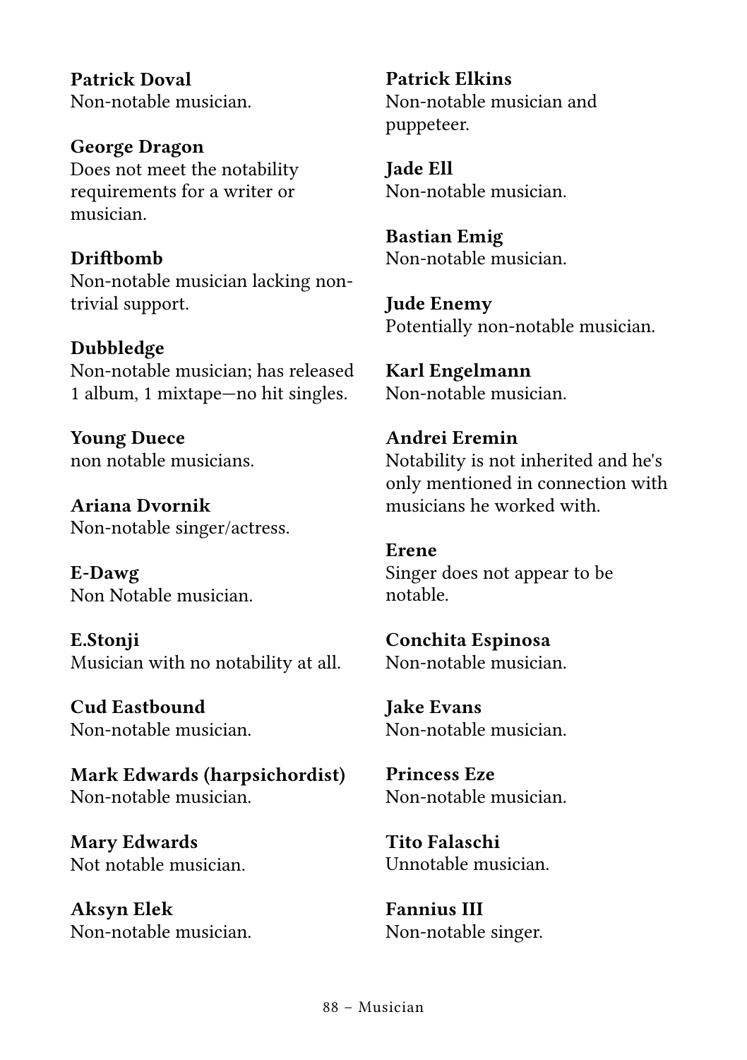**Patrick Doval**
Non-notable musician.

**George Dragon**
Does not meet the notability requirements for a writer or musician.

**Driftbomb**
Non-notable musician lacking non-trivial support.

**Dubbledge**
Non-notable musician; has released 1 album, 1 mixtape—no hit singles.

**Young Duece**
non notable musicians.

**Ariana Dvornik**
Non-notable singer/actress.

**E-Dawg**
Non Notable musician.

**E.Stonji**
Musician with no notability at all.

**Cud Eastbound**
Non-notable musician.

**Mark Edwards (harpsichordist)**
Non-notable musician.

**Mary Edwards**
Not notable musician.

**Aksyn Elek**
Non-notable musician.

**Patrick Elkins**
Non-notable musician and puppeteer.

**Jade Ell**
Non-notable musician.

**Bastian Emig**
Non-notable musician.

**Jude Enemy**
Potentially non-notable musician.

**Karl Engelmann**
Non-notable musician.

**Andrei Eremin**
Notability is not inherited and he's only mentioned in connection with musicians he worked with.

**Erene**
Singer does not appear to be notable.

**Conchita Espinosa**
Non-notable musician.

**Jake Evans**
Non-notable musician.

**Princess Eze**
Non-notable musician.

**Tito Falaschi**
Unnotable musician.

**Fannius III**
Non-notable singer.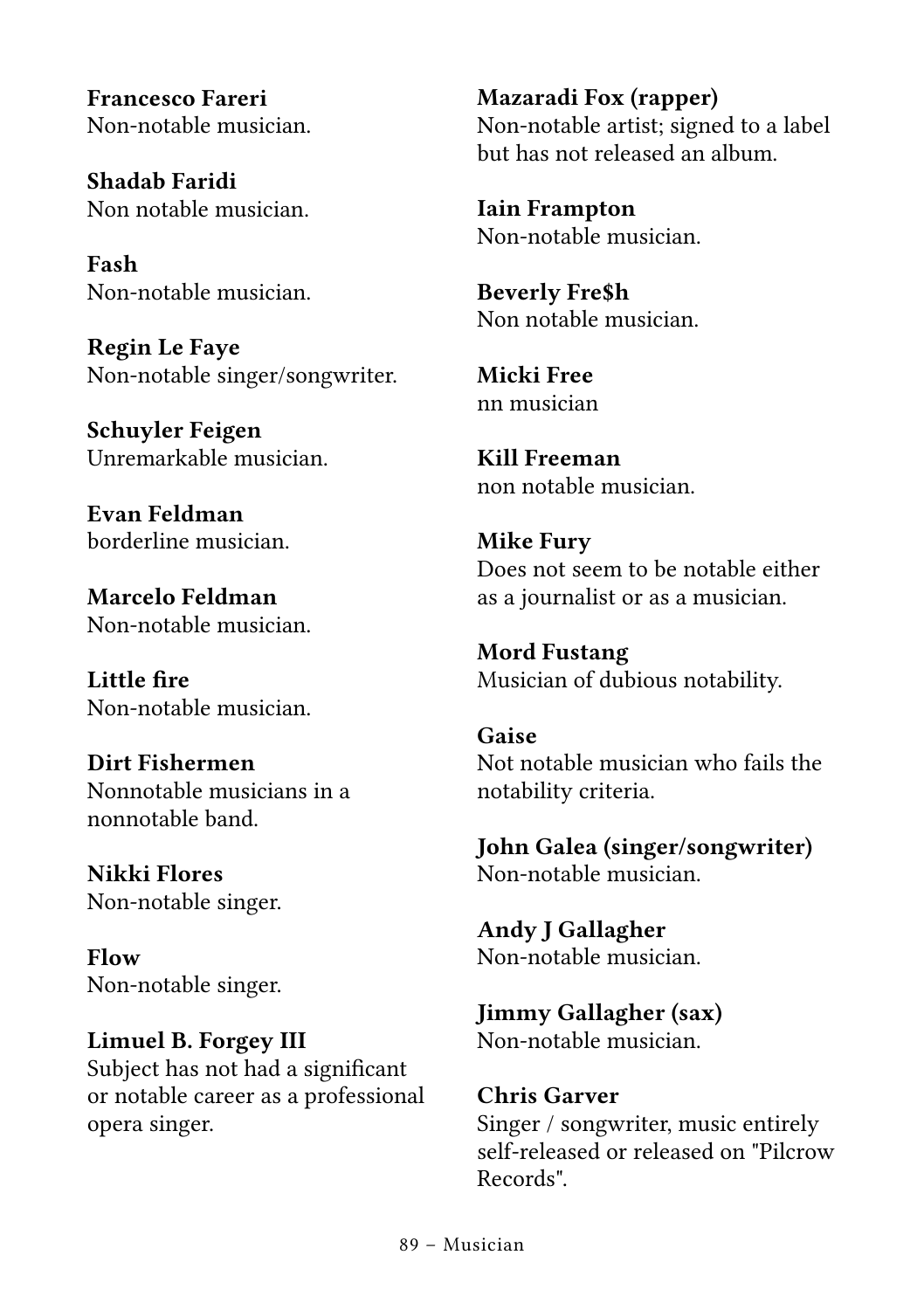**Francesco Fareri**
Non-notable musician.

**Shadab Faridi**
Non notable musician.

**Fash**
Non-notable musician.

**Regin Le Faye**
Non-notable singer/songwriter.

**Schuyler Feigen**
Unremarkable musician.

**Evan Feldman**
borderline musician.

**Marcelo Feldman**
Non-notable musician.

**Little fire**
Non-notable musician.

**Dirt Fishermen**
Nonnotable musicians in a nonnotable band.

**Nikki Flores**
Non-notable singer.

**Flow**
Non-notable singer.

**Limuel B. Forgey III**
Subject has not had a significant or notable career as a professional opera singer.

**Mazaradi Fox (rapper)**
Non-notable artist; signed to a label but has not released an album.

**Iain Frampton**
Non-notable musician.

**Beverly Fre$h**
Non notable musician.

**Micki Free**
nn musician

**Kill Freeman**
non notable musician.

**Mike Fury**
Does not seem to be notable either as a journalist or as a musician.

**Mord Fustang**
Musician of dubious notability.

**Gaise**
Not notable musician who fails the notability criteria.

**John Galea (singer/songwriter)**
Non-notable musician.

**Andy J Gallagher**
Non-notable musician.

**Jimmy Gallagher (sax)**
Non-notable musician.

**Chris Garver**
Singer / songwriter, music entirely self-released or released on "Pilcrow Records".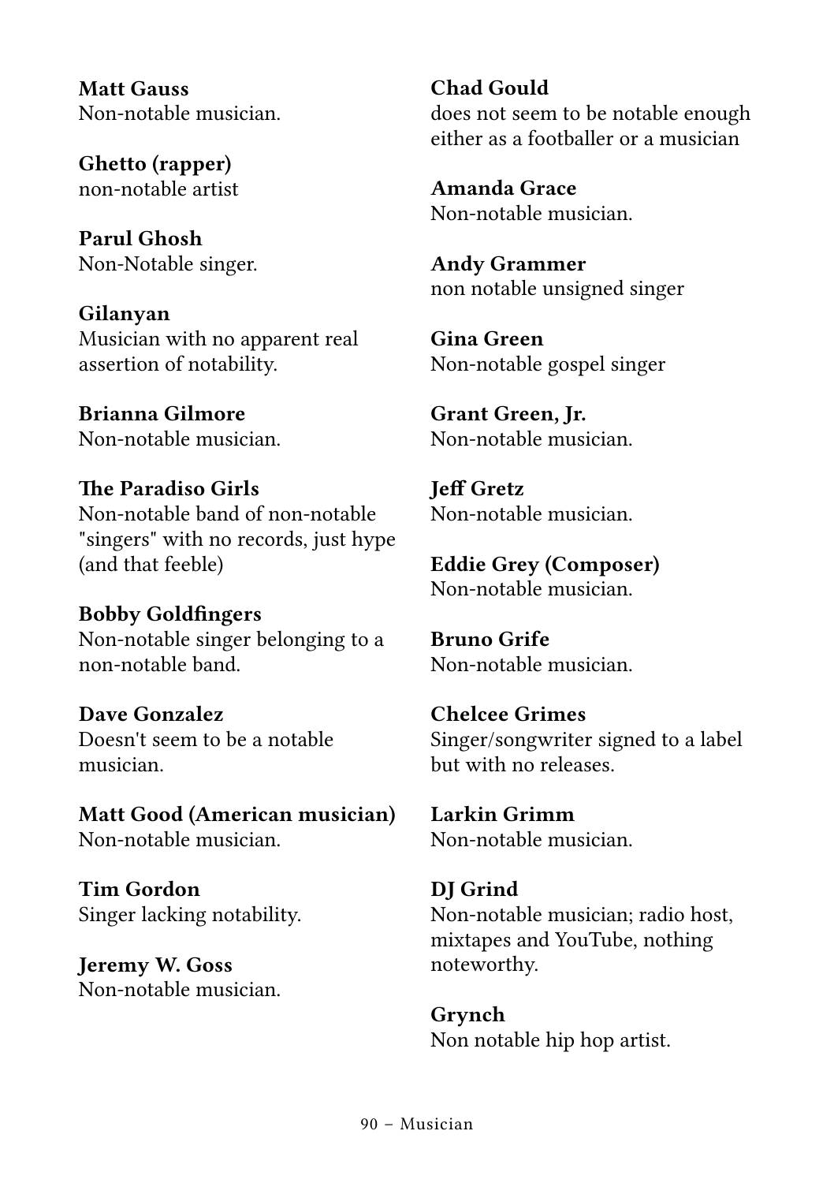**Matt Gauss**
Non-notable musician.

**Ghetto (rapper)**
non-notable artist

**Parul Ghosh**
Non-Notable singer.

**Gilanyan**
Musician with no apparent real assertion of notability.

**Brianna Gilmore**
Non-notable musician.

**The Paradiso Girls**
Non-notable band of non-notable "singers" with no records, just hype (and that feeble)

**Bobby Goldfingers**
Non-notable singer belonging to a non-notable band.

**Dave Gonzalez**
Doesn't seem to be a notable musician.

**Matt Good (American musician)**
Non-notable musician.

**Tim Gordon**
Singer lacking notability.

**Jeremy W. Goss**
Non-notable musician.

**Chad Gould**
does not seem to be notable enough either as a footballer or a musician

**Amanda Grace**
Non-notable musician.

**Andy Grammer**
non notable unsigned singer

**Gina Green**
Non-notable gospel singer

**Grant Green, Jr.**
Non-notable musician.

**Jeff Gretz**
Non-notable musician.

**Eddie Grey (Composer)**
Non-notable musician.

**Bruno Grife**
Non-notable musician.

**Chelcee Grimes**
Singer/songwriter signed to a label but with no releases.

**Larkin Grimm**
Non-notable musician.

**DJ Grind**
Non-notable musician; radio host, mixtapes and YouTube, nothing noteworthy.

**Grynch**
Non notable hip hop artist.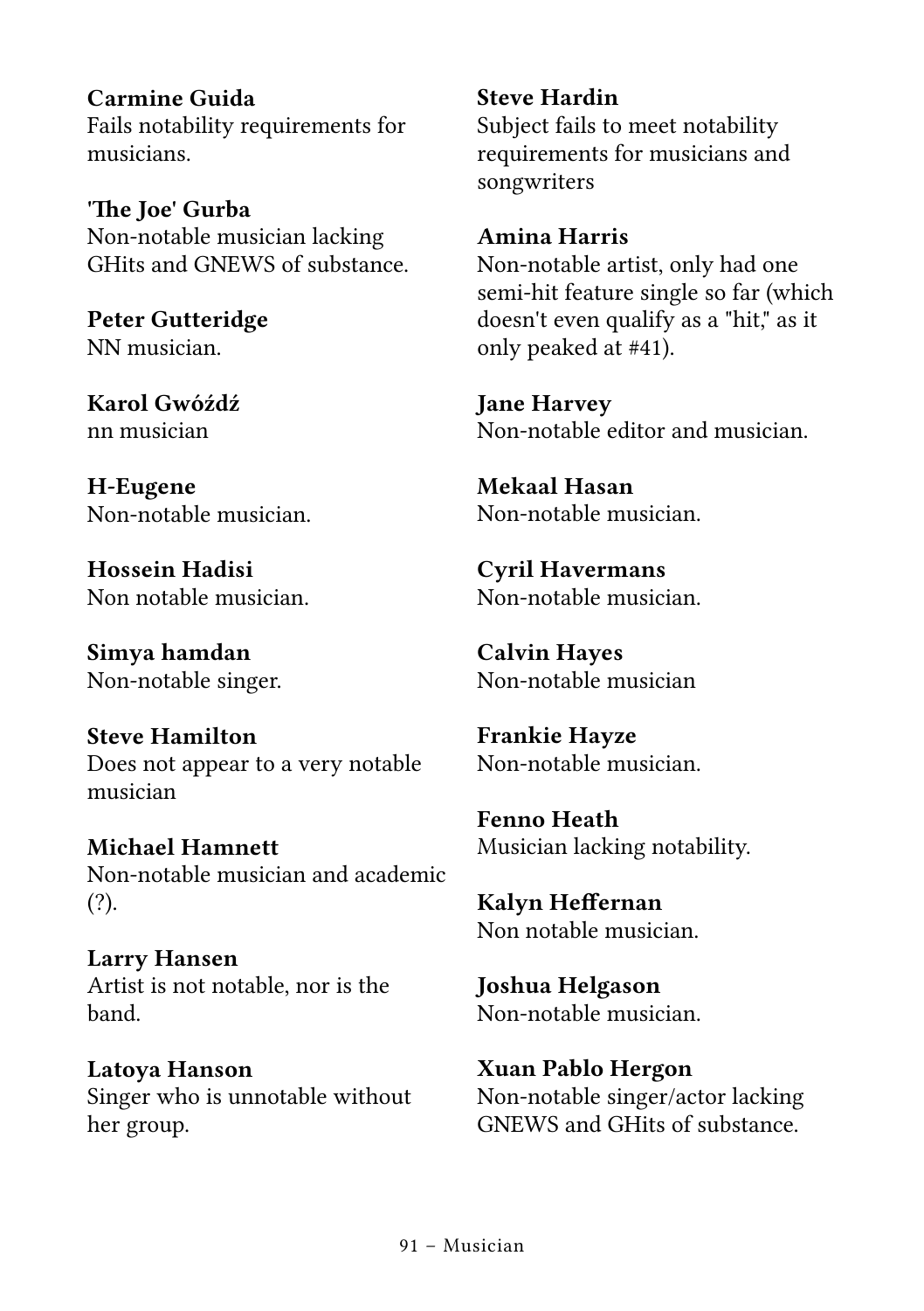**Carmine Guida**
Fails notability requirements for musicians.

**'The Joe' Gurba**
Non-notable musician lacking GHits and GNEWS of substance.

**Peter Gutteridge**
NN musician.

**Karol Gwóźdź**
nn musician

**H-Eugene**
Non-notable musician.

**Hossein Hadisi**
Non notable musician.

**Simya hamdan**
Non-notable singer.

**Steve Hamilton**
Does not appear to a very notable musician

**Michael Hamnett**
Non-notable musician and academic (?).

**Larry Hansen**
Artist is not notable, nor is the band.

**Latoya Hanson**
Singer who is unnotable without her group.

**Steve Hardin**
Subject fails to meet notability requirements for musicians and songwriters

**Amina Harris**
Non-notable artist, only had one semi-hit feature single so far (which doesn't even qualify as a "hit," as it only peaked at #41).

**Jane Harvey**
Non-notable editor and musician.

**Mekaal Hasan**
Non-notable musician.

**Cyril Havermans**
Non-notable musician.

**Calvin Hayes**
Non-notable musician

**Frankie Hayze**
Non-notable musician.

**Fenno Heath**
Musician lacking notability.

**Kalyn Heffernan**
Non notable musician.

**Joshua Helgason**
Non-notable musician.

**Xuan Pablo Hergon**
Non-notable singer/actor lacking GNEWS and GHits of substance.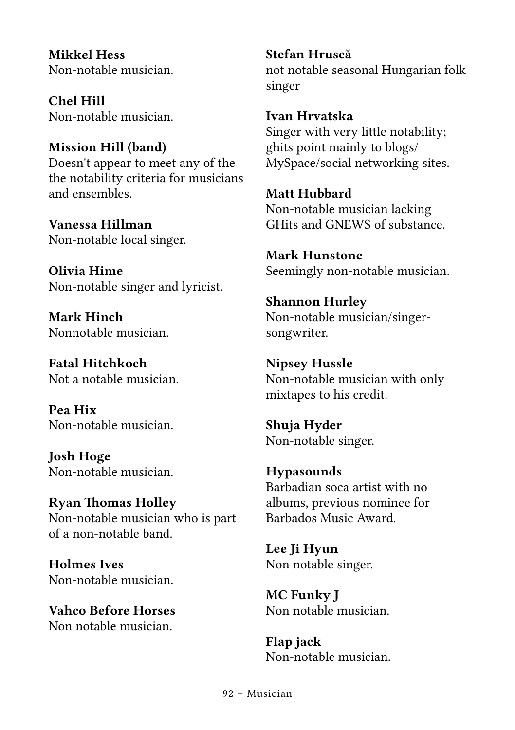**Mikkel Hess**
Non-notable musician.

**Chel Hill**
Non-notable musician.

**Mission Hill (band)**
Doesn't appear to meet any of the the notability criteria for musicians and ensembles.

**Vanessa Hillman**
Non-notable local singer.

**Olivia Hime**
Non-notable singer and lyricist.

**Mark Hinch**
Nonnotable musician.

**Fatal Hitchkoch**
Not a notable musician.

**Pea Hix**
Non-notable musician.

**Josh Hoge**
Non-notable musician.

**Ryan Thomas Holley**
Non-notable musician who is part of a non-notable band.

**Holmes Ives**
Non-notable musician.

**Vahco Before Horses**
Non notable musician.

**Stefan Hruscă**
not notable seasonal Hungarian folk singer

**Ivan Hrvatska**
Singer with very little notability; ghits point mainly to blogs/MySpace/social networking sites.

**Matt Hubbard**
Non-notable musician lacking GHits and GNEWS of substance.

**Mark Hunstone**
Seemingly non-notable musician.

**Shannon Hurley**
Non-notable musician/singer-songwriter.

**Nipsey Hussle**
Non-notable musician with only mixtapes to his credit.

**Shuja Hyder**
Non-notable singer.

**Hypasounds**
Barbadian soca artist with no albums, previous nominee for Barbados Music Award.

**Lee Ji Hyun**
Non notable singer.

**MC Funky J**
Non notable musician.

**Flap jack**
Non-notable musician.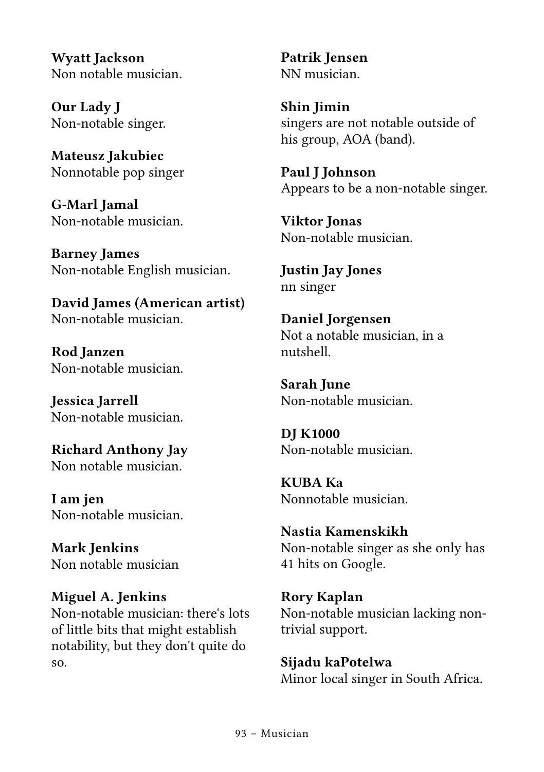**Wyatt Jackson**
Non notable musician.

**Our Lady J**
Non-notable singer.

**Mateusz Jakubiec**
Nonnotable pop singer

**G-Marl Jamal**
Non-notable musician.

**Barney James**
Non-notable English musician.

**David James (American artist)**
Non-notable musician.

**Rod Janzen**
Non-notable musician.

**Jessica Jarrell**
Non-notable musician.

**Richard Anthony Jay**
Non notable musician.

**I am jen**
Non-notable musician.

**Mark Jenkins**
Non notable musician

**Miguel A. Jenkins**
Non-notable musician: there's lots of little bits that might establish notability, but they don't quite do so.

**Patrik Jensen**
NN musician.

**Shin Jimin**
singers are not notable outside of his group, AOA (band).

**Paul J Johnson**
Appears to be a non-notable singer.

**Viktor Jonas**
Non-notable musician.

**Justin Jay Jones**
nn singer

**Daniel Jorgensen**
Not a notable musician, in a nutshell.

**Sarah June**
Non-notable musician.

**DJ K1000**
Non-notable musician.

**KUBA Ka**
Nonnotable musician.

**Nastia Kamenskikh**
Non-notable singer as she only has 41 hits on Google.

**Rory Kaplan**
Non-notable musician lacking non-trivial support.

**Sijadu kaPotelwa**
Minor local singer in South Africa.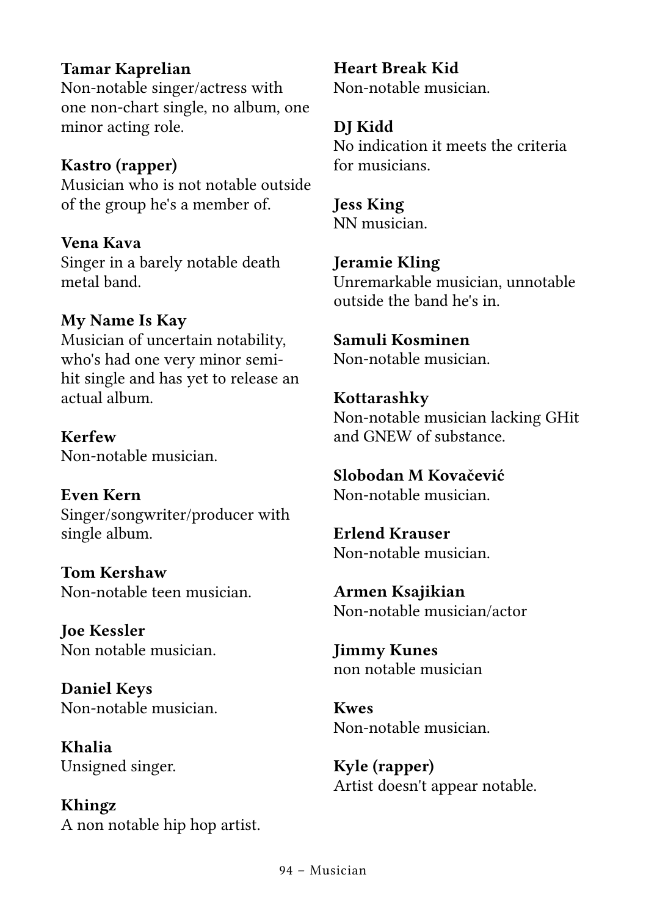**Tamar Kaprelian**
Non-notable singer/actress with one non-chart single, no album, one minor acting role.

**Kastro (rapper)**
Musician who is not notable outside of the group he's a member of.

**Vena Kava**
Singer in a barely notable death metal band.

**My Name Is Kay**
Musician of uncertain notability, who's had one very minor semi-hit single and has yet to release an actual album.

**Kerfew**
Non-notable musician.

**Even Kern**
Singer/songwriter/producer with single album.

**Tom Kershaw**
Non-notable teen musician.

**Joe Kessler**
Non notable musician.

**Daniel Keys**
Non-notable musician.

**Khalia**
Unsigned singer.

**Khingz**
A non notable hip hop artist.

**Heart Break Kid**
Non-notable musician.

**DJ Kidd**
No indication it meets the criteria for musicians.

**Jess King**
NN musician.

**Jeramie Kling**
Unremarkable musician, unnotable outside the band he's in.

**Samuli Kosminen**
Non-notable musician.

**Kottarashky**
Non-notable musician lacking GHit and GNEW of substance.

**Slobodan M Kovačević**
Non-notable musician.

**Erlend Krauser**
Non-notable musician.

**Armen Ksajikian**
Non-notable musician/actor

**Jimmy Kunes**
non notable musician

**Kwes**
Non-notable musician.

**Kyle (rapper)**
Artist doesn't appear notable.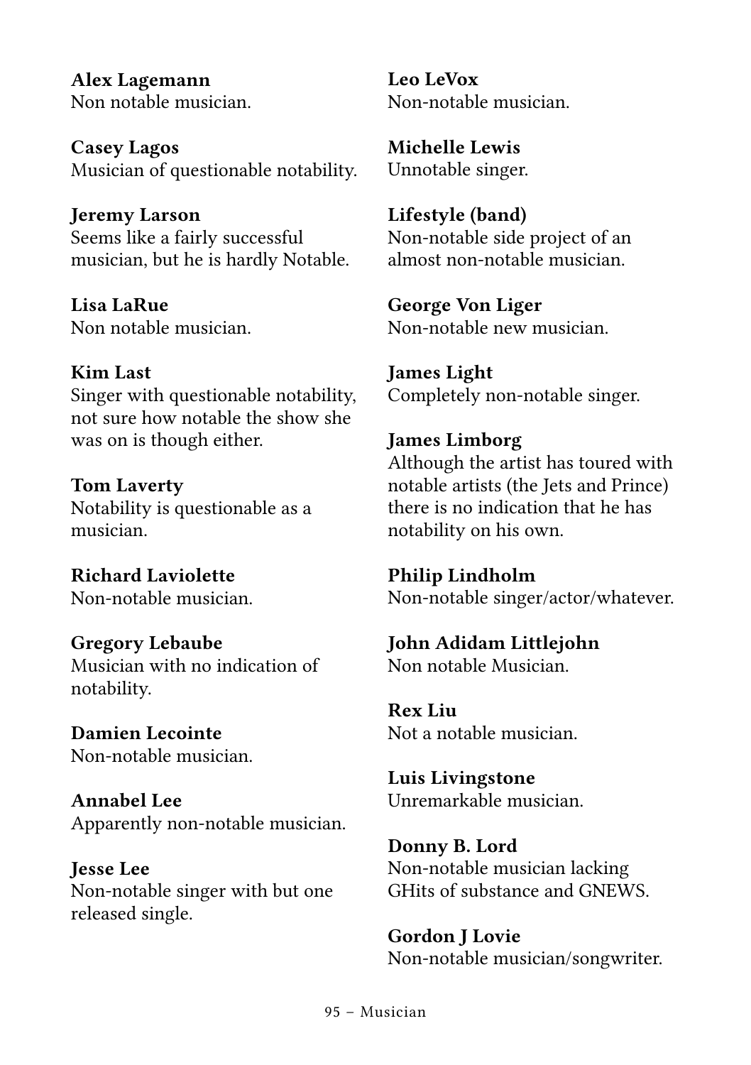**Alex Lagemann**
Non notable musician.

**Casey Lagos**
Musician of questionable notability.

**Jeremy Larson**
Seems like a fairly successful musician, but he is hardly Notable.

**Lisa LaRue**
Non notable musician.

**Kim Last**
Singer with questionable notability, not sure how notable the show she was on is though either.

**Tom Laverty**
Notability is questionable as a musician.

**Richard Laviolette**
Non-notable musician.

**Gregory Lebaube**
Musician with no indication of notability.

**Damien Lecointe**
Non-notable musician.

**Annabel Lee**
Apparently non-notable musician.

**Jesse Lee**
Non-notable singer with but one released single.

**Leo LeVox**
Non-notable musician.

**Michelle Lewis**
Unnotable singer.

**Lifestyle (band)**
Non-notable side project of an almost non-notable musician.

**George Von Liger**
Non-notable new musician.

**James Light**
Completely non-notable singer.

**James Limborg**
Although the artist has toured with notable artists (the Jets and Prince) there is no indication that he has notability on his own.

**Philip Lindholm**
Non-notable singer/actor/whatever.

**John Adidam Littlejohn**
Non notable Musician.

**Rex Liu**
Not a notable musician.

**Luis Livingstone**
Unremarkable musician.

**Donny B. Lord**
Non-notable musician lacking GHits of substance and GNEWS.

**Gordon J Lovie**
Non-notable musician/songwriter.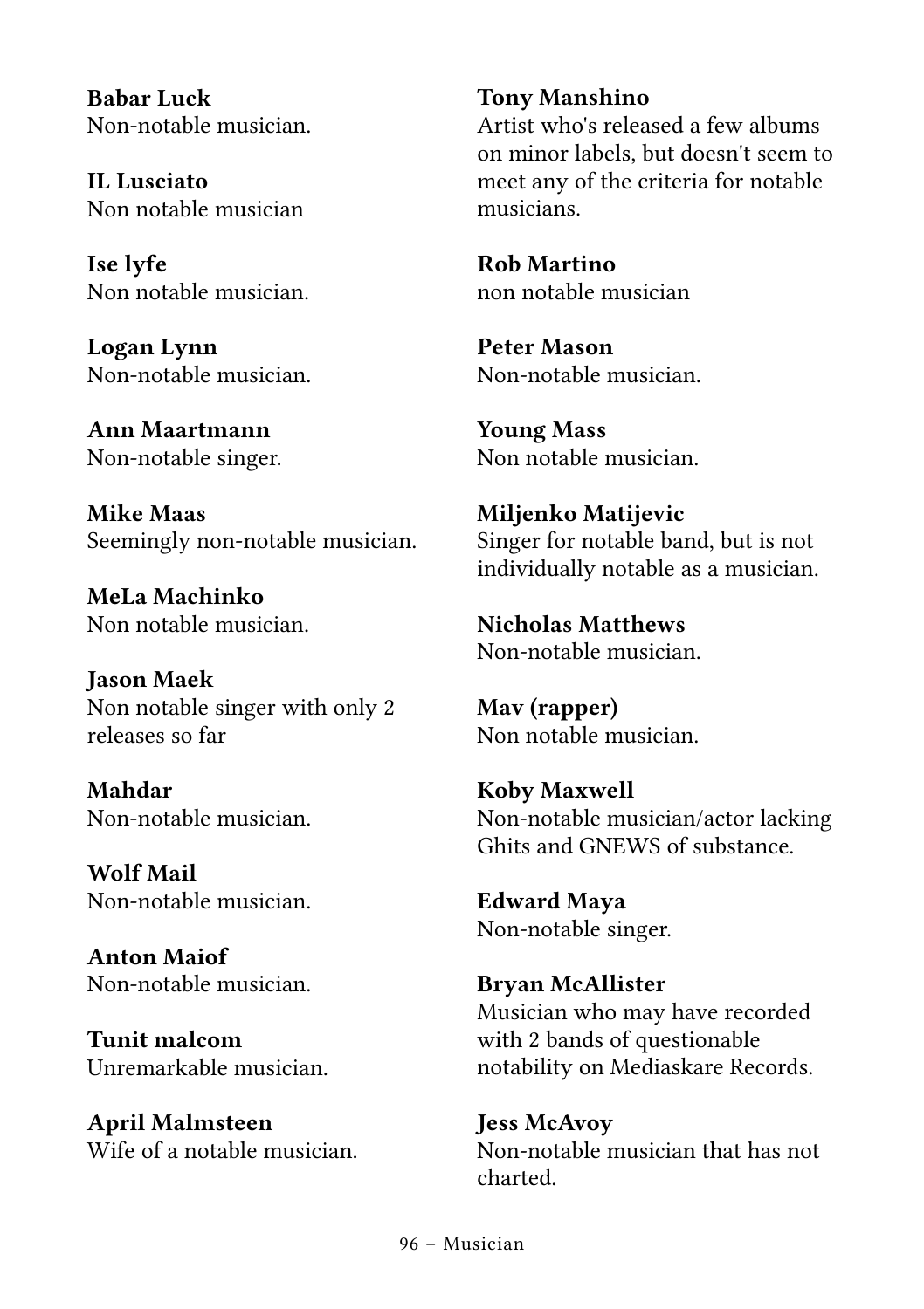**Babar Luck**
Non-notable musician.

**IL Lusciato**
Non notable musician

**Ise lyfe**
Non notable musician.

**Logan Lynn**
Non-notable musician.

**Ann Maartmann**
Non-notable singer.

**Mike Maas**
Seemingly non-notable musician.

**MeLa Machinko**
Non notable musician.

**Jason Maek**
Non notable singer with only 2 releases so far

**Mahdar**
Non-notable musician.

**Wolf Mail**
Non-notable musician.

**Anton Maiof**
Non-notable musician.

**Tunit malcom**
Unremarkable musician.

**April Malmsteen**
Wife of a notable musician.

**Tony Manshino**
Artist who's released a few albums on minor labels, but doesn't seem to meet any of the criteria for notable musicians.

**Rob Martino**
non notable musician

**Peter Mason**
Non-notable musician.

**Young Mass**
Non notable musician.

**Miljenko Matijevic**
Singer for notable band, but is not individually notable as a musician.

**Nicholas Matthews**
Non-notable musician.

**Mav (rapper)**
Non notable musician.

**Koby Maxwell**
Non-notable musician/actor lacking Ghits and GNEWS of substance.

**Edward Maya**
Non-notable singer.

**Bryan McAllister**
Musician who may have recorded with 2 bands of questionable notability on Mediaskare Records.

**Jess McAvoy**
Non-notable musician that has not charted.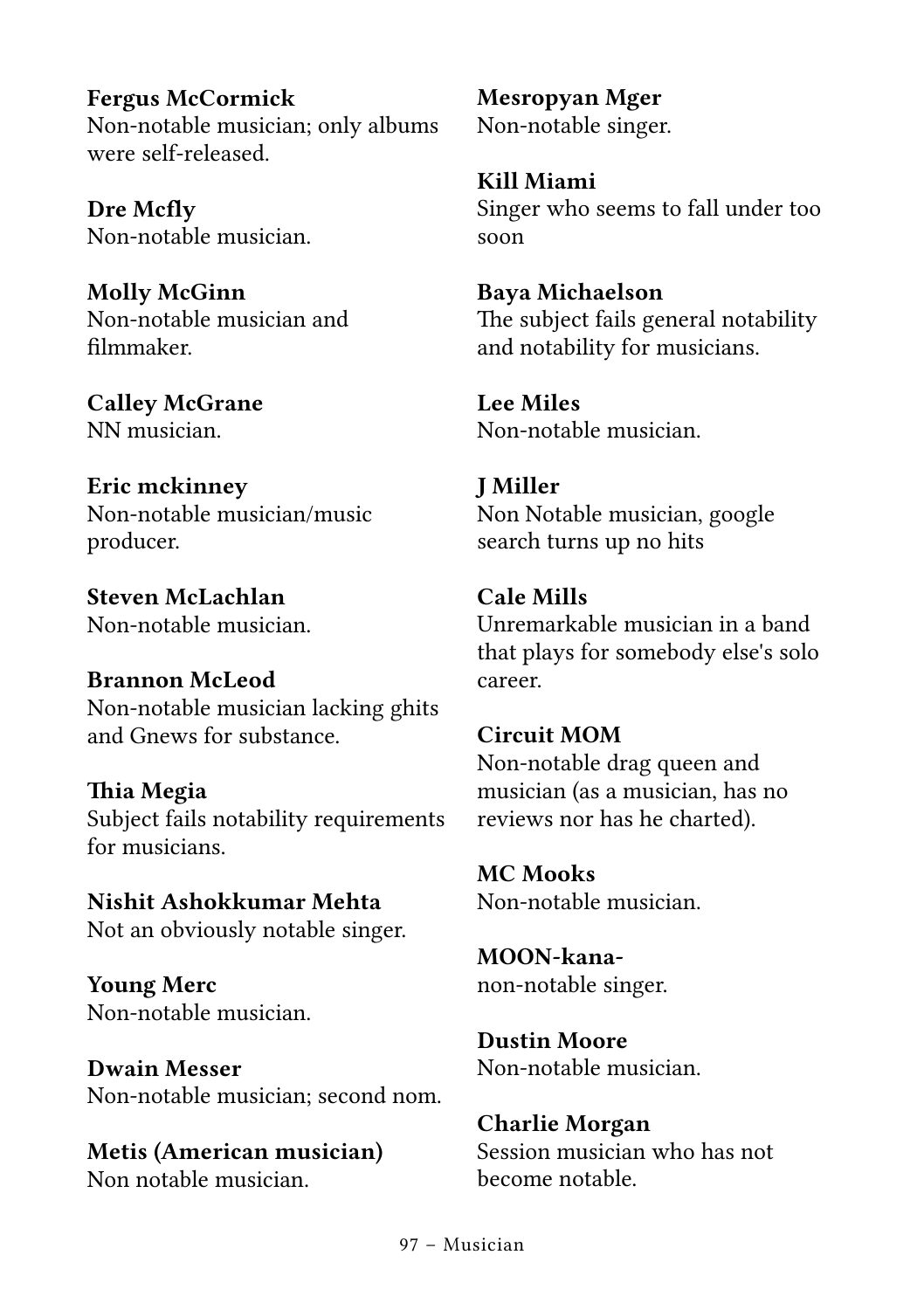**Fergus McCormick**
Non-notable musician; only albums were self-released.

**Dre Mcfly**
Non-notable musician.

**Molly McGinn**
Non-notable musician and filmmaker.

**Calley McGrane**
NN musician.

**Eric mckinney**
Non-notable musician/music producer.

**Steven McLachlan**
Non-notable musician.

**Brannon McLeod**
Non-notable musician lacking ghits and Gnews for substance.

**Thia Megia**
Subject fails notability requirements for musicians.

**Nishit Ashokkumar Mehta**
Not an obviously notable singer.

**Young Merc**
Non-notable musician.

**Dwain Messer**
Non-notable musician; second nom.

**Metis (American musician)**
Non notable musician.

**Mesropyan Mger**
Non-notable singer.

**Kill Miami**
Singer who seems to fall under too soon

**Baya Michaelson**
The subject fails general notability and notability for musicians.

**Lee Miles**
Non-notable musician.

**J Miller**
Non Notable musician, google search turns up no hits

**Cale Mills**
Unremarkable musician in a band that plays for somebody else's solo career.

**Circuit MOM**
Non-notable drag queen and musician (as a musician, has no reviews nor has he charted).

**MC Mooks**
Non-notable musician.

**MOON-kana-**
non-notable singer.

**Dustin Moore**
Non-notable musician.

**Charlie Morgan**
Session musician who has not become notable.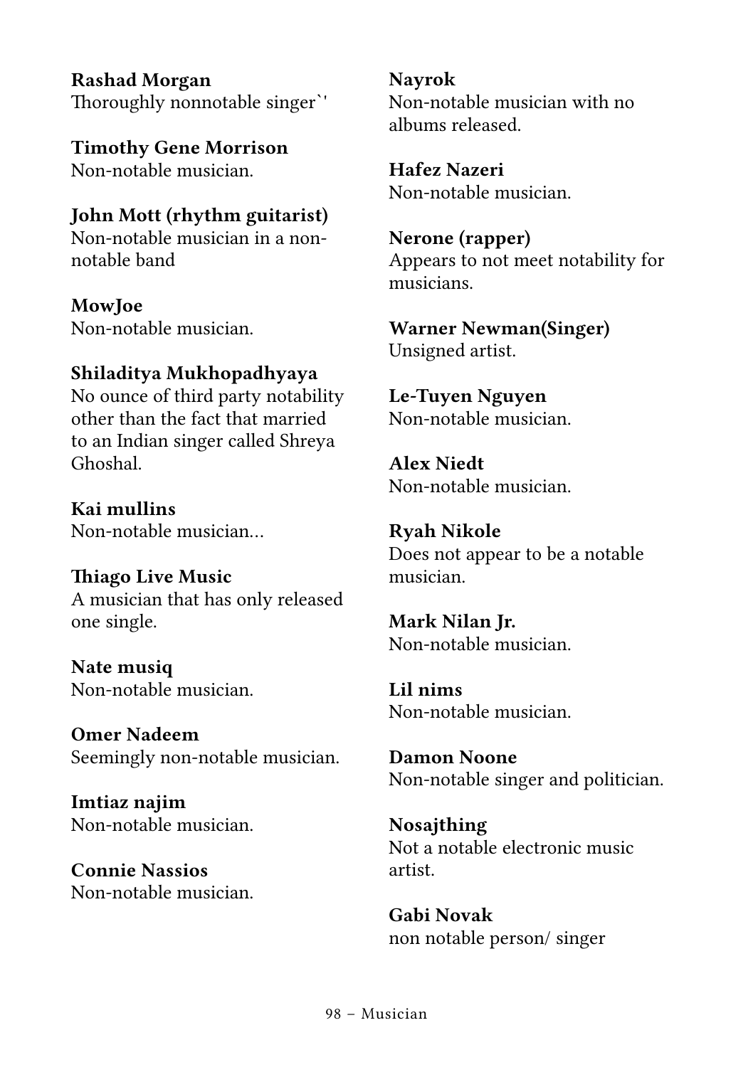**Rashad Morgan**
Thoroughly nonnotable singer`'

**Timothy Gene Morrison**
Non-notable musician.

**John Mott (rhythm guitarist)**
Non-notable musician in a non-notable band

**MowJoe**
Non-notable musician.

**Shiladitya Mukhopadhyaya**
No ounce of third party notability other than the fact that married to an Indian singer called Shreya Ghoshal.

**Kai mullins**
Non-notable musician...

**Thiago Live Music**
A musician that has only released one single.

**Nate musiq**
Non-notable musician.

**Omer Nadeem**
Seemingly non-notable musician.

**Imtiaz najim**
Non-notable musician.

**Connie Nassios**
Non-notable musician.

**Nayrok**
Non-notable musician with no albums released.

**Hafez Nazeri**
Non-notable musician.

**Nerone (rapper)**
Appears to not meet notability for musicians.

**Warner Newman(Singer)**
Unsigned artist.

**Le-Tuyen Nguyen**
Non-notable musician.

**Alex Niedt**
Non-notable musician.

**Ryah Nikole**
Does not appear to be a notable musician.

**Mark Nilan Jr.**
Non-notable musician.

**Lil nims**
Non-notable musician.

**Damon Noone**
Non-notable singer and politician.

**Nosajthing**
Not a notable electronic music artist.

**Gabi Novak**
non notable person/ singer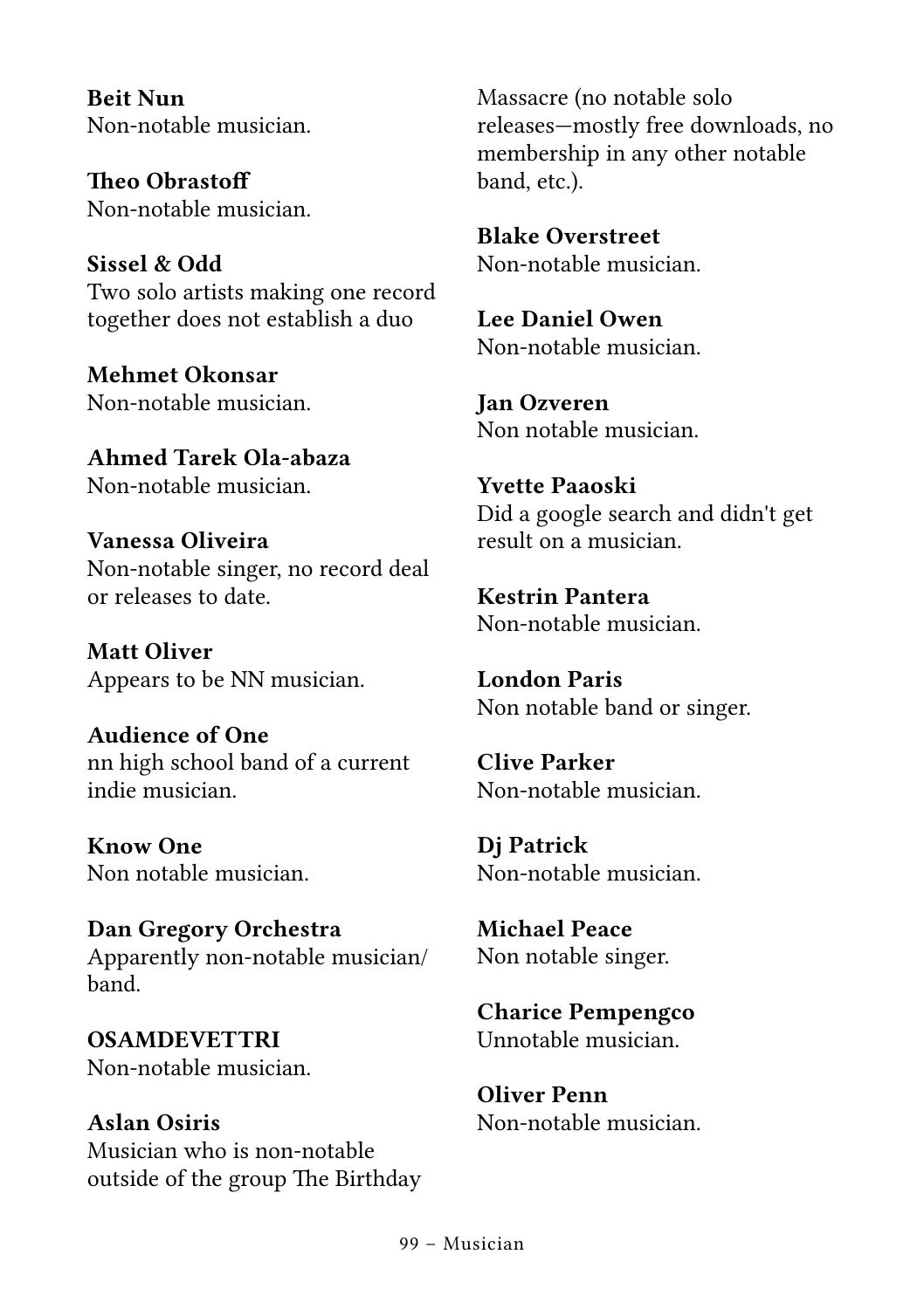**Beit Nun**
Non-notable musician.

**Theo Obrastoff**
Non-notable musician.

**Sissel & Odd**
Two solo artists making one record together does not establish a duo

**Mehmet Okonsar**
Non-notable musician.

**Ahmed Tarek Ola-abaza**
Non-notable musician.

**Vanessa Oliveira**
Non-notable singer, no record deal or releases to date.

**Matt Oliver**
Appears to be NN musician.

**Audience of One**
nn high school band of a current indie musician.

**Know One**
Non notable musician.

**Dan Gregory Orchestra**
Apparently non-notable musician/band.

**OSAMDEVETTRI**
Non-notable musician.

**Aslan Osiris**
Musician who is non-notable outside of the group The Birthday Massacre (no notable solo releases—mostly free downloads, no membership in any other notable band, etc.).

**Blake Overstreet**
Non-notable musician.

**Lee Daniel Owen**
Non-notable musician.

**Jan Ozveren**
Non notable musician.

**Yvette Paaoski**
Did a google search and didn't get result on a musician.

**Kestrin Pantera**
Non-notable musician.

**London Paris**
Non notable band or singer.

**Clive Parker**
Non-notable musician.

**Dj Patrick**
Non-notable musician.

**Michael Peace**
Non notable singer.

**Charice Pempengco**
Unnotable musician.

**Oliver Penn**
Non-notable musician.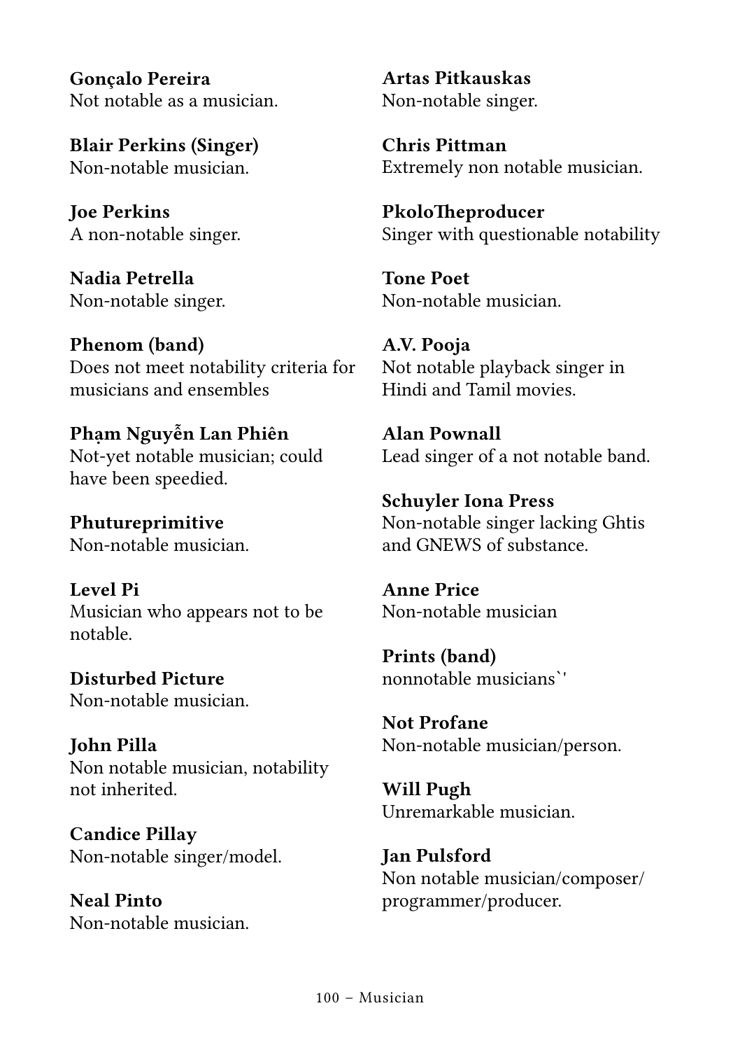**Gonçalo Pereira**
Not notable as a musician.

**Blair Perkins (Singer)**
Non-notable musician.

**Joe Perkins**
A non-notable singer.

**Nadia Petrella**
Non-notable singer.

**Phenom (band)**
Does not meet notability criteria for musicians and ensembles

**Phạm Nguyễn Lan Phiên**
Not-yet notable musician; could have been speedied.

**Phutureprimitive**
Non-notable musician.

**Level Pi**
Musician who appears not to be notable.

**Disturbed Picture**
Non-notable musician.

**John Pilla**
Non notable musician, notability not inherited.

**Candice Pillay**
Non-notable singer/model.

**Neal Pinto**
Non-notable musician.

**Artas Pitkauskas**
Non-notable singer.

**Chris Pittman**
Extremely non notable musician.

**PkoloTheproducer**
Singer with questionable notability

**Tone Poet**
Non-notable musician.

**A.V. Pooja**
Not notable playback singer in Hindi and Tamil movies.

**Alan Pownall**
Lead singer of a not notable band.

**Schuyler Iona Press**
Non-notable singer lacking Ghtis and GNEWS of substance.

**Anne Price**
Non-notable musician

**Prints (band)**
nonnotable musicians`'

**Not Profane**
Non-notable musician/person.

**Will Pugh**
Unremarkable musician.

**Jan Pulsford**
Non notable musician/composer/programmer/producer.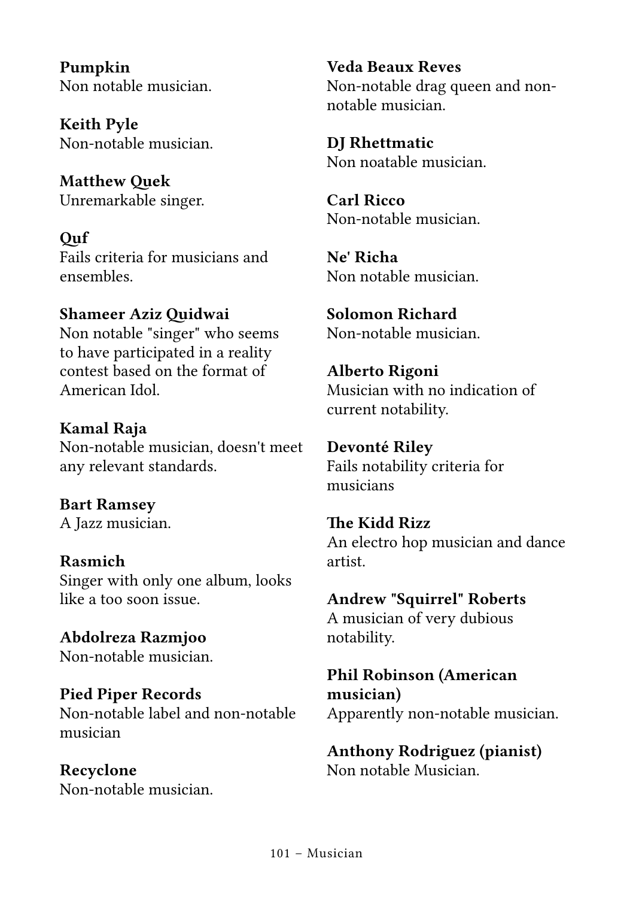**Pumpkin**
Non notable musician.

**Keith Pyle**
Non-notable musician.

**Matthew Quek**
Unremarkable singer.

**Quf**
Fails criteria for musicians and ensembles.

**Shameer Aziz Quidwai**
Non notable "singer" who seems to have participated in a reality contest based on the format of American Idol.

**Kamal Raja**
Non-notable musician, doesn't meet any relevant standards.

**Bart Ramsey**
A Jazz musician.

**Rasmich**
Singer with only one album, looks like a too soon issue.

**Abdolreza Razmjoo**
Non-notable musician.

**Pied Piper Records**
Non-notable label and non-notable musician

**Recyclone**
Non-notable musician.

**Veda Beaux Reves**
Non-notable drag queen and non-notable musician.

**DJ Rhettmatic**
Non noatable musician.

**Carl Ricco**
Non-notable musician.

**Ne' Richa**
Non notable musician.

**Solomon Richard**
Non-notable musician.

**Alberto Rigoni**
Musician with no indication of current notability.

**Devonté Riley**
Fails notability criteria for musicians

**The Kidd Rizz**
An electro hop musician and dance artist.

**Andrew "Squirrel" Roberts**
A musician of very dubious notability.

**Phil Robinson (American musician)**
Apparently non-notable musician.

**Anthony Rodriguez (pianist)**
Non notable Musician.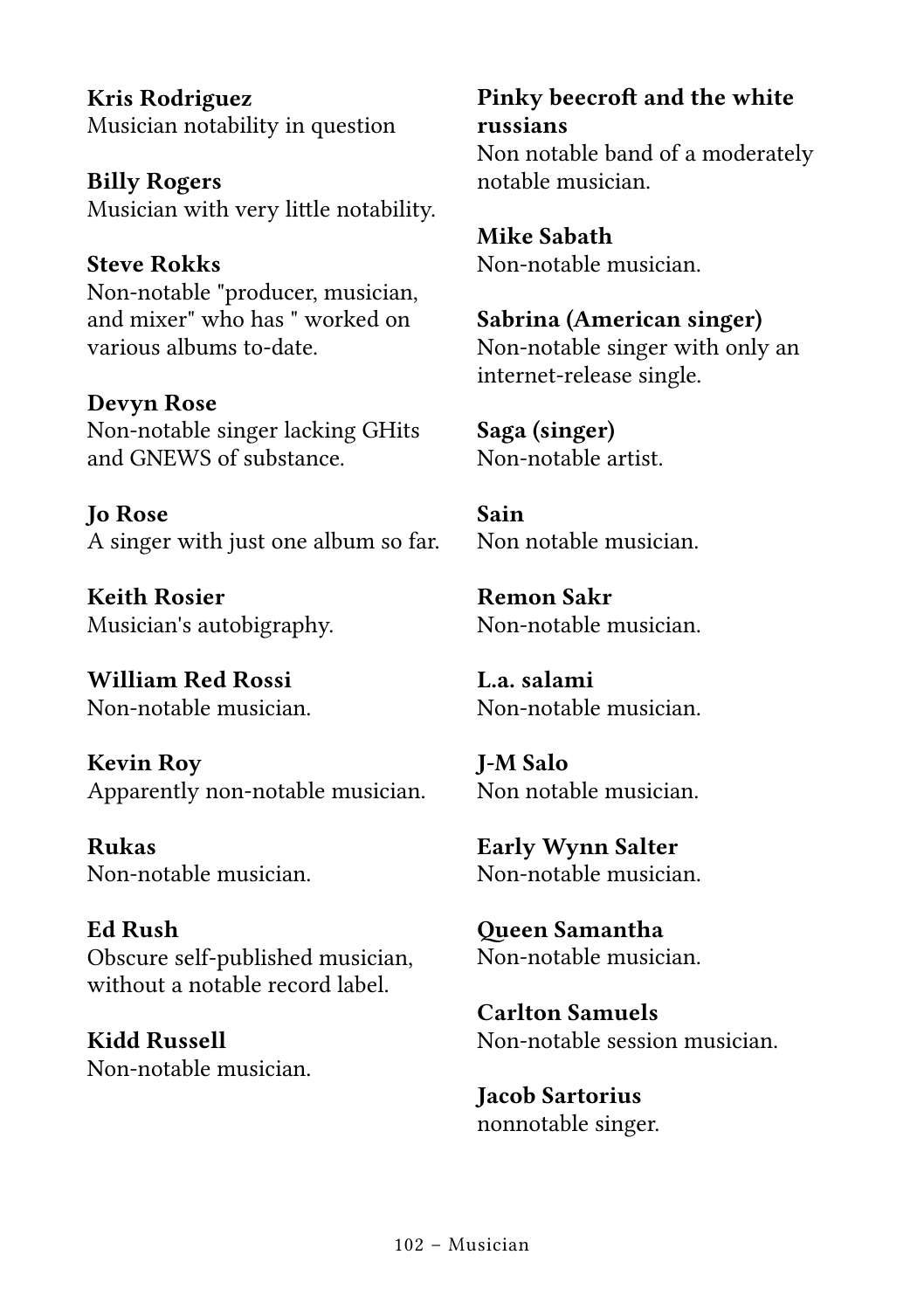**Kris Rodriguez**
Musician notability in question

**Billy Rogers**
Musician with very little notability.

**Steve Rokks**
Non-notable "producer, musician, and mixer" who has " worked on various albums to-date.

**Devyn Rose**
Non-notable singer lacking GHits and GNEWS of substance.

**Jo Rose**
A singer with just one album so far.

**Keith Rosier**
Musician's autobigraphy.

**William Red Rossi**
Non-notable musician.

**Kevin Roy**
Apparently non-notable musician.

**Rukas**
Non-notable musician.

**Ed Rush**
Obscure self-published musician, without a notable record label.

**Kidd Russell**
Non-notable musician.

**Pinky beecroft and the white russians**
Non notable band of a moderately notable musician.

**Mike Sabath**
Non-notable musician.

**Sabrina (American singer)**
Non-notable singer with only an internet-release single.

**Saga (singer)**
Non-notable artist.

**Sain**
Non notable musician.

**Remon Sakr**
Non-notable musician.

**L.a. salami**
Non-notable musician.

**J-M Salo**
Non notable musician.

**Early Wynn Salter**
Non-notable musician.

**Queen Samantha**
Non-notable musician.

**Carlton Samuels**
Non-notable session musician.

**Jacob Sartorius**
nonnotable singer.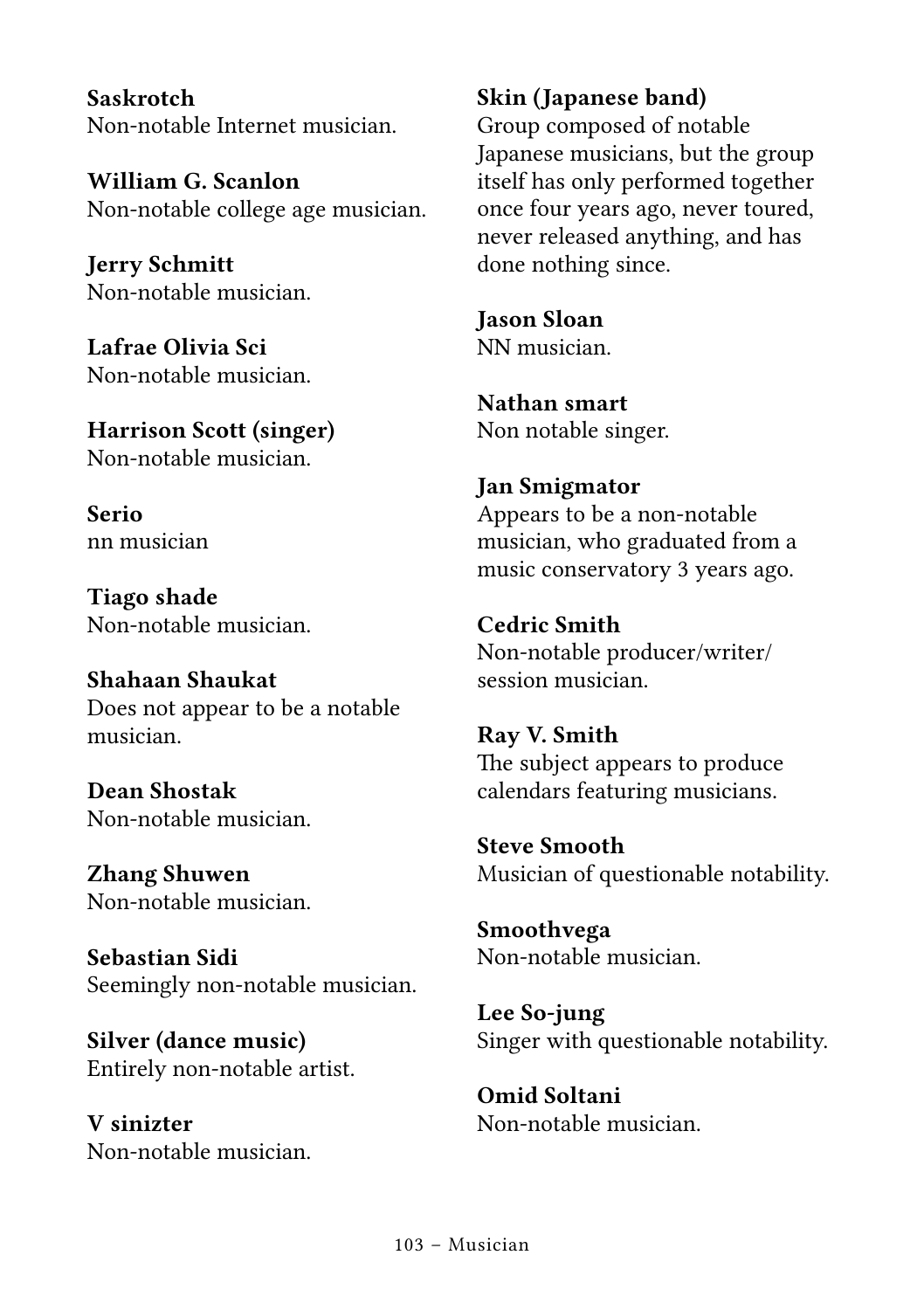**Saskrotch**
Non-notable Internet musician.

**William G. Scanlon**
Non-notable college age musician.

**Jerry Schmitt**
Non-notable musician.

**Lafrae Olivia Sci**
Non-notable musician.

**Harrison Scott (singer)**
Non-notable musician.

**Serio**
nn musician

**Tiago shade**
Non-notable musician.

**Shahaan Shaukat**
Does not appear to be a notable musician.

**Dean Shostak**
Non-notable musician.

**Zhang Shuwen**
Non-notable musician.

**Sebastian Sidi**
Seemingly non-notable musician.

**Silver (dance music)**
Entirely non-notable artist.

**V sinizter**
Non-notable musician.

**Skin (Japanese band)**
Group composed of notable Japanese musicians, but the group itself has only performed together once four years ago, never toured, never released anything, and has done nothing since.

**Jason Sloan**
NN musician.

**Nathan smart**
Non notable singer.

**Jan Smigmator**
Appears to be a non-notable musician, who graduated from a music conservatory 3 years ago.

**Cedric Smith**
Non-notable producer/writer/session musician.

**Ray V. Smith**
The subject appears to produce calendars featuring musicians.

**Steve Smooth**
Musician of questionable notability.

**Smoothvega**
Non-notable musician.

**Lee So-jung**
Singer with questionable notability.

**Omid Soltani**
Non-notable musician.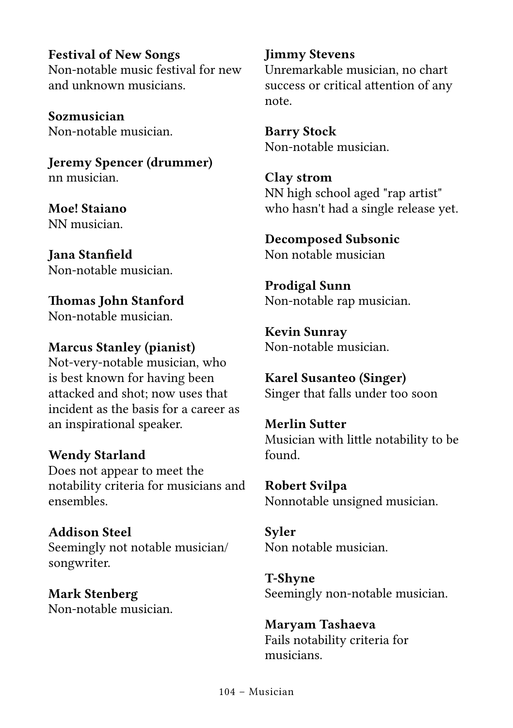**Festival of New Songs**
Non-notable music festival for new and unknown musicians.

**Sozmusician**
Non-notable musician.

**Jeremy Spencer (drummer)**
nn musician.

**Moe! Staiano**
NN musician.

**Jana Stanfield**
Non-notable musician.

**Thomas John Stanford**
Non-notable musician.

**Marcus Stanley (pianist)**
Not-very-notable musician, who is best known for having been attacked and shot; now uses that incident as the basis for a career as an inspirational speaker.

**Wendy Starland**
Does not appear to meet the notability criteria for musicians and ensembles.

**Addison Steel**
Seemingly not notable musician/ songwriter.

**Mark Stenberg**
Non-notable musician.

**Jimmy Stevens**
Unremarkable musician, no chart success or critical attention of any note.

**Barry Stock**
Non-notable musician.

**Clay strom**
NN high school aged "rap artist" who hasn't had a single release yet.

**Decomposed Subsonic**
Non notable musician

**Prodigal Sunn**
Non-notable rap musician.

**Kevin Sunray**
Non-notable musician.

**Karel Susanteo (Singer)**
Singer that falls under too soon

**Merlin Sutter**
Musician with little notability to be found.

**Robert Svilpa**
Nonnotable unsigned musician.

**Syler**
Non notable musician.

**T-Shyne**
Seemingly non-notable musician.

**Maryam Tashaeva**
Fails notability criteria for musicians.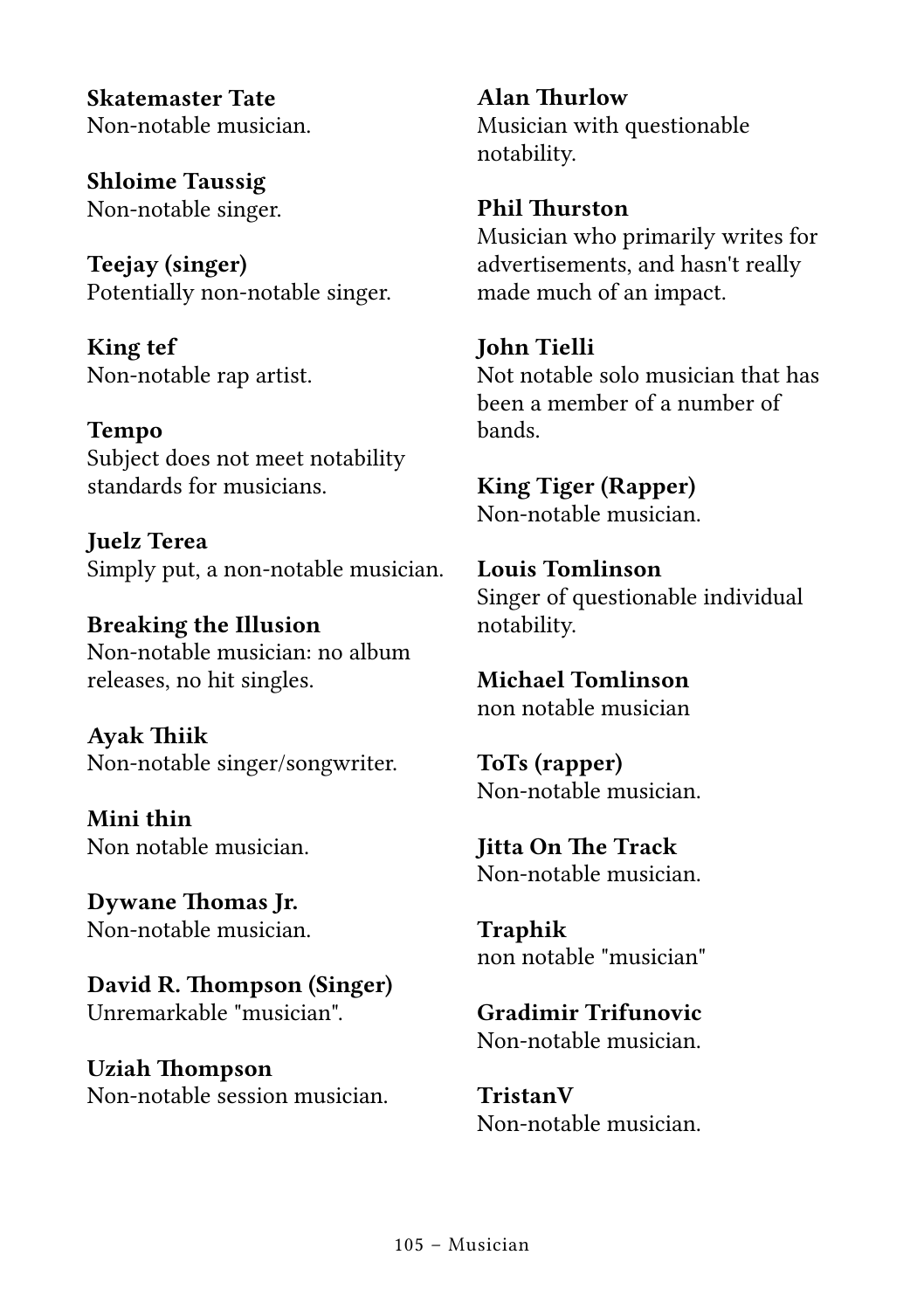**Skatemaster Tate**
Non-notable musician.

**Shloime Taussig**
Non-notable singer.

**Teejay (singer)**
Potentially non-notable singer.

**King tef**
Non-notable rap artist.

**Tempo**
Subject does not meet notability standards for musicians.

**Juelz Terea**
Simply put, a non-notable musician.

**Breaking the Illusion**
Non-notable musician: no album releases, no hit singles.

**Ayak Thiik**
Non-notable singer/songwriter.

**Mini thin**
Non notable musician.

**Dywane Thomas Jr.**
Non-notable musician.

**David R. Thompson (Singer)**
Unremarkable "musician".

**Uziah Thompson**
Non-notable session musician.

**Alan Thurlow**
Musician with questionable notability.

**Phil Thurston**
Musician who primarily writes for advertisements, and hasn't really made much of an impact.

**John Tielli**
Not notable solo musician that has been a member of a number of bands.

**King Tiger (Rapper)**
Non-notable musician.

**Louis Tomlinson**
Singer of questionable individual notability.

**Michael Tomlinson**
non notable musician

**ToTs (rapper)**
Non-notable musician.

**Jitta On The Track**
Non-notable musician.

**Traphik**
non notable "musician"

**Gradimir Trifunovic**
Non-notable musician.

**TristanV**
Non-notable musician.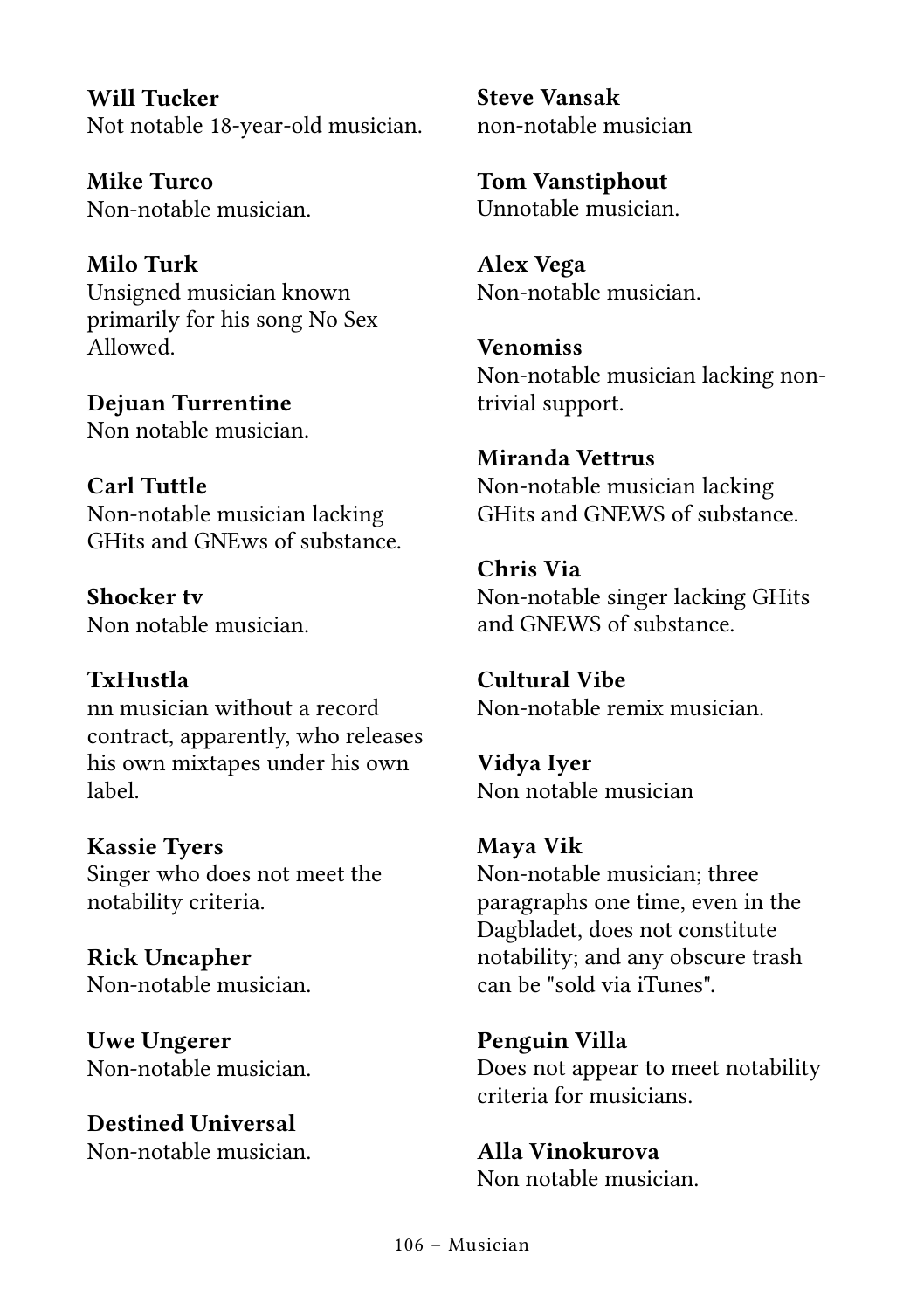**Will Tucker**
Not notable 18-year-old musician.

**Mike Turco**
Non-notable musician.

**Milo Turk**
Unsigned musician known primarily for his song No Sex Allowed.

**Dejuan Turrentine**
Non notable musician.

**Carl Tuttle**
Non-notable musician lacking GHits and GNEws of substance.

**Shocker tv**
Non notable musician.

**TxHustla**
nn musician without a record contract, apparently, who releases his own mixtapes under his own label.

**Kassie Tyers**
Singer who does not meet the notability criteria.

**Rick Uncapher**
Non-notable musician.

**Uwe Ungerer**
Non-notable musician.

**Destined Universal**
Non-notable musician.

**Steve Vansak**
non-notable musician

**Tom Vanstiphout**
Unnotable musician.

**Alex Vega**
Non-notable musician.

**Venomiss**
Non-notable musician lacking non-trivial support.

**Miranda Vettrus**
Non-notable musician lacking GHits and GNEWS of substance.

**Chris Via**
Non-notable singer lacking GHits and GNEWS of substance.

**Cultural Vibe**
Non-notable remix musician.

**Vidya Iyer**
Non notable musician

**Maya Vik**
Non-notable musician; three paragraphs one time, even in the Dagbladet, does not constitute notability; and any obscure trash can be "sold via iTunes".

**Penguin Villa**
Does not appear to meet notability criteria for musicians.

**Alla Vinokurova**
Non notable musician.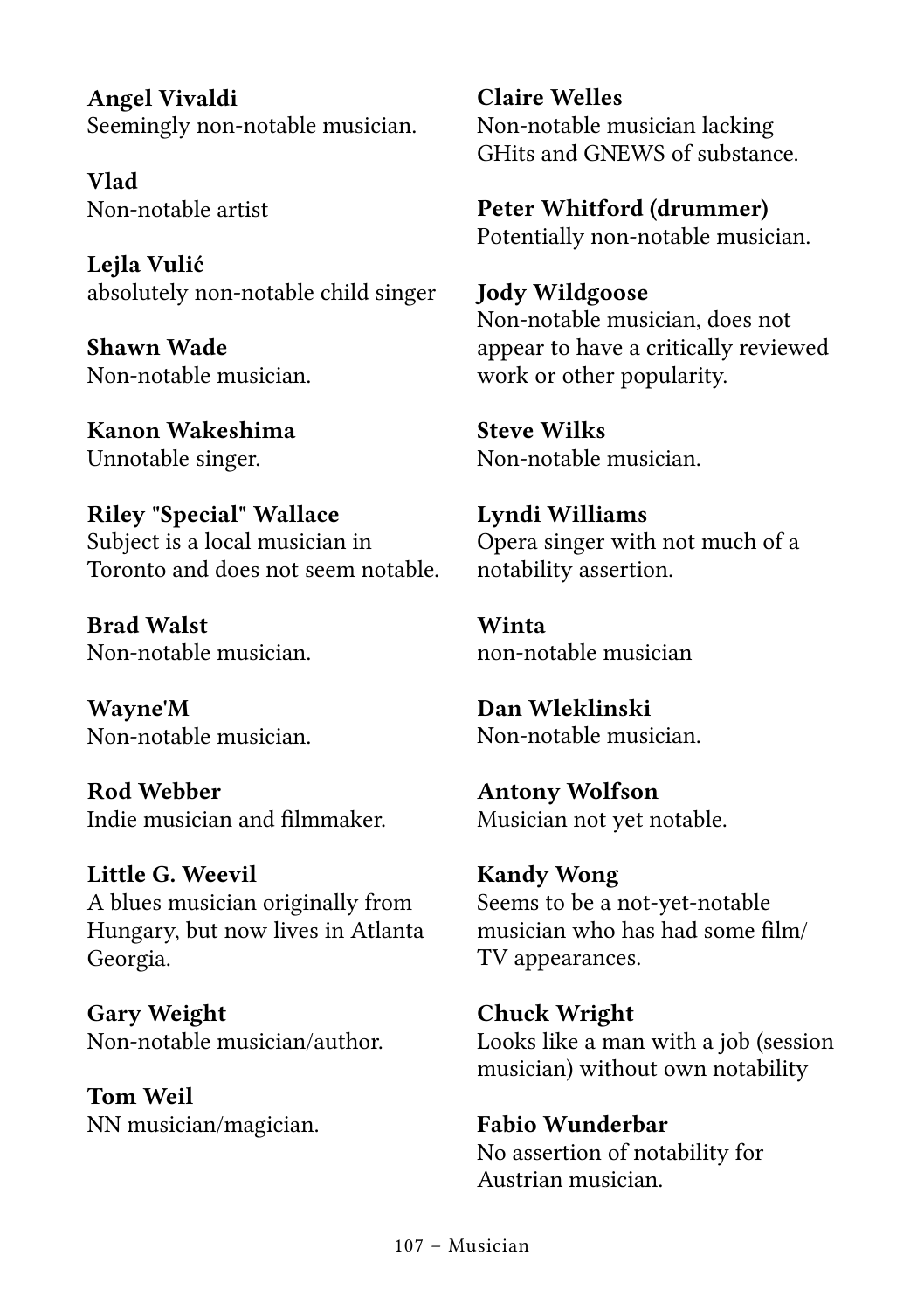**Angel Vivaldi**
Seemingly non-notable musician.

**Vlad**
Non-notable artist

**Lejla Vulić**
absolutely non-notable child singer

**Shawn Wade**
Non-notable musician.

**Kanon Wakeshima**
Unnotable singer.

**Riley "Special" Wallace**
Subject is a local musician in Toronto and does not seem notable.

**Brad Walst**
Non-notable musician.

**Wayne'M**
Non-notable musician.

**Rod Webber**
Indie musician and filmmaker.

**Little G. Weevil**
A blues musician originally from Hungary, but now lives in Atlanta Georgia.

**Gary Weight**
Non-notable musician/author.

**Tom Weil**
NN musician/magician.

**Claire Welles**
Non-notable musician lacking GHits and GNEWS of substance.

**Peter Whitford (drummer)**
Potentially non-notable musician.

**Jody Wildgoose**
Non-notable musician, does not appear to have a critically reviewed work or other popularity.

**Steve Wilks**
Non-notable musician.

**Lyndi Williams**
Opera singer with not much of a notability assertion.

**Winta**
non-notable musician

**Dan Wleklinski**
Non-notable musician.

**Antony Wolfson**
Musician not yet notable.

**Kandy Wong**
Seems to be a not-yet-notable musician who has had some film/TV appearances.

**Chuck Wright**
Looks like a man with a job (session musician) without own notability

**Fabio Wunderbar**
No assertion of notability for Austrian musician.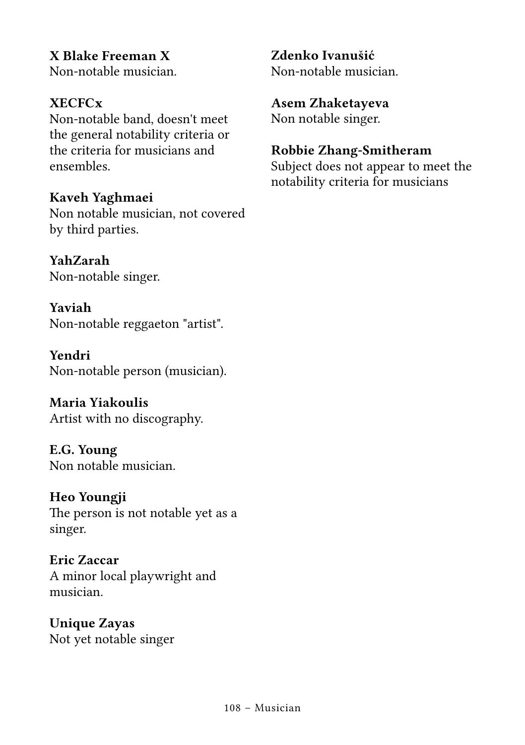**X Blake Freeman X**
Non-notable musician.

**XECFCx**
Non-notable band, doesn't meet the general notability criteria or the criteria for musicians and ensembles.

**Kaveh Yaghmaei**
Non notable musician, not covered by third parties.

**YahZarah**
Non-notable singer.

**Yaviah**
Non-notable reggaeton "artist".

**Yendri**
Non-notable person (musician).

**Maria Yiakoulis**
Artist with no discography.

**E.G. Young**
Non notable musician.

**Heo Youngji**
The person is not notable yet as a singer.

**Eric Zaccar**
A minor local playwright and musician.

**Unique Zayas**
Not yet notable singer

**Zdenko Ivanušić**
Non-notable musician.

**Asem Zhaketayeva**
Non notable singer.

**Robbie Zhang-Smitheram**
Subject does not appear to meet the notability criteria for musicians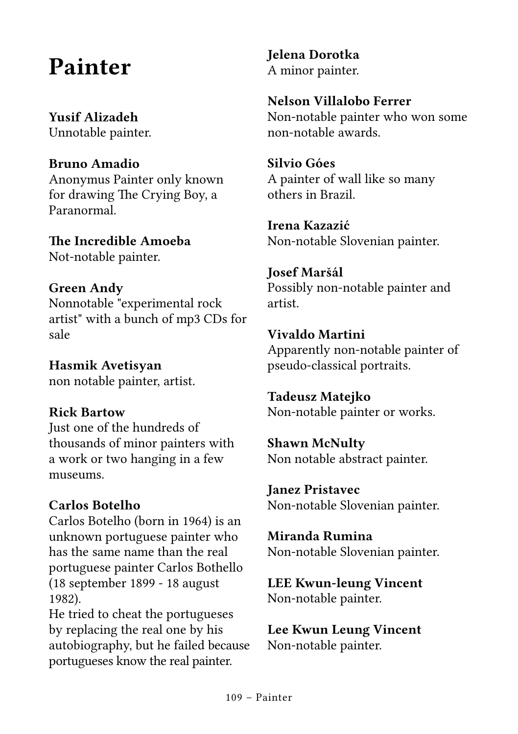# Painter

**Yusif Alizadeh**
Unnotable painter.

**Bruno Amadio**
Anonymus Painter only known for drawing The Crying Boy, a Paranormal.

**The Incredible Amoeba**
Not-notable painter.

**Green Andy**
Nonnotable "experimental rock artist" with a bunch of mp3 CDs for sale

**Hasmik Avetisyan**
non notable painter, artist.

**Rick Bartow**
Just one of the hundreds of thousands of minor painters with a work or two hanging in a few museums.

**Carlos Botelho**
Carlos Botelho (born in 1964) is an unknown portuguese painter who has the same name than the real portuguese painter Carlos Bothello (18 september 1899 - 18 august 1982).
He tried to cheat the portugueses by replacing the real one by his autobiography, but he failed because portugueses know the real painter.

**Jelena Dorotka**
A minor painter.

**Nelson Villalobo Ferrer**
Non-notable painter who won some non-notable awards.

**Silvio Góes**
A painter of wall like so many others in Brazil.

**Irena Kazazić**
Non-notable Slovenian painter.

**Josef Maršál**
Possibly non-notable painter and artist.

**Vivaldo Martini**
Apparently non-notable painter of pseudo-classical portraits.

**Tadeusz Matejko**
Non-notable painter or works.

**Shawn McNulty**
Non notable abstract painter.

**Janez Pristavec**
Non-notable Slovenian painter.

**Miranda Rumina**
Non-notable Slovenian painter.

**LEE Kwun-leung Vincent**
Non-notable painter.

**Lee Kwun Leung Vincent**
Non-notable painter.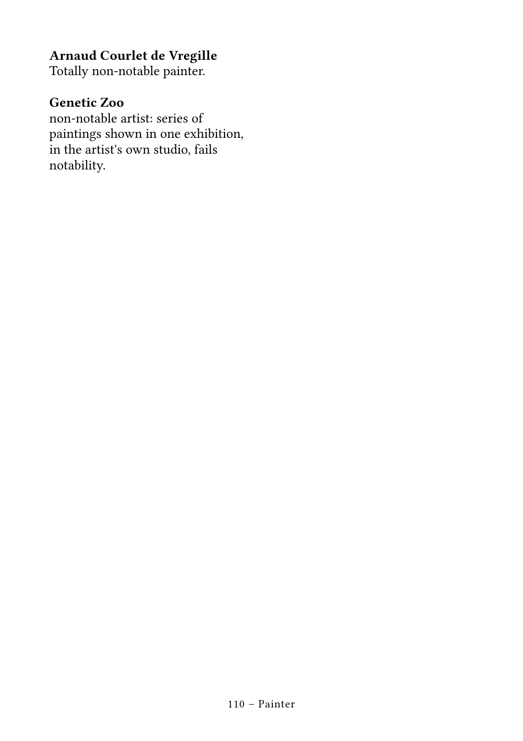**Arnaud Courlet de Vregille**
Totally non-notable painter.

**Genetic Zoo**
non-notable artist: series of paintings shown in one exhibition, in the artist's own studio, fails notability.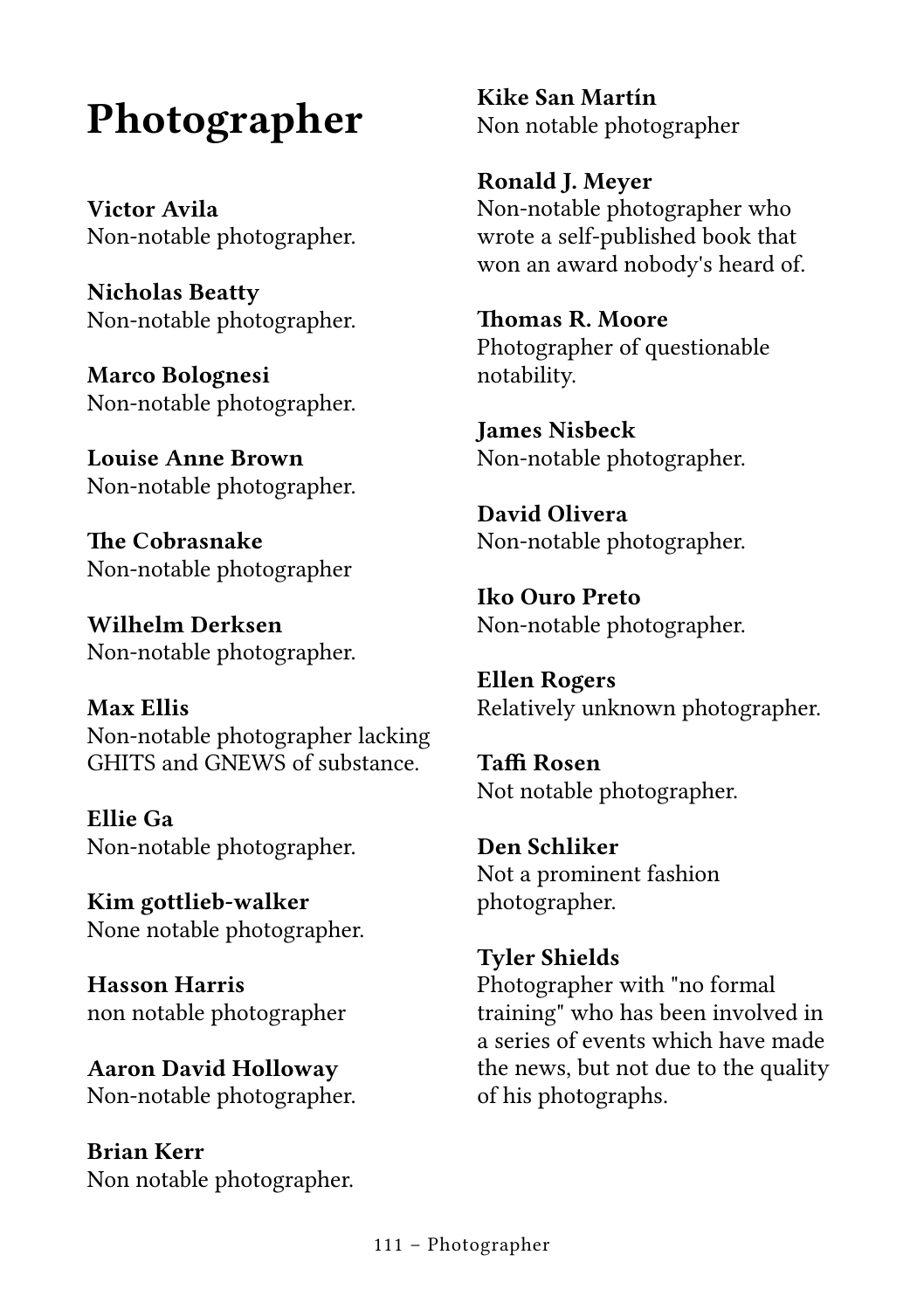# Photographer

**Victor Avila**
Non-notable photographer.

**Nicholas Beatty**
Non-notable photographer.

**Marco Bolognesi**
Non-notable photographer.

**Louise Anne Brown**
Non-notable photographer.

**The Cobrasnake**
Non-notable photographer

**Wilhelm Derksen**
Non-notable photographer.

**Max Ellis**
Non-notable photographer lacking GHITS and GNEWS of substance.

**Ellie Ga**
Non-notable photographer.

**Kim gottlieb-walker**
None notable photographer.

**Hasson Harris**
non notable photographer

**Aaron David Holloway**
Non-notable photographer.

**Brian Kerr**
Non notable photographer.

**Kike San Martín**
Non notable photographer

**Ronald J. Meyer**
Non-notable photographer who wrote a self-published book that won an award nobody's heard of.

**Thomas R. Moore**
Photographer of questionable notability.

**James Nisbeck**
Non-notable photographer.

**David Olivera**
Non-notable photographer.

**Iko Ouro Preto**
Non-notable photographer.

**Ellen Rogers**
Relatively unknown photographer.

**Taffi Rosen**
Not notable photographer.

**Den Schliker**
Not a prominent fashion photographer.

**Tyler Shields**
Photographer with "no formal training" who has been involved in a series of events which have made the news, but not due to the quality of his photographs.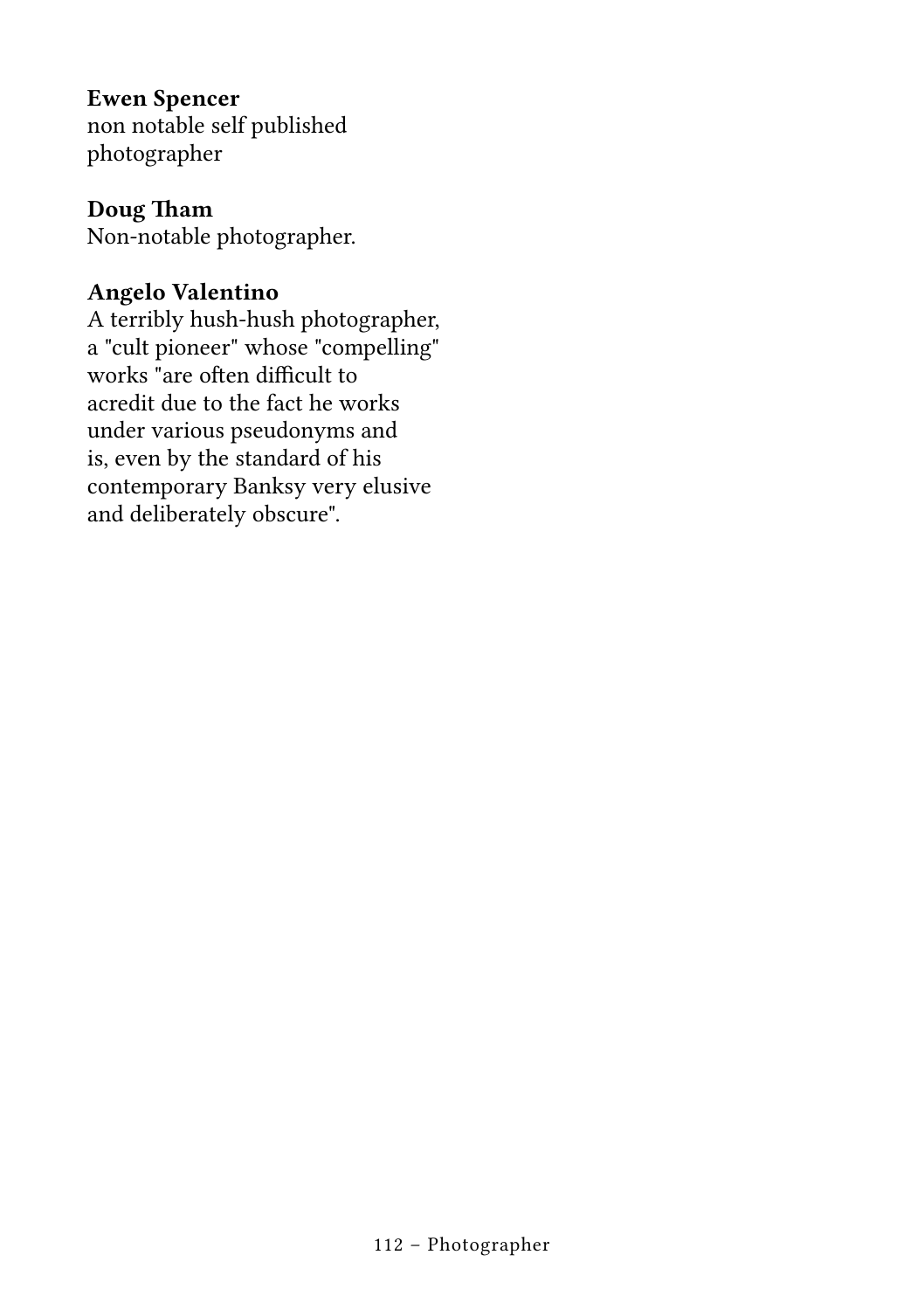**Ewen Spencer**
non notable self published photographer

**Doug Tham**
Non-notable photographer.

**Angelo Valentino**
A terribly hush-hush photographer, a "cult pioneer" whose "compelling" works "are often difficult to acredit due to the fact he works under various pseudonyms and is, even by the standard of his contemporary Banksy very elusive and deliberately obscure".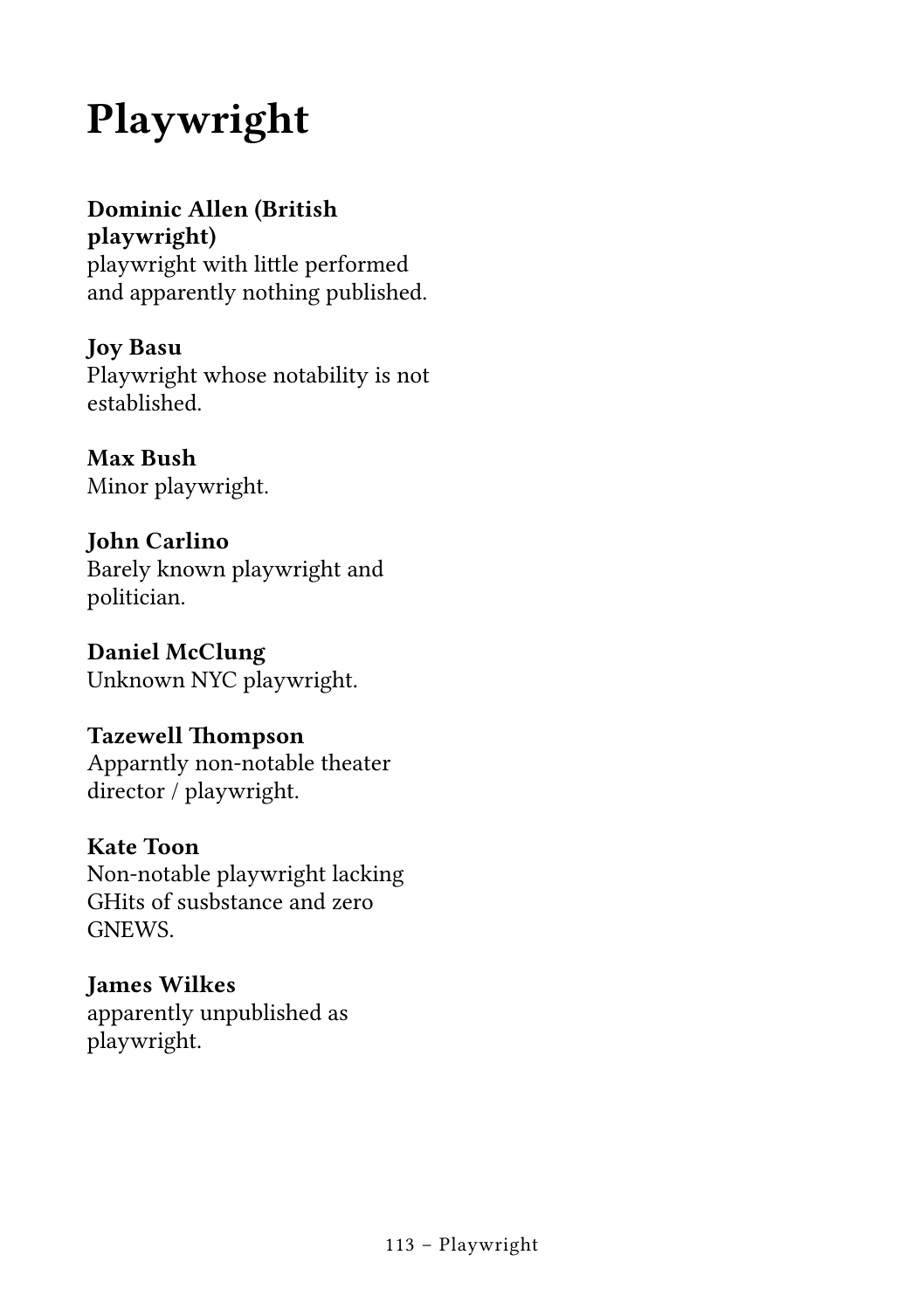# Playwright

**Dominic Allen (British playwright)**
playwright with little performed and apparently nothing published.

**Joy Basu**
Playwright whose notability is not established.

**Max Bush**
Minor playwright.

**John Carlino**
Barely known playwright and politician.

**Daniel McClung**
Unknown NYC playwright.

**Tazewell Thompson**
Apparntly non-notable theater director / playwright.

**Kate Toon**
Non-notable playwright lacking GHits of susbstance and zero GNEWS.

**James Wilkes**
apparently unpublished as playwright.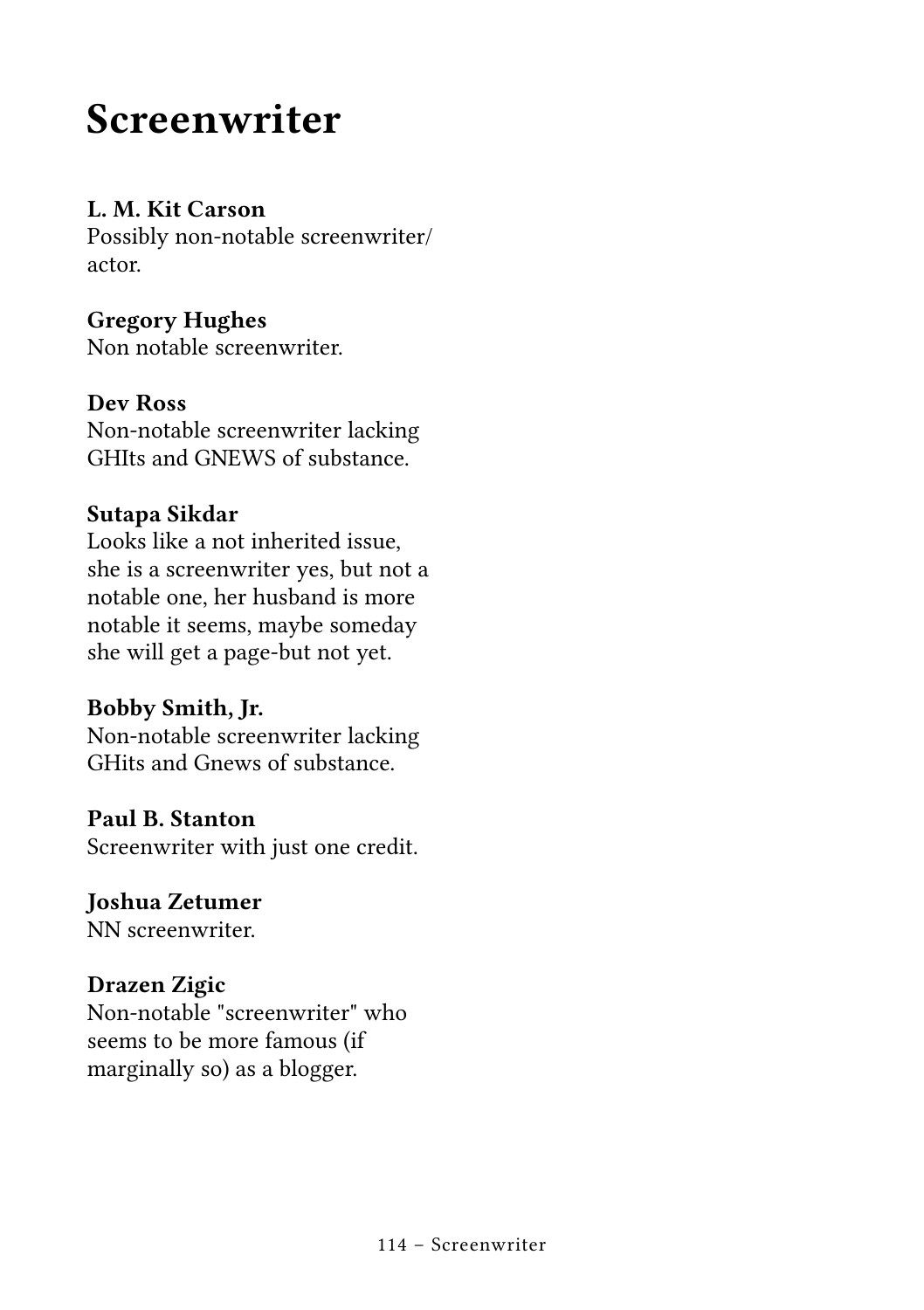# Screenwriter

**L. M. Kit Carson**
Possibly non-notable screenwriter/ actor.

**Gregory Hughes**
Non notable screenwriter.

**Dev Ross**
Non-notable screenwriter lacking GHIts and GNEWS of substance.

**Sutapa Sikdar**
Looks like a not inherited issue, she is a screenwriter yes, but not a notable one, her husband is more notable it seems, maybe someday she will get a page-but not yet.

**Bobby Smith, Jr.**
Non-notable screenwriter lacking GHits and Gnews of substance.

**Paul B. Stanton**
Screenwriter with just one credit.

**Joshua Zetumer**
NN screenwriter.

**Drazen Zigic**
Non-notable "screenwriter" who seems to be more famous (if marginally so) as a blogger.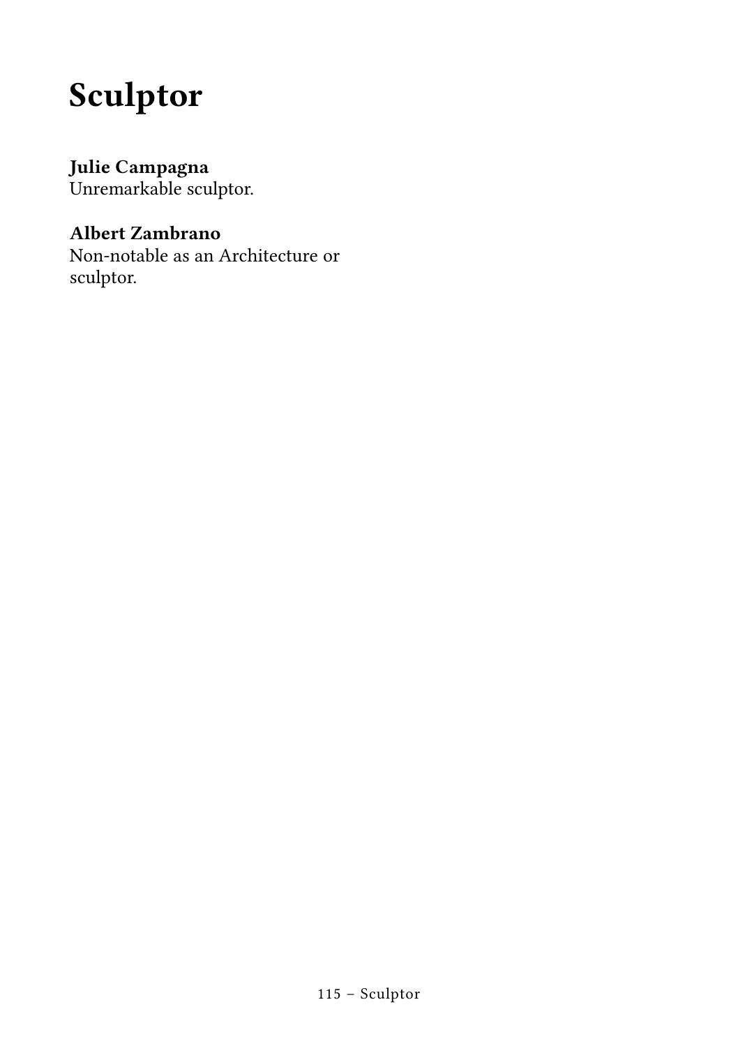# Sculptor

**Julie Campagna**
Unremarkable sculptor.

**Albert Zambrano**
Non-notable as an Architecture or sculptor.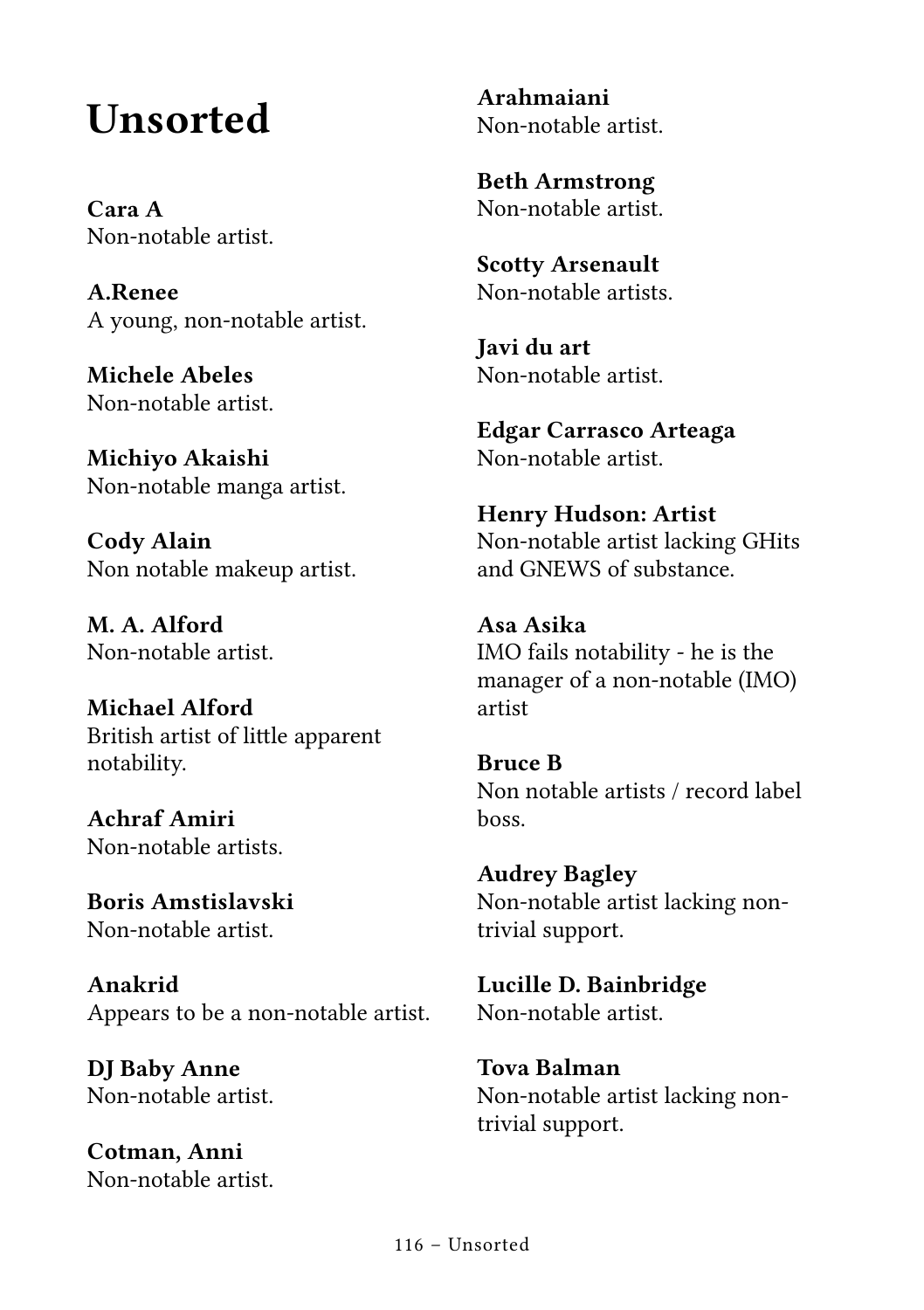# Unsorted

**Cara A**
Non-notable artist.

**A.Renee**
A young, non-notable artist.

**Michele Abeles**
Non-notable artist.

**Michiyo Akaishi**
Non-notable manga artist.

**Cody Alain**
Non notable makeup artist.

**M. A. Alford**
Non-notable artist.

**Michael Alford**
British artist of little apparent notability.

**Achraf Amiri**
Non-notable artists.

**Boris Amstislavski**
Non-notable artist.

**Anakrid**
Appears to be a non-notable artist.

**DJ Baby Anne**
Non-notable artist.

**Cotman, Anni**
Non-notable artist.

**Arahmaiani**
Non-notable artist.

**Beth Armstrong**
Non-notable artist.

**Scotty Arsenault**
Non-notable artists.

**Javi du art**
Non-notable artist.

**Edgar Carrasco Arteaga**
Non-notable artist.

**Henry Hudson: Artist**
Non-notable artist lacking GHits and GNEWS of substance.

**Asa Asika**
IMO fails notability - he is the manager of a non-notable (IMO) artist

**Bruce B**
Non notable artists / record label boss.

**Audrey Bagley**
Non-notable artist lacking non-trivial support.

**Lucille D. Bainbridge**
Non-notable artist.

**Tova Balman**
Non-notable artist lacking non-trivial support.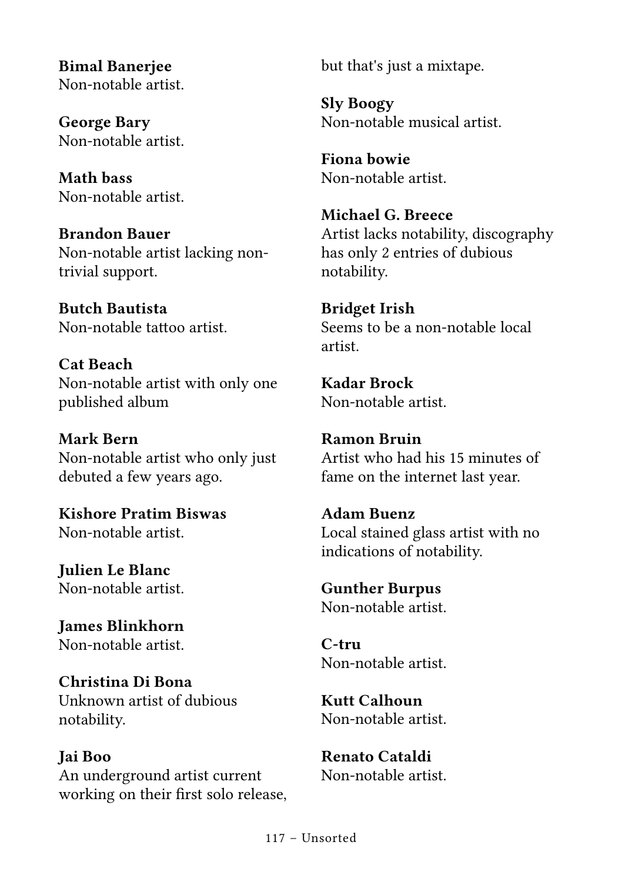**Bimal Banerjee**
Non-notable artist.

**George Bary**
Non-notable artist.

**Math bass**
Non-notable artist.

**Brandon Bauer**
Non-notable artist lacking non-trivial support.

**Butch Bautista**
Non-notable tattoo artist.

**Cat Beach**
Non-notable artist with only one published album

**Mark Bern**
Non-notable artist who only just debuted a few years ago.

**Kishore Pratim Biswas**
Non-notable artist.

**Julien Le Blanc**
Non-notable artist.

**James Blinkhorn**
Non-notable artist.

**Christina Di Bona**
Unknown artist of dubious notability.

**Jai Boo**
An underground artist current working on their first solo release, but that's just a mixtape.

**Sly Boogy**
Non-notable musical artist.

**Fiona bowie**
Non-notable artist.

**Michael G. Breece**
Artist lacks notability, discography has only 2 entries of dubious notability.

**Bridget Irish**
Seems to be a non-notable local artist.

**Kadar Brock**
Non-notable artist.

**Ramon Bruin**
Artist who had his 15 minutes of fame on the internet last year.

**Adam Buenz**
Local stained glass artist with no indications of notability.

**Gunther Burpus**
Non-notable artist.

**C-tru**
Non-notable artist.

**Kutt Calhoun**
Non-notable artist.

**Renato Cataldi**
Non-notable artist.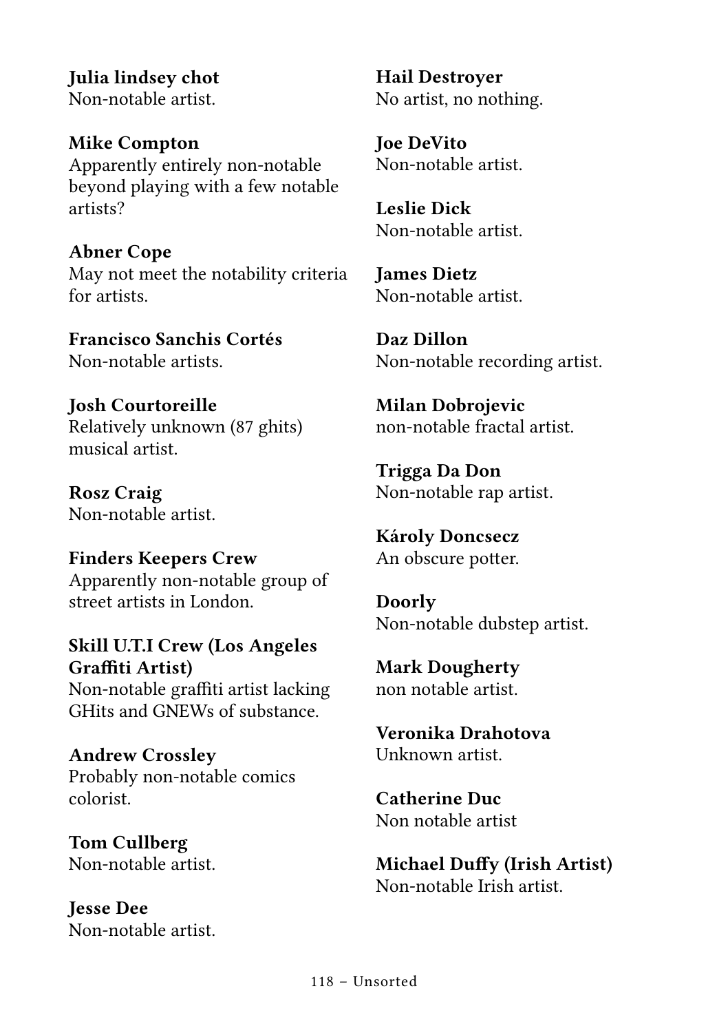**Julia lindsey chot**
Non-notable artist.

**Mike Compton**
Apparently entirely non-notable beyond playing with a few notable artists?

**Abner Cope**
May not meet the notability criteria for artists.

**Francisco Sanchis Cortés**
Non-notable artists.

**Josh Courtoreille**
Relatively unknown (87 ghits) musical artist.

**Rosz Craig**
Non-notable artist.

**Finders Keepers Crew**
Apparently non-notable group of street artists in London.

**Skill U.T.I Crew (Los Angeles Graffiti Artist)**
Non-notable graffiti artist lacking GHits and GNEWs of substance.

**Andrew Crossley**
Probably non-notable comics colorist.

**Tom Cullberg**
Non-notable artist.

**Jesse Dee**
Non-notable artist.

**Hail Destroyer**
No artist, no nothing.

**Joe DeVito**
Non-notable artist.

**Leslie Dick**
Non-notable artist.

**James Dietz**
Non-notable artist.

**Daz Dillon**
Non-notable recording artist.

**Milan Dobrojevic**
non-notable fractal artist.

**Trigga Da Don**
Non-notable rap artist.

**Károly Doncsecz**
An obscure potter.

**Doorly**
Non-notable dubstep artist.

**Mark Dougherty**
non notable artist.

**Veronika Drahotova**
Unknown artist.

**Catherine Duc**
Non notable artist

**Michael Duffy (Irish Artist)**
Non-notable Irish artist.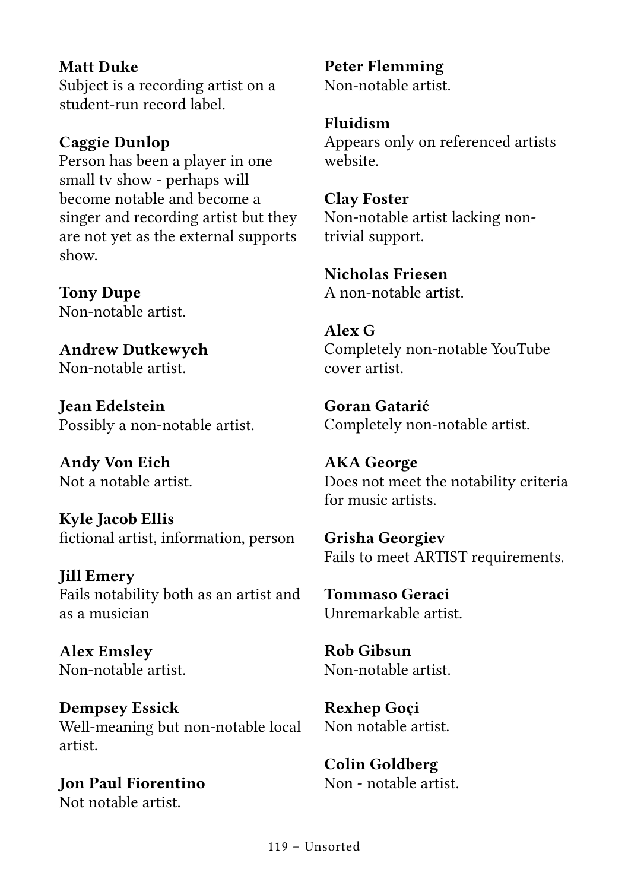**Matt Duke**
Subject is a recording artist on a student-run record label.

**Caggie Dunlop**
Person has been a player in one small tv show - perhaps will become notable and become a singer and recording artist but they are not yet as the external supports show.

**Tony Dupe**
Non-notable artist.

**Andrew Dutkewych**
Non-notable artist.

**Jean Edelstein**
Possibly a non-notable artist.

**Andy Von Eich**
Not a notable artist.

**Kyle Jacob Ellis**
fictional artist, information, person

**Jill Emery**
Fails notability both as an artist and as a musician

**Alex Emsley**
Non-notable artist.

**Dempsey Essick**
Well-meaning but non-notable local artist.

**Jon Paul Fiorentino**
Not notable artist.

**Peter Flemming**
Non-notable artist.

**Fluidism**
Appears only on referenced artists website.

**Clay Foster**
Non-notable artist lacking non-trivial support.

**Nicholas Friesen**
A non-notable artist.

**Alex G**
Completely non-notable YouTube cover artist.

**Goran Gatarić**
Completely non-notable artist.

**AKA George**
Does not meet the notability criteria for music artists.

**Grisha Georgiev**
Fails to meet ARTIST requirements.

**Tommaso Geraci**
Unremarkable artist.

**Rob Gibsun**
Non-notable artist.

**Rexhep Goçi**
Non notable artist.

**Colin Goldberg**
Non - notable artist.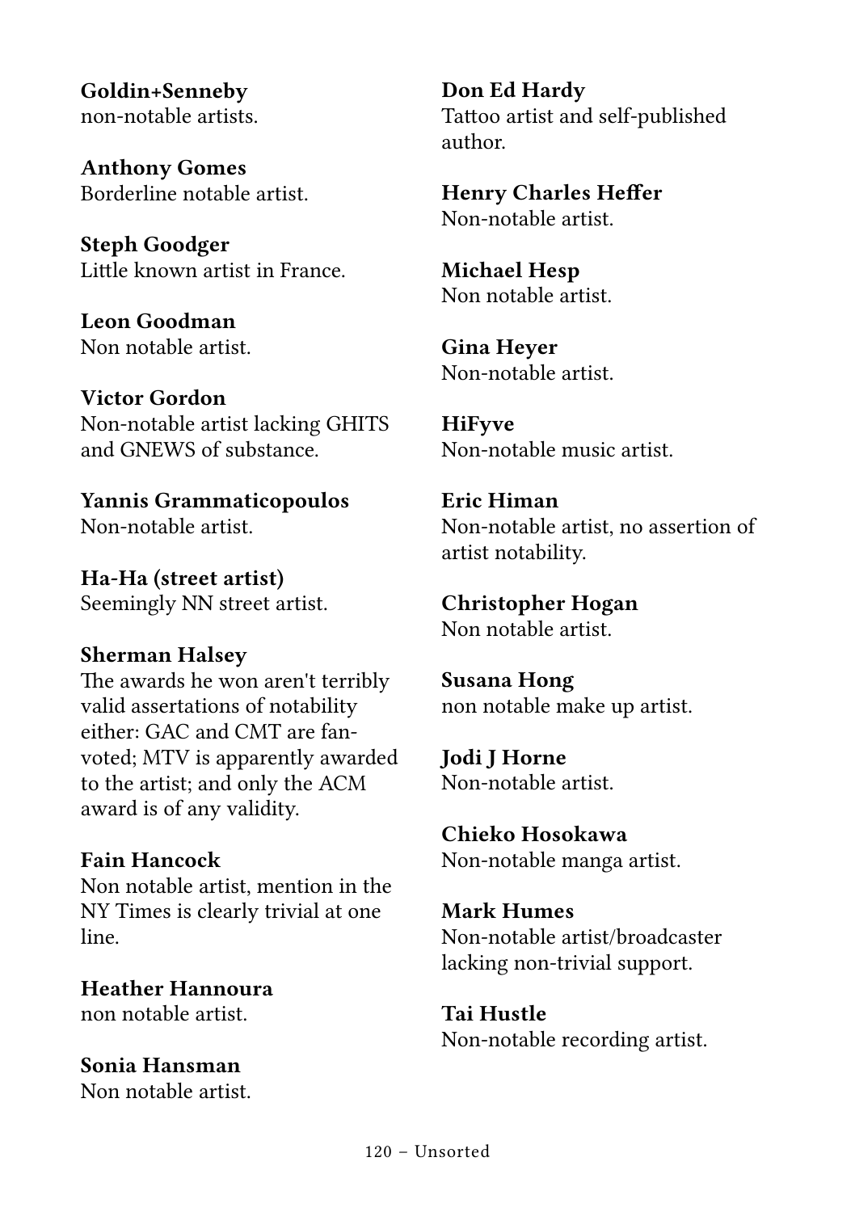**Goldin+Senneby**
non-notable artists.

**Anthony Gomes**
Borderline notable artist.

**Steph Goodger**
Little known artist in France.

**Leon Goodman**
Non notable artist.

**Victor Gordon**
Non-notable artist lacking GHITS and GNEWS of substance.

**Yannis Grammaticopoulos**
Non-notable artist.

**Ha-Ha (street artist)**
Seemingly NN street artist.

**Sherman Halsey**
The awards he won aren't terribly valid assertations of notability either: GAC and CMT are fan-voted; MTV is apparently awarded to the artist; and only the ACM award is of any validity.

**Fain Hancock**
Non notable artist, mention in the NY Times is clearly trivial at one line.

**Heather Hannoura**
non notable artist.

**Sonia Hansman**
Non notable artist.

**Don Ed Hardy**
Tattoo artist and self-published author.

**Henry Charles Heffer**
Non-notable artist.

**Michael Hesp**
Non notable artist.

**Gina Heyer**
Non-notable artist.

**HiFyve**
Non-notable music artist.

**Eric Himan**
Non-notable artist, no assertion of artist notability.

**Christopher Hogan**
Non notable artist.

**Susana Hong**
non notable make up artist.

**Jodi J Horne**
Non-notable artist.

**Chieko Hosokawa**
Non-notable manga artist.

**Mark Humes**
Non-notable artist/broadcaster lacking non-trivial support.

**Tai Hustle**
Non-notable recording artist.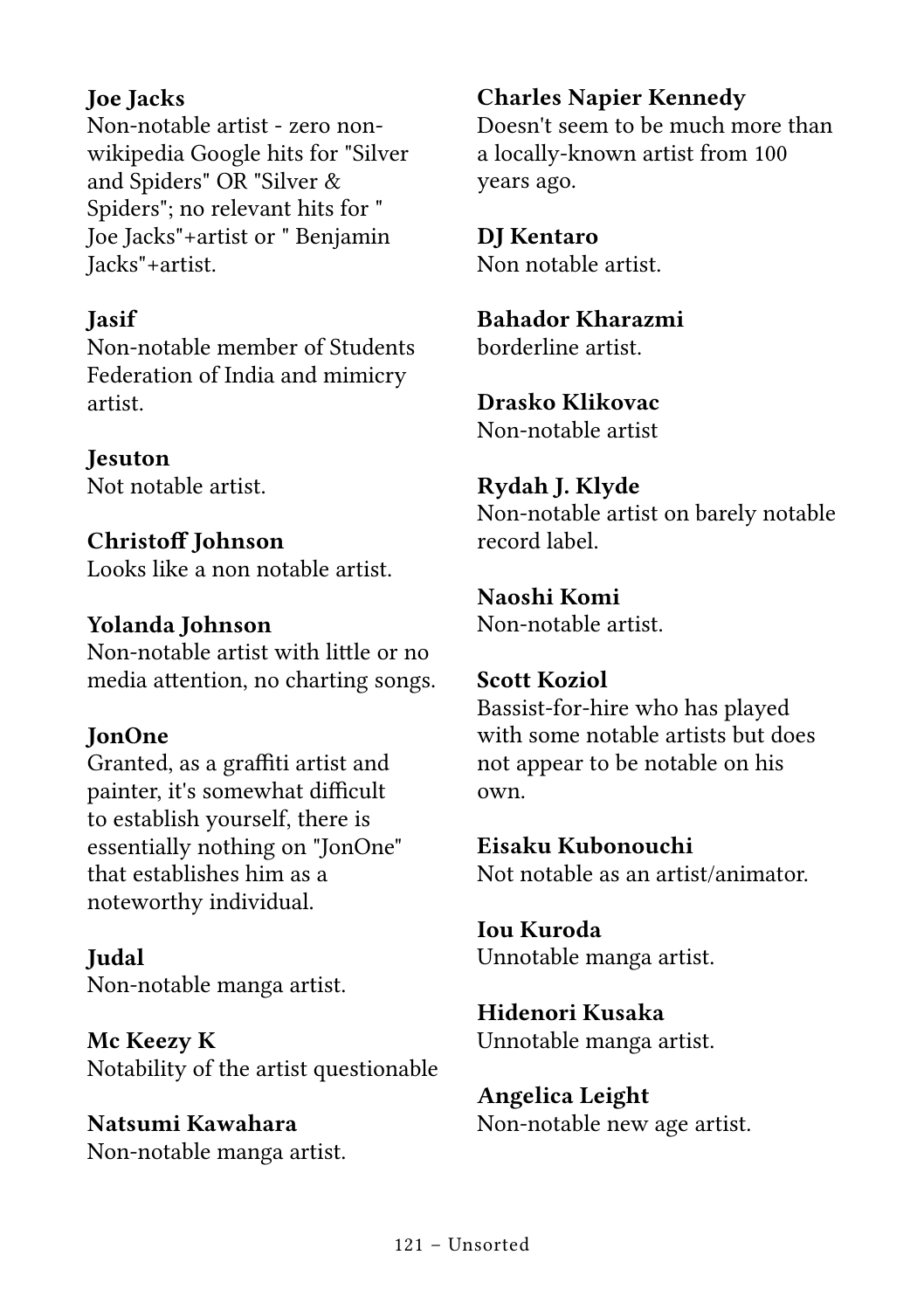**Joe Jacks**
Non-notable artist - zero non-wikipedia Google hits for "Silver and Spiders" OR "Silver & Spiders"; no relevant hits for " Joe Jacks"+artist or " Benjamin Jacks"+artist.

**Jasif**
Non-notable member of Students Federation of India and mimicry artist.

**Jesuton**
Not notable artist.

**Christoff Johnson**
Looks like a non notable artist.

**Yolanda Johnson**
Non-notable artist with little or no media attention, no charting songs.

**JonOne**
Granted, as a graffiti artist and painter, it's somewhat difficult to establish yourself, there is essentially nothing on "JonOne" that establishes him as a noteworthy individual.

**Judal**
Non-notable manga artist.

**Mc Keezy K**
Notability of the artist questionable

**Natsumi Kawahara**
Non-notable manga artist.

**Charles Napier Kennedy**
Doesn't seem to be much more than a locally-known artist from 100 years ago.

**DJ Kentaro**
Non notable artist.

**Bahador Kharazmi**
borderline artist.

**Drasko Klikovac**
Non-notable artist

**Rydah J. Klyde**
Non-notable artist on barely notable record label.

**Naoshi Komi**
Non-notable artist.

**Scott Koziol**
Bassist-for-hire who has played with some notable artists but does not appear to be notable on his own.

**Eisaku Kubonouchi**
Not notable as an artist/animator.

**Iou Kuroda**
Unnotable manga artist.

**Hidenori Kusaka**
Unnotable manga artist.

**Angelica Leight**
Non-notable new age artist.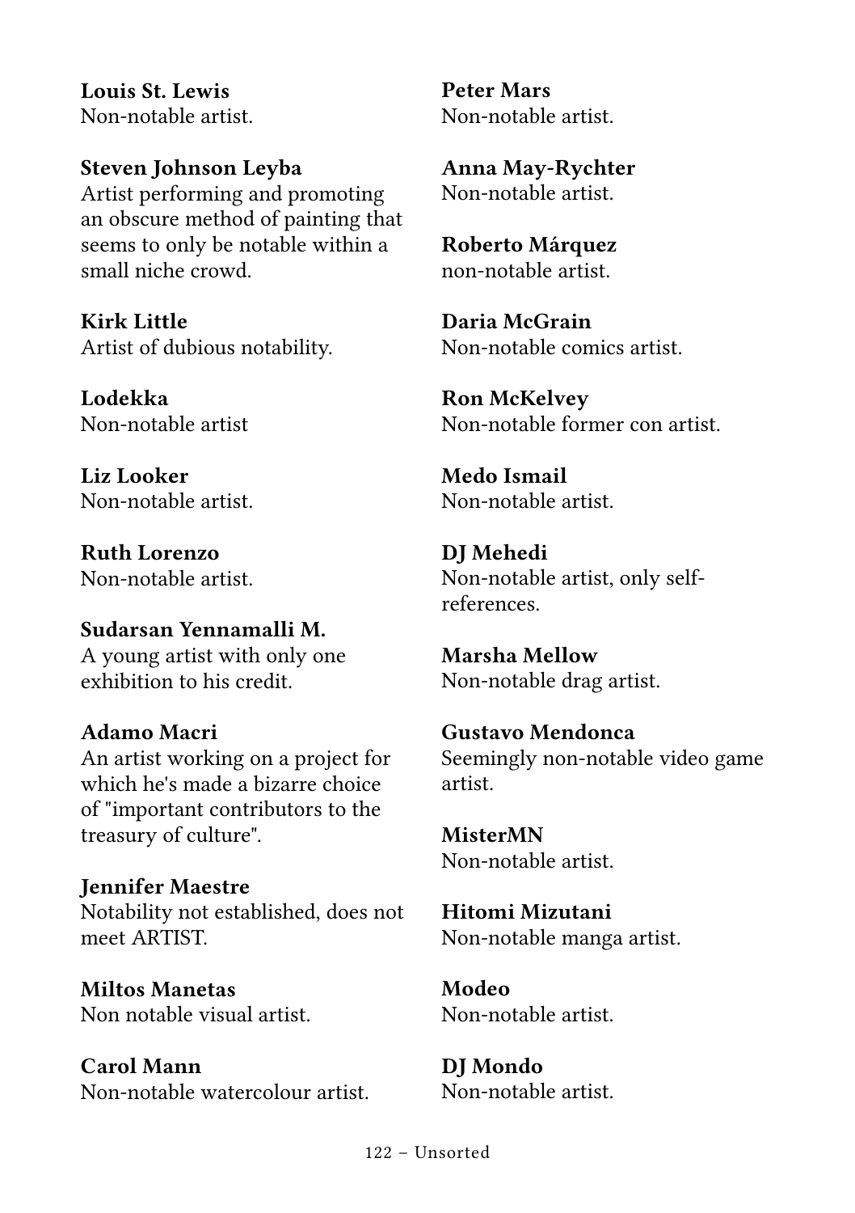**Louis St. Lewis**
Non-notable artist.

**Steven Johnson Leyba**
Artist performing and promoting an obscure method of painting that seems to only be notable within a small niche crowd.

**Kirk Little**
Artist of dubious notability.

**Lodekka**
Non-notable artist

**Liz Looker**
Non-notable artist.

**Ruth Lorenzo**
Non-notable artist.

**Sudarsan Yennamalli M.**
A young artist with only one exhibition to his credit.

**Adamo Macri**
An artist working on a project for which he's made a bizarre choice of "important contributors to the treasury of culture".

**Jennifer Maestre**
Notability not established, does not meet ARTIST.

**Miltos Manetas**
Non notable visual artist.

**Carol Mann**
Non-notable watercolour artist.

**Peter Mars**
Non-notable artist.

**Anna May-Rychter**
Non-notable artist.

**Roberto Márquez**
non-notable artist.

**Daria McGrain**
Non-notable comics artist.

**Ron McKelvey**
Non-notable former con artist.

**Medo Ismail**
Non-notable artist.

**DJ Mehedi**
Non-notable artist, only self-references.

**Marsha Mellow**
Non-notable drag artist.

**Gustavo Mendonca**
Seemingly non-notable video game artist.

**MisterMN**
Non-notable artist.

**Hitomi Mizutani**
Non-notable manga artist.

**Modeo**
Non-notable artist.

**DJ Mondo**
Non-notable artist.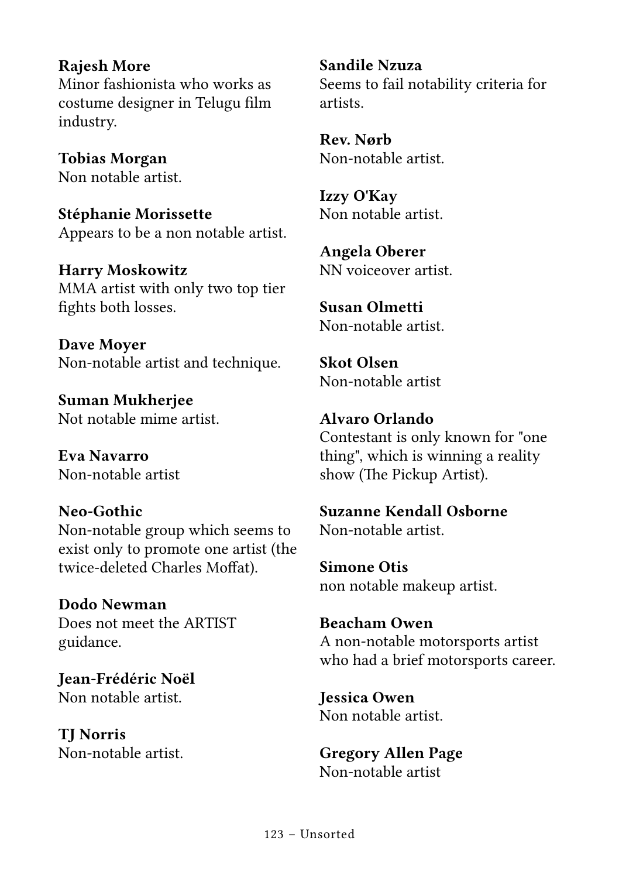**Rajesh More**
Minor fashionista who works as costume designer in Telugu film industry.

**Tobias Morgan**
Non notable artist.

**Stéphanie Morissette**
Appears to be a non notable artist.

**Harry Moskowitz**
MMA artist with only two top tier fights both losses.

**Dave Moyer**
Non-notable artist and technique.

**Suman Mukherjee**
Not notable mime artist.

**Eva Navarro**
Non-notable artist

**Neo-Gothic**
Non-notable group which seems to exist only to promote one artist (the twice-deleted Charles Moffat).

**Dodo Newman**
Does not meet the ARTIST guidance.

**Jean-Frédéric Noël**
Non notable artist.

**TJ Norris**
Non-notable artist.

**Sandile Nzuza**
Seems to fail notability criteria for artists.

**Rev. Nørb**
Non-notable artist.

**Izzy O'Kay**
Non notable artist.

**Angela Oberer**
NN voiceover artist.

**Susan Olmetti**
Non-notable artist.

**Skot Olsen**
Non-notable artist

**Alvaro Orlando**
Contestant is only known for "one thing", which is winning a reality show (The Pickup Artist).

**Suzanne Kendall Osborne**
Non-notable artist.

**Simone Otis**
non notable makeup artist.

**Beacham Owen**
A non-notable motorsports artist who had a brief motorsports career.

**Jessica Owen**
Non notable artist.

**Gregory Allen Page**
Non-notable artist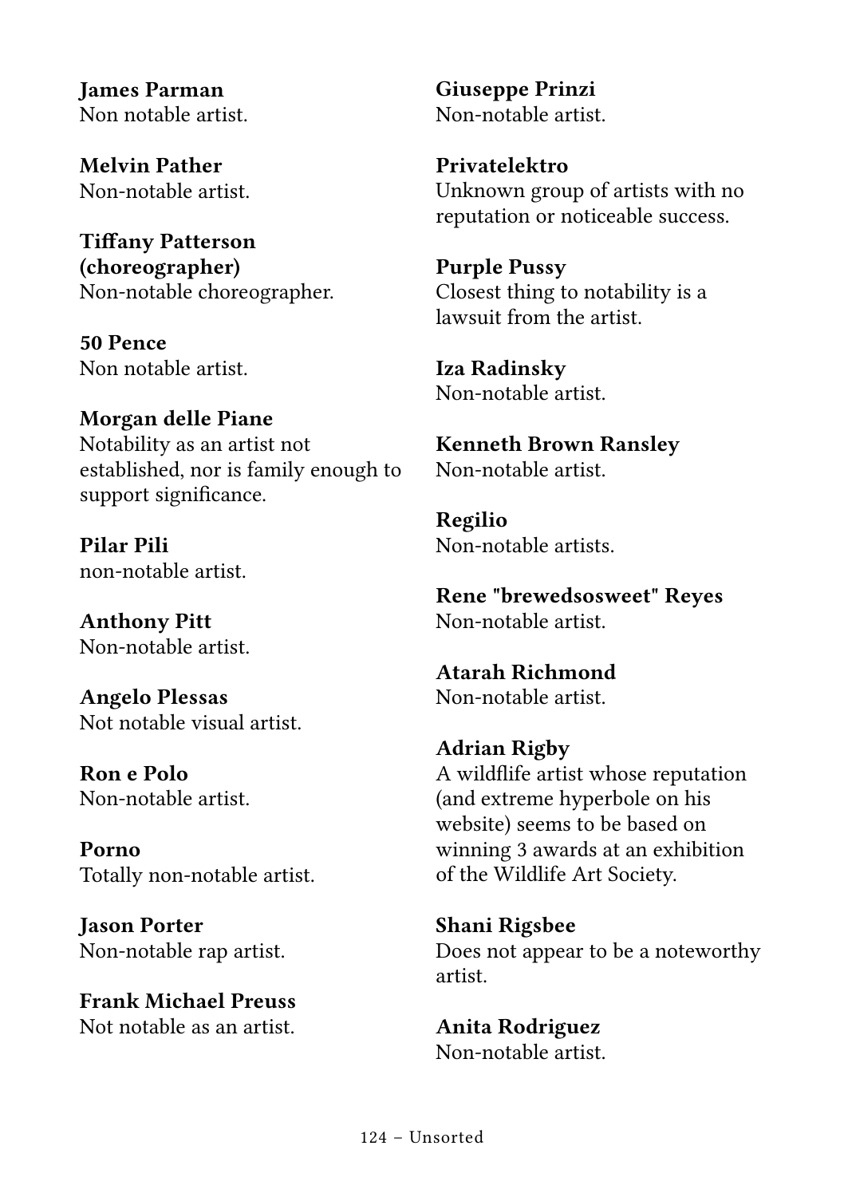**James Parman**
Non notable artist.

**Melvin Pather**
Non-notable artist.

**Tiffany Patterson (choreographer)**
Non-notable choreographer.

**50 Pence**
Non notable artist.

**Morgan delle Piane**
Notability as an artist not established, nor is family enough to support significance.

**Pilar Pili**
non-notable artist.

**Anthony Pitt**
Non-notable artist.

**Angelo Plessas**
Not notable visual artist.

**Ron e Polo**
Non-notable artist.

**Porno**
Totally non-notable artist.

**Jason Porter**
Non-notable rap artist.

**Frank Michael Preuss**
Not notable as an artist.

**Giuseppe Prinzi**
Non-notable artist.

**Privatelektro**
Unknown group of artists with no reputation or noticeable success.

**Purple Pussy**
Closest thing to notability is a lawsuit from the artist.

**Iza Radinsky**
Non-notable artist.

**Kenneth Brown Ransley**
Non-notable artist.

**Regilio**
Non-notable artists.

**Rene "brewedsosweet" Reyes**
Non-notable artist.

**Atarah Richmond**
Non-notable artist.

**Adrian Rigby**
A wildflife artist whose reputation (and extreme hyperbole on his website) seems to be based on winning 3 awards at an exhibition of the Wildlife Art Society.

**Shani Rigsbee**
Does not appear to be a noteworthy artist.

**Anita Rodriguez**
Non-notable artist.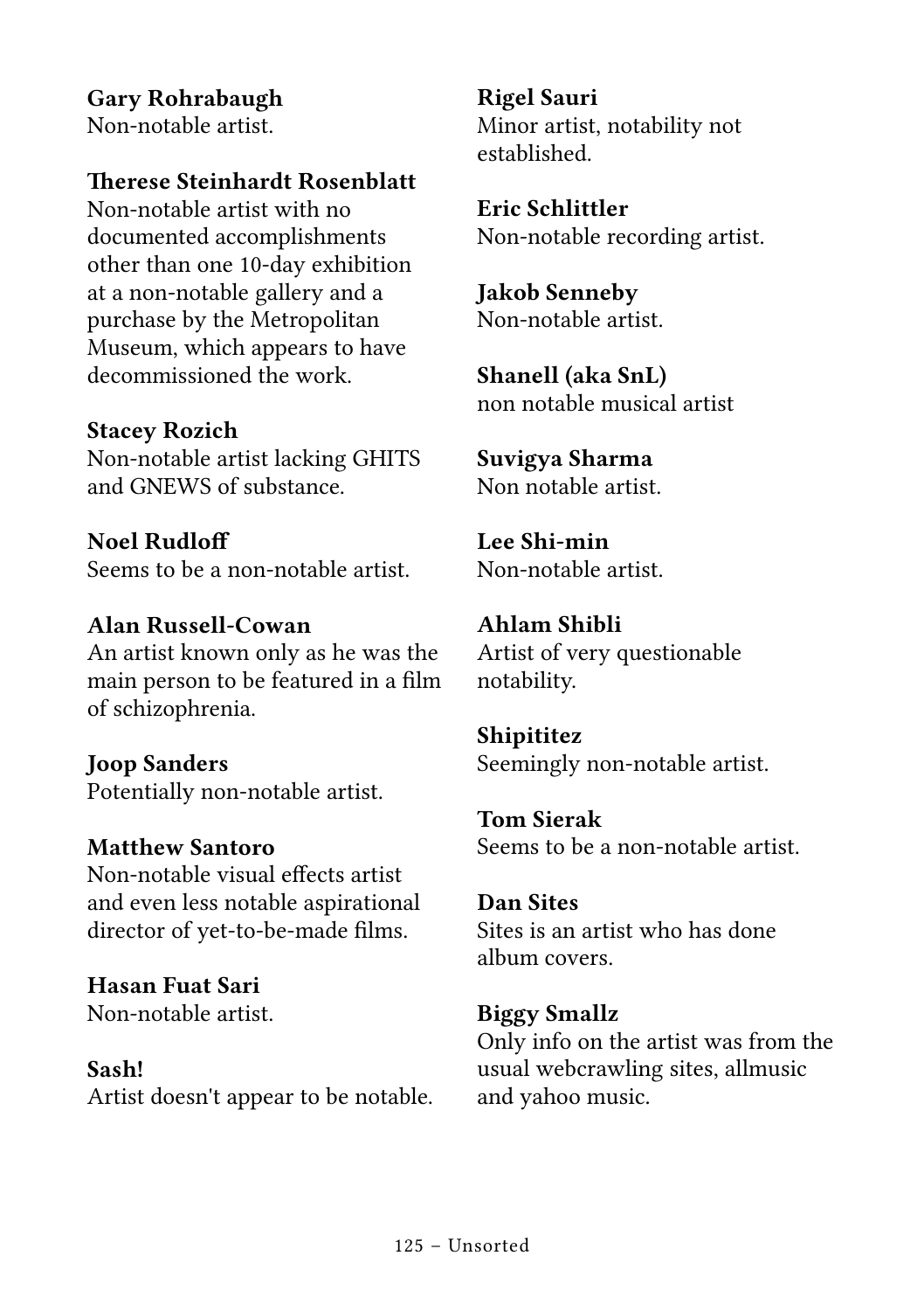**Gary Rohrabaugh**
Non-notable artist.

**Therese Steinhardt Rosenblatt**
Non-notable artist with no documented accomplishments other than one 10-day exhibition at a non-notable gallery and a purchase by the Metropolitan Museum, which appears to have decommissioned the work.

**Stacey Rozich**
Non-notable artist lacking GHITS and GNEWS of substance.

**Noel Rudloff**
Seems to be a non-notable artist.

**Alan Russell-Cowan**
An artist known only as he was the main person to be featured in a film of schizophrenia.

**Joop Sanders**
Potentially non-notable artist.

**Matthew Santoro**
Non-notable visual effects artist and even less notable aspirational director of yet-to-be-made films.

**Hasan Fuat Sari**
Non-notable artist.

**Sash!**
Artist doesn't appear to be notable.

**Rigel Sauri**
Minor artist, notability not established.

**Eric Schlittler**
Non-notable recording artist.

**Jakob Senneby**
Non-notable artist.

**Shanell (aka SnL)**
non notable musical artist

**Suvigya Sharma**
Non notable artist.

**Lee Shi-min**
Non-notable artist.

**Ahlam Shibli**
Artist of very questionable notability.

**Shipititez**
Seemingly non-notable artist.

**Tom Sierak**
Seems to be a non-notable artist.

**Dan Sites**
Sites is an artist who has done album covers.

**Biggy Smallz**
Only info on the artist was from the usual webcrawling sites, allmusic and yahoo music.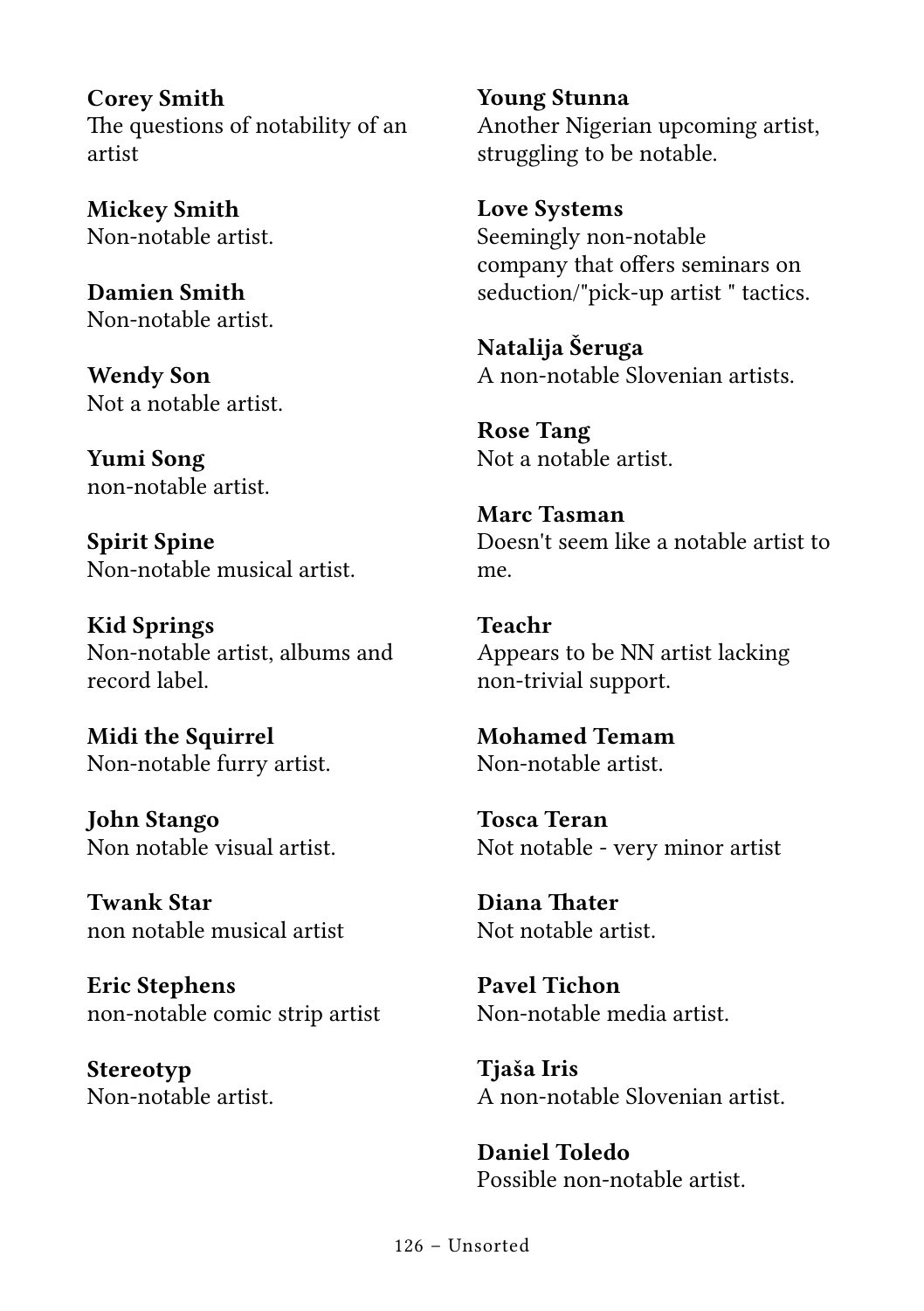**Corey Smith**
The questions of notability of an artist

**Mickey Smith**
Non-notable artist.

**Damien Smith**
Non-notable artist.

**Wendy Son**
Not a notable artist.

**Yumi Song**
non-notable artist.

**Spirit Spine**
Non-notable musical artist.

**Kid Springs**
Non-notable artist, albums and record label.

**Midi the Squirrel**
Non-notable furry artist.

**John Stango**
Non notable visual artist.

**Twank Star**
non notable musical artist

**Eric Stephens**
non-notable comic strip artist

**Stereotyp**
Non-notable artist.

**Young Stunna**
Another Nigerian upcoming artist, struggling to be notable.

**Love Systems**
Seemingly non-notable company that offers seminars on seduction/"pick-up artist " tactics.

**Natalija Šeruga**
A non-notable Slovenian artists.

**Rose Tang**
Not a notable artist.

**Marc Tasman**
Doesn't seem like a notable artist to me.

**Teachr**
Appears to be NN artist lacking non-trivial support.

**Mohamed Temam**
Non-notable artist.

**Tosca Teran**
Not notable - very minor artist

**Diana Thater**
Not notable artist.

**Pavel Tichon**
Non-notable media artist.

**Tjaša Iris**
A non-notable Slovenian artist.

**Daniel Toledo**
Possible non-notable artist.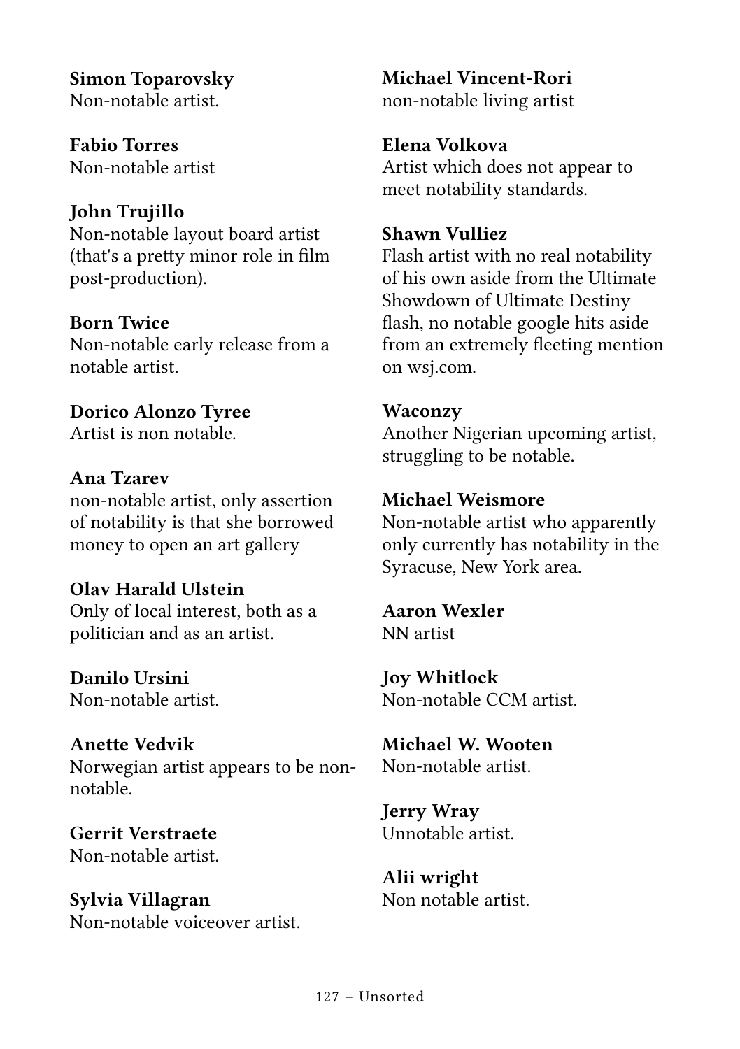**Simon Toparovsky**
Non-notable artist.

**Fabio Torres**
Non-notable artist

**John Trujillo**
Non-notable layout board artist (that's a pretty minor role in film post-production).

**Born Twice**
Non-notable early release from a notable artist.

**Dorico Alonzo Tyree**
Artist is non notable.

**Ana Tzarev**
non-notable artist, only assertion of notability is that she borrowed money to open an art gallery

**Olav Harald Ulstein**
Only of local interest, both as a politician and as an artist.

**Danilo Ursini**
Non-notable artist.

**Anette Vedvik**
Norwegian artist appears to be non-notable.

**Gerrit Verstraete**
Non-notable artist.

**Sylvia Villagran**
Non-notable voiceover artist.

**Michael Vincent-Rori**
non-notable living artist

**Elena Volkova**
Artist which does not appear to meet notability standards.

**Shawn Vulliez**
Flash artist with no real notability of his own aside from the Ultimate Showdown of Ultimate Destiny flash, no notable google hits aside from an extremely fleeting mention on wsj.com.

**Waconzy**
Another Nigerian upcoming artist, struggling to be notable.

**Michael Weismore**
Non-notable artist who apparently only currently has notability in the Syracuse, New York area.

**Aaron Wexler**
NN artist

**Joy Whitlock**
Non-notable CCM artist.

**Michael W. Wooten**
Non-notable artist.

**Jerry Wray**
Unnotable artist.

**Alii wright**
Non notable artist.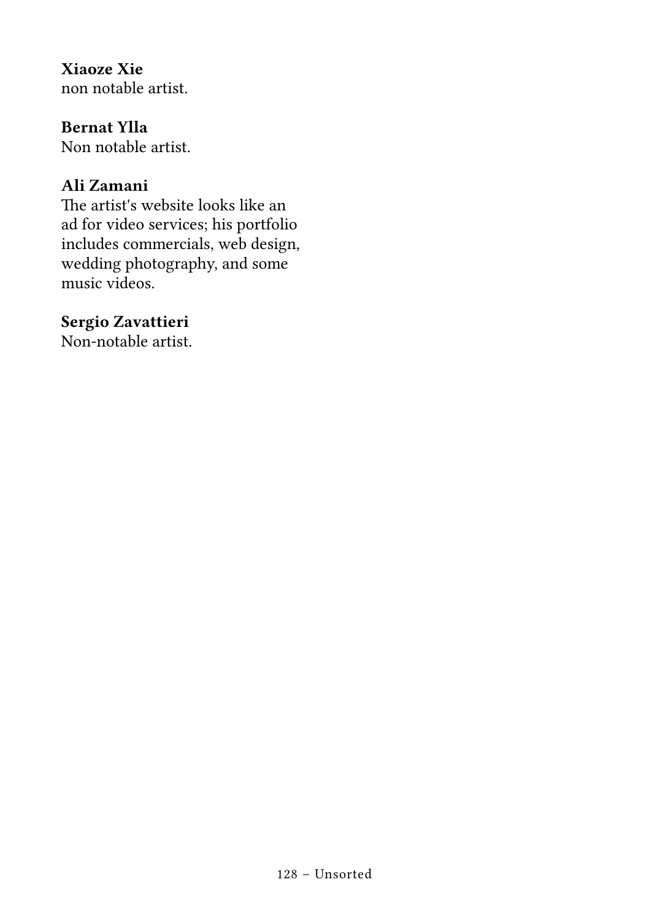**Xiaoze Xie**
non notable artist.

**Bernat Ylla**
Non notable artist.

**Ali Zamani**
The artist's website looks like an ad for video services; his portfolio includes commercials, web design, wedding photography, and some music videos.

**Sergio Zavattieri**
Non-notable artist.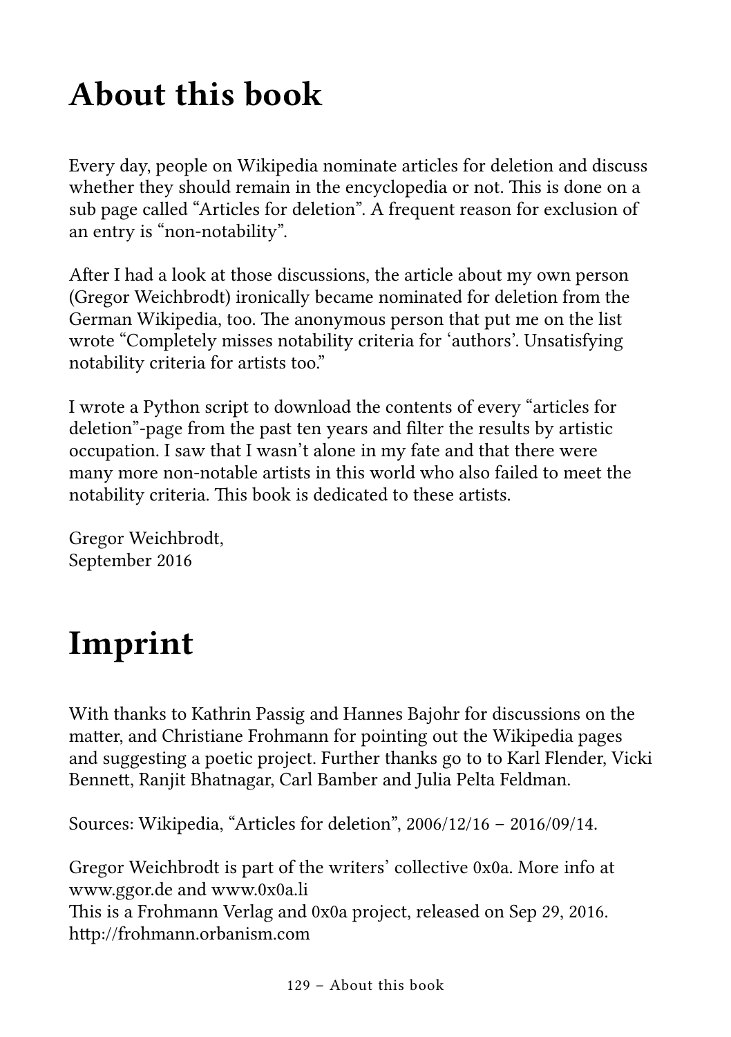# About this book

Every day, people on Wikipedia nominate articles for deletion and discuss whether they should remain in the encyclopedia or not. This is done on a sub page called “Articles for deletion”. A frequent reason for exclusion of an entry is “non-notability”.

After I had a look at those discussions, the article about my own person (Gregor Weichbrodt) ironically became nominated for deletion from the German Wikipedia, too. The anonymous person that put me on the list wrote “Completely misses notability criteria for ‘authors’. Unsatisfying notability criteria for artists too.”

I wrote a Python script to download the contents of every “articles for deletion”-page from the past ten years and filter the results by artistic occupation. I saw that I wasn’t alone in my fate and that there were many more non-notable artists in this world who also failed to meet the notability criteria. This book is dedicated to these artists.

Gregor Weichbrodt,
September 2016

# Imprint

With thanks to Kathrin Passig and Hannes Bajohr for discussions on the matter, and Christiane Frohmann for pointing out the Wikipedia pages and suggesting a poetic project. Further thanks go to to Karl Flender, Vicki Bennett, Ranjit Bhatnagar, Carl Bamber and Julia Pelta Feldman.

Sources: Wikipedia, “Articles for deletion”, 2006/12/16 – 2016/09/14.

Gregor Weichbrodt is part of the writers’ collective 0x0a. More info at www.ggor.de and www.0x0a.li
This is a Frohmann Verlag and 0x0a project, released on Sep 29, 2016.
http://frohmann.orbanism.com